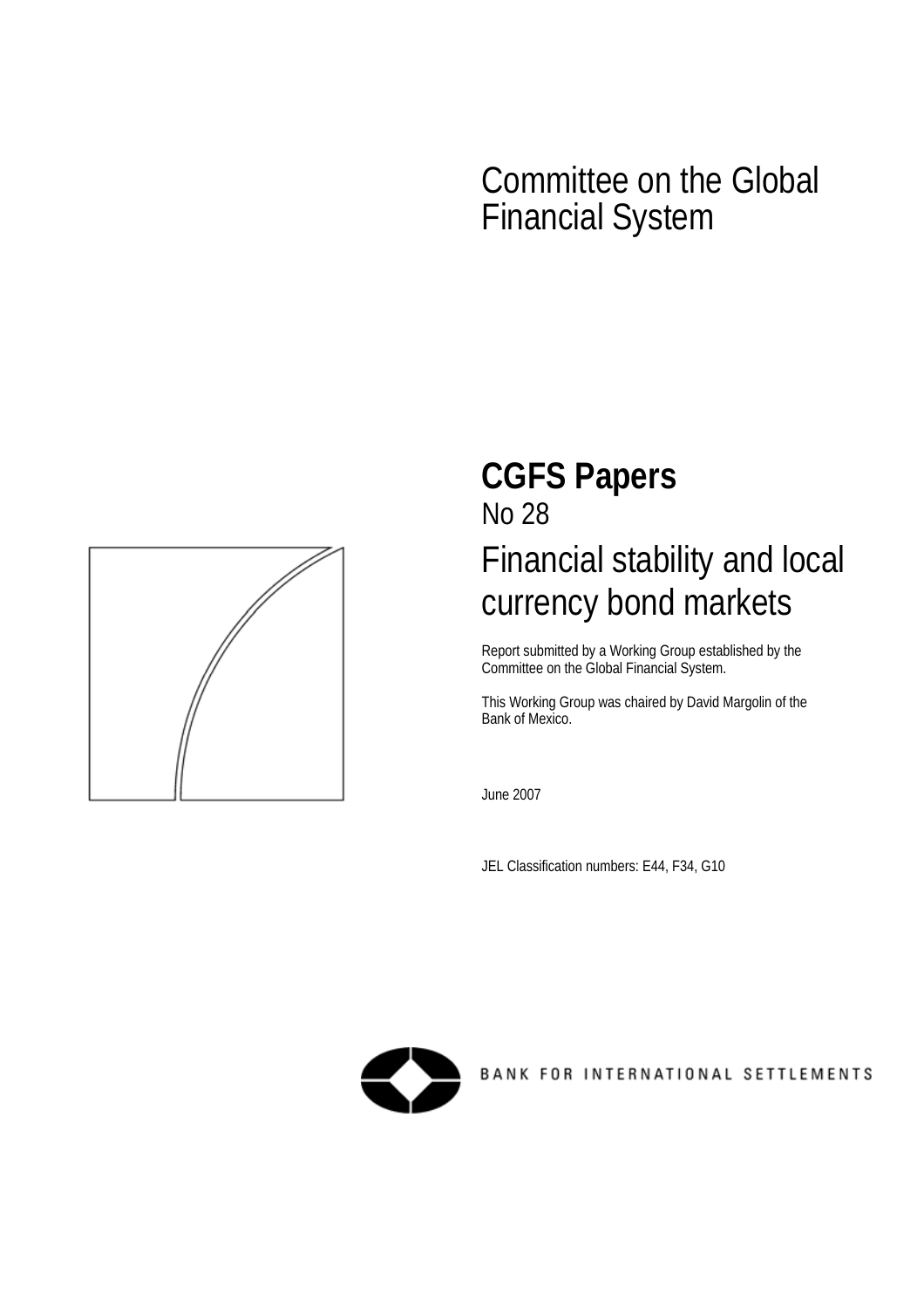# Committee on the Global Financial System

## CGFS Papers

No 28

# Financial stability and local currency bond markets

Report submitted by a Working Group established by the Committee on the Global Financial System.

This Working Group was chaired by David Margolin of the Bank of Mexico.

June 2007

JEL Classification numbers: E44, F34, G10

BANK FOR INTERNATIONAL SETTLEMENTS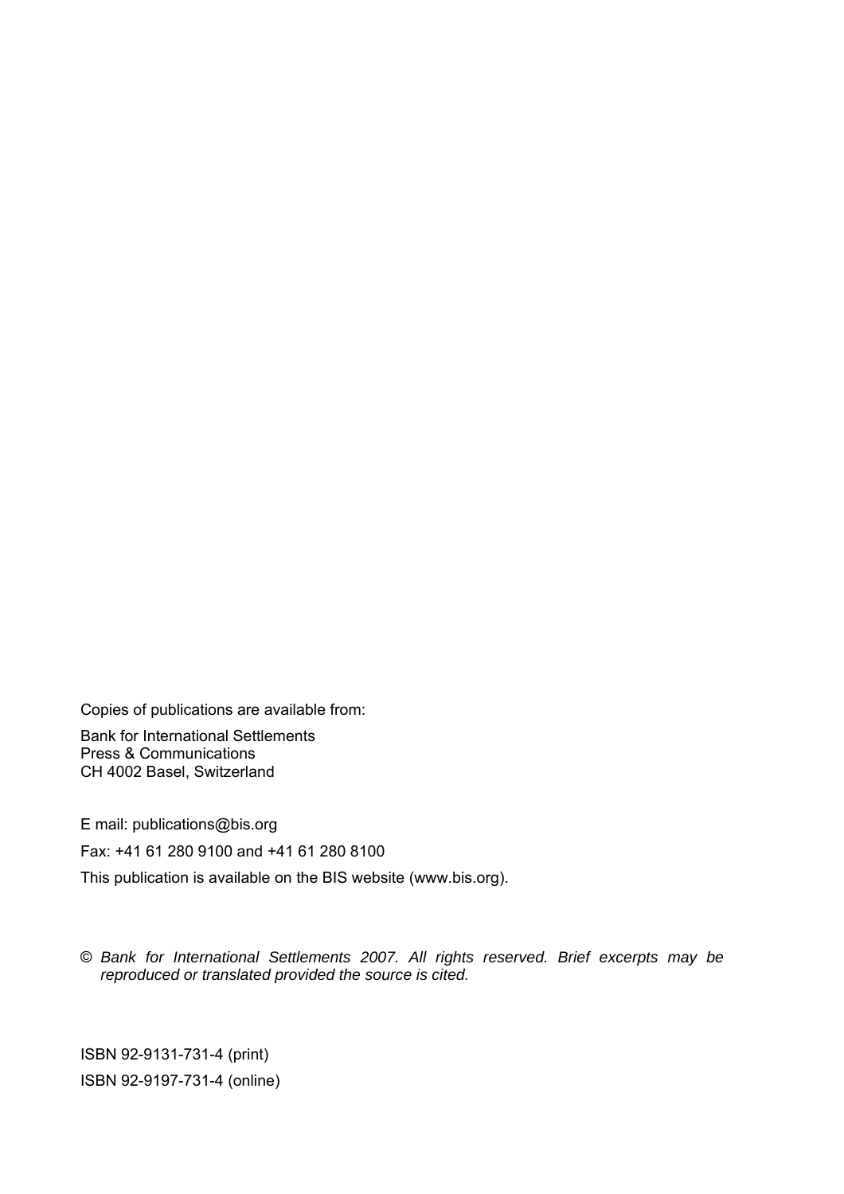Copies of publications are available from:

Bank for International Settlements
Press & Communications
CH 4002 Basel, Switzerland

E mail: publications@bis.org

Fax: +41 61 280 9100 and +41 61 280 8100

This publication is available on the BIS website (www.bis.org).

© *Bank for International Settlements 2007. All rights reserved. Brief excerpts may be reproduced or translated provided the source is cited.*

ISBN 92-9131-731-4 (print)

ISBN 92-9197-731-4 (online)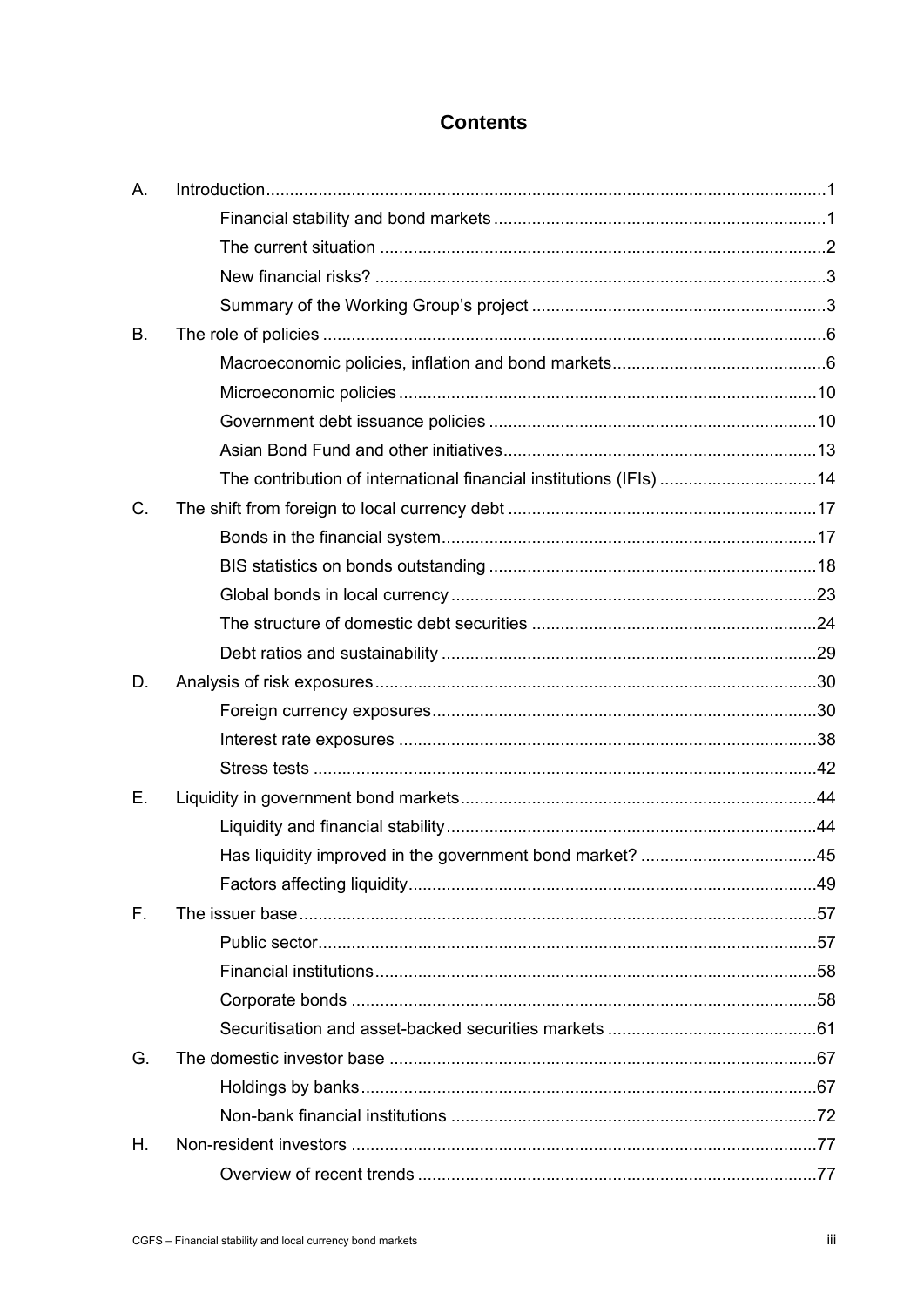# Contents

A. Introduction ..... 1

- Financial stability and bond markets ..... 1
- The current situation ..... 2
- New financial risks? ..... 3
- Summary of the Working Group's project ..... 3

B. The role of policies ..... 6

- Macroeconomic policies, inflation and bond markets ..... 6
- Microeconomic policies ..... 10
- Government debt issuance policies ..... 10
- Asian Bond Fund and other initiatives ..... 13
- The contribution of international financial institutions (IFIs) ..... 14

C. The shift from foreign to local currency debt ..... 17

- Bonds in the financial system ..... 17
- BIS statistics on bonds outstanding ..... 18
- Global bonds in local currency ..... 23
- The structure of domestic debt securities ..... 24
- Debt ratios and sustainability ..... 29

D. Analysis of risk exposures ..... 30

- Foreign currency exposures ..... 30
- Interest rate exposures ..... 38
- Stress tests ..... 42

E. Liquidity in government bond markets ..... 44

- Liquidity and financial stability ..... 44
- Has liquidity improved in the government bond market? ..... 45
- Factors affecting liquidity ..... 49

F. The issuer base ..... 57

- Public sector ..... 57
- Financial institutions ..... 58
- Corporate bonds ..... 58
- Securitisation and asset-backed securities markets ..... 61

G. The domestic investor base ..... 67

- Holdings by banks ..... 67
- Non-bank financial institutions ..... 72

H. Non-resident investors ..... 77

- Overview of recent trends ..... 77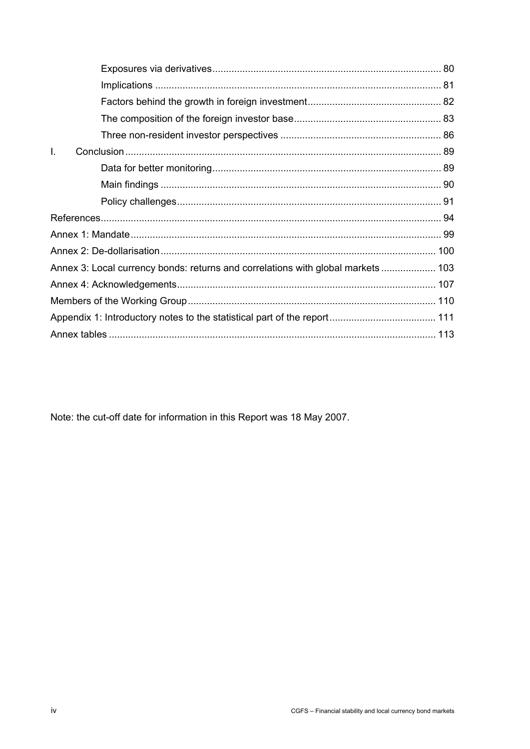- Exposures via derivatives ........ 80
- Implications ........ 81
- Factors behind the growth in foreign investment ........ 82
- The composition of the foreign investor base ........ 83
- Three non-resident investor perspectives ........ 86

I. Conclusion ........ 89
- Data for better monitoring ........ 89
- Main findings ........ 90
- Policy challenges ........ 91

References ........ 94

Annex 1: Mandate ........ 99

Annex 2: De-dollarisation ........ 100

Annex 3: Local currency bonds: returns and correlations with global markets ........ 103

Annex 4: Acknowledgements ........ 107

Members of the Working Group ........ 110

Appendix 1: Introductory notes to the statistical part of the report ........ 111

Annex tables ........ 113

Note: the cut-off date for information in this Report was 18 May 2007.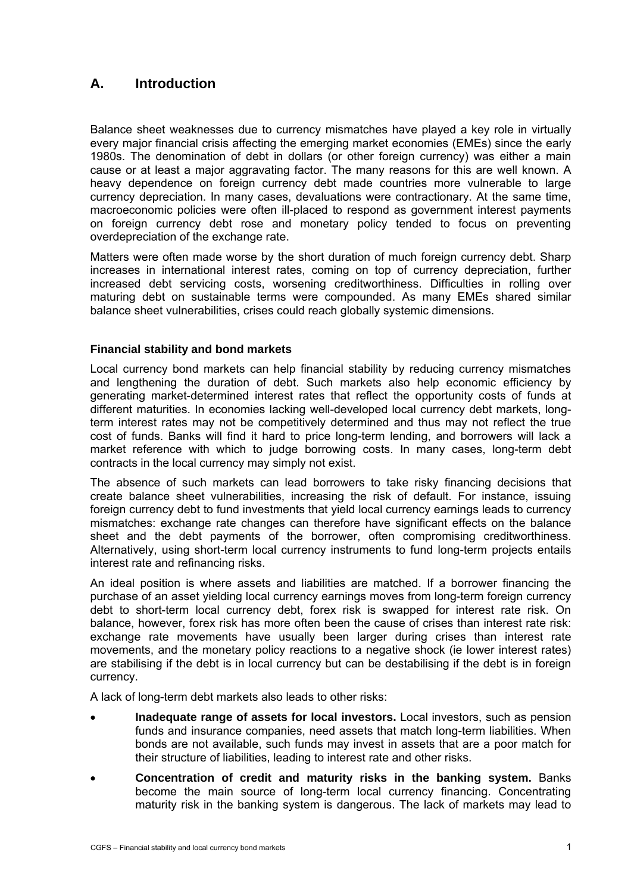## A. Introduction

Balance sheet weaknesses due to currency mismatches have played a key role in virtually every major financial crisis affecting the emerging market economies (EMEs) since the early 1980s. The denomination of debt in dollars (or other foreign currency) was either a main cause or at least a major aggravating factor. The many reasons for this are well known. A heavy dependence on foreign currency debt made countries more vulnerable to large currency depreciation. In many cases, devaluations were contractionary. At the same time, macroeconomic policies were often ill-placed to respond as government interest payments on foreign currency debt rose and monetary policy tended to focus on preventing overdepreciation of the exchange rate.

Matters were often made worse by the short duration of much foreign currency debt. Sharp increases in international interest rates, coming on top of currency depreciation, further increased debt servicing costs, worsening creditworthiness. Difficulties in rolling over maturing debt on sustainable terms were compounded. As many EMEs shared similar balance sheet vulnerabilities, crises could reach globally systemic dimensions.

### Financial stability and bond markets

Local currency bond markets can help financial stability by reducing currency mismatches and lengthening the duration of debt. Such markets also help economic efficiency by generating market-determined interest rates that reflect the opportunity costs of funds at different maturities. In economies lacking well-developed local currency debt markets, long-term interest rates may not be competitively determined and thus may not reflect the true cost of funds. Banks will find it hard to price long-term lending, and borrowers will lack a market reference with which to judge borrowing costs. In many cases, long-term debt contracts in the local currency may simply not exist.

The absence of such markets can lead borrowers to take risky financing decisions that create balance sheet vulnerabilities, increasing the risk of default. For instance, issuing foreign currency debt to fund investments that yield local currency earnings leads to currency mismatches: exchange rate changes can therefore have significant effects on the balance sheet and the debt payments of the borrower, often compromising creditworthiness. Alternatively, using short-term local currency instruments to fund long-term projects entails interest rate and refinancing risks.

An ideal position is where assets and liabilities are matched. If a borrower financing the purchase of an asset yielding local currency earnings moves from long-term foreign currency debt to short-term local currency debt, forex risk is swapped for interest rate risk. On balance, however, forex risk has more often been the cause of crises than interest rate risk: exchange rate movements have usually been larger during crises than interest rate movements, and the monetary policy reactions to a negative shock (ie lower interest rates) are stabilising if the debt is in local currency but can be destabilising if the debt is in foreign currency.

A lack of long-term debt markets also leads to other risks:

- **Inadequate range of assets for local investors.** Local investors, such as pension funds and insurance companies, need assets that match long-term liabilities. When bonds are not available, such funds may invest in assets that are a poor match for their structure of liabilities, leading to interest rate and other risks.
- **Concentration of credit and maturity risks in the banking system.** Banks become the main source of long-term local currency financing. Concentrating maturity risk in the banking system is dangerous. The lack of markets may lead to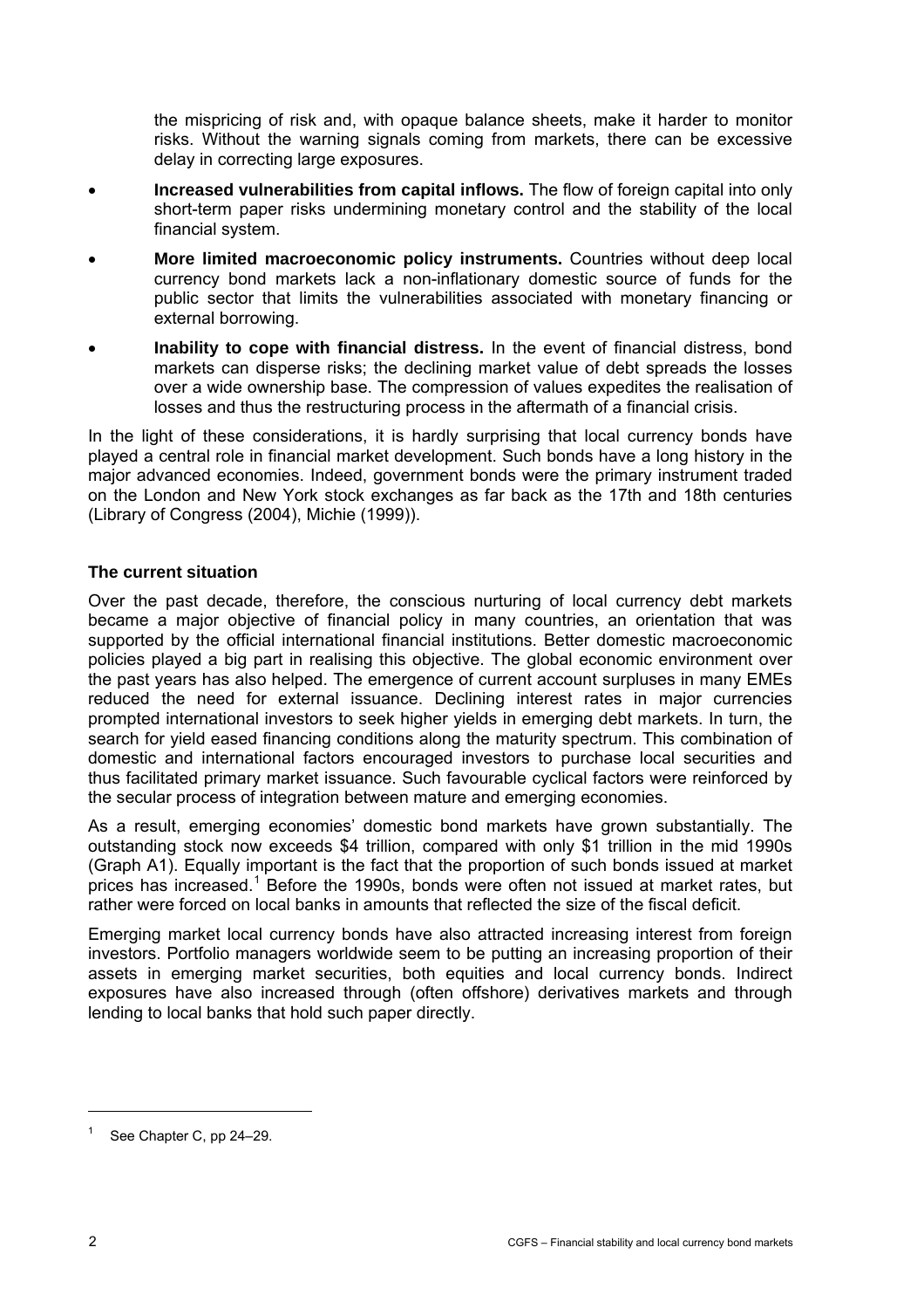the mispricing of risk and, with opaque balance sheets, make it harder to monitor risks. Without the warning signals coming from markets, there can be excessive delay in correcting large exposures.

- **Increased vulnerabilities from capital inflows.** The flow of foreign capital into only short-term paper risks undermining monetary control and the stability of the local financial system.
- **More limited macroeconomic policy instruments.** Countries without deep local currency bond markets lack a non-inflationary domestic source of funds for the public sector that limits the vulnerabilities associated with monetary financing or external borrowing.
- **Inability to cope with financial distress.** In the event of financial distress, bond markets can disperse risks; the declining market value of debt spreads the losses over a wide ownership base. The compression of values expedites the realisation of losses and thus the restructuring process in the aftermath of a financial crisis.

In the light of these considerations, it is hardly surprising that local currency bonds have played a central role in financial market development. Such bonds have a long history in the major advanced economies. Indeed, government bonds were the primary instrument traded on the London and New York stock exchanges as far back as the 17th and 18th centuries (Library of Congress (2004), Michie (1999)).

### The current situation

Over the past decade, therefore, the conscious nurturing of local currency debt markets became a major objective of financial policy in many countries, an orientation that was supported by the official international financial institutions. Better domestic macroeconomic policies played a big part in realising this objective. The global economic environment over the past years has also helped. The emergence of current account surpluses in many EMEs reduced the need for external issuance. Declining interest rates in major currencies prompted international investors to seek higher yields in emerging debt markets. In turn, the search for yield eased financing conditions along the maturity spectrum. This combination of domestic and international factors encouraged investors to purchase local securities and thus facilitated primary market issuance. Such favourable cyclical factors were reinforced by the secular process of integration between mature and emerging economies.

As a result, emerging economies' domestic bond markets have grown substantially. The outstanding stock now exceeds $4 trillion, compared with only $1 trillion in the mid 1990s (Graph A1). Equally important is the fact that the proportion of such bonds issued at market prices has increased.[1] Before the 1990s, bonds were often not issued at market rates, but rather were forced on local banks in amounts that reflected the size of the fiscal deficit.

Emerging market local currency bonds have also attracted increasing interest from foreign investors. Portfolio managers worldwide seem to be putting an increasing proportion of their assets in emerging market securities, both equities and local currency bonds. Indirect exposures have also increased through (often offshore) derivatives markets and through lending to local banks that hold such paper directly.

---

[1] See Chapter C, pp 24–29.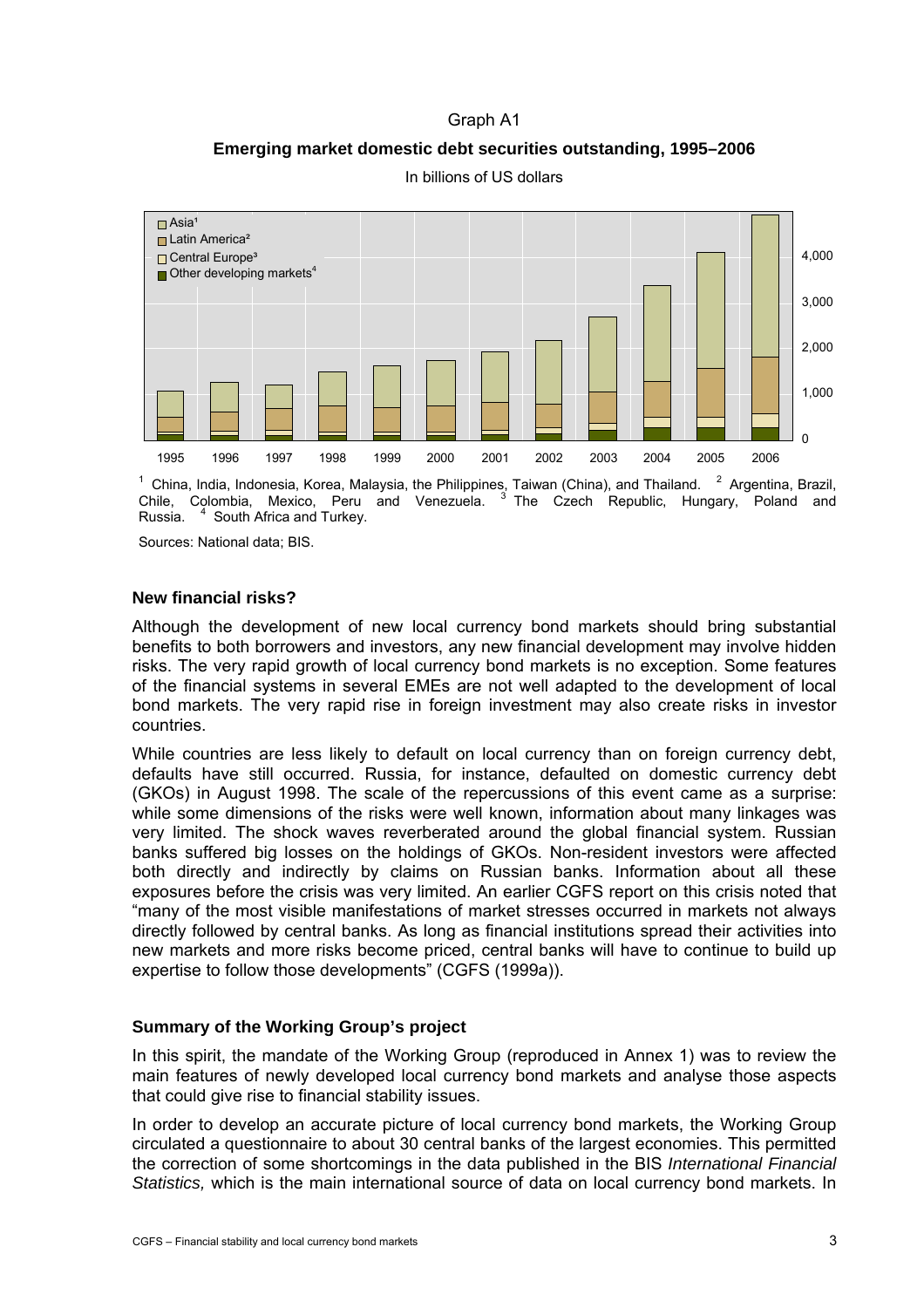Graph A1

**Emerging market domestic debt securities outstanding, 1995–2006**

In billions of US dollars

[1] China, India, Indonesia, Korea, Malaysia, the Philippines, Taiwan (China), and Thailand. [2] Argentina, Brazil, Chile, Colombia, Mexico, Peru and Venezuela. [3] The Czech Republic, Hungary, Poland and Russia. [4] South Africa and Turkey.

Sources: National data; BIS.

### New financial risks?

Although the development of new local currency bond markets should bring substantial benefits to both borrowers and investors, any new financial development may involve hidden risks. The very rapid growth of local currency bond markets is no exception. Some features of the financial systems in several EMEs are not well adapted to the development of local bond markets. The very rapid rise in foreign investment may also create risks in investor countries.

While countries are less likely to default on local currency than on foreign currency debt, defaults have still occurred. Russia, for instance, defaulted on domestic currency debt (GKOs) in August 1998. The scale of the repercussions of this event came as a surprise: while some dimensions of the risks were well known, information about many linkages was very limited. The shock waves reverberated around the global financial system. Russian banks suffered big losses on the holdings of GKOs. Non-resident investors were affected both directly and indirectly by claims on Russian banks. Information about all these exposures before the crisis was very limited. An earlier CGFS report on this crisis noted that "many of the most visible manifestations of market stresses occurred in markets not always directly followed by central banks. As long as financial institutions spread their activities into new markets and more risks become priced, central banks will have to continue to build up expertise to follow those developments" (CGFS (1999a)).

### Summary of the Working Group's project

In this spirit, the mandate of the Working Group (reproduced in Annex 1) was to review the main features of newly developed local currency bond markets and analyse those aspects that could give rise to financial stability issues.

In order to develop an accurate picture of local currency bond markets, the Working Group circulated a questionnaire to about 30 central banks of the largest economies. This permitted the correction of some shortcomings in the data published in the BIS *International Financial Statistics,* which is the main international source of data on local currency bond markets. In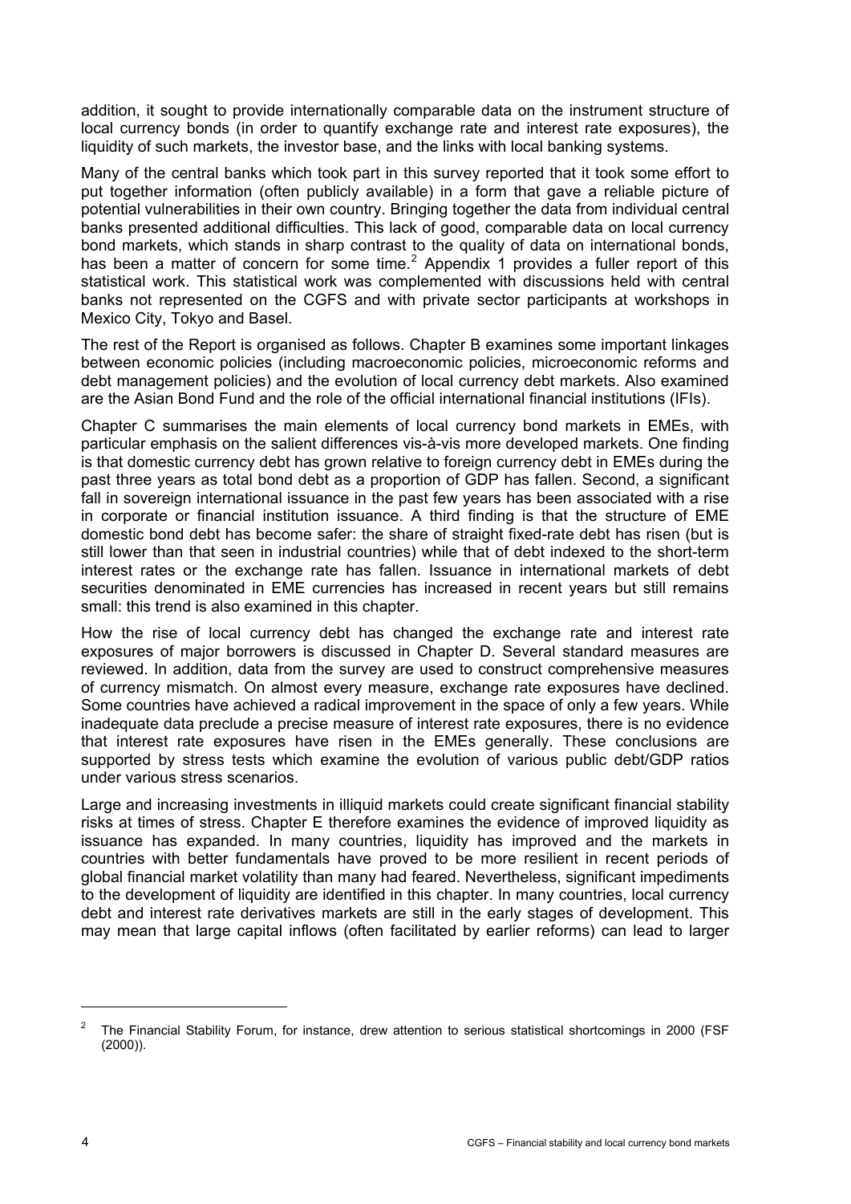addition, it sought to provide internationally comparable data on the instrument structure of local currency bonds (in order to quantify exchange rate and interest rate exposures), the liquidity of such markets, the investor base, and the links with local banking systems.

Many of the central banks which took part in this survey reported that it took some effort to put together information (often publicly available) in a form that gave a reliable picture of potential vulnerabilities in their own country. Bringing together the data from individual central banks presented additional difficulties. This lack of good, comparable data on local currency bond markets, which stands in sharp contrast to the quality of data on international bonds, has been a matter of concern for some time.[2] Appendix 1 provides a fuller report of this statistical work. This statistical work was complemented with discussions held with central banks not represented on the CGFS and with private sector participants at workshops in Mexico City, Tokyo and Basel.

The rest of the Report is organised as follows. Chapter B examines some important linkages between economic policies (including macroeconomic policies, microeconomic reforms and debt management policies) and the evolution of local currency debt markets. Also examined are the Asian Bond Fund and the role of the official international financial institutions (IFIs).

Chapter C summarises the main elements of local currency bond markets in EMEs, with particular emphasis on the salient differences vis-à-vis more developed markets. One finding is that domestic currency debt has grown relative to foreign currency debt in EMEs during the past three years as total bond debt as a proportion of GDP has fallen. Second, a significant fall in sovereign international issuance in the past few years has been associated with a rise in corporate or financial institution issuance. A third finding is that the structure of EME domestic bond debt has become safer: the share of straight fixed-rate debt has risen (but is still lower than that seen in industrial countries) while that of debt indexed to the short-term interest rates or the exchange rate has fallen. Issuance in international markets of debt securities denominated in EME currencies has increased in recent years but still remains small: this trend is also examined in this chapter.

How the rise of local currency debt has changed the exchange rate and interest rate exposures of major borrowers is discussed in Chapter D. Several standard measures are reviewed. In addition, data from the survey are used to construct comprehensive measures of currency mismatch. On almost every measure, exchange rate exposures have declined. Some countries have achieved a radical improvement in the space of only a few years. While inadequate data preclude a precise measure of interest rate exposures, there is no evidence that interest rate exposures have risen in the EMEs generally. These conclusions are supported by stress tests which examine the evolution of various public debt/GDP ratios under various stress scenarios.

Large and increasing investments in illiquid markets could create significant financial stability risks at times of stress. Chapter E therefore examines the evidence of improved liquidity as issuance has expanded. In many countries, liquidity has improved and the markets in countries with better fundamentals have proved to be more resilient in recent periods of global financial market volatility than many had feared. Nevertheless, significant impediments to the development of liquidity are identified in this chapter. In many countries, local currency debt and interest rate derivatives markets are still in the early stages of development. This may mean that large capital inflows (often facilitated by earlier reforms) can lead to larger

---

[2] The Financial Stability Forum, for instance, drew attention to serious statistical shortcomings in 2000 (FSF (2000)).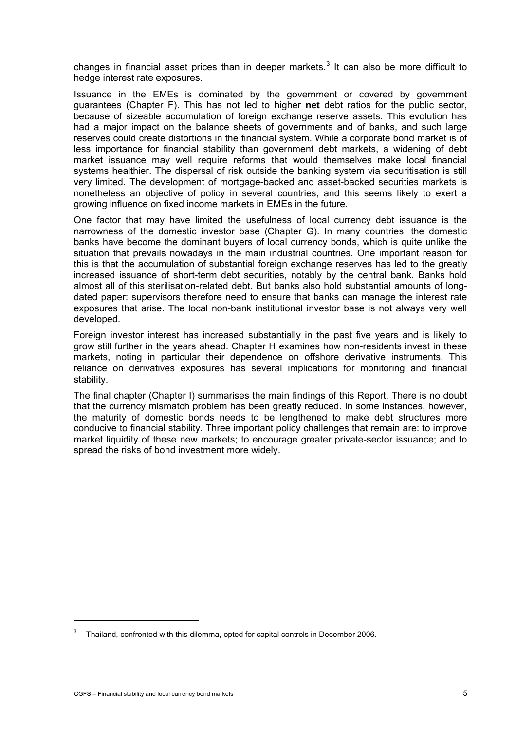changes in financial asset prices than in deeper markets.[3] It can also be more difficult to hedge interest rate exposures.

Issuance in the EMEs is dominated by the government or covered by government guarantees (Chapter F). This has not led to higher **net** debt ratios for the public sector, because of sizeable accumulation of foreign exchange reserve assets. This evolution has had a major impact on the balance sheets of governments and of banks, and such large reserves could create distortions in the financial system. While a corporate bond market is of less importance for financial stability than government debt markets, a widening of debt market issuance may well require reforms that would themselves make local financial systems healthier. The dispersal of risk outside the banking system via securitisation is still very limited. The development of mortgage-backed and asset-backed securities markets is nonetheless an objective of policy in several countries, and this seems likely to exert a growing influence on fixed income markets in EMEs in the future.

One factor that may have limited the usefulness of local currency debt issuance is the narrowness of the domestic investor base (Chapter G). In many countries, the domestic banks have become the dominant buyers of local currency bonds, which is quite unlike the situation that prevails nowadays in the main industrial countries. One important reason for this is that the accumulation of substantial foreign exchange reserves has led to the greatly increased issuance of short-term debt securities, notably by the central bank. Banks hold almost all of this sterilisation-related debt. But banks also hold substantial amounts of long-dated paper: supervisors therefore need to ensure that banks can manage the interest rate exposures that arise. The local non-bank institutional investor base is not always very well developed.

Foreign investor interest has increased substantially in the past five years and is likely to grow still further in the years ahead. Chapter H examines how non-residents invest in these markets, noting in particular their dependence on offshore derivative instruments. This reliance on derivatives exposures has several implications for monitoring and financial stability.

The final chapter (Chapter I) summarises the main findings of this Report. There is no doubt that the currency mismatch problem has been greatly reduced. In some instances, however, the maturity of domestic bonds needs to be lengthened to make debt structures more conducive to financial stability. Three important policy challenges that remain are: to improve market liquidity of these new markets; to encourage greater private-sector issuance; and to spread the risks of bond investment more widely.

---

[3] Thailand, confronted with this dilemma, opted for capital controls in December 2006.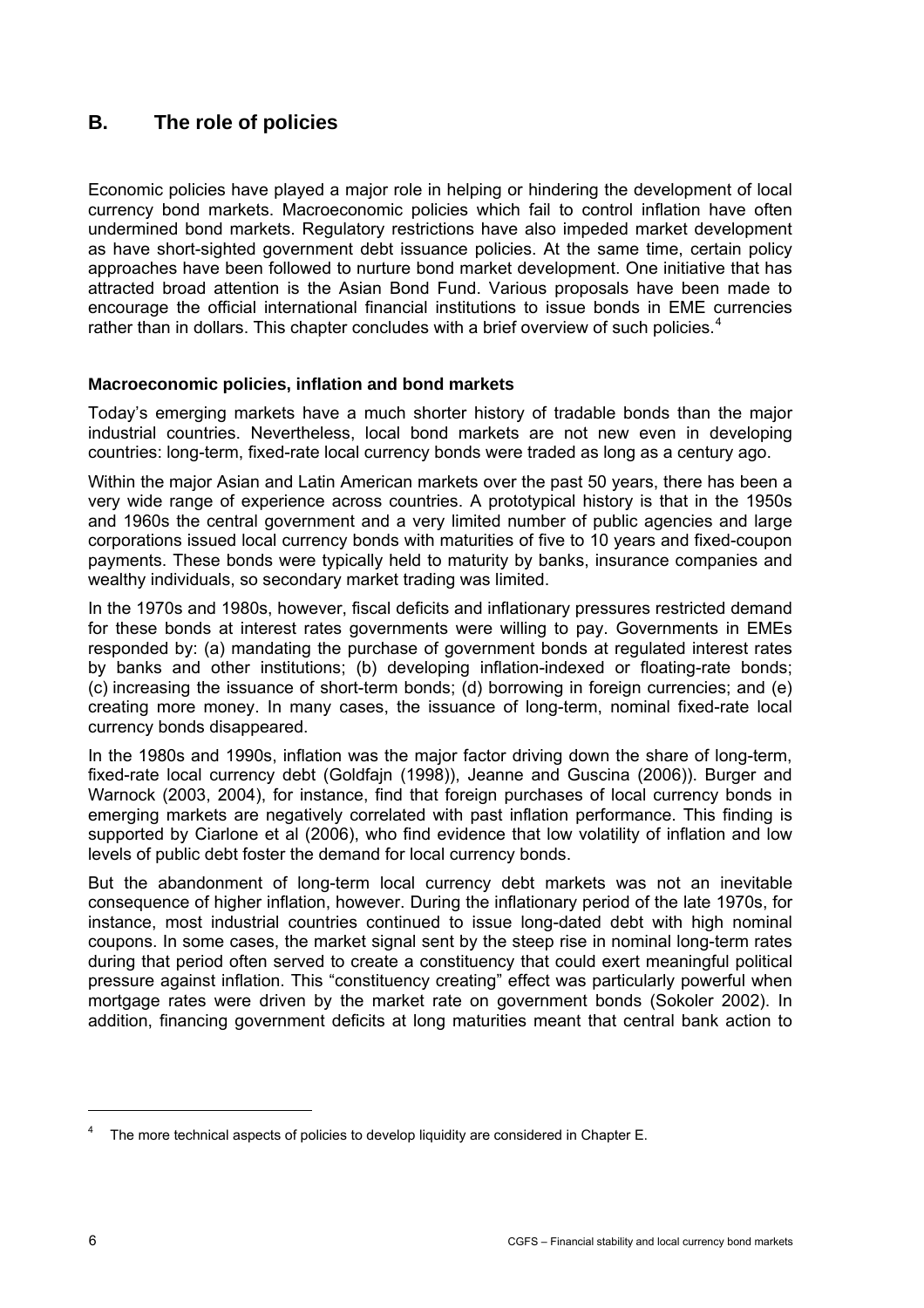## B. The role of policies

Economic policies have played a major role in helping or hindering the development of local currency bond markets. Macroeconomic policies which fail to control inflation have often undermined bond markets. Regulatory restrictions have also impeded market development as have short-sighted government debt issuance policies. At the same time, certain policy approaches have been followed to nurture bond market development. One initiative that has attracted broad attention is the Asian Bond Fund. Various proposals have been made to encourage the official international financial institutions to issue bonds in EME currencies rather than in dollars. This chapter concludes with a brief overview of such policies.[4]

### Macroeconomic policies, inflation and bond markets

Today's emerging markets have a much shorter history of tradable bonds than the major industrial countries. Nevertheless, local bond markets are not new even in developing countries: long-term, fixed-rate local currency bonds were traded as long as a century ago.

Within the major Asian and Latin American markets over the past 50 years, there has been a very wide range of experience across countries. A prototypical history is that in the 1950s and 1960s the central government and a very limited number of public agencies and large corporations issued local currency bonds with maturities of five to 10 years and fixed-coupon payments. These bonds were typically held to maturity by banks, insurance companies and wealthy individuals, so secondary market trading was limited.

In the 1970s and 1980s, however, fiscal deficits and inflationary pressures restricted demand for these bonds at interest rates governments were willing to pay. Governments in EMEs responded by: (a) mandating the purchase of government bonds at regulated interest rates by banks and other institutions; (b) developing inflation-indexed or floating-rate bonds; (c) increasing the issuance of short-term bonds; (d) borrowing in foreign currencies; and (e) creating more money. In many cases, the issuance of long-term, nominal fixed-rate local currency bonds disappeared.

In the 1980s and 1990s, inflation was the major factor driving down the share of long-term, fixed-rate local currency debt (Goldfajn (1998)), Jeanne and Guscina (2006)). Burger and Warnock (2003, 2004), for instance, find that foreign purchases of local currency bonds in emerging markets are negatively correlated with past inflation performance. This finding is supported by Ciarlone et al (2006), who find evidence that low volatility of inflation and low levels of public debt foster the demand for local currency bonds.

But the abandonment of long-term local currency debt markets was not an inevitable consequence of higher inflation, however. During the inflationary period of the late 1970s, for instance, most industrial countries continued to issue long-dated debt with high nominal coupons. In some cases, the market signal sent by the steep rise in nominal long-term rates during that period often served to create a constituency that could exert meaningful political pressure against inflation. This "constituency creating" effect was particularly powerful when mortgage rates were driven by the market rate on government bonds (Sokoler 2002). In addition, financing government deficits at long maturities meant that central bank action to

[4] The more technical aspects of policies to develop liquidity are considered in Chapter E.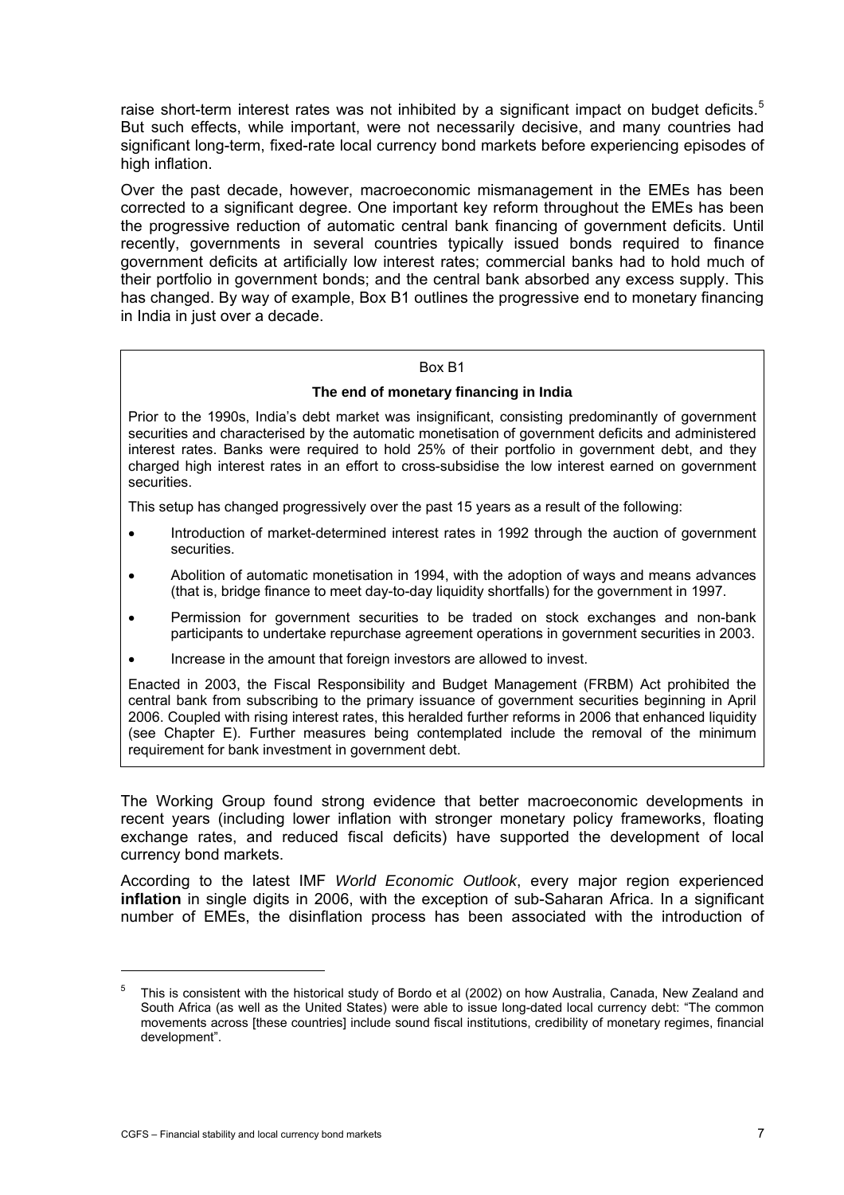raise short-term interest rates was not inhibited by a significant impact on budget deficits.[5] But such effects, while important, were not necessarily decisive, and many countries had significant long-term, fixed-rate local currency bond markets before experiencing episodes of high inflation.

Over the past decade, however, macroeconomic mismanagement in the EMEs has been corrected to a significant degree. One important key reform throughout the EMEs has been the progressive reduction of automatic central bank financing of government deficits. Until recently, governments in several countries typically issued bonds required to finance government deficits at artificially low interest rates; commercial banks had to hold much of their portfolio in government bonds; and the central bank absorbed any excess supply. This has changed. By way of example, Box B1 outlines the progressive end to monetary financing in India in just over a decade.

> Box B1
>
> **The end of monetary financing in India**
>
> Prior to the 1990s, India's debt market was insignificant, consisting predominantly of government securities and characterised by the automatic monetisation of government deficits and administered interest rates. Banks were required to hold 25% of their portfolio in government debt, and they charged high interest rates in an effort to cross-subsidise the low interest earned on government securities.
>
> This setup has changed progressively over the past 15 years as a result of the following:
>
> - Introduction of market-determined interest rates in 1992 through the auction of government securities.
> - Abolition of automatic monetisation in 1994, with the adoption of ways and means advances (that is, bridge finance to meet day-to-day liquidity shortfalls) for the government in 1997.
> - Permission for government securities to be traded on stock exchanges and non-bank participants to undertake repurchase agreement operations in government securities in 2003.
> - Increase in the amount that foreign investors are allowed to invest.
>
> Enacted in 2003, the Fiscal Responsibility and Budget Management (FRBM) Act prohibited the central bank from subscribing to the primary issuance of government securities beginning in April 2006. Coupled with rising interest rates, this heralded further reforms in 2006 that enhanced liquidity (see Chapter E). Further measures being contemplated include the removal of the minimum requirement for bank investment in government debt.

The Working Group found strong evidence that better macroeconomic developments in recent years (including lower inflation with stronger monetary policy frameworks, floating exchange rates, and reduced fiscal deficits) have supported the development of local currency bond markets.

According to the latest IMF *World Economic Outlook*, every major region experienced **inflation** in single digits in 2006, with the exception of sub-Saharan Africa. In a significant number of EMEs, the disinflation process has been associated with the introduction of

---

[5] This is consistent with the historical study of Bordo et al (2002) on how Australia, Canada, New Zealand and South Africa (as well as the United States) were able to issue long-dated local currency debt: "The common movements across [these countries] include sound fiscal institutions, credibility of monetary regimes, financial development".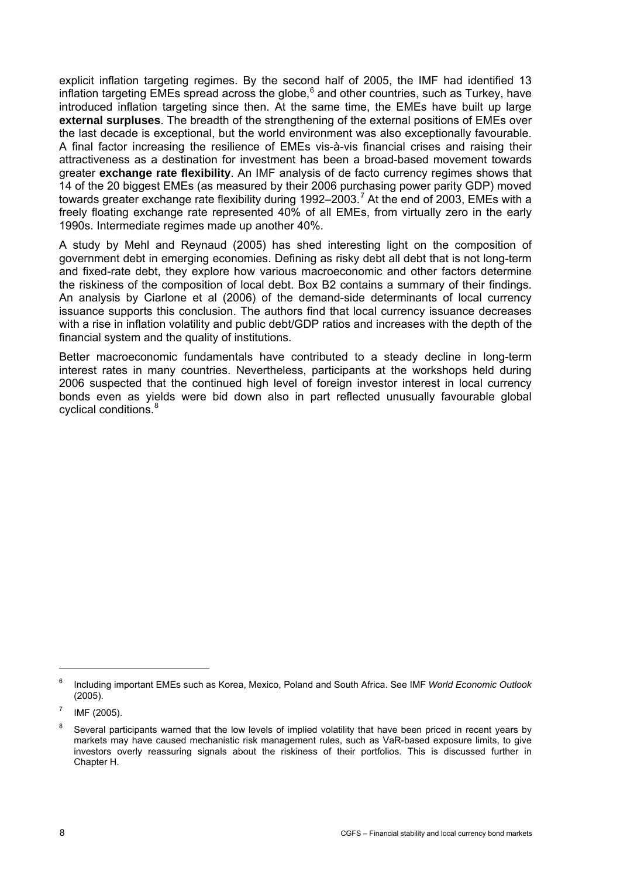explicit inflation targeting regimes. By the second half of 2005, the IMF had identified 13 inflation targeting EMEs spread across the globe,[6] and other countries, such as Turkey, have introduced inflation targeting since then. At the same time, the EMEs have built up large **external surpluses**. The breadth of the strengthening of the external positions of EMEs over the last decade is exceptional, but the world environment was also exceptionally favourable. A final factor increasing the resilience of EMEs vis-à-vis financial crises and raising their attractiveness as a destination for investment has been a broad-based movement towards greater **exchange rate flexibility**. An IMF analysis of de facto currency regimes shows that 14 of the 20 biggest EMEs (as measured by their 2006 purchasing power parity GDP) moved towards greater exchange rate flexibility during 1992–2003.[7] At the end of 2003, EMEs with a freely floating exchange rate represented 40% of all EMEs, from virtually zero in the early 1990s. Intermediate regimes made up another 40%.

A study by Mehl and Reynaud (2005) has shed interesting light on the composition of government debt in emerging economies. Defining as risky debt all debt that is not long-term and fixed-rate debt, they explore how various macroeconomic and other factors determine the riskiness of the composition of local debt. Box B2 contains a summary of their findings. An analysis by Ciarlone et al (2006) of the demand-side determinants of local currency issuance supports this conclusion. The authors find that local currency issuance decreases with a rise in inflation volatility and public debt/GDP ratios and increases with the depth of the financial system and the quality of institutions.

Better macroeconomic fundamentals have contributed to a steady decline in long-term interest rates in many countries. Nevertheless, participants at the workshops held during 2006 suspected that the continued high level of foreign investor interest in local currency bonds even as yields were bid down also in part reflected unusually favourable global cyclical conditions.[8]

---

[6] Including important EMEs such as Korea, Mexico, Poland and South Africa. See IMF *World Economic Outlook* (2005).

[7] IMF (2005).

[8] Several participants warned that the low levels of implied volatility that have been priced in recent years by markets may have caused mechanistic risk management rules, such as VaR-based exposure limits, to give investors overly reassuring signals about the riskiness of their portfolios. This is discussed further in Chapter H.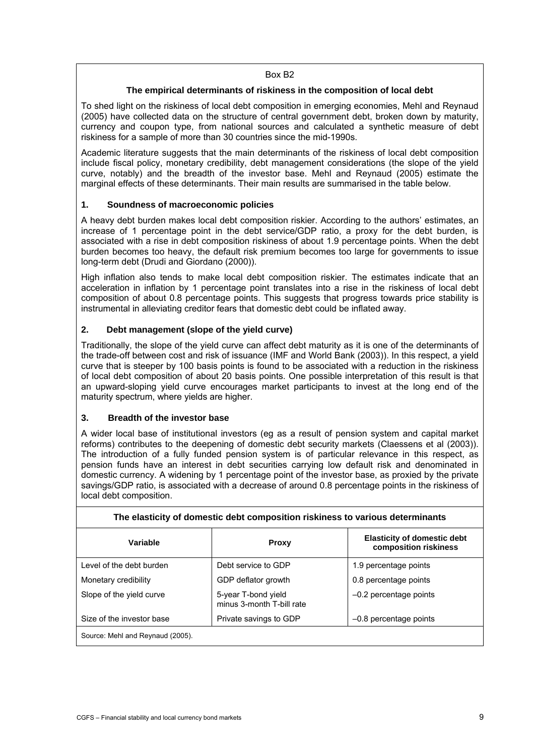Box B2

### The empirical determinants of riskiness in the composition of local debt

To shed light on the riskiness of local debt composition in emerging economies, Mehl and Reynaud (2005) have collected data on the structure of central government debt, broken down by maturity, currency and coupon type, from national sources and calculated a synthetic measure of debt riskiness for a sample of more than 30 countries since the mid-1990s.

Academic literature suggests that the main determinants of the riskiness of local debt composition include fiscal policy, monetary credibility, debt management considerations (the slope of the yield curve, notably) and the breadth of the investor base. Mehl and Reynaud (2005) estimate the marginal effects of these determinants. Their main results are summarised in the table below.

#### 1. Soundness of macroeconomic policies

A heavy debt burden makes local debt composition riskier. According to the authors' estimates, an increase of 1 percentage point in the debt service/GDP ratio, a proxy for the debt burden, is associated with a rise in debt composition riskiness of about 1.9 percentage points. When the debt burden becomes too heavy, the default risk premium becomes too large for governments to issue long-term debt (Drudi and Giordano (2000)).

High inflation also tends to make local debt composition riskier. The estimates indicate that an acceleration in inflation by 1 percentage point translates into a rise in the riskiness of local debt composition of about 0.8 percentage points. This suggests that progress towards price stability is instrumental in alleviating creditor fears that domestic debt could be inflated away.

#### 2. Debt management (slope of the yield curve)

Traditionally, the slope of the yield curve can affect debt maturity as it is one of the determinants of the trade-off between cost and risk of issuance (IMF and World Bank (2003)). In this respect, a yield curve that is steeper by 100 basis points is found to be associated with a reduction in the riskiness of local debt composition of about 20 basis points. One possible interpretation of this result is that an upward-sloping yield curve encourages market participants to invest at the long end of the maturity spectrum, where yields are higher.

#### 3. Breadth of the investor base

A wider local base of institutional investors (eg as a result of pension system and capital market reforms) contributes to the deepening of domestic debt security markets (Claessens et al (2003)). The introduction of a fully funded pension system is of particular relevance in this respect, as pension funds have an interest in debt securities carrying low default risk and denominated in domestic currency. A widening by 1 percentage point of the investor base, as proxied by the private savings/GDP ratio, is associated with a decrease of around 0.8 percentage points in the riskiness of local debt composition.

**The elasticity of domestic debt composition riskiness to various determinants**

| Variable | Proxy | Elasticity of domestic debt composition riskiness |
|---|---|---|
| Level of the debt burden | Debt service to GDP | 1.9 percentage points |
| Monetary credibility | GDP deflator growth | 0.8 percentage points |
| Slope of the yield curve | 5-year T-bond yield minus 3-month T-bill rate | –0.2 percentage points |
| Size of the investor base | Private savings to GDP | –0.8 percentage points |

Source: Mehl and Reynaud (2005).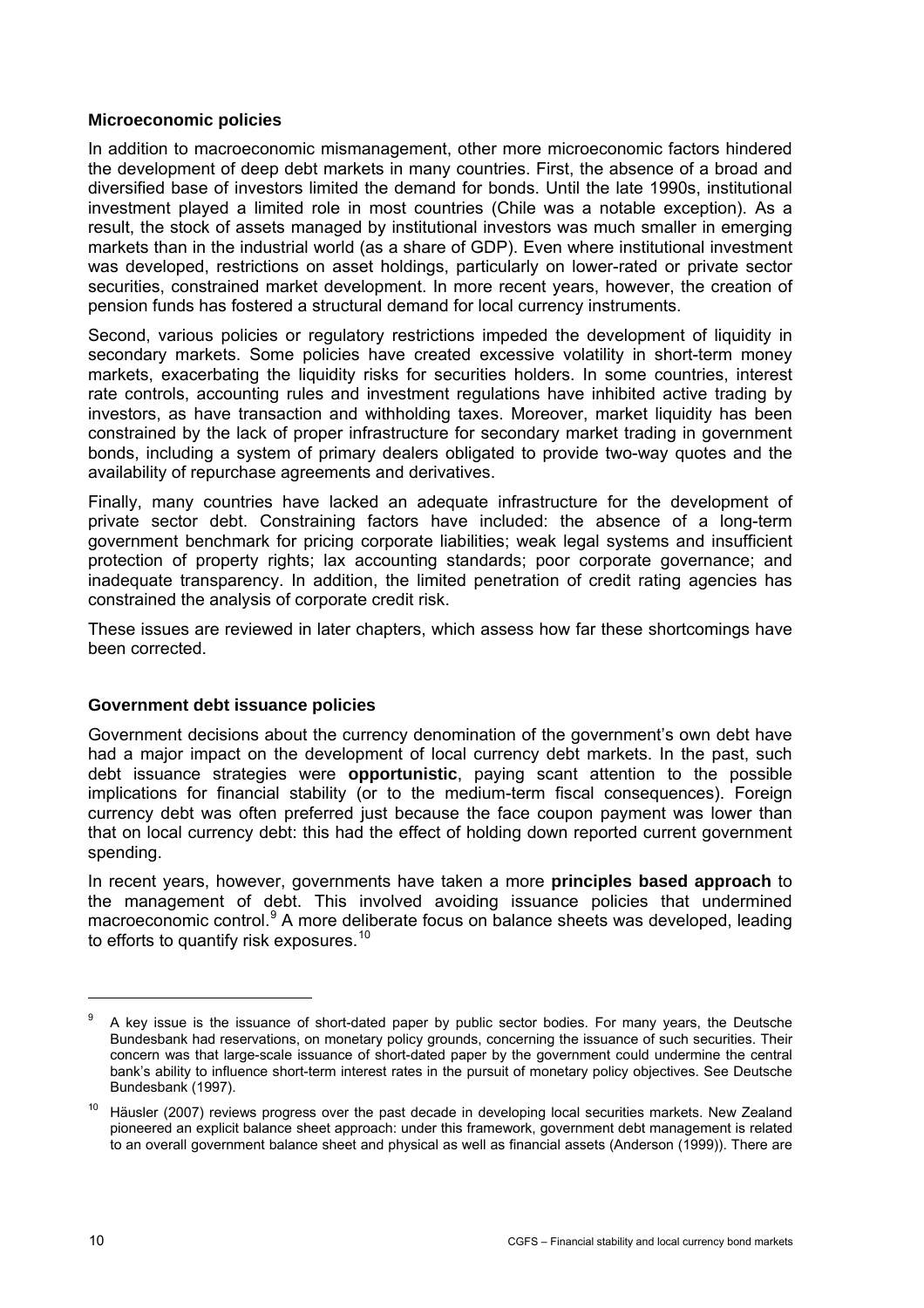### Microeconomic policies

In addition to macroeconomic mismanagement, other more microeconomic factors hindered the development of deep debt markets in many countries. First, the absence of a broad and diversified base of investors limited the demand for bonds. Until the late 1990s, institutional investment played a limited role in most countries (Chile was a notable exception). As a result, the stock of assets managed by institutional investors was much smaller in emerging markets than in the industrial world (as a share of GDP). Even where institutional investment was developed, restrictions on asset holdings, particularly on lower-rated or private sector securities, constrained market development. In more recent years, however, the creation of pension funds has fostered a structural demand for local currency instruments.

Second, various policies or regulatory restrictions impeded the development of liquidity in secondary markets. Some policies have created excessive volatility in short-term money markets, exacerbating the liquidity risks for securities holders. In some countries, interest rate controls, accounting rules and investment regulations have inhibited active trading by investors, as have transaction and withholding taxes. Moreover, market liquidity has been constrained by the lack of proper infrastructure for secondary market trading in government bonds, including a system of primary dealers obligated to provide two-way quotes and the availability of repurchase agreements and derivatives.

Finally, many countries have lacked an adequate infrastructure for the development of private sector debt. Constraining factors have included: the absence of a long-term government benchmark for pricing corporate liabilities; weak legal systems and insufficient protection of property rights; lax accounting standards; poor corporate governance; and inadequate transparency. In addition, the limited penetration of credit rating agencies has constrained the analysis of corporate credit risk.

These issues are reviewed in later chapters, which assess how far these shortcomings have been corrected.

### Government debt issuance policies

Government decisions about the currency denomination of the government's own debt have had a major impact on the development of local currency debt markets. In the past, such debt issuance strategies were **opportunistic**, paying scant attention to the possible implications for financial stability (or to the medium-term fiscal consequences). Foreign currency debt was often preferred just because the face coupon payment was lower than that on local currency debt: this had the effect of holding down reported current government spending.

In recent years, however, governments have taken a more **principles based approach** to the management of debt. This involved avoiding issuance policies that undermined macroeconomic control.[9] A more deliberate focus on balance sheets was developed, leading to efforts to quantify risk exposures.[10]

---

[9] A key issue is the issuance of short-dated paper by public sector bodies. For many years, the Deutsche Bundesbank had reservations, on monetary policy grounds, concerning the issuance of such securities. Their concern was that large-scale issuance of short-dated paper by the government could undermine the central bank's ability to influence short-term interest rates in the pursuit of monetary policy objectives. See Deutsche Bundesbank (1997).

[10] Häusler (2007) reviews progress over the past decade in developing local securities markets. New Zealand pioneered an explicit balance sheet approach: under this framework, government debt management is related to an overall government balance sheet and physical as well as financial assets (Anderson (1999)). There are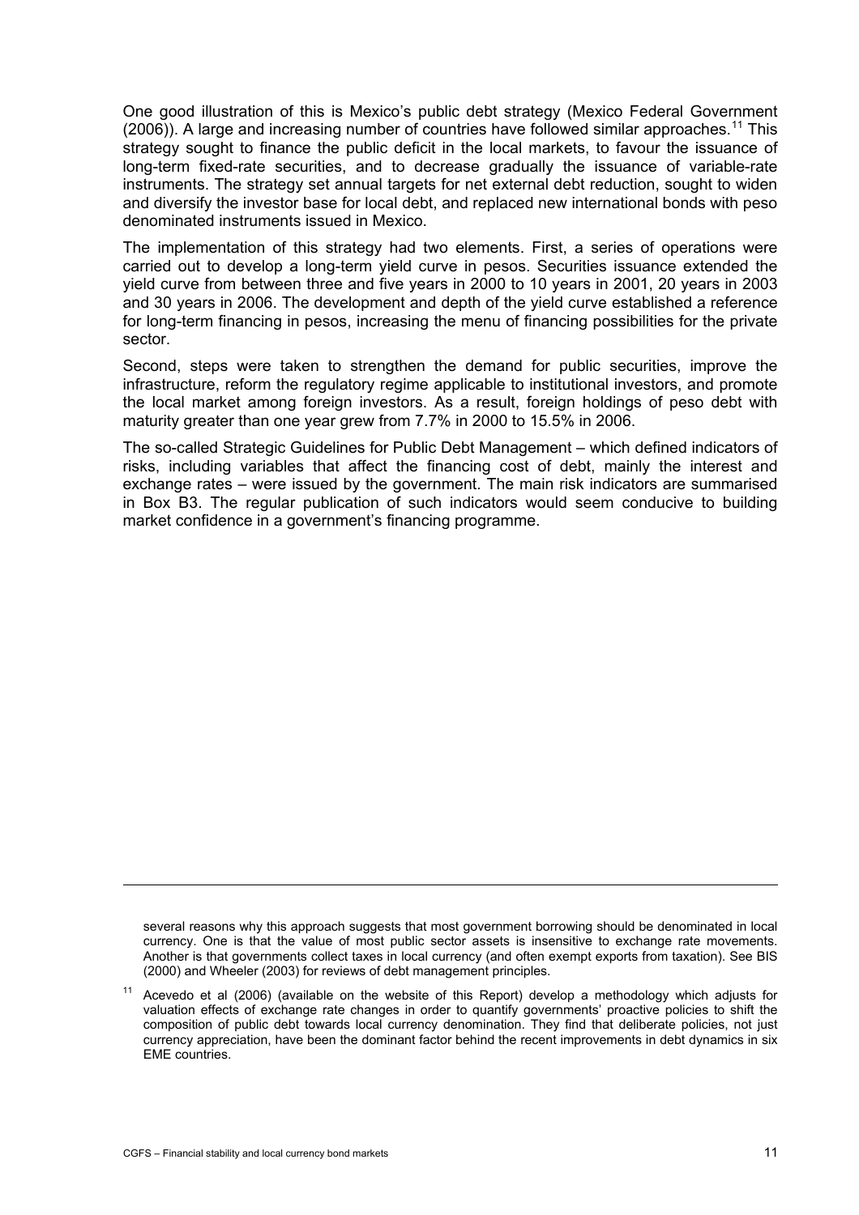One good illustration of this is Mexico's public debt strategy (Mexico Federal Government (2006)). A large and increasing number of countries have followed similar approaches.[11] This strategy sought to finance the public deficit in the local markets, to favour the issuance of long-term fixed-rate securities, and to decrease gradually the issuance of variable-rate instruments. The strategy set annual targets for net external debt reduction, sought to widen and diversify the investor base for local debt, and replaced new international bonds with peso denominated instruments issued in Mexico.

The implementation of this strategy had two elements. First, a series of operations were carried out to develop a long-term yield curve in pesos. Securities issuance extended the yield curve from between three and five years in 2000 to 10 years in 2001, 20 years in 2003 and 30 years in 2006. The development and depth of the yield curve established a reference for long-term financing in pesos, increasing the menu of financing possibilities for the private sector.

Second, steps were taken to strengthen the demand for public securities, improve the infrastructure, reform the regulatory regime applicable to institutional investors, and promote the local market among foreign investors. As a result, foreign holdings of peso debt with maturity greater than one year grew from 7.7% in 2000 to 15.5% in 2006.

The so-called Strategic Guidelines for Public Debt Management – which defined indicators of risks, including variables that affect the financing cost of debt, mainly the interest and exchange rates – were issued by the government. The main risk indicators are summarised in Box B3. The regular publication of such indicators would seem conducive to building market confidence in a government's financing programme.

---

several reasons why this approach suggests that most government borrowing should be denominated in local currency. One is that the value of most public sector assets is insensitive to exchange rate movements. Another is that governments collect taxes in local currency (and often exempt exports from taxation). See BIS (2000) and Wheeler (2003) for reviews of debt management principles.

[11] Acevedo et al (2006) (available on the website of this Report) develop a methodology which adjusts for valuation effects of exchange rate changes in order to quantify governments' proactive policies to shift the composition of public debt towards local currency denomination. They find that deliberate policies, not just currency appreciation, have been the dominant factor behind the recent improvements in debt dynamics in six EME countries.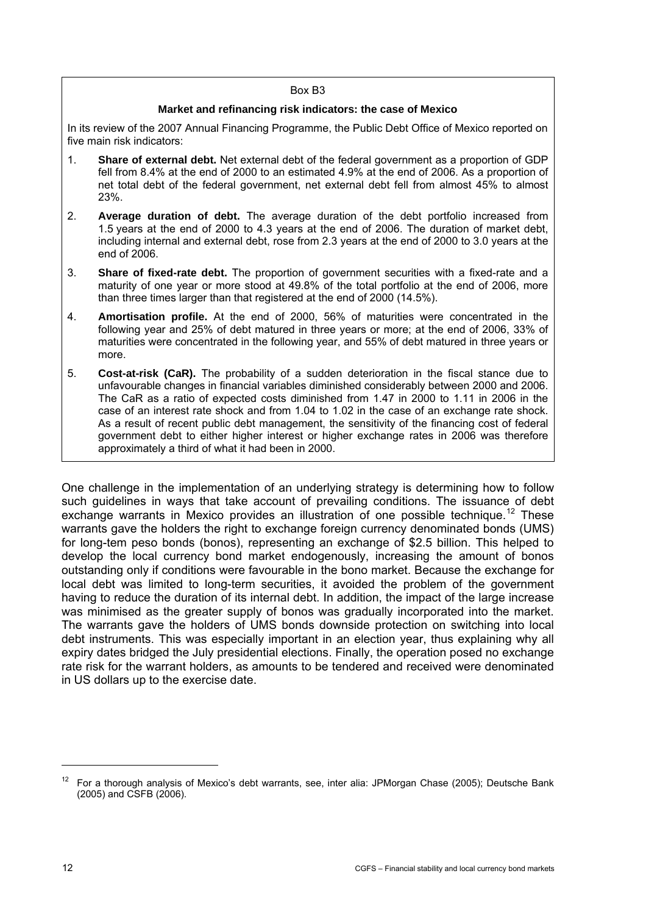Box B3

**Market and refinancing risk indicators: the case of Mexico**

In its review of the 2007 Annual Financing Programme, the Public Debt Office of Mexico reported on five main risk indicators:

1. **Share of external debt.** Net external debt of the federal government as a proportion of GDP fell from 8.4% at the end of 2000 to an estimated 4.9% at the end of 2006. As a proportion of net total debt of the federal government, net external debt fell from almost 45% to almost 23%.
2. **Average duration of debt.** The average duration of the debt portfolio increased from 1.5 years at the end of 2000 to 4.3 years at the end of 2006. The duration of market debt, including internal and external debt, rose from 2.3 years at the end of 2000 to 3.0 years at the end of 2006.
3. **Share of fixed-rate debt.** The proportion of government securities with a fixed-rate and a maturity of one year or more stood at 49.8% of the total portfolio at the end of 2006, more than three times larger than that registered at the end of 2000 (14.5%).
4. **Amortisation profile.** At the end of 2000, 56% of maturities were concentrated in the following year and 25% of debt matured in three years or more; at the end of 2006, 33% of maturities were concentrated in the following year, and 55% of debt matured in three years or more.
5. **Cost-at-risk (CaR).** The probability of a sudden deterioration in the fiscal stance due to unfavourable changes in financial variables diminished considerably between 2000 and 2006. The CaR as a ratio of expected costs diminished from 1.47 in 2000 to 1.11 in 2006 in the case of an interest rate shock and from 1.04 to 1.02 in the case of an exchange rate shock. As a result of recent public debt management, the sensitivity of the financing cost of federal government debt to either higher interest or higher exchange rates in 2006 was therefore approximately a third of what it had been in 2000.

One challenge in the implementation of an underlying strategy is determining how to follow such guidelines in ways that take account of prevailing conditions. The issuance of debt exchange warrants in Mexico provides an illustration of one possible technique.[12] These warrants gave the holders the right to exchange foreign currency denominated bonds (UMS) for long-tem peso bonds (bonos), representing an exchange of $2.5 billion. This helped to develop the local currency bond market endogenously, increasing the amount of bonos outstanding only if conditions were favourable in the bono market. Because the exchange for local debt was limited to long-term securities, it avoided the problem of the government having to reduce the duration of its internal debt. In addition, the impact of the large increase was minimised as the greater supply of bonos was gradually incorporated into the market. The warrants gave the holders of UMS bonds downside protection on switching into local debt instruments. This was especially important in an election year, thus explaining why all expiry dates bridged the July presidential elections. Finally, the operation posed no exchange rate risk for the warrant holders, as amounts to be tendered and received were denominated in US dollars up to the exercise date.

---

[12] For a thorough analysis of Mexico's debt warrants, see, inter alia: JPMorgan Chase (2005); Deutsche Bank (2005) and CSFB (2006).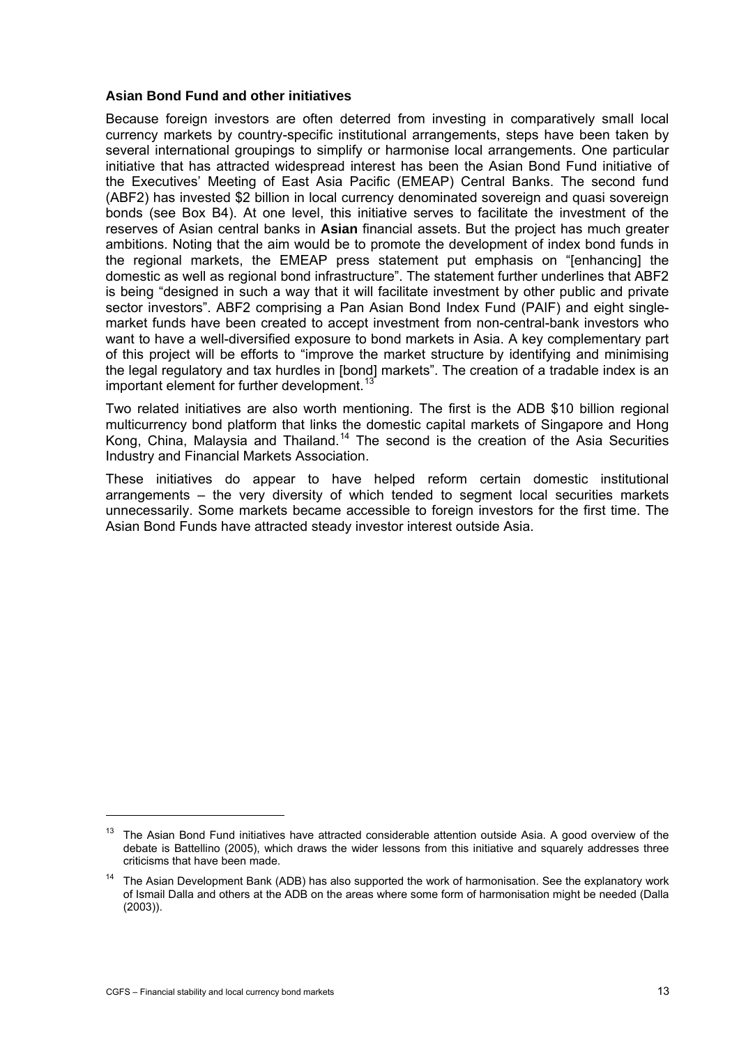**Asian Bond Fund and other initiatives**

Because foreign investors are often deterred from investing in comparatively small local currency markets by country-specific institutional arrangements, steps have been taken by several international groupings to simplify or harmonise local arrangements. One particular initiative that has attracted widespread interest has been the Asian Bond Fund initiative of the Executives' Meeting of East Asia Pacific (EMEAP) Central Banks. The second fund (ABF2) has invested $2 billion in local currency denominated sovereign and quasi sovereign bonds (see Box B4). At one level, this initiative serves to facilitate the investment of the reserves of Asian central banks in **Asian** financial assets. But the project has much greater ambitions. Noting that the aim would be to promote the development of index bond funds in the regional markets, the EMEAP press statement put emphasis on "[enhancing] the domestic as well as regional bond infrastructure". The statement further underlines that ABF2 is being "designed in such a way that it will facilitate investment by other public and private sector investors". ABF2 comprising a Pan Asian Bond Index Fund (PAIF) and eight single-market funds have been created to accept investment from non-central-bank investors who want to have a well-diversified exposure to bond markets in Asia. A key complementary part of this project will be efforts to "improve the market structure by identifying and minimising the legal regulatory and tax hurdles in [bond] markets". The creation of a tradable index is an important element for further development.[13]

Two related initiatives are also worth mentioning. The first is the ADB $10 billion regional multicurrency bond platform that links the domestic capital markets of Singapore and Hong Kong, China, Malaysia and Thailand.[14] The second is the creation of the Asia Securities Industry and Financial Markets Association.

These initiatives do appear to have helped reform certain domestic institutional arrangements – the very diversity of which tended to segment local securities markets unnecessarily. Some markets became accessible to foreign investors for the first time. The Asian Bond Funds have attracted steady investor interest outside Asia.

---

[13] The Asian Bond Fund initiatives have attracted considerable attention outside Asia. A good overview of the debate is Battellino (2005), which draws the wider lessons from this initiative and squarely addresses three criticisms that have been made.

[14] The Asian Development Bank (ADB) has also supported the work of harmonisation. See the explanatory work of Ismail Dalla and others at the ADB on the areas where some form of harmonisation might be needed (Dalla (2003)).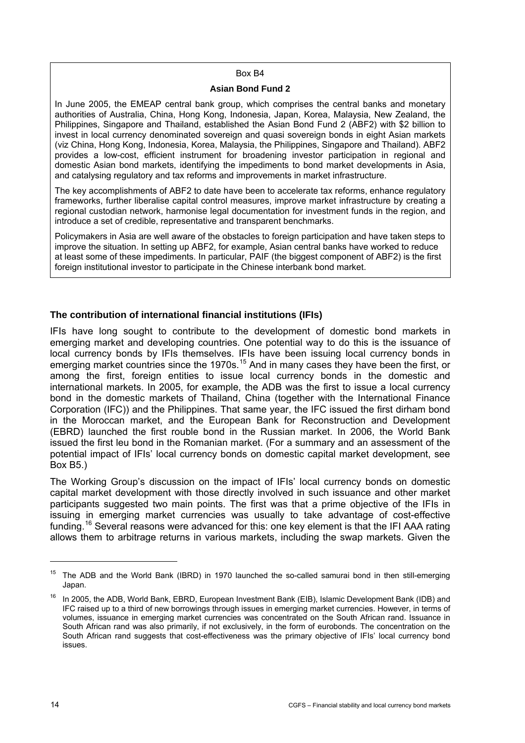Box B4

**Asian Bond Fund 2**

In June 2005, the EMEAP central bank group, which comprises the central banks and monetary authorities of Australia, China, Hong Kong, Indonesia, Japan, Korea, Malaysia, New Zealand, the Philippines, Singapore and Thailand, established the Asian Bond Fund 2 (ABF2) with $2 billion to invest in local currency denominated sovereign and quasi sovereign bonds in eight Asian markets (viz China, Hong Kong, Indonesia, Korea, Malaysia, the Philippines, Singapore and Thailand). ABF2 provides a low-cost, efficient instrument for broadening investor participation in regional and domestic Asian bond markets, identifying the impediments to bond market developments in Asia, and catalysing regulatory and tax reforms and improvements in market infrastructure.

The key accomplishments of ABF2 to date have been to accelerate tax reforms, enhance regulatory frameworks, further liberalise capital control measures, improve market infrastructure by creating a regional custodian network, harmonise legal documentation for investment funds in the region, and introduce a set of credible, representative and transparent benchmarks.

Policymakers in Asia are well aware of the obstacles to foreign participation and have taken steps to improve the situation. In setting up ABF2, for example, Asian central banks have worked to reduce at least some of these impediments. In particular, PAIF (the biggest component of ABF2) is the first foreign institutional investor to participate in the Chinese interbank bond market.

### The contribution of international financial institutions (IFIs)

IFIs have long sought to contribute to the development of domestic bond markets in emerging market and developing countries. One potential way to do this is the issuance of local currency bonds by IFIs themselves. IFIs have been issuing local currency bonds in emerging market countries since the 1970s.[15] And in many cases they have been the first, or among the first, foreign entities to issue local currency bonds in the domestic and international markets. In 2005, for example, the ADB was the first to issue a local currency bond in the domestic markets of Thailand, China (together with the International Finance Corporation (IFC)) and the Philippines. That same year, the IFC issued the first dirham bond in the Moroccan market, and the European Bank for Reconstruction and Development (EBRD) launched the first rouble bond in the Russian market. In 2006, the World Bank issued the first leu bond in the Romanian market. (For a summary and an assessment of the potential impact of IFIs' local currency bonds on domestic capital market development, see Box B5.)

The Working Group's discussion on the impact of IFIs' local currency bonds on domestic capital market development with those directly involved in such issuance and other market participants suggested two main points. The first was that a prime objective of the IFIs in issuing in emerging market currencies was usually to take advantage of cost-effective funding.[16] Several reasons were advanced for this: one key element is that the IFI AAA rating allows them to arbitrage returns in various markets, including the swap markets. Given the

[15] The ADB and the World Bank (IBRD) in 1970 launched the so-called samurai bond in then still-emerging Japan.

[16] In 2005, the ADB, World Bank, EBRD, European Investment Bank (EIB), Islamic Development Bank (IDB) and IFC raised up to a third of new borrowings through issues in emerging market currencies. However, in terms of volumes, issuance in emerging market currencies was concentrated on the South African rand. Issuance in South African rand was also primarily, if not exclusively, in the form of eurobonds. The concentration on the South African rand suggests that cost-effectiveness was the primary objective of IFIs' local currency bond issues.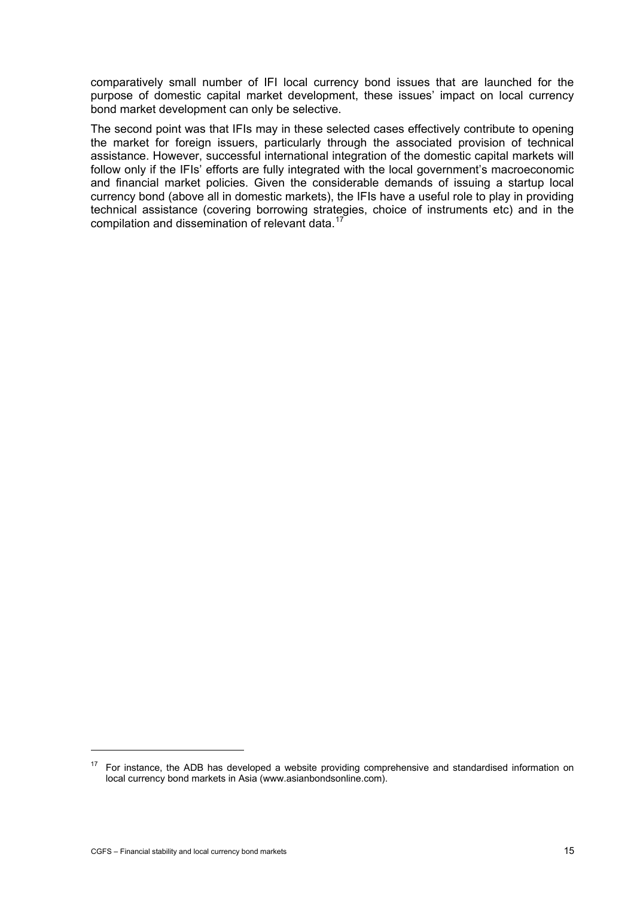comparatively small number of IFI local currency bond issues that are launched for the purpose of domestic capital market development, these issues' impact on local currency bond market development can only be selective.

The second point was that IFIs may in these selected cases effectively contribute to opening the market for foreign issuers, particularly through the associated provision of technical assistance. However, successful international integration of the domestic capital markets will follow only if the IFIs' efforts are fully integrated with the local government's macroeconomic and financial market policies. Given the considerable demands of issuing a startup local currency bond (above all in domestic markets), the IFIs have a useful role to play in providing technical assistance (covering borrowing strategies, choice of instruments etc) and in the compilation and dissemination of relevant data.[17]

---

[17] For instance, the ADB has developed a website providing comprehensive and standardised information on local currency bond markets in Asia (www.asianbondsonline.com).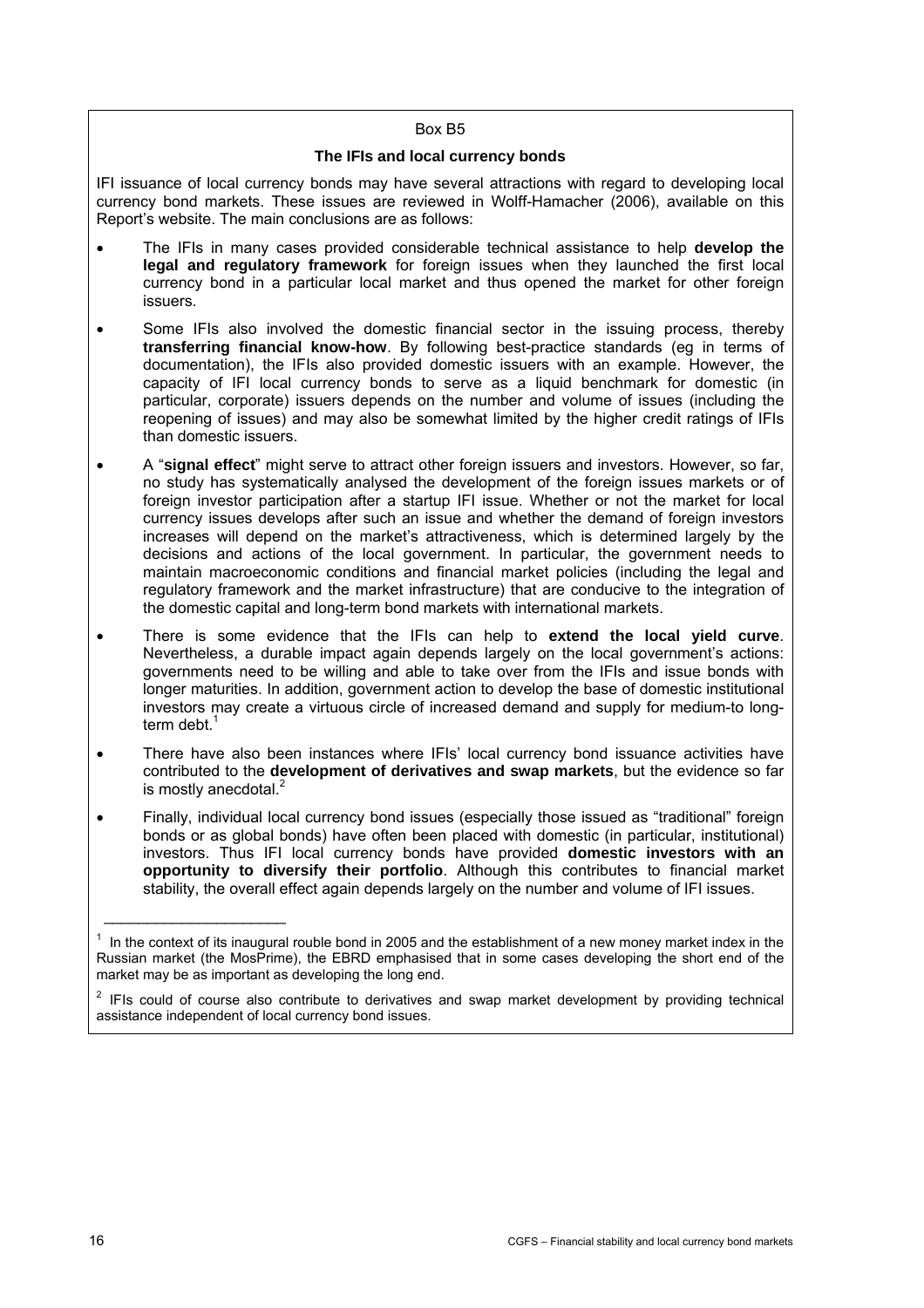Box B5

### The IFIs and local currency bonds

IFI issuance of local currency bonds may have several attractions with regard to developing local currency bond markets. These issues are reviewed in Wolff-Hamacher (2006), available on this Report's website. The main conclusions are as follows:

- The IFIs in many cases provided considerable technical assistance to help **develop the legal and regulatory framework** for foreign issues when they launched the first local currency bond in a particular local market and thus opened the market for other foreign issuers.
- Some IFIs also involved the domestic financial sector in the issuing process, thereby **transferring financial know-how**. By following best-practice standards (eg in terms of documentation), the IFIs also provided domestic issuers with an example. However, the capacity of IFI local currency bonds to serve as a liquid benchmark for domestic (in particular, corporate) issuers depends on the number and volume of issues (including the reopening of issues) and may also be somewhat limited by the higher credit ratings of IFIs than domestic issuers.
- A "**signal effect**" might serve to attract other foreign issuers and investors. However, so far, no study has systematically analysed the development of the foreign issues markets or of foreign investor participation after a startup IFI issue. Whether or not the market for local currency issues develops after such an issue and whether the demand of foreign investors increases will depend on the market's attractiveness, which is determined largely by the decisions and actions of the local government. In particular, the government needs to maintain macroeconomic conditions and financial market policies (including the legal and regulatory framework and the market infrastructure) that are conducive to the integration of the domestic capital and long-term bond markets with international markets.
- There is some evidence that the IFIs can help to **extend the local yield curve**. Nevertheless, a durable impact again depends largely on the local government's actions: governments need to be willing and able to take over from the IFIs and issue bonds with longer maturities. In addition, government action to develop the base of domestic institutional investors may create a virtuous circle of increased demand and supply for medium-to long-term debt.[1]
- There have also been instances where IFIs' local currency bond issuance activities have contributed to the **development of derivatives and swap markets**, but the evidence so far is mostly anecdotal.[2]
- Finally, individual local currency bond issues (especially those issued as "traditional" foreign bonds or as global bonds) have often been placed with domestic (in particular, institutional) investors. Thus IFI local currency bonds have provided **domestic investors with an opportunity to diversify their portfolio**. Although this contributes to financial market stability, the overall effect again depends largely on the number and volume of IFI issues.

---

[1] In the context of its inaugural rouble bond in 2005 and the establishment of a new money market index in the Russian market (the MosPrime), the EBRD emphasised that in some cases developing the short end of the market may be as important as developing the long end.

[2] IFIs could of course also contribute to derivatives and swap market development by providing technical assistance independent of local currency bond issues.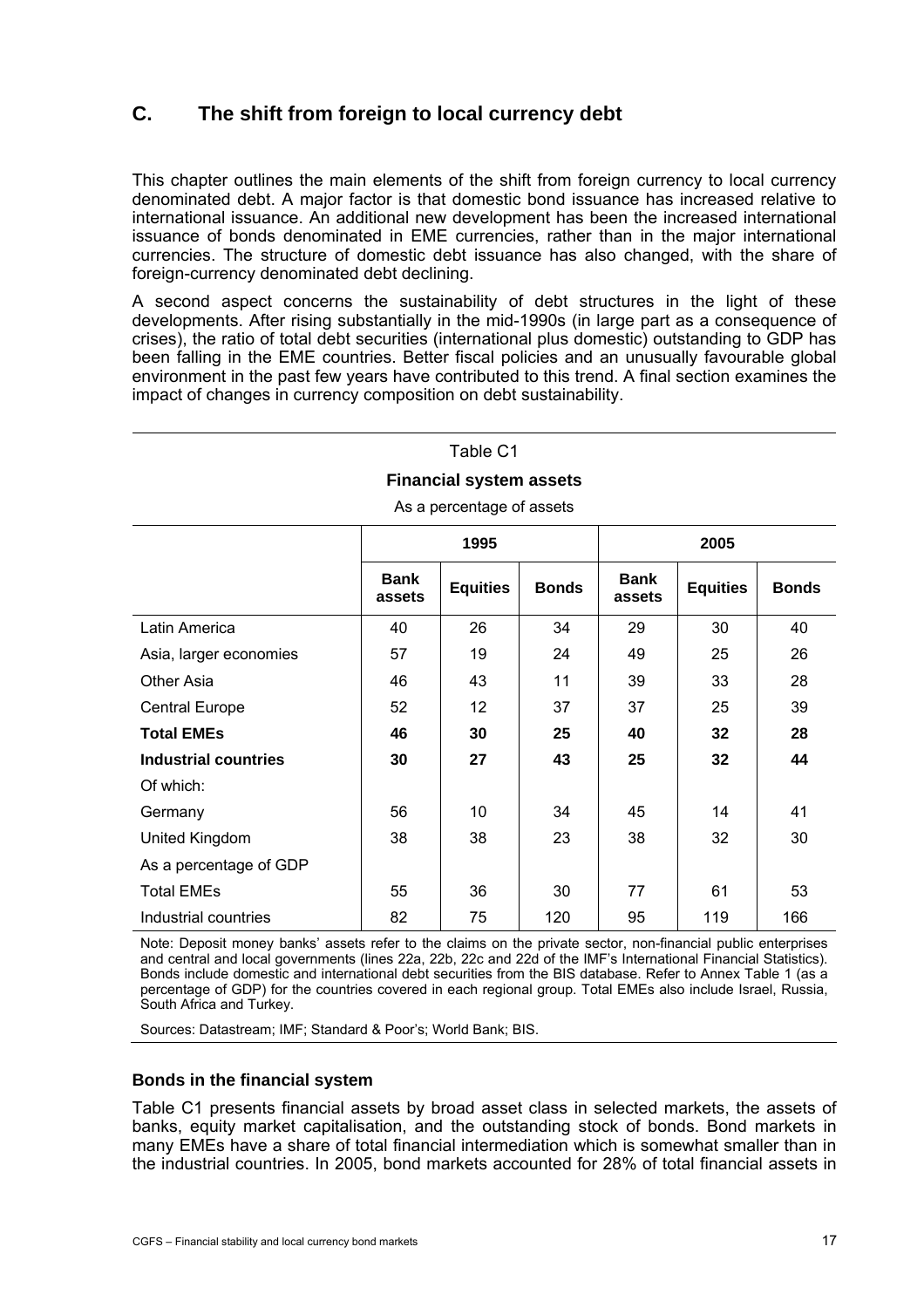## C. The shift from foreign to local currency debt

This chapter outlines the main elements of the shift from foreign currency to local currency denominated debt. A major factor is that domestic bond issuance has increased relative to international issuance. An additional new development has been the increased international issuance of bonds denominated in EME currencies, rather than in the major international currencies. The structure of domestic debt issuance has also changed, with the share of foreign-currency denominated debt declining.

A second aspect concerns the sustainability of debt structures in the light of these developments. After rising substantially in the mid-1990s (in large part as a consequence of crises), the ratio of total debt securities (international plus domestic) outstanding to GDP has been falling in the EME countries. Better fiscal policies and an unusually favourable global environment in the past few years have contributed to this trend. A final section examines the impact of changes in currency composition on debt sustainability.

Table C1

**Financial system assets**

As a percentage of assets

| | 1995 | | | 2005 | | |
|---|---|---|---|---|---|---|
| | **Bank assets** | **Equities** | **Bonds** | **Bank assets** | **Equities** | **Bonds** |
| Latin America | 40 | 26 | 34 | 29 | 30 | 40 |
| Asia, larger economies | 57 | 19 | 24 | 49 | 25 | 26 |
| Other Asia | 46 | 43 | 11 | 39 | 33 | 28 |
| Central Europe | 52 | 12 | 37 | 37 | 25 | 39 |
| **Total EMEs** | **46** | **30** | **25** | **40** | **32** | **28** |
| **Industrial countries** | **30** | **27** | **43** | **25** | **32** | **44** |
| Of which: | | | | | | |
| Germany | 56 | 10 | 34 | 45 | 14 | 41 |
| United Kingdom | 38 | 38 | 23 | 38 | 32 | 30 |
| As a percentage of GDP | | | | | | |
| Total EMEs | 55 | 36 | 30 | 77 | 61 | 53 |
| Industrial countries | 82 | 75 | 120 | 95 | 119 | 166 |

Note: Deposit money banks' assets refer to the claims on the private sector, non-financial public enterprises and central and local governments (lines 22a, 22b, 22c and 22d of the IMF's International Financial Statistics). Bonds include domestic and international debt securities from the BIS database. Refer to Annex Table 1 (as a percentage of GDP) for the countries covered in each regional group. Total EMEs also include Israel, Russia, South Africa and Turkey.

Sources: Datastream; IMF; Standard & Poor's; World Bank; BIS.

### Bonds in the financial system

Table C1 presents financial assets by broad asset class in selected markets, the assets of banks, equity market capitalisation, and the outstanding stock of bonds. Bond markets in many EMEs have a share of total financial intermediation which is somewhat smaller than in the industrial countries. In 2005, bond markets accounted for 28% of total financial assets in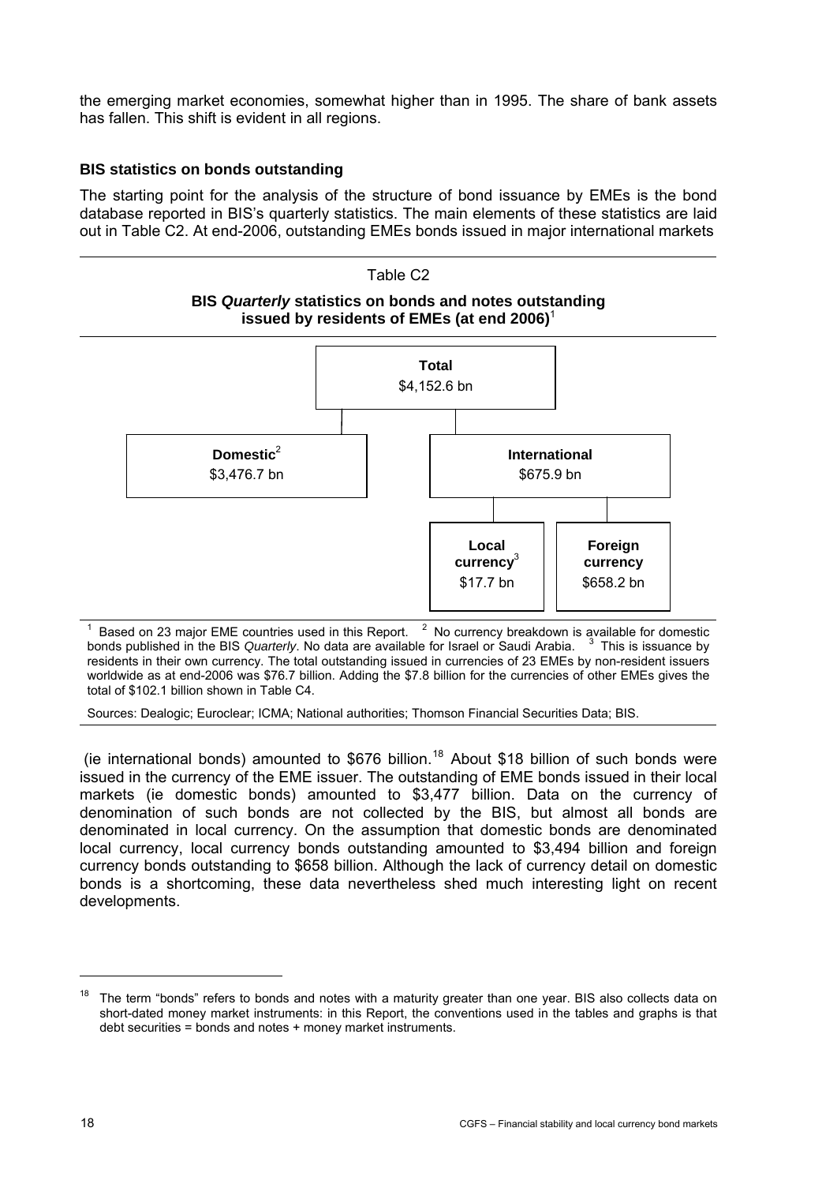the emerging market economies, somewhat higher than in 1995. The share of bank assets has fallen. This shift is evident in all regions.

### BIS statistics on bonds outstanding

The starting point for the analysis of the structure of bond issuance by EMEs is the bond database reported in BIS's quarterly statistics. The main elements of these statistics are laid out in Table C2. At end-2006, outstanding EMEs bonds issued in major international markets

Table C2

**BIS *Quarterly* statistics on bonds and notes outstanding issued by residents of EMEs (at end 2006)**[1]

| Level | Category | Amount |
|---|---|---|
| Total | | $4,152.6 bn |
| | Domestic[2] | $3,476.7 bn |
| | International | $675.9 bn |
| | – Local currency[3] | $17.7 bn |
| | – Foreign currency | $658.2 bn |

[1] Based on 23 major EME countries used in this Report. [2] No currency breakdown is available for domestic bonds published in the BIS *Quarterly*. No data are available for Israel or Saudi Arabia. [3] This is issuance by residents in their own currency. The total outstanding issued in currencies of 23 EMEs by non-resident issuers worldwide as at end-2006 was $76.7 billion. Adding the $7.8 billion for the currencies of other EMEs gives the total of $102.1 billion shown in Table C4.

Sources: Dealogic; Euroclear; ICMA; National authorities; Thomson Financial Securities Data; BIS.

(ie international bonds) amounted to $676 billion.[18] About $18 billion of such bonds were issued in the currency of the EME issuer. The outstanding of EME bonds issued in their local markets (ie domestic bonds) amounted to $3,477 billion. Data on the currency of denomination of such bonds are not collected by the BIS, but almost all bonds are denominated in local currency. On the assumption that domestic bonds are denominated local currency, local currency bonds outstanding amounted to $3,494 billion and foreign currency bonds outstanding to $658 billion. Although the lack of currency detail on domestic bonds is a shortcoming, these data nevertheless shed much interesting light on recent developments.

[18] The term "bonds" refers to bonds and notes with a maturity greater than one year. BIS also collects data on short-dated money market instruments: in this Report, the conventions used in the tables and graphs is that debt securities = bonds and notes + money market instruments.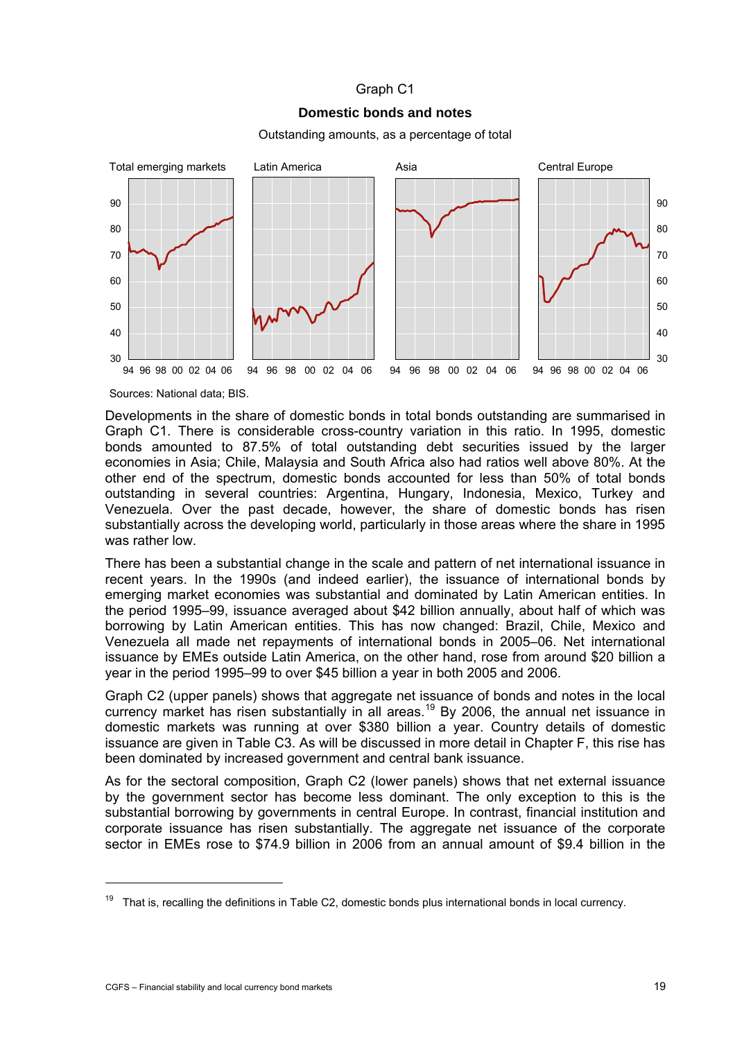Graph C1

**Domestic bonds and notes**

Outstanding amounts, as a percentage of total

Sources: National data; BIS.

Developments in the share of domestic bonds in total bonds outstanding are summarised in Graph C1. There is considerable cross-country variation in this ratio. In 1995, domestic bonds amounted to 87.5% of total outstanding debt securities issued by the larger economies in Asia; Chile, Malaysia and South Africa also had ratios well above 80%. At the other end of the spectrum, domestic bonds accounted for less than 50% of total bonds outstanding in several countries: Argentina, Hungary, Indonesia, Mexico, Turkey and Venezuela. Over the past decade, however, the share of domestic bonds has risen substantially across the developing world, particularly in those areas where the share in 1995 was rather low.

There has been a substantial change in the scale and pattern of net international issuance in recent years. In the 1990s (and indeed earlier), the issuance of international bonds by emerging market economies was substantial and dominated by Latin American entities. In the period 1995–99, issuance averaged about $42 billion annually, about half of which was borrowing by Latin American entities. This has now changed: Brazil, Chile, Mexico and Venezuela all made net repayments of international bonds in 2005–06. Net international issuance by EMEs outside Latin America, on the other hand, rose from around $20 billion a year in the period 1995–99 to over $45 billion a year in both 2005 and 2006.

Graph C2 (upper panels) shows that aggregate net issuance of bonds and notes in the local currency market has risen substantially in all areas.[19] By 2006, the annual net issuance in domestic markets was running at over $380 billion a year. Country details of domestic issuance are given in Table C3. As will be discussed in more detail in Chapter F, this rise has been dominated by increased government and central bank issuance.

As for the sectoral composition, Graph C2 (lower panels) shows that net external issuance by the government sector has become less dominant. The only exception to this is the substantial borrowing by governments in central Europe. In contrast, financial institution and corporate issuance has risen substantially. The aggregate net issuance of the corporate sector in EMEs rose to $74.9 billion in 2006 from an annual amount of $9.4 billion in the

[19] That is, recalling the definitions in Table C2, domestic bonds plus international bonds in local currency.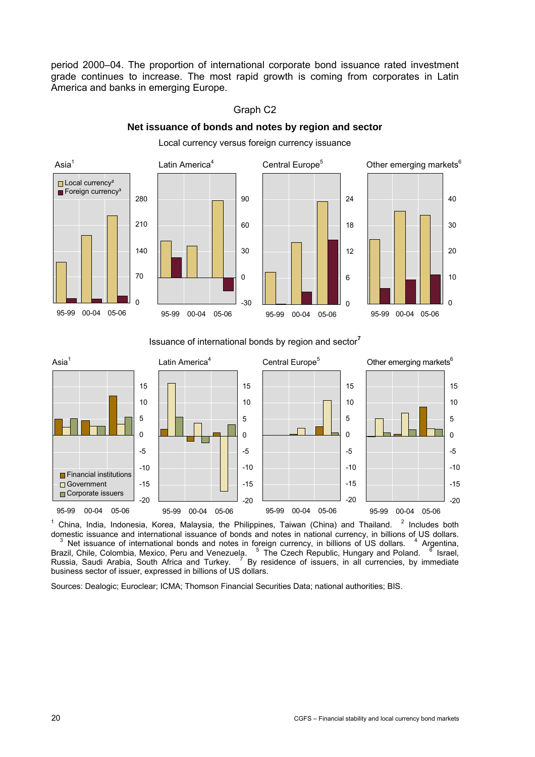period 2000–04. The proportion of international corporate bond issuance rated investment grade continues to increase. The most rapid growth is coming from corporates in Latin America and banks in emerging Europe.

Graph C2

**Net issuance of bonds and notes by region and sector**

Local currency versus foreign currency issuance

Issuance of international bonds by region and sector[7]

[1] China, India, Indonesia, Korea, Malaysia, the Philippines, Taiwan (China) and Thailand. [2] Includes both domestic issuance and international issuance of bonds and notes in national currency, in billions of US dollars. [3] Net issuance of international bonds and notes in foreign currency, in billions of US dollars. [4] Argentina, Brazil, Chile, Colombia, Mexico, Peru and Venezuela. [5] The Czech Republic, Hungary and Poland. [6] Israel, Russia, Saudi Arabia, South Africa and Turkey. [7] By residence of issuers, in all currencies, by immediate business sector of issuer, expressed in billions of US dollars.

Sources: Dealogic; Euroclear; ICMA; Thomson Financial Securities Data; national authorities; BIS.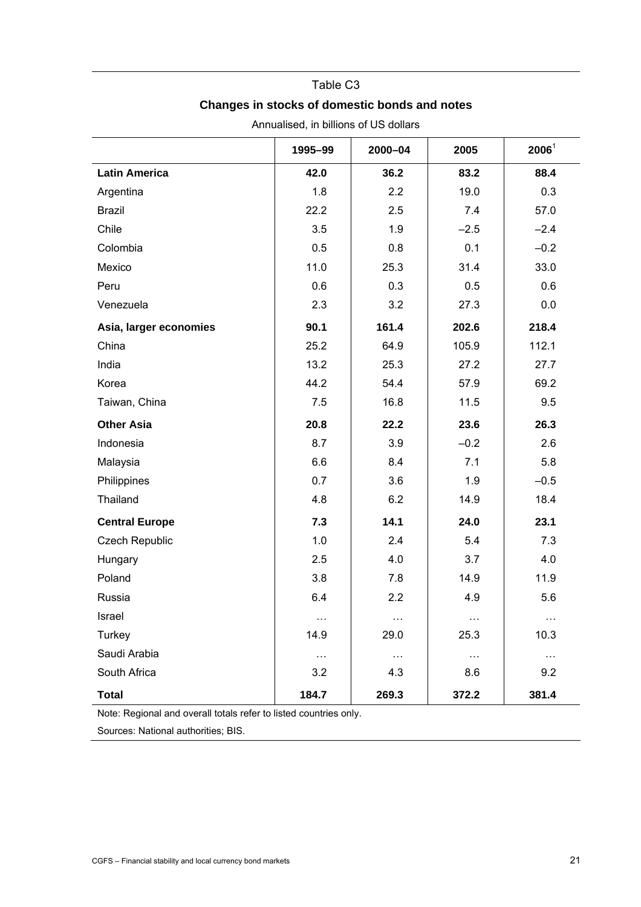Table C3

**Changes in stocks of domestic bonds and notes**

Annualised, in billions of US dollars

| | 1995–99 | 2000–04 | 2005 | 2006[1] |
|---|---|---|---|---|
| **Latin America** | **42.0** | **36.2** | **83.2** | **88.4** |
| Argentina | 1.8 | 2.2 | 19.0 | 0.3 |
| Brazil | 22.2 | 2.5 | 7.4 | 57.0 |
| Chile | 3.5 | 1.9 | –2.5 | –2.4 |
| Colombia | 0.5 | 0.8 | 0.1 | –0.2 |
| Mexico | 11.0 | 25.3 | 31.4 | 33.0 |
| Peru | 0.6 | 0.3 | 0.5 | 0.6 |
| Venezuela | 2.3 | 3.2 | 27.3 | 0.0 |
| **Asia, larger economies** | **90.1** | **161.4** | **202.6** | **218.4** |
| China | 25.2 | 64.9 | 105.9 | 112.1 |
| India | 13.2 | 25.3 | 27.2 | 27.7 |
| Korea | 44.2 | 54.4 | 57.9 | 69.2 |
| Taiwan, China | 7.5 | 16.8 | 11.5 | 9.5 |
| **Other Asia** | **20.8** | **22.2** | **23.6** | **26.3** |
| Indonesia | 8.7 | 3.9 | –0.2 | 2.6 |
| Malaysia | 6.6 | 8.4 | 7.1 | 5.8 |
| Philippines | 0.7 | 3.6 | 1.9 | –0.5 |
| Thailand | 4.8 | 6.2 | 14.9 | 18.4 |
| **Central Europe** | **7.3** | **14.1** | **24.0** | **23.1** |
| Czech Republic | 1.0 | 2.4 | 5.4 | 7.3 |
| Hungary | 2.5 | 4.0 | 3.7 | 4.0 |
| Poland | 3.8 | 7.8 | 14.9 | 11.9 |
| Russia | 6.4 | 2.2 | 4.9 | 5.6 |
| Israel | … | … | … | … |
| Turkey | 14.9 | 29.0 | 25.3 | 10.3 |
| Saudi Arabia | … | … | … | … |
| South Africa | 3.2 | 4.3 | 8.6 | 9.2 |
| **Total** | **184.7** | **269.3** | **372.2** | **381.4** |

Note: Regional and overall totals refer to listed countries only.

Sources: National authorities; BIS.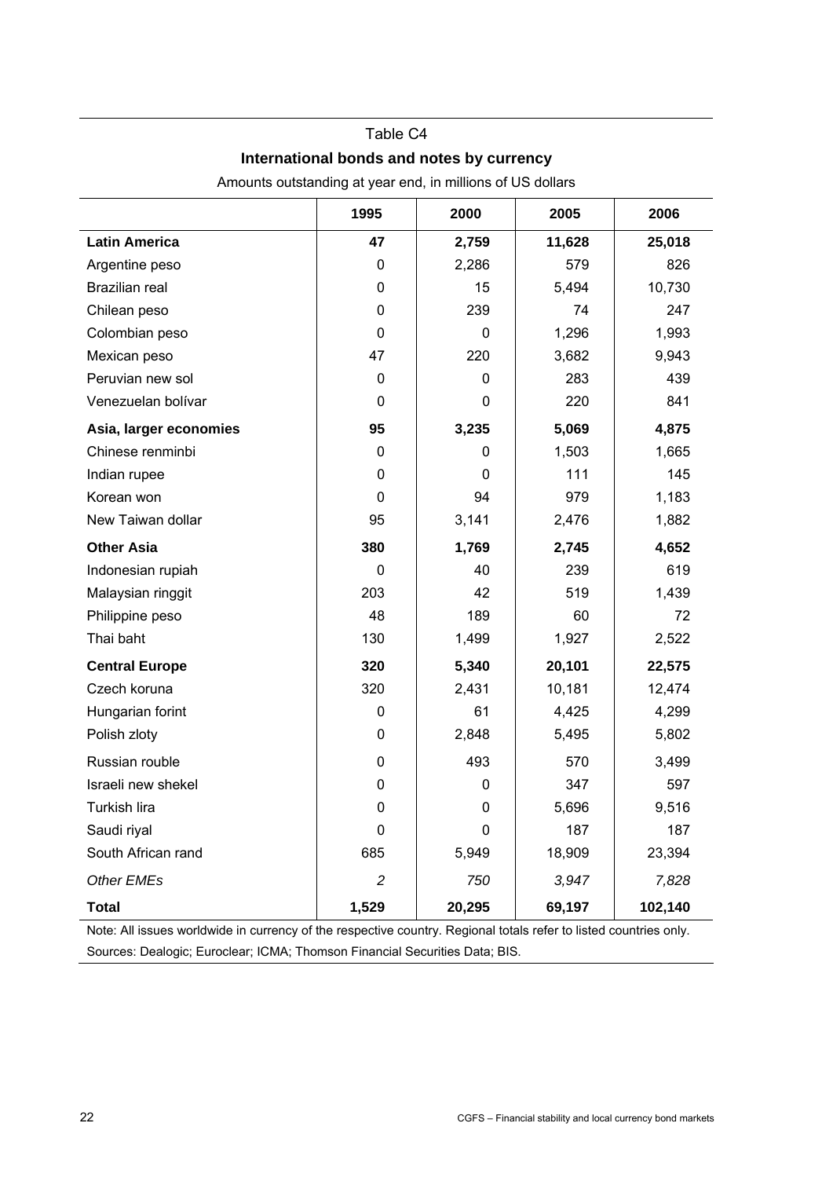Table C4

**International bonds and notes by currency**

Amounts outstanding at year end, in millions of US dollars

| | 1995 | 2000 | 2005 | 2006 |
|---|---|---|---|---|
| **Latin America** | **47** | **2,759** | **11,628** | **25,018** |
| Argentine peso | 0 | 2,286 | 579 | 826 |
| Brazilian real | 0 | 15 | 5,494 | 10,730 |
| Chilean peso | 0 | 239 | 74 | 247 |
| Colombian peso | 0 | 0 | 1,296 | 1,993 |
| Mexican peso | 47 | 220 | 3,682 | 9,943 |
| Peruvian new sol | 0 | 0 | 283 | 439 |
| Venezuelan bolívar | 0 | 0 | 220 | 841 |
| **Asia, larger economies** | **95** | **3,235** | **5,069** | **4,875** |
| Chinese renminbi | 0 | 0 | 1,503 | 1,665 |
| Indian rupee | 0 | 0 | 111 | 145 |
| Korean won | 0 | 94 | 979 | 1,183 |
| New Taiwan dollar | 95 | 3,141 | 2,476 | 1,882 |
| **Other Asia** | **380** | **1,769** | **2,745** | **4,652** |
| Indonesian rupiah | 0 | 40 | 239 | 619 |
| Malaysian ringgit | 203 | 42 | 519 | 1,439 |
| Philippine peso | 48 | 189 | 60 | 72 |
| Thai baht | 130 | 1,499 | 1,927 | 2,522 |
| **Central Europe** | **320** | **5,340** | **20,101** | **22,575** |
| Czech koruna | 320 | 2,431 | 10,181 | 12,474 |
| Hungarian forint | 0 | 61 | 4,425 | 4,299 |
| Polish zloty | 0 | 2,848 | 5,495 | 5,802 |
| Russian rouble | 0 | 493 | 570 | 3,499 |
| Israeli new shekel | 0 | 0 | 347 | 597 |
| Turkish lira | 0 | 0 | 5,696 | 9,516 |
| Saudi riyal | 0 | 0 | 187 | 187 |
| South African rand | 685 | 5,949 | 18,909 | 23,394 |
| *Other EMEs* | *2* | *750* | *3,947* | *7,828* |
| **Total** | **1,529** | **20,295** | **69,197** | **102,140** |

Note: All issues worldwide in currency of the respective country. Regional totals refer to listed countries only.

Sources: Dealogic; Euroclear; ICMA; Thomson Financial Securities Data; BIS.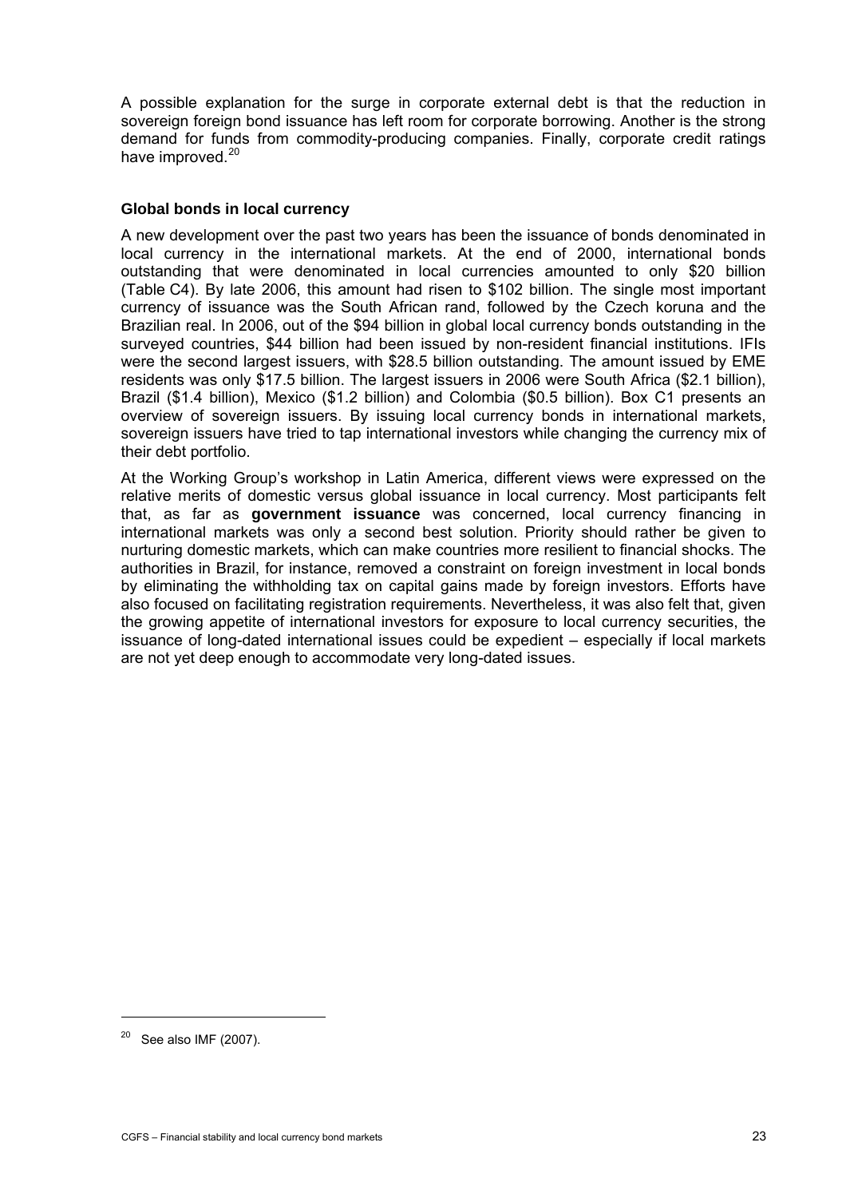A possible explanation for the surge in corporate external debt is that the reduction in sovereign foreign bond issuance has left room for corporate borrowing. Another is the strong demand for funds from commodity-producing companies. Finally, corporate credit ratings have improved.[20]

### Global bonds in local currency

A new development over the past two years has been the issuance of bonds denominated in local currency in the international markets. At the end of 2000, international bonds outstanding that were denominated in local currencies amounted to only $20 billion (Table C4). By late 2006, this amount had risen to $102 billion. The single most important currency of issuance was the South African rand, followed by the Czech koruna and the Brazilian real. In 2006, out of the $94 billion in global local currency bonds outstanding in the surveyed countries, $44 billion had been issued by non-resident financial institutions. IFIs were the second largest issuers, with $28.5 billion outstanding. The amount issued by EME residents was only $17.5 billion. The largest issuers in 2006 were South Africa ($2.1 billion), Brazil ($1.4 billion), Mexico ($1.2 billion) and Colombia ($0.5 billion). Box C1 presents an overview of sovereign issuers. By issuing local currency bonds in international markets, sovereign issuers have tried to tap international investors while changing the currency mix of their debt portfolio.

At the Working Group's workshop in Latin America, different views were expressed on the relative merits of domestic versus global issuance in local currency. Most participants felt that, as far as **government issuance** was concerned, local currency financing in international markets was only a second best solution. Priority should rather be given to nurturing domestic markets, which can make countries more resilient to financial shocks. The authorities in Brazil, for instance, removed a constraint on foreign investment in local bonds by eliminating the withholding tax on capital gains made by foreign investors. Efforts have also focused on facilitating registration requirements. Nevertheless, it was also felt that, given the growing appetite of international investors for exposure to local currency securities, the issuance of long-dated international issues could be expedient – especially if local markets are not yet deep enough to accommodate very long-dated issues.

[20] See also IMF (2007).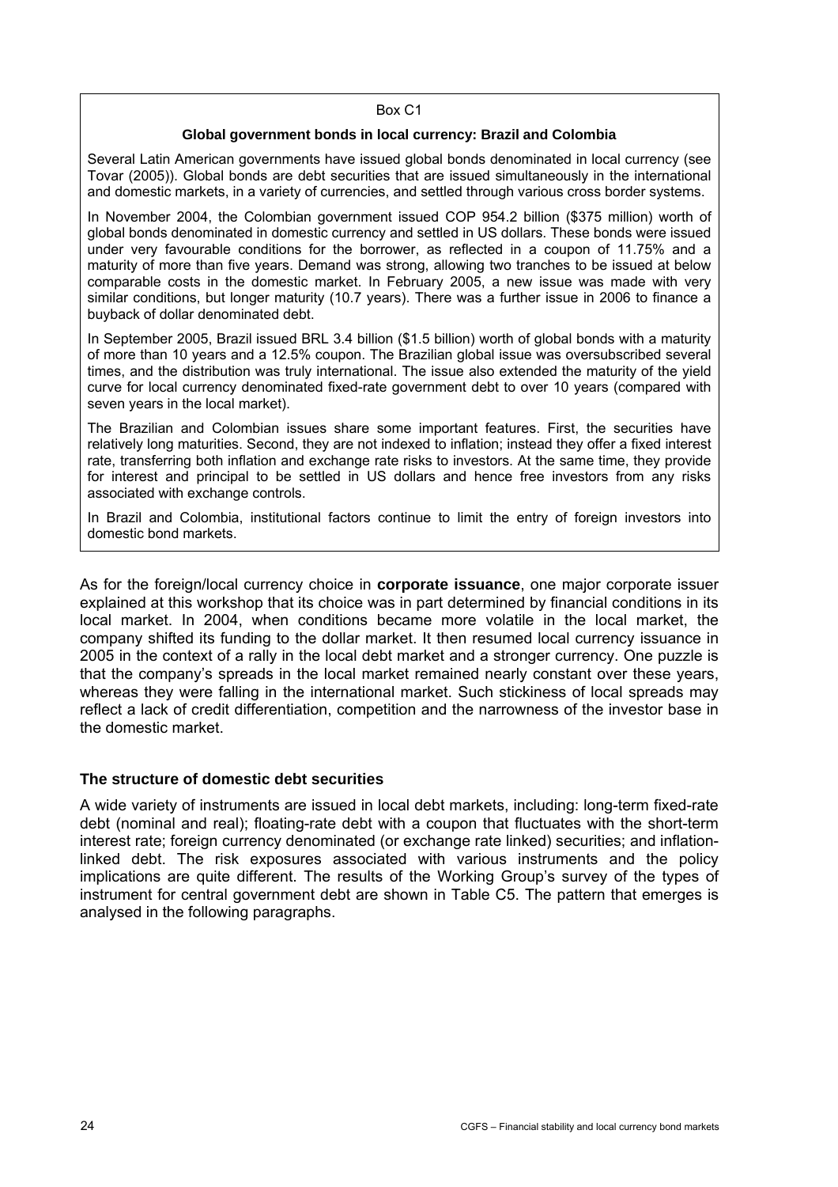Box C1

**Global government bonds in local currency: Brazil and Colombia**

Several Latin American governments have issued global bonds denominated in local currency (see Tovar (2005)). Global bonds are debt securities that are issued simultaneously in the international and domestic markets, in a variety of currencies, and settled through various cross border systems.

In November 2004, the Colombian government issued COP 954.2 billion ($375 million) worth of global bonds denominated in domestic currency and settled in US dollars. These bonds were issued under very favourable conditions for the borrower, as reflected in a coupon of 11.75% and a maturity of more than five years. Demand was strong, allowing two tranches to be issued at below comparable costs in the domestic market. In February 2005, a new issue was made with very similar conditions, but longer maturity (10.7 years). There was a further issue in 2006 to finance a buyback of dollar denominated debt.

In September 2005, Brazil issued BRL 3.4 billion ($1.5 billion) worth of global bonds with a maturity of more than 10 years and a 12.5% coupon. The Brazilian global issue was oversubscribed several times, and the distribution was truly international. The issue also extended the maturity of the yield curve for local currency denominated fixed-rate government debt to over 10 years (compared with seven years in the local market).

The Brazilian and Colombian issues share some important features. First, the securities have relatively long maturities. Second, they are not indexed to inflation; instead they offer a fixed interest rate, transferring both inflation and exchange rate risks to investors. At the same time, they provide for interest and principal to be settled in US dollars and hence free investors from any risks associated with exchange controls.

In Brazil and Colombia, institutional factors continue to limit the entry of foreign investors into domestic bond markets.

As for the foreign/local currency choice in **corporate issuance**, one major corporate issuer explained at this workshop that its choice was in part determined by financial conditions in its local market. In 2004, when conditions became more volatile in the local market, the company shifted its funding to the dollar market. It then resumed local currency issuance in 2005 in the context of a rally in the local debt market and a stronger currency. One puzzle is that the company's spreads in the local market remained nearly constant over these years, whereas they were falling in the international market. Such stickiness of local spreads may reflect a lack of credit differentiation, competition and the narrowness of the investor base in the domestic market.

### The structure of domestic debt securities

A wide variety of instruments are issued in local debt markets, including: long-term fixed-rate debt (nominal and real); floating-rate debt with a coupon that fluctuates with the short-term interest rate; foreign currency denominated (or exchange rate linked) securities; and inflation-linked debt. The risk exposures associated with various instruments and the policy implications are quite different. The results of the Working Group's survey of the types of instrument for central government debt are shown in Table C5. The pattern that emerges is analysed in the following paragraphs.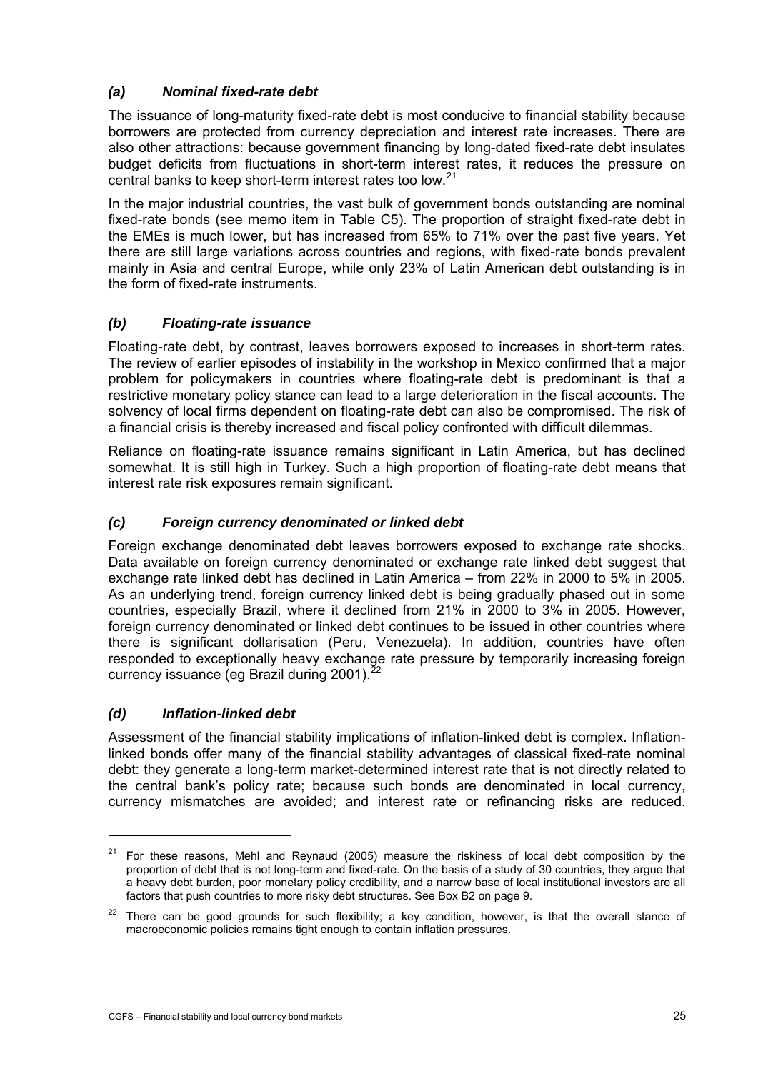### *(a) Nominal fixed-rate debt*

The issuance of long-maturity fixed-rate debt is most conducive to financial stability because borrowers are protected from currency depreciation and interest rate increases. There are also other attractions: because government financing by long-dated fixed-rate debt insulates budget deficits from fluctuations in short-term interest rates, it reduces the pressure on central banks to keep short-term interest rates too low.[21]

In the major industrial countries, the vast bulk of government bonds outstanding are nominal fixed-rate bonds (see memo item in Table C5). The proportion of straight fixed-rate debt in the EMEs is much lower, but has increased from 65% to 71% over the past five years. Yet there are still large variations across countries and regions, with fixed-rate bonds prevalent mainly in Asia and central Europe, while only 23% of Latin American debt outstanding is in the form of fixed-rate instruments.

### *(b) Floating-rate issuance*

Floating-rate debt, by contrast, leaves borrowers exposed to increases in short-term rates. The review of earlier episodes of instability in the workshop in Mexico confirmed that a major problem for policymakers in countries where floating-rate debt is predominant is that a restrictive monetary policy stance can lead to a large deterioration in the fiscal accounts. The solvency of local firms dependent on floating-rate debt can also be compromised. The risk of a financial crisis is thereby increased and fiscal policy confronted with difficult dilemmas.

Reliance on floating-rate issuance remains significant in Latin America, but has declined somewhat. It is still high in Turkey. Such a high proportion of floating-rate debt means that interest rate risk exposures remain significant.

### *(c) Foreign currency denominated or linked debt*

Foreign exchange denominated debt leaves borrowers exposed to exchange rate shocks. Data available on foreign currency denominated or exchange rate linked debt suggest that exchange rate linked debt has declined in Latin America – from 22% in 2000 to 5% in 2005. As an underlying trend, foreign currency linked debt is being gradually phased out in some countries, especially Brazil, where it declined from 21% in 2000 to 3% in 2005. However, foreign currency denominated or linked debt continues to be issued in other countries where there is significant dollarisation (Peru, Venezuela). In addition, countries have often responded to exceptionally heavy exchange rate pressure by temporarily increasing foreign currency issuance (eg Brazil during 2001).[22]

### *(d) Inflation-linked debt*

Assessment of the financial stability implications of inflation-linked debt is complex. Inflation-linked bonds offer many of the financial stability advantages of classical fixed-rate nominal debt: they generate a long-term market-determined interest rate that is not directly related to the central bank's policy rate; because such bonds are denominated in local currency, currency mismatches are avoided; and interest rate or refinancing risks are reduced.

---

[21] For these reasons, Mehl and Reynaud (2005) measure the riskiness of local debt composition by the proportion of debt that is not long-term and fixed-rate. On the basis of a study of 30 countries, they argue that a heavy debt burden, poor monetary policy credibility, and a narrow base of local institutional investors are all factors that push countries to more risky debt structures. See Box B2 on page 9.

[22] There can be good grounds for such flexibility; a key condition, however, is that the overall stance of macroeconomic policies remains tight enough to contain inflation pressures.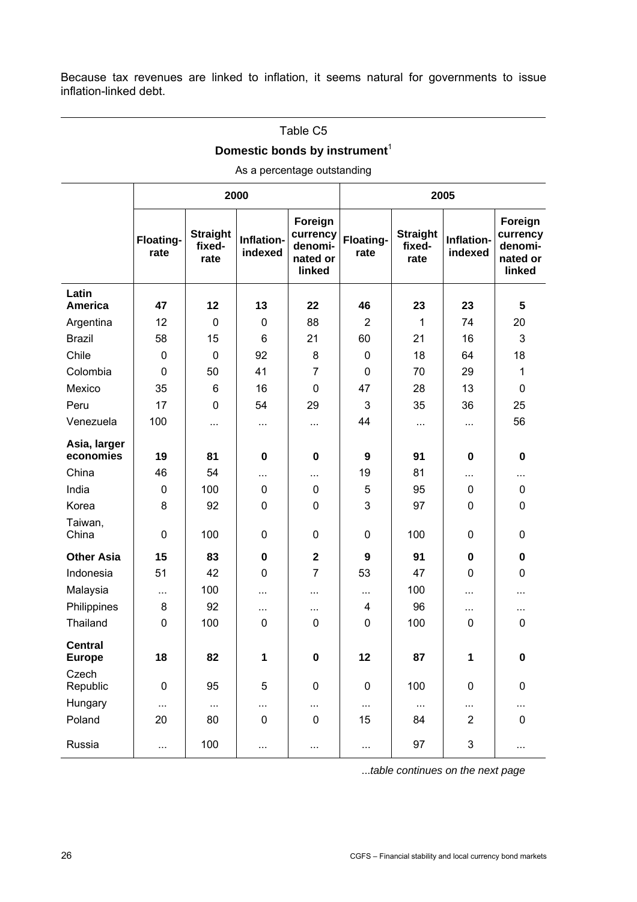Because tax revenues are linked to inflation, it seems natural for governments to issue inflation-linked debt.

Table C5

**Domestic bonds by instrument**[1]

As a percentage outstanding

| | 2000 | | | | 2005 | | | |
|---|---|---|---|---|---|---|---|---|
| | **Floating-rate** | **Straight fixed-rate** | **Inflation-indexed** | **Foreign currency denominated or linked** | **Floating-rate** | **Straight fixed-rate** | **Inflation-indexed** | **Foreign currency denominated or linked** |
| **Latin America** | **47** | **12** | **13** | **22** | **46** | **23** | **23** | **5** |
| Argentina | 12 | 0 | 0 | 88 | 2 | 1 | 74 | 20 |
| Brazil | 58 | 15 | 6 | 21 | 60 | 21 | 16 | 3 |
| Chile | 0 | 0 | 92 | 8 | 0 | 18 | 64 | 18 |
| Colombia | 0 | 50 | 41 | 7 | 0 | 70 | 29 | 1 |
| Mexico | 35 | 6 | 16 | 0 | 47 | 28 | 13 | 0 |
| Peru | 17 | 0 | 54 | 29 | 3 | 35 | 36 | 25 |
| Venezuela | 100 | ... | ... | ... | 44 | ... | ... | 56 |
| **Asia, larger economies** | **19** | **81** | **0** | **0** | **9** | **91** | **0** | **0** |
| China | 46 | 54 | ... | ... | 19 | 81 | ... | ... |
| India | 0 | 100 | 0 | 0 | 5 | 95 | 0 | 0 |
| Korea | 8 | 92 | 0 | 0 | 3 | 97 | 0 | 0 |
| Taiwan, China | 0 | 100 | 0 | 0 | 0 | 100 | 0 | 0 |
| **Other Asia** | **15** | **83** | **0** | **2** | **9** | **91** | **0** | **0** |
| Indonesia | 51 | 42 | 0 | 7 | 53 | 47 | 0 | 0 |
| Malaysia | ... | 100 | ... | ... | ... | 100 | ... | ... |
| Philippines | 8 | 92 | ... | ... | 4 | 96 | ... | ... |
| Thailand | 0 | 100 | 0 | 0 | 0 | 100 | 0 | 0 |
| **Central Europe** | **18** | **82** | **1** | **0** | **12** | **87** | **1** | **0** |
| Czech Republic | 0 | 95 | 5 | 0 | 0 | 100 | 0 | 0 |
| Hungary | ... | ... | ... | ... | ... | ... | ... | ... |
| Poland | 20 | 80 | 0 | 0 | 15 | 84 | 2 | 0 |
| Russia | ... | 100 | ... | ... | ... | 97 | 3 | ... |

*...table continues on the next page*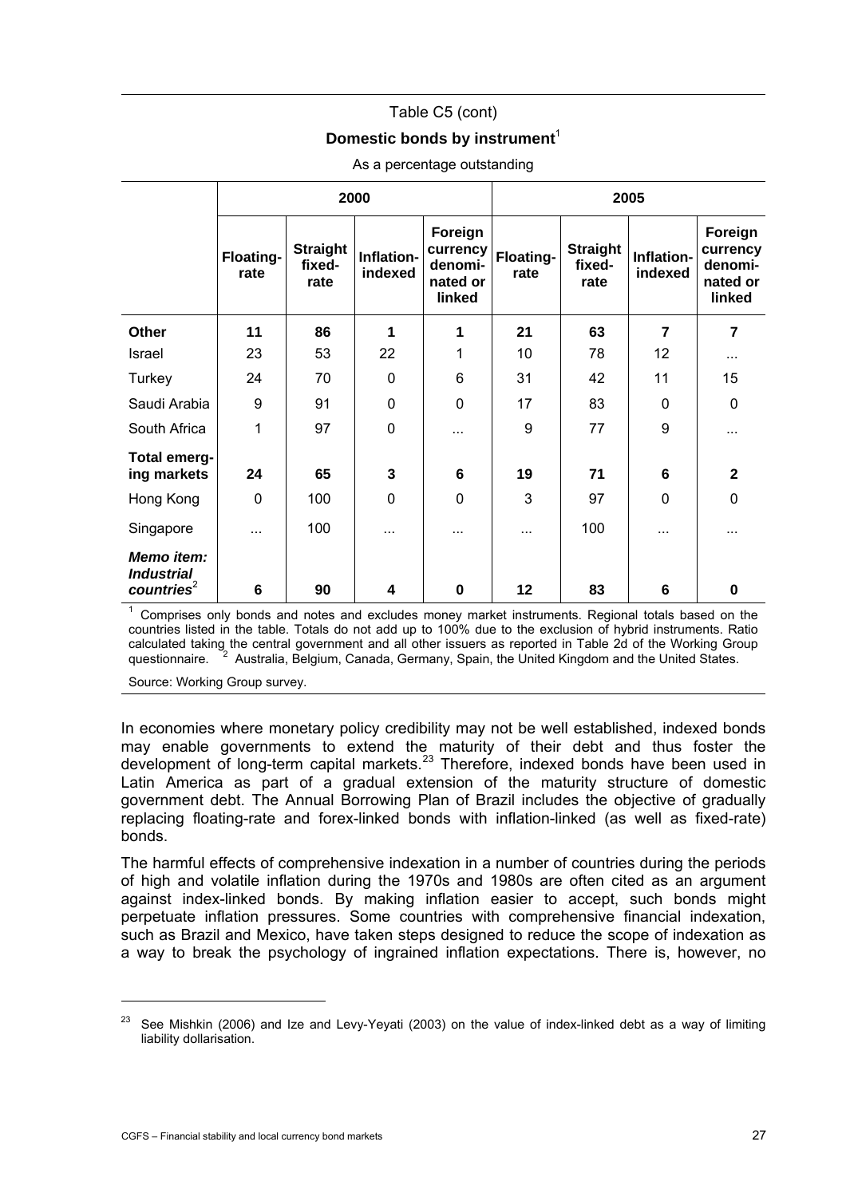Table C5 (cont)

**Domestic bonds by instrument**[1]

As a percentage outstanding

| | 2000 | | | | 2005 | | | |
|---|---|---|---|---|---|---|---|---|
| | Floating-rate | Straight fixed-rate | Inflation-indexed | Foreign currency denominated or linked | Floating-rate | Straight fixed-rate | Inflation-indexed | Foreign currency denominated or linked |
| **Other** | **11** | **86** | **1** | **1** | **21** | **63** | **7** | **7** |
| Israel | 23 | 53 | 22 | 1 | 10 | 78 | 12 | ... |
| Turkey | 24 | 70 | 0 | 6 | 31 | 42 | 11 | 15 |
| Saudi Arabia | 9 | 91 | 0 | 0 | 17 | 83 | 0 | 0 |
| South Africa | 1 | 97 | 0 | ... | 9 | 77 | 9 | ... |
| **Total emerging markets** | **24** | **65** | **3** | **6** | **19** | **71** | **6** | **2** |
| Hong Kong | 0 | 100 | 0 | 0 | 3 | 97 | 0 | 0 |
| Singapore | ... | 100 | ... | ... | ... | 100 | ... | ... |
| ***Memo item: Industrial countries***[2] | **6** | **90** | **4** | **0** | **12** | **83** | **6** | **0** |

[1] Comprises only bonds and notes and excludes money market instruments. Regional totals based on the countries listed in the table. Totals do not add up to 100% due to the exclusion of hybrid instruments. Ratio calculated taking the central government and all other issuers as reported in Table 2d of the Working Group questionnaire. [2] Australia, Belgium, Canada, Germany, Spain, the United Kingdom and the United States.

Source: Working Group survey.

In economies where monetary policy credibility may not be well established, indexed bonds may enable governments to extend the maturity of their debt and thus foster the development of long-term capital markets.[23] Therefore, indexed bonds have been used in Latin America as part of a gradual extension of the maturity structure of domestic government debt. The Annual Borrowing Plan of Brazil includes the objective of gradually replacing floating-rate and forex-linked bonds with inflation-linked (as well as fixed-rate) bonds.

The harmful effects of comprehensive indexation in a number of countries during the periods of high and volatile inflation during the 1970s and 1980s are often cited as an argument against index-linked bonds. By making inflation easier to accept, such bonds might perpetuate inflation pressures. Some countries with comprehensive financial indexation, such as Brazil and Mexico, have taken steps designed to reduce the scope of indexation as a way to break the psychology of ingrained inflation expectations. There is, however, no

[23] See Mishkin (2006) and Ize and Levy-Yeyati (2003) on the value of index-linked debt as a way of limiting liability dollarisation.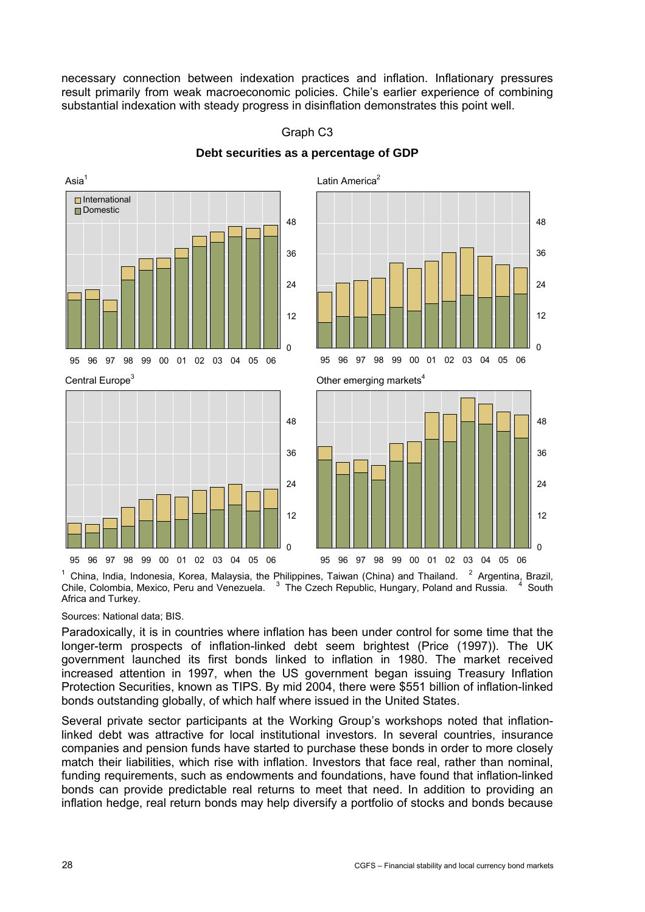necessary connection between indexation practices and inflation. Inflationary pressures result primarily from weak macroeconomic policies. Chile's earlier experience of combining substantial indexation with steady progress in disinflation demonstrates this point well.

Graph C3

**Debt securities as a percentage of GDP**

[1] China, India, Indonesia, Korea, Malaysia, the Philippines, Taiwan (China) and Thailand. [2] Argentina, Brazil, Chile, Colombia, Mexico, Peru and Venezuela. [3] The Czech Republic, Hungary, Poland and Russia. [4] South Africa and Turkey.

Sources: National data; BIS.

Paradoxically, it is in countries where inflation has been under control for some time that the longer-term prospects of inflation-linked debt seem brightest (Price (1997)). The UK government launched its first bonds linked to inflation in 1980. The market received increased attention in 1997, when the US government began issuing Treasury Inflation Protection Securities, known as TIPS. By mid 2004, there were $551 billion of inflation-linked bonds outstanding globally, of which half where issued in the United States.

Several private sector participants at the Working Group's workshops noted that inflation-linked debt was attractive for local institutional investors. In several countries, insurance companies and pension funds have started to purchase these bonds in order to more closely match their liabilities, which rise with inflation. Investors that face real, rather than nominal, funding requirements, such as endowments and foundations, have found that inflation-linked bonds can provide predictable real returns to meet that need. In addition to providing an inflation hedge, real return bonds may help diversify a portfolio of stocks and bonds because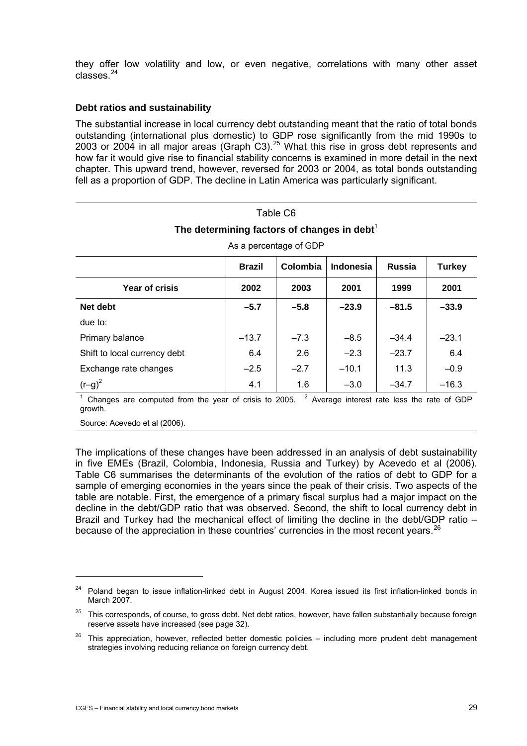they offer low volatility and low, or even negative, correlations with many other asset classes.[24]

### Debt ratios and sustainability

The substantial increase in local currency debt outstanding meant that the ratio of total bonds outstanding (international plus domestic) to GDP rose significantly from the mid 1990s to 2003 or 2004 in all major areas (Graph C3).[25] What this rise in gross debt represents and how far it would give rise to financial stability concerns is examined in more detail in the next chapter. This upward trend, however, reversed for 2003 or 2004, as total bonds outstanding fell as a proportion of GDP. The decline in Latin America was particularly significant.

Table C6

**The determining factors of changes in debt**[1]

As a percentage of GDP

| | **Brazil** | **Colombia** | **Indonesia** | **Russia** | **Turkey** |
|---|---|---|---|---|---|
| **Year of crisis** | **2002** | **2003** | **2001** | **1999** | **2001** |
| **Net debt** | **–5.7** | **–5.8** | **–23.9** | **–81.5** | **–33.9** |
| due to: | | | | | |
| Primary balance | –13.7 | –7.3 | –8.5 | –34.4 | –23.1 |
| Shift to local currency debt | 6.4 | 2.6 | –2.3 | –23.7 | 6.4 |
| Exchange rate changes | –2.5 | –2.7 | –10.1 | 11.3 | –0.9 |
| $(r–g)^2$ | 4.1 | 1.6 | –3.0 | –34.7 | –16.3 |

[1] Changes are computed from the year of crisis to 2005. [2] Average interest rate less the rate of GDP growth.

Source: Acevedo et al (2006).

The implications of these changes have been addressed in an analysis of debt sustainability in five EMEs (Brazil, Colombia, Indonesia, Russia and Turkey) by Acevedo et al (2006). Table C6 summarises the determinants of the evolution of the ratios of debt to GDP for a sample of emerging economies in the years since the peak of their crisis. Two aspects of the table are notable. First, the emergence of a primary fiscal surplus had a major impact on the decline in the debt/GDP ratio that was observed. Second, the shift to local currency debt in Brazil and Turkey had the mechanical effect of limiting the decline in the debt/GDP ratio – because of the appreciation in these countries' currencies in the most recent years.[26]

---

[24] Poland began to issue inflation-linked debt in August 2004. Korea issued its first inflation-linked bonds in March 2007.

[25] This corresponds, of course, to gross debt. Net debt ratios, however, have fallen substantially because foreign reserve assets have increased (see page 32).

[26] This appreciation, however, reflected better domestic policies – including more prudent debt management strategies involving reducing reliance on foreign currency debt.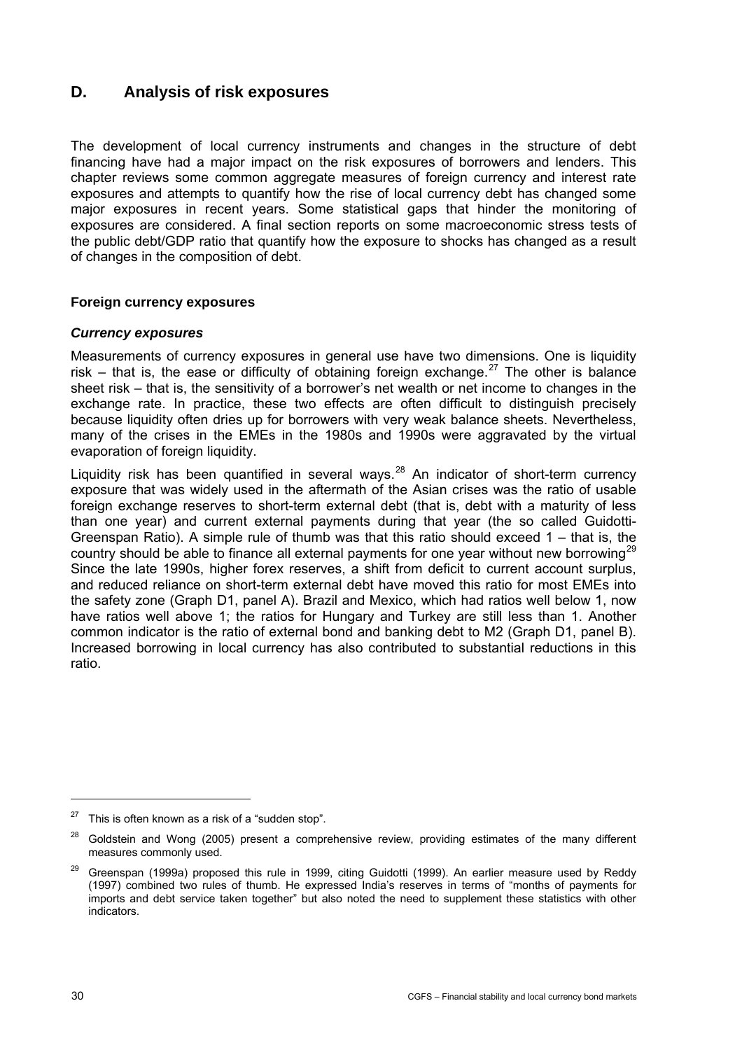## D. Analysis of risk exposures

The development of local currency instruments and changes in the structure of debt financing have had a major impact on the risk exposures of borrowers and lenders. This chapter reviews some common aggregate measures of foreign currency and interest rate exposures and attempts to quantify how the rise of local currency debt has changed some major exposures in recent years. Some statistical gaps that hinder the monitoring of exposures are considered. A final section reports on some macroeconomic stress tests of the public debt/GDP ratio that quantify how the exposure to shocks has changed as a result of changes in the composition of debt.

### Foreign currency exposures

#### *Currency exposures*

Measurements of currency exposures in general use have two dimensions. One is liquidity risk – that is, the ease or difficulty of obtaining foreign exchange.[27] The other is balance sheet risk – that is, the sensitivity of a borrower's net wealth or net income to changes in the exchange rate. In practice, these two effects are often difficult to distinguish precisely because liquidity often dries up for borrowers with very weak balance sheets. Nevertheless, many of the crises in the EMEs in the 1980s and 1990s were aggravated by the virtual evaporation of foreign liquidity.

Liquidity risk has been quantified in several ways.[28] An indicator of short-term currency exposure that was widely used in the aftermath of the Asian crises was the ratio of usable foreign exchange reserves to short-term external debt (that is, debt with a maturity of less than one year) and current external payments during that year (the so called Guidotti-Greenspan Ratio). A simple rule of thumb was that this ratio should exceed 1 – that is, the country should be able to finance all external payments for one year without new borrowing[29] Since the late 1990s, higher forex reserves, a shift from deficit to current account surplus, and reduced reliance on short-term external debt have moved this ratio for most EMEs into the safety zone (Graph D1, panel A). Brazil and Mexico, which had ratios well below 1, now have ratios well above 1; the ratios for Hungary and Turkey are still less than 1. Another common indicator is the ratio of external bond and banking debt to M2 (Graph D1, panel B). Increased borrowing in local currency has also contributed to substantial reductions in this ratio.

---

[27] This is often known as a risk of a "sudden stop".

[28] Goldstein and Wong (2005) present a comprehensive review, providing estimates of the many different measures commonly used.

[29] Greenspan (1999a) proposed this rule in 1999, citing Guidotti (1999). An earlier measure used by Reddy (1997) combined two rules of thumb. He expressed India's reserves in terms of "months of payments for imports and debt service taken together" but also noted the need to supplement these statistics with other indicators.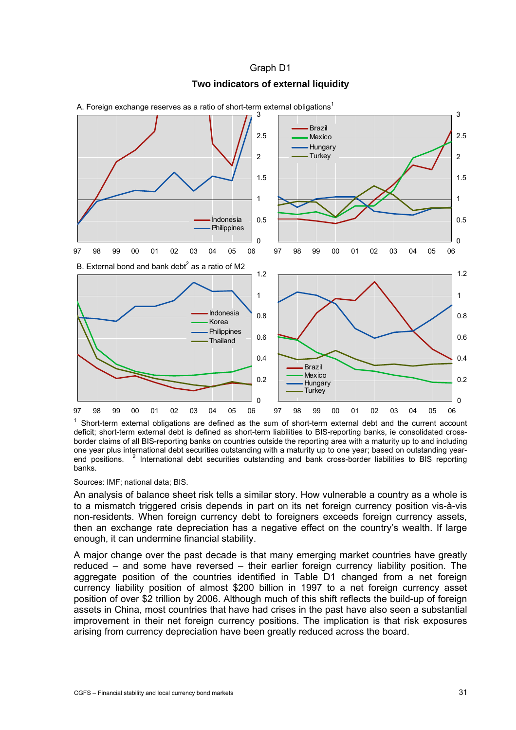Graph D1

**Two indicators of external liquidity**

A. Foreign exchange reserves as a ratio of short-term external obligations[1]

B. External bond and bank debt[2] as a ratio of M2

[1] Short-term external obligations are defined as the sum of short-term external debt and the current account deficit; short-term external debt is defined as short-term liabilities to BIS-reporting banks, ie consolidated cross-border claims of all BIS-reporting banks on countries outside the reporting area with a maturity up to and including one year plus international debt securities outstanding with a maturity up to one year; based on outstanding year-end positions. [2] International debt securities outstanding and bank cross-border liabilities to BIS reporting banks.

Sources: IMF; national data; BIS.

An analysis of balance sheet risk tells a similar story. How vulnerable a country as a whole is to a mismatch triggered crisis depends in part on its net foreign currency position vis-à-vis non-residents. When foreign currency debt to foreigners exceeds foreign currency assets, then an exchange rate depreciation has a negative effect on the country's wealth. If large enough, it can undermine financial stability.

A major change over the past decade is that many emerging market countries have greatly reduced – and some have reversed – their earlier foreign currency liability position. The aggregate position of the countries identified in Table D1 changed from a net foreign currency liability position of almost $200 billion in 1997 to a net foreign currency asset position of over $2 trillion by 2006. Although much of this shift reflects the build-up of foreign assets in China, most countries that have had crises in the past have also seen a substantial improvement in their net foreign currency positions. The implication is that risk exposures arising from currency depreciation have been greatly reduced across the board.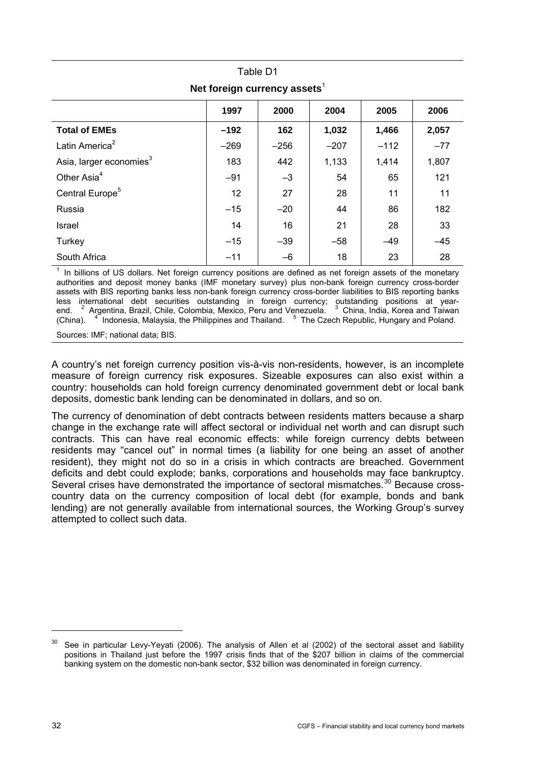Table D1

**Net foreign currency assets**[1]

| | 1997 | 2000 | 2004 | 2005 | 2006 |
|---|---|---|---|---|---|
| **Total of EMEs** | **–192** | **162** | **1,032** | **1,466** | **2,057** |
| Latin America[2] | –269 | –256 | –207 | –112 | –77 |
| Asia, larger economies[3] | 183 | 442 | 1,133 | 1,414 | 1,807 |
| Other Asia[4] | –91 | –3 | 54 | 65 | 121 |
| Central Europe[5] | 12 | 27 | 28 | 11 | 11 |
| Russia | –15 | –20 | 44 | 86 | 182 |
| Israel | 14 | 16 | 21 | 28 | 33 |
| Turkey | –15 | –39 | –58 | –49 | –45 |
| South Africa | –11 | –6 | 18 | 23 | 28 |

[1] In billions of US dollars. Net foreign currency positions are defined as net foreign assets of the monetary authorities and deposit money banks (IMF monetary survey) plus non-bank foreign currency cross-border assets with BIS reporting banks less non-bank foreign currency cross-border liabilities to BIS reporting banks less international debt securities outstanding in foreign currency; outstanding positions at year-end. [2] Argentina, Brazil, Chile, Colombia, Mexico, Peru and Venezuela. [3] China, India, Korea and Taiwan (China). [4] Indonesia, Malaysia, the Philippines and Thailand. [5] The Czech Republic, Hungary and Poland.

Sources: IMF; national data; BIS.

A country's net foreign currency position vis-à-vis non-residents, however, is an incomplete measure of foreign currency risk exposures. Sizeable exposures can also exist within a country: households can hold foreign currency denominated government debt or local bank deposits, domestic bank lending can be denominated in dollars, and so on.

The currency of denomination of debt contracts between residents matters because a sharp change in the exchange rate will affect sectoral or individual net worth and can disrupt such contracts. This can have real economic effects: while foreign currency debts between residents may "cancel out" in normal times (a liability for one being an asset of another resident), they might not do so in a crisis in which contracts are breached. Government deficits and debt could explode; banks, corporations and households may face bankruptcy. Several crises have demonstrated the importance of sectoral mismatches.[30] Because cross-country data on the currency composition of local debt (for example, bonds and bank lending) are not generally available from international sources, the Working Group's survey attempted to collect such data.

[30] See in particular Levy-Yeyati (2006). The analysis of Allen et al (2002) of the sectoral asset and liability positions in Thailand just before the 1997 crisis finds that of the $207 billion in claims of the commercial banking system on the domestic non-bank sector, $32 billion was denominated in foreign currency.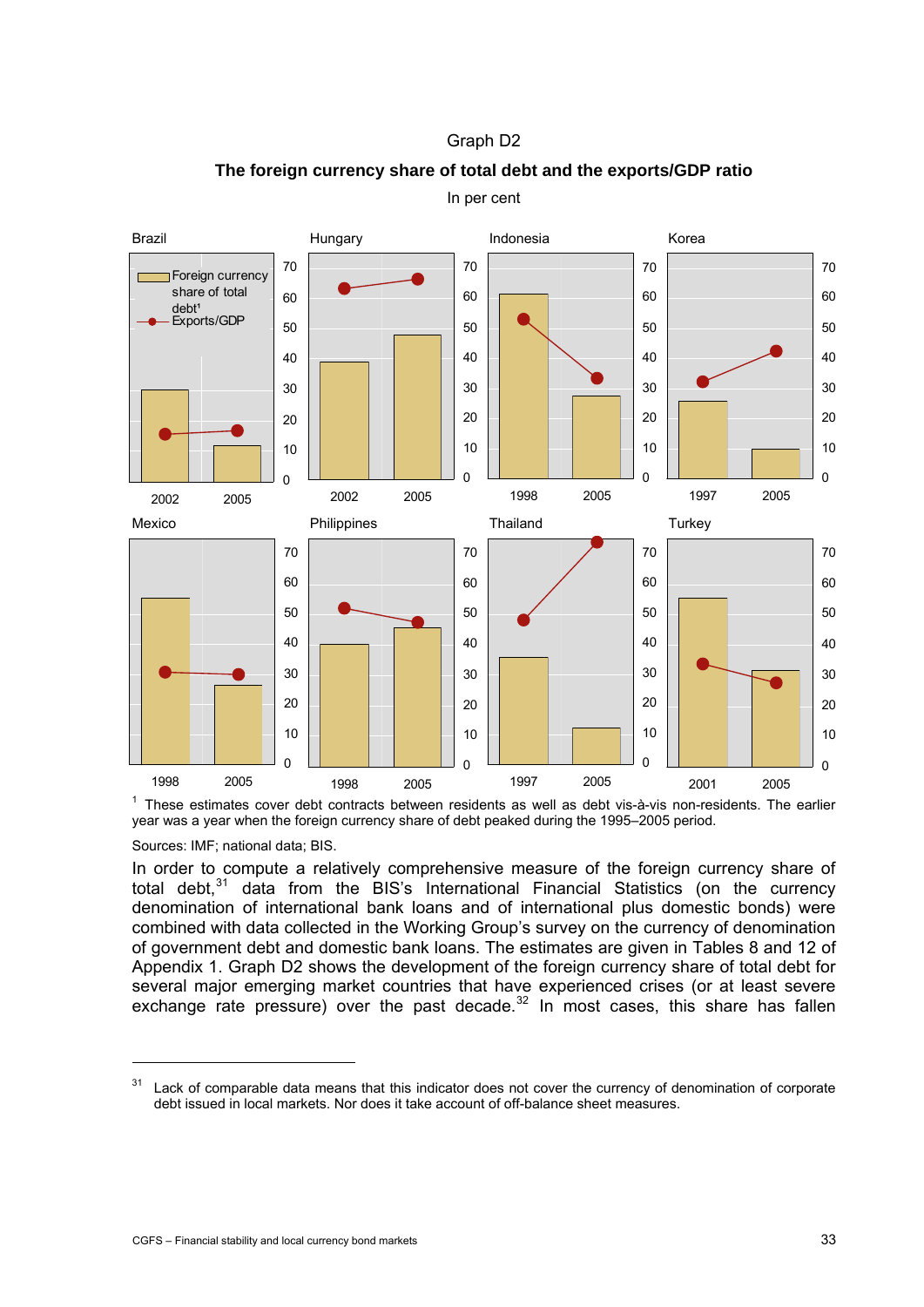Graph D2

**The foreign currency share of total debt and the exports/GDP ratio**

In per cent

Brazil | Hungary | Indonesia | Korea | Mexico | Philippines | Thailand | Turkey

Foreign currency share of total debt[1]

Exports/GDP

[1] These estimates cover debt contracts between residents as well as debt vis-à-vis non-residents. The earlier year was a year when the foreign currency share of debt peaked during the 1995–2005 period.

Sources: IMF; national data; BIS.

In order to compute a relatively comprehensive measure of the foreign currency share of total debt,[31] data from the BIS's International Financial Statistics (on the currency denomination of international bank loans and of international plus domestic bonds) were combined with data collected in the Working Group's survey on the currency of denomination of government debt and domestic bank loans. The estimates are given in Tables 8 and 12 of Appendix 1. Graph D2 shows the development of the foreign currency share of total debt for several major emerging market countries that have experienced crises (or at least severe exchange rate pressure) over the past decade.[32] In most cases, this share has fallen

[31] Lack of comparable data means that this indicator does not cover the currency of denomination of corporate debt issued in local markets. Nor does it take account of off-balance sheet measures.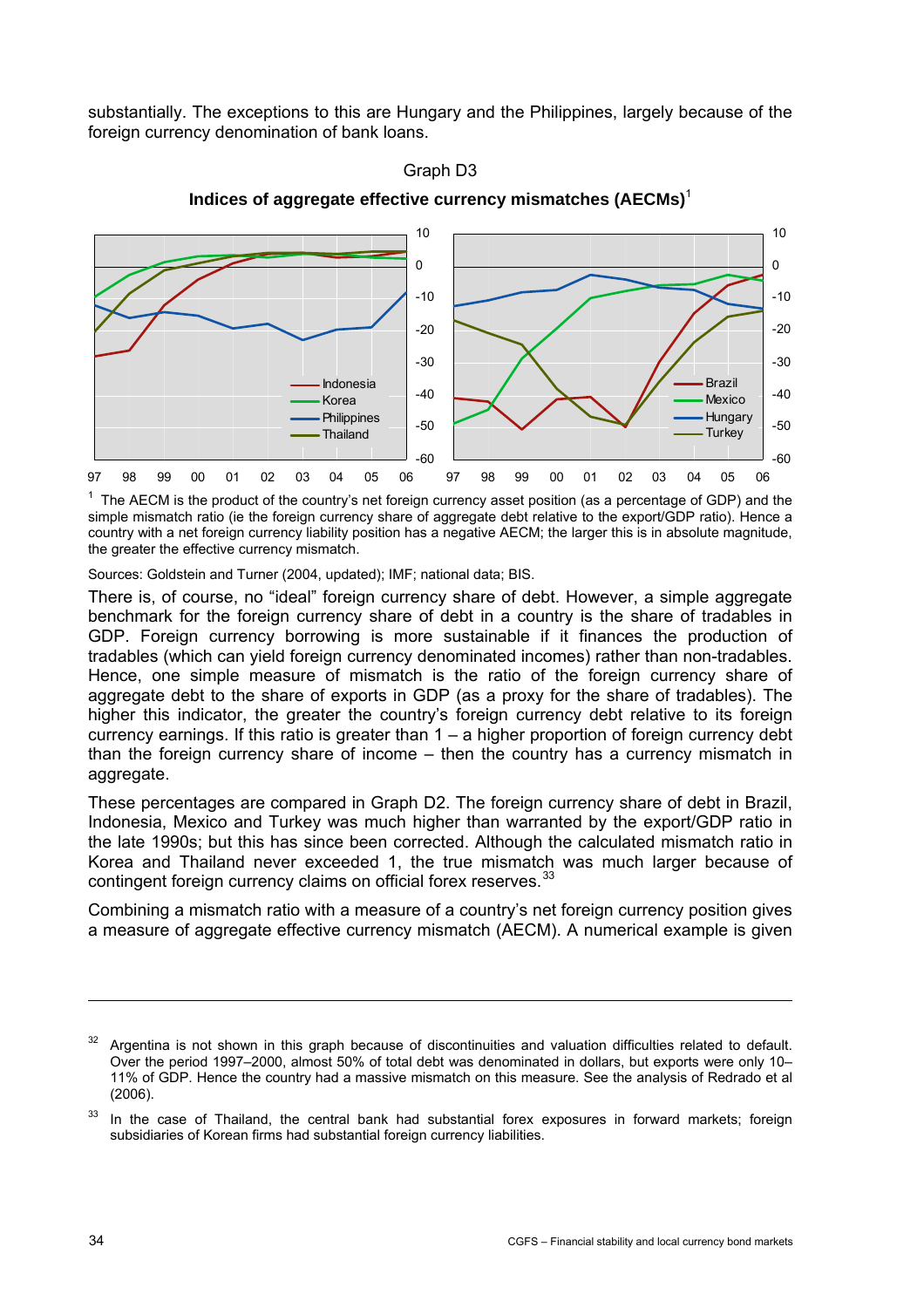substantially. The exceptions to this are Hungary and the Philippines, largely because of the foreign currency denomination of bank loans.

Graph D3

**Indices of aggregate effective currency mismatches (AECMs)**[1]

[1] The AECM is the product of the country's net foreign currency asset position (as a percentage of GDP) and the simple mismatch ratio (ie the foreign currency share of aggregate debt relative to the export/GDP ratio). Hence a country with a net foreign currency liability position has a negative AECM; the larger this is in absolute magnitude, the greater the effective currency mismatch.

Sources: Goldstein and Turner (2004, updated); IMF; national data; BIS.

There is, of course, no "ideal" foreign currency share of debt. However, a simple aggregate benchmark for the foreign currency share of debt in a country is the share of tradables in GDP. Foreign currency borrowing is more sustainable if it finances the production of tradables (which can yield foreign currency denominated incomes) rather than non-tradables. Hence, one simple measure of mismatch is the ratio of the foreign currency share of aggregate debt to the share of exports in GDP (as a proxy for the share of tradables). The higher this indicator, the greater the country's foreign currency debt relative to its foreign currency earnings. If this ratio is greater than 1 – a higher proportion of foreign currency debt than the foreign currency share of income – then the country has a currency mismatch in aggregate.

These percentages are compared in Graph D2. The foreign currency share of debt in Brazil, Indonesia, Mexico and Turkey was much higher than warranted by the export/GDP ratio in the late 1990s; but this has since been corrected. Although the calculated mismatch ratio in Korea and Thailand never exceeded 1, the true mismatch was much larger because of contingent foreign currency claims on official forex reserves.[33]

Combining a mismatch ratio with a measure of a country's net foreign currency position gives a measure of aggregate effective currency mismatch (AECM). A numerical example is given

---

[32] Argentina is not shown in this graph because of discontinuities and valuation difficulties related to default. Over the period 1997–2000, almost 50% of total debt was denominated in dollars, but exports were only 10–11% of GDP. Hence the country had a massive mismatch on this measure. See the analysis of Redrado et al (2006).

[33] In the case of Thailand, the central bank had substantial forex exposures in forward markets; foreign subsidiaries of Korean firms had substantial foreign currency liabilities.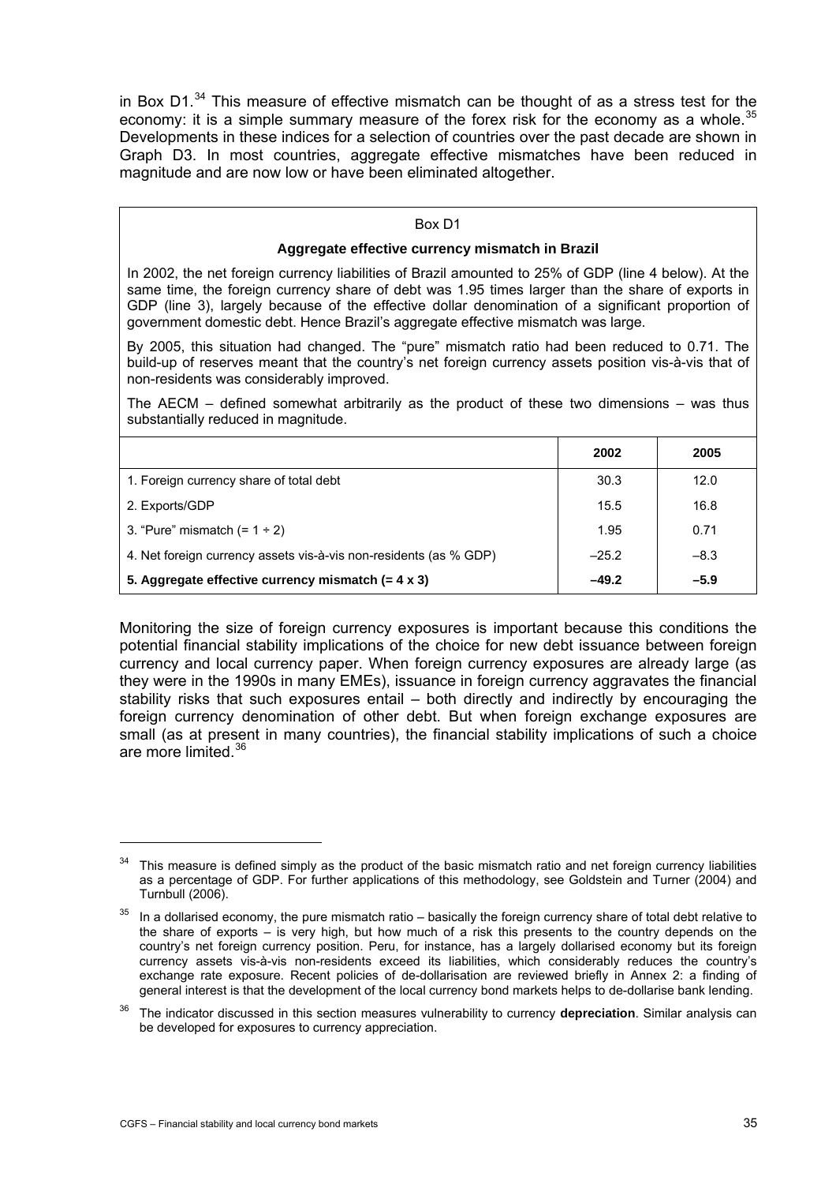in Box D1.[34] This measure of effective mismatch can be thought of as a stress test for the economy: it is a simple summary measure of the forex risk for the economy as a whole.[35] Developments in these indices for a selection of countries over the past decade are shown in Graph D3. In most countries, aggregate effective mismatches have been reduced in magnitude and are now low or have been eliminated altogether.

Box D1

**Aggregate effective currency mismatch in Brazil**

In 2002, the net foreign currency liabilities of Brazil amounted to 25% of GDP (line 4 below). At the same time, the foreign currency share of debt was 1.95 times larger than the share of exports in GDP (line 3), largely because of the effective dollar denomination of a significant proportion of government domestic debt. Hence Brazil's aggregate effective mismatch was large.

By 2005, this situation had changed. The "pure" mismatch ratio had been reduced to 0.71. The build-up of reserves meant that the country's net foreign currency assets position vis-à-vis that of non-residents was considerably improved.

The AECM – defined somewhat arbitrarily as the product of these two dimensions – was thus substantially reduced in magnitude.

| | 2002 | 2005 |
|---|---|---|
| 1. Foreign currency share of total debt | 30.3 | 12.0 |
| 2. Exports/GDP | 15.5 | 16.8 |
| 3. "Pure" mismatch (= 1 ÷ 2) | 1.95 | 0.71 |
| 4. Net foreign currency assets vis-à-vis non-residents (as % GDP) | –25.2 | –8.3 |
| **5. Aggregate effective currency mismatch (= 4 x 3)** | **–49.2** | **–5.9** |

Monitoring the size of foreign currency exposures is important because this conditions the potential financial stability implications of the choice for new debt issuance between foreign currency and local currency paper. When foreign currency exposures are already large (as they were in the 1990s in many EMEs), issuance in foreign currency aggravates the financial stability risks that such exposures entail – both directly and indirectly by encouraging the foreign currency denomination of other debt. But when foreign exchange exposures are small (as at present in many countries), the financial stability implications of such a choice are more limited.[36]

---

[34] This measure is defined simply as the product of the basic mismatch ratio and net foreign currency liabilities as a percentage of GDP. For further applications of this methodology, see Goldstein and Turner (2004) and Turnbull (2006).

[35] In a dollarised economy, the pure mismatch ratio – basically the foreign currency share of total debt relative to the share of exports – is very high, but how much of a risk this presents to the country depends on the country's net foreign currency position. Peru, for instance, has a largely dollarised economy but its foreign currency assets vis-à-vis non-residents exceed its liabilities, which considerably reduces the country's exchange rate exposure. Recent policies of de-dollarisation are reviewed briefly in Annex 2: a finding of general interest is that the development of the local currency bond markets helps to de-dollarise bank lending.

[36] The indicator discussed in this section measures vulnerability to currency **depreciation**. Similar analysis can be developed for exposures to currency appreciation.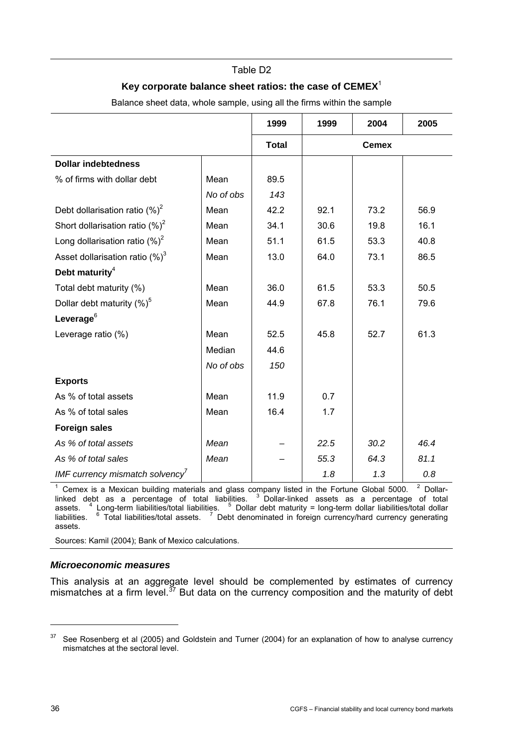Table D2

**Key corporate balance sheet ratios: the case of CEMEX**[1]

Balance sheet data, whole sample, using all the firms within the sample

| | | 1999 | 1999 | 2004 | 2005 |
|---|---|---|---|---|---|
| | | **Total** | **Cemex** | | |
| **Dollar indebtedness** | | | | | |
| % of firms with dollar debt | Mean | 89.5 | | | |
| | *No of obs* | *143* | | | |
| Debt dollarisation ratio (%)[2] | Mean | 42.2 | 92.1 | 73.2 | 56.9 |
| Short dollarisation ratio (%)[2] | Mean | 34.1 | 30.6 | 19.8 | 16.1 |
| Long dollarisation ratio (%)[2] | Mean | 51.1 | 61.5 | 53.3 | 40.8 |
| Asset dollarisation ratio (%)[3] | Mean | 13.0 | 64.0 | 73.1 | 86.5 |
| **Debt maturity**[4] | | | | | |
| Total debt maturity (%) | Mean | 36.0 | 61.5 | 53.3 | 50.5 |
| Dollar debt maturity (%)[5] | Mean | 44.9 | 67.8 | 76.1 | 79.6 |
| **Leverage**[6] | | | | | |
| Leverage ratio (%) | Mean | 52.5 | 45.8 | 52.7 | 61.3 |
| | Median | 44.6 | | | |
| | *No of obs* | *150* | | | |
| **Exports** | | | | | |
| As % of total assets | Mean | 11.9 | 0.7 | | |
| As % of total sales | Mean | 16.4 | 1.7 | | |
| **Foreign sales** | | | | | |
| *As % of total assets* | *Mean* | – | *22.5* | *30.2* | *46.4* |
| *As % of total sales* | *Mean* | – | *55.3* | *64.3* | *81.1* |
| *IMF currency mismatch solvency*[7] | | | *1.8* | *1.3* | *0.8* |

[1] Cemex is a Mexican building materials and glass company listed in the Fortune Global 5000. [2] Dollar-linked debt as a percentage of total liabilities. [3] Dollar-linked assets as a percentage of total assets. [4] Long-term liabilities/total liabilities. [5] Dollar debt maturity = long-term dollar liabilities/total dollar liabilities. [6] Total liabilities/total assets. [7] Debt denominated in foreign currency/hard currency generating assets.

Sources: Kamil (2004); Bank of Mexico calculations.

#### *Microeconomic measures*

This analysis at an aggregate level should be complemented by estimates of currency mismatches at a firm level.[37] But data on the currency composition and the maturity of debt

[37] See Rosenberg et al (2005) and Goldstein and Turner (2004) for an explanation of how to analyse currency mismatches at the sectoral level.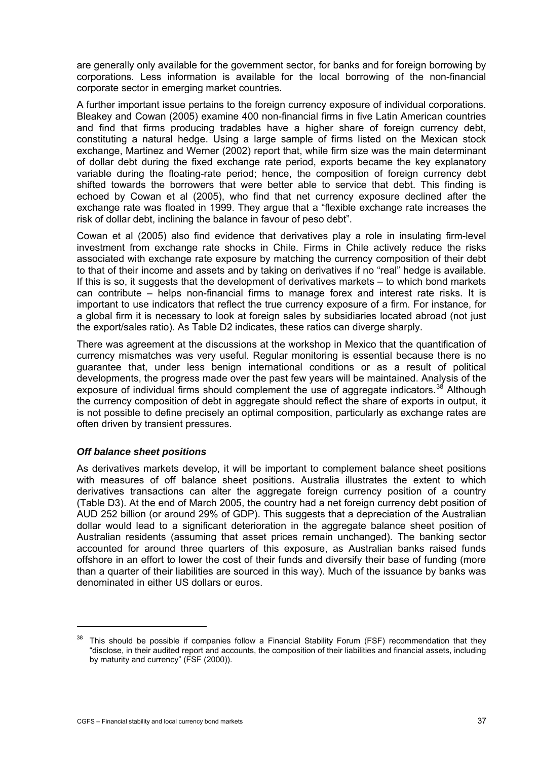are generally only available for the government sector, for banks and for foreign borrowing by corporations. Less information is available for the local borrowing of the non-financial corporate sector in emerging market countries.

A further important issue pertains to the foreign currency exposure of individual corporations. Bleakey and Cowan (2005) examine 400 non-financial firms in five Latin American countries and find that firms producing tradables have a higher share of foreign currency debt, constituting a natural hedge. Using a large sample of firms listed on the Mexican stock exchange, Martinez and Werner (2002) report that, while firm size was the main determinant of dollar debt during the fixed exchange rate period, exports became the key explanatory variable during the floating-rate period; hence, the composition of foreign currency debt shifted towards the borrowers that were better able to service that debt. This finding is echoed by Cowan et al (2005), who find that net currency exposure declined after the exchange rate was floated in 1999. They argue that a "flexible exchange rate increases the risk of dollar debt, inclining the balance in favour of peso debt".

Cowan et al (2005) also find evidence that derivatives play a role in insulating firm-level investment from exchange rate shocks in Chile. Firms in Chile actively reduce the risks associated with exchange rate exposure by matching the currency composition of their debt to that of their income and assets and by taking on derivatives if no "real" hedge is available. If this is so, it suggests that the development of derivatives markets – to which bond markets can contribute – helps non-financial firms to manage forex and interest rate risks. It is important to use indicators that reflect the true currency exposure of a firm. For instance, for a global firm it is necessary to look at foreign sales by subsidiaries located abroad (not just the export/sales ratio). As Table D2 indicates, these ratios can diverge sharply.

There was agreement at the discussions at the workshop in Mexico that the quantification of currency mismatches was very useful. Regular monitoring is essential because there is no guarantee that, under less benign international conditions or as a result of political developments, the progress made over the past few years will be maintained. Analysis of the exposure of individual firms should complement the use of aggregate indicators.[38] Although the currency composition of debt in aggregate should reflect the share of exports in output, it is not possible to define precisely an optimal composition, particularly as exchange rates are often driven by transient pressures.

### *Off balance sheet positions*

As derivatives markets develop, it will be important to complement balance sheet positions with measures of off balance sheet positions. Australia illustrates the extent to which derivatives transactions can alter the aggregate foreign currency position of a country (Table D3). At the end of March 2005, the country had a net foreign currency debt position of AUD 252 billion (or around 29% of GDP). This suggests that a depreciation of the Australian dollar would lead to a significant deterioration in the aggregate balance sheet position of Australian residents (assuming that asset prices remain unchanged). The banking sector accounted for around three quarters of this exposure, as Australian banks raised funds offshore in an effort to lower the cost of their funds and diversify their base of funding (more than a quarter of their liabilities are sourced in this way). Much of the issuance by banks was denominated in either US dollars or euros.

---

[38] This should be possible if companies follow a Financial Stability Forum (FSF) recommendation that they "disclose, in their audited report and accounts, the composition of their liabilities and financial assets, including by maturity and currency" (FSF (2000)).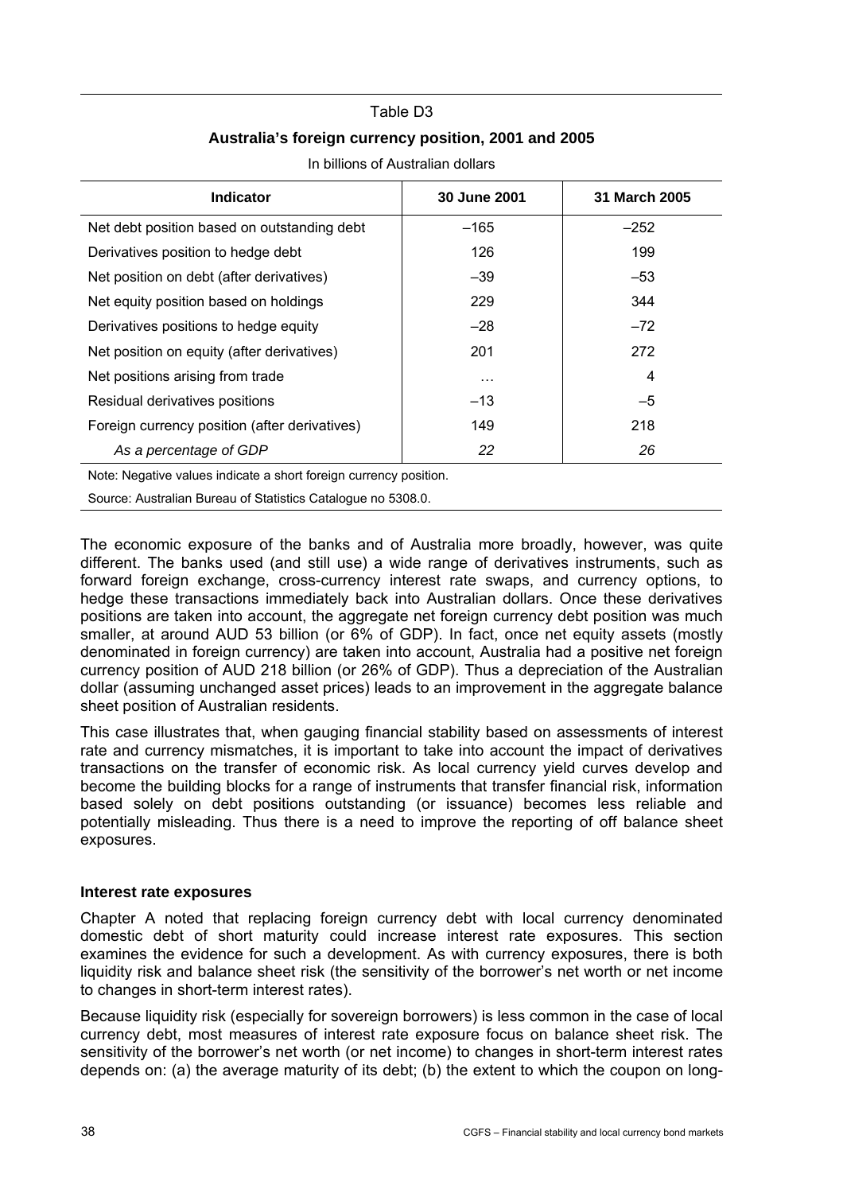Table D3

**Australia's foreign currency position, 2001 and 2005**

In billions of Australian dollars

| Indicator | 30 June 2001 | 31 March 2005 |
|---|---|---|
| Net debt position based on outstanding debt | –165 | –252 |
| Derivatives position to hedge debt | 126 | 199 |
| Net position on debt (after derivatives) | –39 | –53 |
| Net equity position based on holdings | 229 | 344 |
| Derivatives positions to hedge equity | –28 | –72 |
| Net position on equity (after derivatives) | 201 | 272 |
| Net positions arising from trade | … | 4 |
| Residual derivatives positions | –13 | –5 |
| Foreign currency position (after derivatives) | 149 | 218 |
| *As a percentage of GDP* | *22* | *26* |

Note: Negative values indicate a short foreign currency position.

Source: Australian Bureau of Statistics Catalogue no 5308.0.

The economic exposure of the banks and of Australia more broadly, however, was quite different. The banks used (and still use) a wide range of derivatives instruments, such as forward foreign exchange, cross-currency interest rate swaps, and currency options, to hedge these transactions immediately back into Australian dollars. Once these derivatives positions are taken into account, the aggregate net foreign currency debt position was much smaller, at around AUD 53 billion (or 6% of GDP). In fact, once net equity assets (mostly denominated in foreign currency) are taken into account, Australia had a positive net foreign currency position of AUD 218 billion (or 26% of GDP). Thus a depreciation of the Australian dollar (assuming unchanged asset prices) leads to an improvement in the aggregate balance sheet position of Australian residents.

This case illustrates that, when gauging financial stability based on assessments of interest rate and currency mismatches, it is important to take into account the impact of derivatives transactions on the transfer of economic risk. As local currency yield curves develop and become the building blocks for a range of instruments that transfer financial risk, information based solely on debt positions outstanding (or issuance) becomes less reliable and potentially misleading. Thus there is a need to improve the reporting of off balance sheet exposures.

### Interest rate exposures

Chapter A noted that replacing foreign currency debt with local currency denominated domestic debt of short maturity could increase interest rate exposures. This section examines the evidence for such a development. As with currency exposures, there is both liquidity risk and balance sheet risk (the sensitivity of the borrower's net worth or net income to changes in short-term interest rates).

Because liquidity risk (especially for sovereign borrowers) is less common in the case of local currency debt, most measures of interest rate exposure focus on balance sheet risk. The sensitivity of the borrower's net worth (or net income) to changes in short-term interest rates depends on: (a) the average maturity of its debt; (b) the extent to which the coupon on long-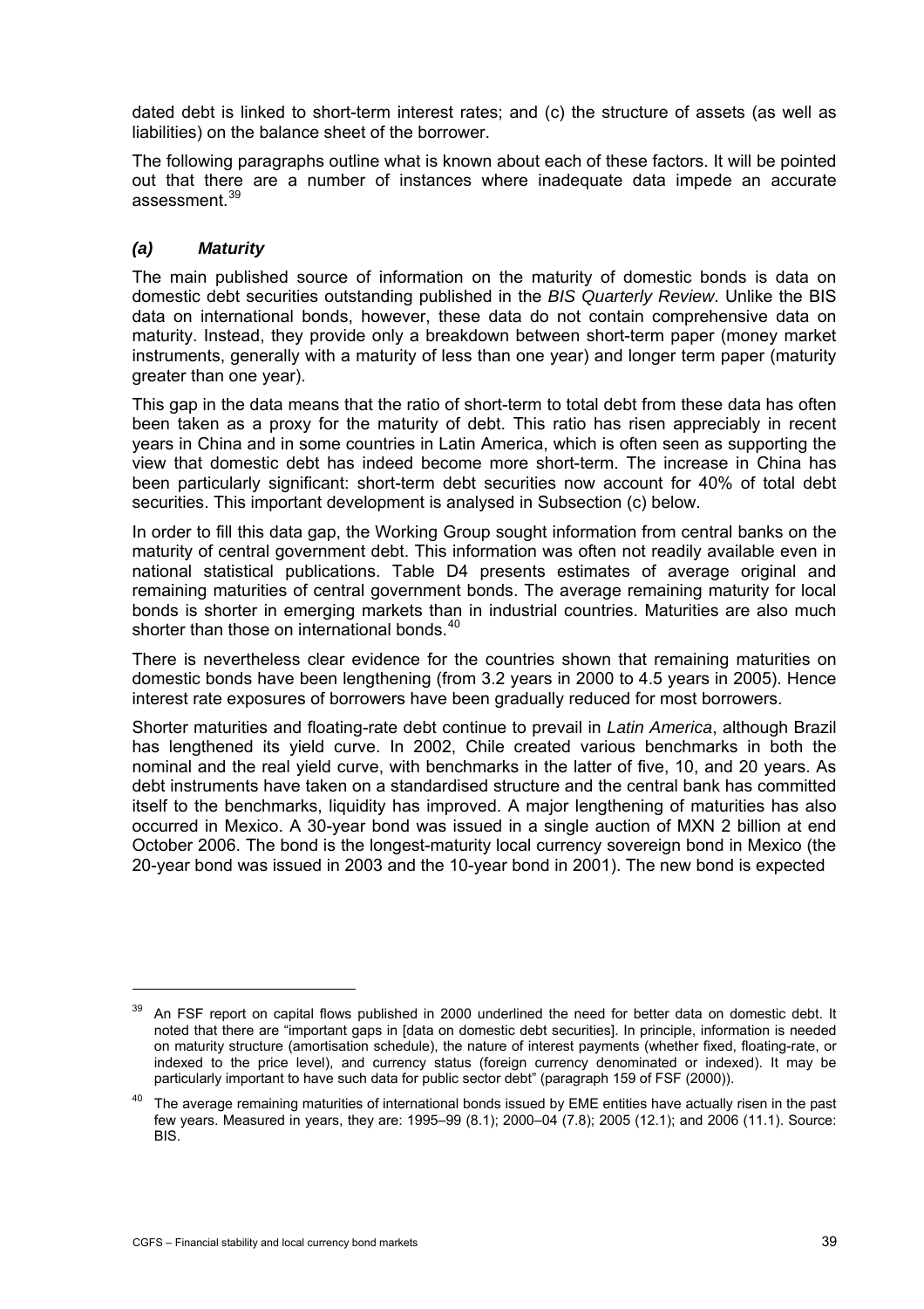dated debt is linked to short-term interest rates; and (c) the structure of assets (as well as liabilities) on the balance sheet of the borrower.

The following paragraphs outline what is known about each of these factors. It will be pointed out that there are a number of instances where inadequate data impede an accurate assessment.[39]

### *(a) Maturity*

The main published source of information on the maturity of domestic bonds is data on domestic debt securities outstanding published in the *BIS Quarterly Review*. Unlike the BIS data on international bonds, however, these data do not contain comprehensive data on maturity. Instead, they provide only a breakdown between short-term paper (money market instruments, generally with a maturity of less than one year) and longer term paper (maturity greater than one year).

This gap in the data means that the ratio of short-term to total debt from these data has often been taken as a proxy for the maturity of debt. This ratio has risen appreciably in recent years in China and in some countries in Latin America, which is often seen as supporting the view that domestic debt has indeed become more short-term. The increase in China has been particularly significant: short-term debt securities now account for 40% of total debt securities. This important development is analysed in Subsection (c) below.

In order to fill this data gap, the Working Group sought information from central banks on the maturity of central government debt. This information was often not readily available even in national statistical publications. Table D4 presents estimates of average original and remaining maturities of central government bonds. The average remaining maturity for local bonds is shorter in emerging markets than in industrial countries. Maturities are also much shorter than those on international bonds.[40]

There is nevertheless clear evidence for the countries shown that remaining maturities on domestic bonds have been lengthening (from 3.2 years in 2000 to 4.5 years in 2005). Hence interest rate exposures of borrowers have been gradually reduced for most borrowers.

Shorter maturities and floating-rate debt continue to prevail in *Latin America*, although Brazil has lengthened its yield curve. In 2002, Chile created various benchmarks in both the nominal and the real yield curve, with benchmarks in the latter of five, 10, and 20 years. As debt instruments have taken on a standardised structure and the central bank has committed itself to the benchmarks, liquidity has improved. A major lengthening of maturities has also occurred in Mexico. A 30-year bond was issued in a single auction of MXN 2 billion at end October 2006. The bond is the longest-maturity local currency sovereign bond in Mexico (the 20-year bond was issued in 2003 and the 10-year bond in 2001). The new bond is expected

---

[39] An FSF report on capital flows published in 2000 underlined the need for better data on domestic debt. It noted that there are "important gaps in [data on domestic debt securities]. In principle, information is needed on maturity structure (amortisation schedule), the nature of interest payments (whether fixed, floating-rate, or indexed to the price level), and currency status (foreign currency denominated or indexed). It may be particularly important to have such data for public sector debt" (paragraph 159 of FSF (2000)).

[40] The average remaining maturities of international bonds issued by EME entities have actually risen in the past few years. Measured in years, they are: 1995–99 (8.1); 2000–04 (7.8); 2005 (12.1); and 2006 (11.1). Source: BIS.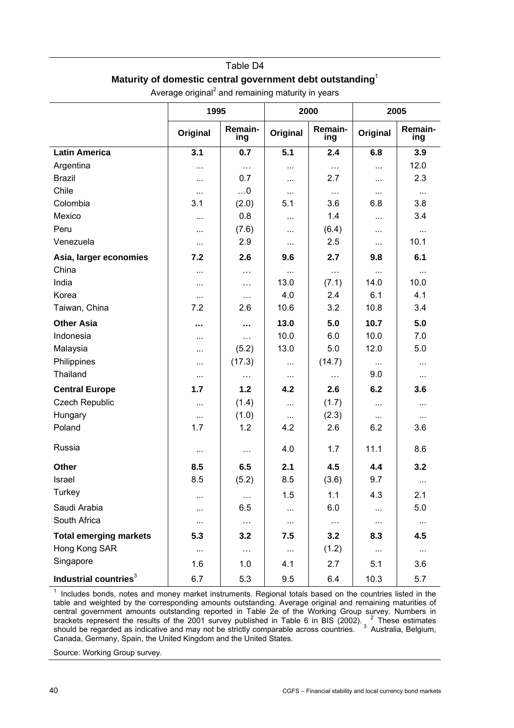Table D4

**Maturity of domestic central government debt outstanding**[1]

Average original[2] and remaining maturity in years

| | 1995 | | 2000 | | 2005 | |
|---|---|---|---|---|---|---|
| | **Original** | **Remain-ing** | **Original** | **Remain-ing** | **Original** | **Remain-ing** |
| **Latin America** | **3.1** | **0.7** | **5.1** | **2.4** | **6.8** | **3.9** |
| Argentina | ... | … | ... | … | ... | 12.0 |
| Brazil | ... | 0.7 | ... | 2.7 | ... | 2.3 |
| Chile | ... | …0 | ... | … | ... | ... |
| Colombia | 3.1 | (2.0) | 5.1 | 3.6 | 6.8 | 3.8 |
| Mexico | ... | 0.8 | ... | 1.4 | ... | 3.4 |
| Peru | ... | (7.6) | ... | (6.4) | ... | ... |
| Venezuela | ... | 2.9 | ... | 2.5 | ... | 10.1 |
| **Asia, larger economies** | **7.2** | **2.6** | **9.6** | **2.7** | **9.8** | **6.1** |
| China | ... | … | ... | … | ... | ... |
| India | ... | … | 13.0 | (7.1) | 14.0 | 10.0 |
| Korea | ... | … | 4.0 | 2.4 | 6.1 | 4.1 |
| Taiwan, China | 7.2 | 2.6 | 10.6 | 3.2 | 10.8 | 3.4 |
| **Other Asia** | **…** | **…** | **13.0** | **5.0** | **10.7** | **5.0** |
| Indonesia | ... | … | 10.0 | 6.0 | 10.0 | 7.0 |
| Malaysia | ... | (5.2) | 13.0 | 5.0 | 12.0 | 5.0 |
| Philippines | ... | (17.3) | ... | (14.7) | ... | ... |
| Thailand | ... | … | ... | … | 9.0 | ... |
| **Central Europe** | **1.7** | **1.2** | **4.2** | **2.6** | **6.2** | **3.6** |
| Czech Republic | ... | (1.4) | ... | (1.7) | ... | ... |
| Hungary | ... | (1.0) | ... | (2.3) | ... | ... |
| Poland | 1.7 | 1.2 | 4.2 | 2.6 | 6.2 | 3.6 |
| Russia | ... | … | 4.0 | 1.7 | 11.1 | 8.6 |
| **Other** | **8.5** | **6.5** | **2.1** | **4.5** | **4.4** | **3.2** |
| Israel | 8.5 | (5.2) | 8.5 | (3.6) | 9.7 | ... |
| Turkey | ... | … | 1.5 | 1.1 | 4.3 | 2.1 |
| Saudi Arabia | ... | 6.5 | ... | 6.0 | ... | 5.0 |
| South Africa | ... | … | ... | … | ... | ... |
| **Total emerging markets** | **5.3** | **3.2** | **7.5** | **3.2** | **8.3** | **4.5** |
| Hong Kong SAR | ... | … | ... | (1.2) | ... | ... |
| Singapore | 1.6 | 1.0 | 4.1 | 2.7 | 5.1 | 3.6 |
| **Industrial countries**[3] | 6.7 | 5.3 | 9.5 | 6.4 | 10.3 | 5.7 |

[1] Includes bonds, notes and money market instruments. Regional totals based on the countries listed in the table and weighted by the corresponding amounts outstanding. Average original and remaining maturities of central government amounts outstanding reported in Table 2e of the Working Group survey. Numbers in brackets represent the results of the 2001 survey published in Table 6 in BIS (2002). [2] These estimates should be regarded as indicative and may not be strictly comparable across countries. [3] Australia, Belgium, Canada, Germany, Spain, the United Kingdom and the United States.

Source: Working Group survey.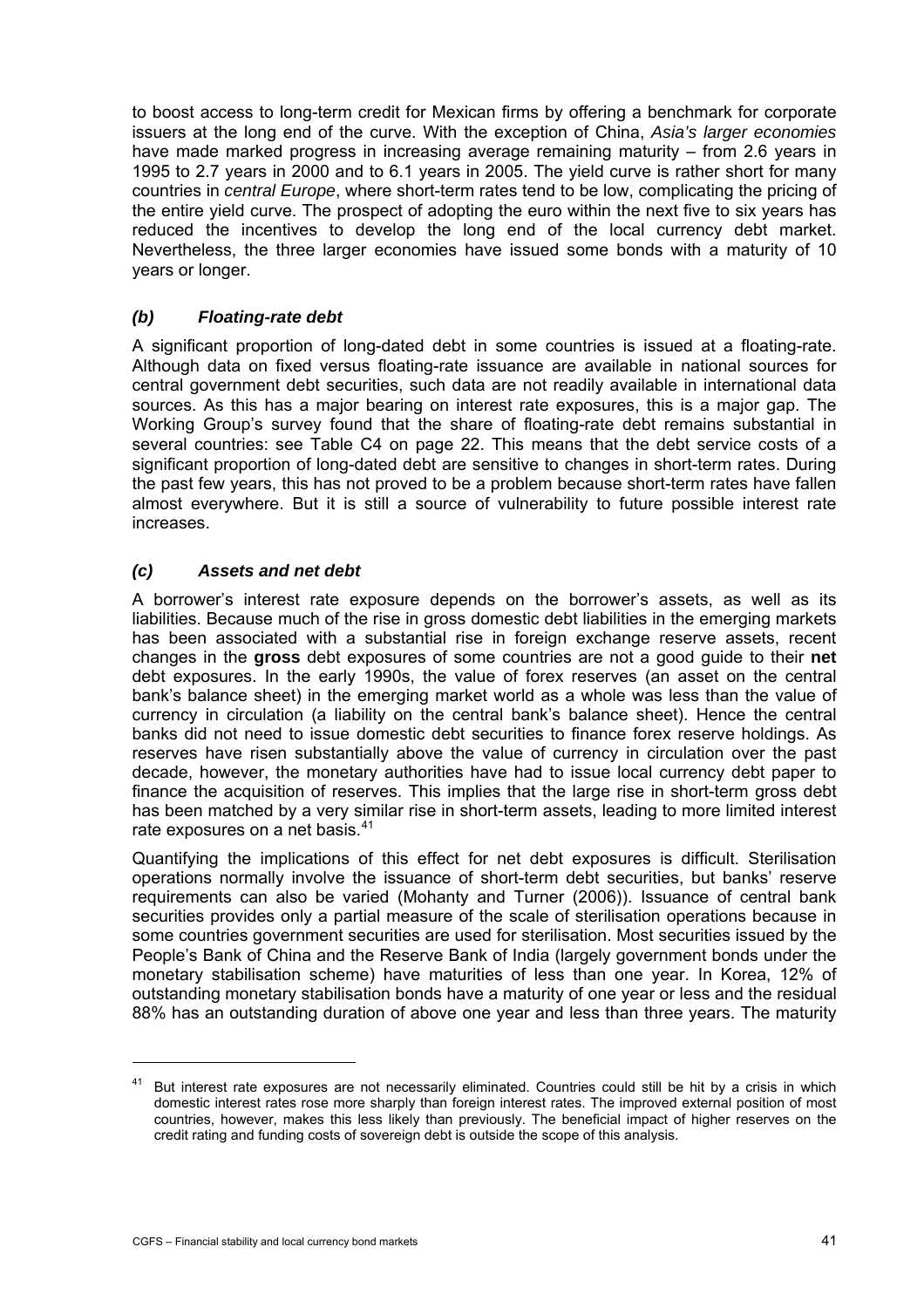to boost access to long-term credit for Mexican firms by offering a benchmark for corporate issuers at the long end of the curve. With the exception of China, *Asia's larger economies* have made marked progress in increasing average remaining maturity – from 2.6 years in 1995 to 2.7 years in 2000 and to 6.1 years in 2005. The yield curve is rather short for many countries in *central Europe*, where short-term rates tend to be low, complicating the pricing of the entire yield curve. The prospect of adopting the euro within the next five to six years has reduced the incentives to develop the long end of the local currency debt market. Nevertheless, the three larger economies have issued some bonds with a maturity of 10 years or longer.

### *(b) Floating-rate debt*

A significant proportion of long-dated debt in some countries is issued at a floating-rate. Although data on fixed versus floating-rate issuance are available in national sources for central government debt securities, such data are not readily available in international data sources. As this has a major bearing on interest rate exposures, this is a major gap. The Working Group's survey found that the share of floating-rate debt remains substantial in several countries: see Table C4 on page 22. This means that the debt service costs of a significant proportion of long-dated debt are sensitive to changes in short-term rates. During the past few years, this has not proved to be a problem because short-term rates have fallen almost everywhere. But it is still a source of vulnerability to future possible interest rate increases.

### *(c) Assets and net debt*

A borrower's interest rate exposure depends on the borrower's assets, as well as its liabilities. Because much of the rise in gross domestic debt liabilities in the emerging markets has been associated with a substantial rise in foreign exchange reserve assets, recent changes in the **gross** debt exposures of some countries are not a good guide to their **net** debt exposures. In the early 1990s, the value of forex reserves (an asset on the central bank's balance sheet) in the emerging market world as a whole was less than the value of currency in circulation (a liability on the central bank's balance sheet). Hence the central banks did not need to issue domestic debt securities to finance forex reserve holdings. As reserves have risen substantially above the value of currency in circulation over the past decade, however, the monetary authorities have had to issue local currency debt paper to finance the acquisition of reserves. This implies that the large rise in short-term gross debt has been matched by a very similar rise in short-term assets, leading to more limited interest rate exposures on a net basis.[41]

Quantifying the implications of this effect for net debt exposures is difficult. Sterilisation operations normally involve the issuance of short-term debt securities, but banks' reserve requirements can also be varied (Mohanty and Turner (2006)). Issuance of central bank securities provides only a partial measure of the scale of sterilisation operations because in some countries government securities are used for sterilisation. Most securities issued by the People's Bank of China and the Reserve Bank of India (largely government bonds under the monetary stabilisation scheme) have maturities of less than one year. In Korea, 12% of outstanding monetary stabilisation bonds have a maturity of one year or less and the residual 88% has an outstanding duration of above one year and less than three years. The maturity

---

[41] But interest rate exposures are not necessarily eliminated. Countries could still be hit by a crisis in which domestic interest rates rose more sharply than foreign interest rates. The improved external position of most countries, however, makes this less likely than previously. The beneficial impact of higher reserves on the credit rating and funding costs of sovereign debt is outside the scope of this analysis.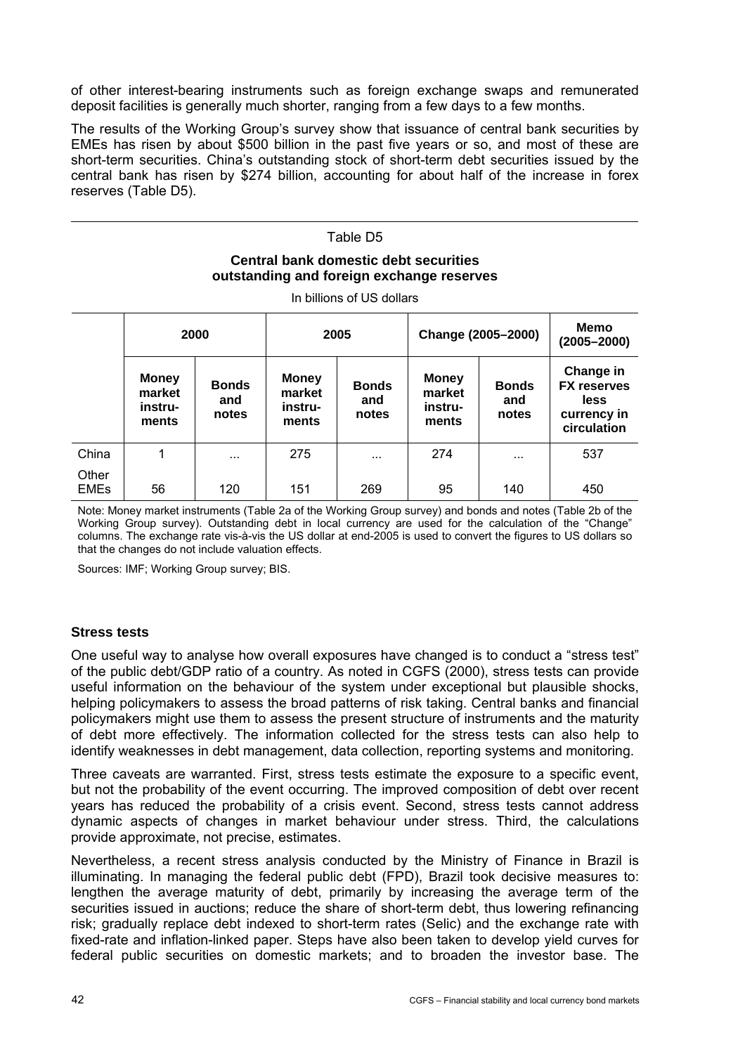of other interest-bearing instruments such as foreign exchange swaps and remunerated deposit facilities is generally much shorter, ranging from a few days to a few months.

The results of the Working Group's survey show that issuance of central bank securities by EMEs has risen by about $500 billion in the past five years or so, and most of these are short-term securities. China's outstanding stock of short-term debt securities issued by the central bank has risen by $274 billion, accounting for about half of the increase in forex reserves (Table D5).

Table D5

**Central bank domestic debt securities outstanding and foreign exchange reserves**

In billions of US dollars

| | 2000 | | 2005 | | Change (2005–2000) | | Memo (2005–2000) |
|---|---|---|---|---|---|---|---|
| | Money market instru-ments | Bonds and notes | Money market instru-ments | Bonds and notes | Money market instru-ments | Bonds and notes | Change in FX reserves less currency in circulation |
| China | 1 | ... | 275 | ... | 274 | ... | 537 |
| Other EMEs | 56 | 120 | 151 | 269 | 95 | 140 | 450 |

Note: Money market instruments (Table 2a of the Working Group survey) and bonds and notes (Table 2b of the Working Group survey). Outstanding debt in local currency are used for the calculation of the "Change" columns. The exchange rate vis-à-vis the US dollar at end-2005 is used to convert the figures to US dollars so that the changes do not include valuation effects.

Sources: IMF; Working Group survey; BIS.

### Stress tests

One useful way to analyse how overall exposures have changed is to conduct a "stress test" of the public debt/GDP ratio of a country. As noted in CGFS (2000), stress tests can provide useful information on the behaviour of the system under exceptional but plausible shocks, helping policymakers to assess the broad patterns of risk taking. Central banks and financial policymakers might use them to assess the present structure of instruments and the maturity of debt more effectively. The information collected for the stress tests can also help to identify weaknesses in debt management, data collection, reporting systems and monitoring.

Three caveats are warranted. First, stress tests estimate the exposure to a specific event, but not the probability of the event occurring. The improved composition of debt over recent years has reduced the probability of a crisis event. Second, stress tests cannot address dynamic aspects of changes in market behaviour under stress. Third, the calculations provide approximate, not precise, estimates.

Nevertheless, a recent stress analysis conducted by the Ministry of Finance in Brazil is illuminating. In managing the federal public debt (FPD), Brazil took decisive measures to: lengthen the average maturity of debt, primarily by increasing the average term of the securities issued in auctions; reduce the share of short-term debt, thus lowering refinancing risk; gradually replace debt indexed to short-term rates (Selic) and the exchange rate with fixed-rate and inflation-linked paper. Steps have also been taken to develop yield curves for federal public securities on domestic markets; and to broaden the investor base. The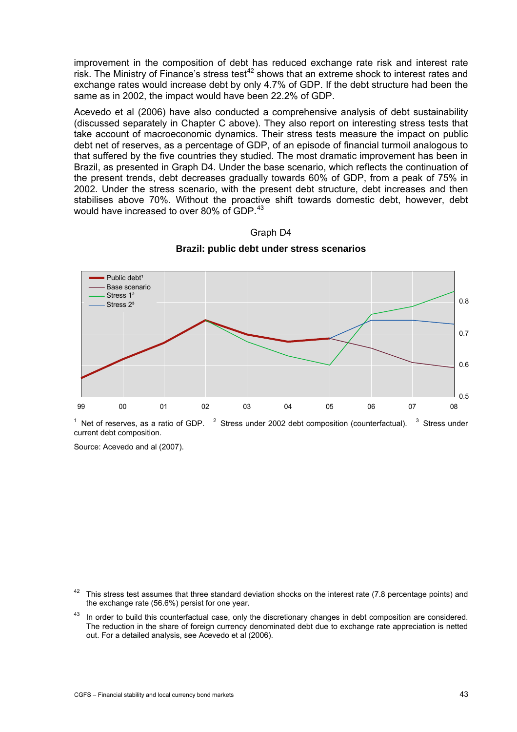improvement in the composition of debt has reduced exchange rate risk and interest rate risk. The Ministry of Finance's stress test[42] shows that an extreme shock to interest rates and exchange rates would increase debt by only 4.7% of GDP. If the debt structure had been the same as in 2002, the impact would have been 22.2% of GDP.

Acevedo et al (2006) have also conducted a comprehensive analysis of debt sustainability (discussed separately in Chapter C above). They also report on interesting stress tests that take account of macroeconomic dynamics. Their stress tests measure the impact on public debt net of reserves, as a percentage of GDP, of an episode of financial turmoil analogous to that suffered by the five countries they studied. The most dramatic improvement has been in Brazil, as presented in Graph D4. Under the base scenario, which reflects the continuation of the present trends, debt decreases gradually towards 60% of GDP, from a peak of 75% in 2002. Under the stress scenario, with the present debt structure, debt increases and then stabilises above 70%. Without the proactive shift towards domestic debt, however, debt would have increased to over 80% of GDP.[43]

Graph D4

**Brazil: public debt under stress scenarios**

[1] Net of reserves, as a ratio of GDP. [2] Stress under 2002 debt composition (counterfactual). [3] Stress under current debt composition.

Source: Acevedo and al (2007).

---

[42] This stress test assumes that three standard deviation shocks on the interest rate (7.8 percentage points) and the exchange rate (56.6%) persist for one year.

[43] In order to build this counterfactual case, only the discretionary changes in debt composition are considered. The reduction in the share of foreign currency denominated debt due to exchange rate appreciation is netted out. For a detailed analysis, see Acevedo et al (2006).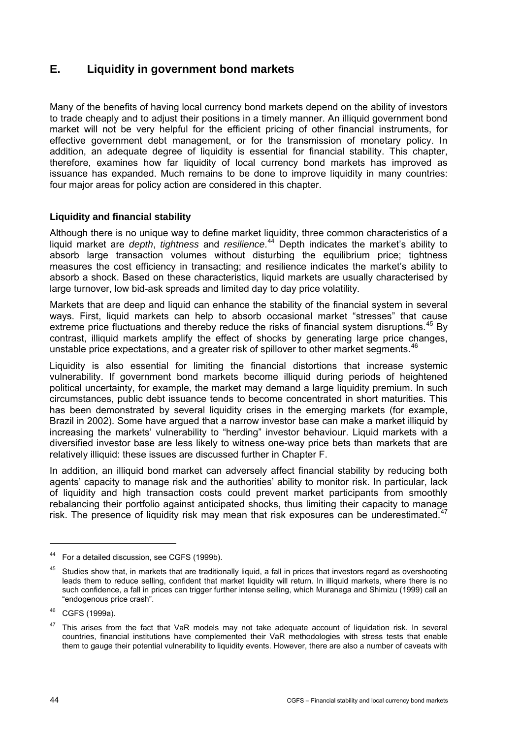## E. Liquidity in government bond markets

Many of the benefits of having local currency bond markets depend on the ability of investors to trade cheaply and to adjust their positions in a timely manner. An illiquid government bond market will not be very helpful for the efficient pricing of other financial instruments, for effective government debt management, or for the transmission of monetary policy. In addition, an adequate degree of liquidity is essential for financial stability. This chapter, therefore, examines how far liquidity of local currency bond markets has improved as issuance has expanded. Much remains to be done to improve liquidity in many countries: four major areas for policy action are considered in this chapter.

### Liquidity and financial stability

Although there is no unique way to define market liquidity, three common characteristics of a liquid market are *depth*, *tightness* and *resilience*.[44] Depth indicates the market's ability to absorb large transaction volumes without disturbing the equilibrium price; tightness measures the cost efficiency in transacting; and resilience indicates the market's ability to absorb a shock. Based on these characteristics, liquid markets are usually characterised by large turnover, low bid-ask spreads and limited day to day price volatility.

Markets that are deep and liquid can enhance the stability of the financial system in several ways. First, liquid markets can help to absorb occasional market "stresses" that cause extreme price fluctuations and thereby reduce the risks of financial system disruptions.[45] By contrast, illiquid markets amplify the effect of shocks by generating large price changes, unstable price expectations, and a greater risk of spillover to other market segments.[46]

Liquidity is also essential for limiting the financial distortions that increase systemic vulnerability. If government bond markets become illiquid during periods of heightened political uncertainty, for example, the market may demand a large liquidity premium. In such circumstances, public debt issuance tends to become concentrated in short maturities. This has been demonstrated by several liquidity crises in the emerging markets (for example, Brazil in 2002). Some have argued that a narrow investor base can make a market illiquid by increasing the markets' vulnerability to "herding" investor behaviour. Liquid markets with a diversified investor base are less likely to witness one-way price bets than markets that are relatively illiquid: these issues are discussed further in Chapter F.

In addition, an illiquid bond market can adversely affect financial stability by reducing both agents' capacity to manage risk and the authorities' ability to monitor risk. In particular, lack of liquidity and high transaction costs could prevent market participants from smoothly rebalancing their portfolio against anticipated shocks, thus limiting their capacity to manage risk. The presence of liquidity risk may mean that risk exposures can be underestimated.[47]

---

[44] For a detailed discussion, see CGFS (1999b).

[45] Studies show that, in markets that are traditionally liquid, a fall in prices that investors regard as overshooting leads them to reduce selling, confident that market liquidity will return. In illiquid markets, where there is no such confidence, a fall in prices can trigger further intense selling, which Muranaga and Shimizu (1999) call an "endogenous price crash".

[46] CGFS (1999a).

[47] This arises from the fact that VaR models may not take adequate account of liquidation risk. In several countries, financial institutions have complemented their VaR methodologies with stress tests that enable them to gauge their potential vulnerability to liquidity events. However, there are also a number of caveats with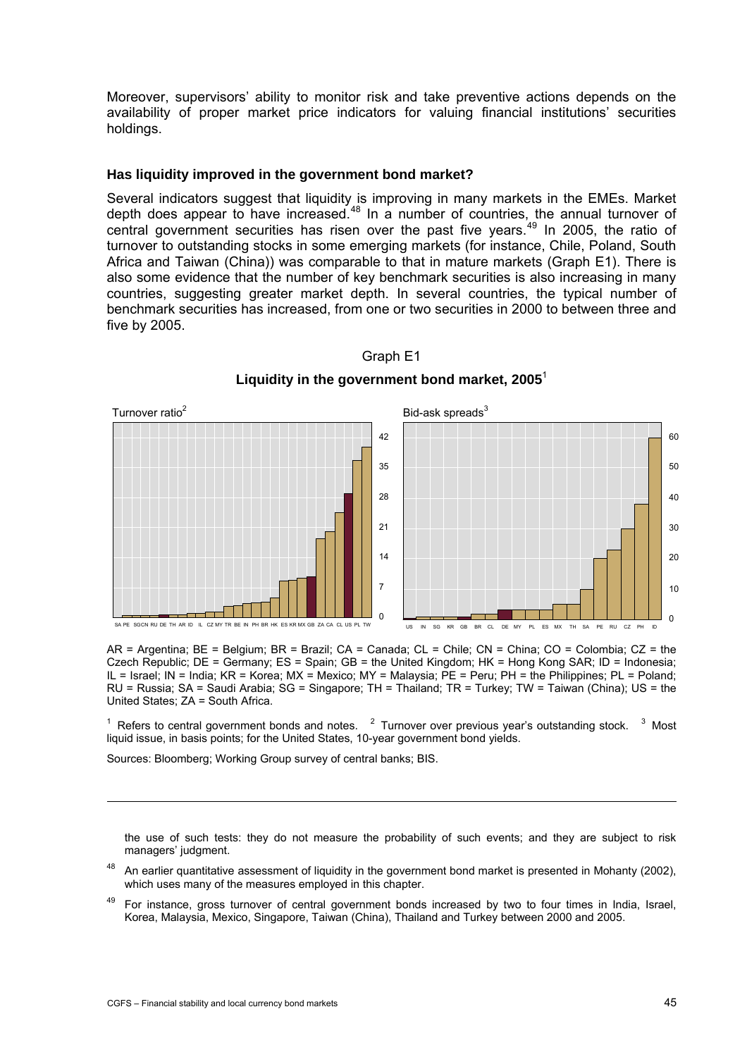Moreover, supervisors' ability to monitor risk and take preventive actions depends on the availability of proper market price indicators for valuing financial institutions' securities holdings.

### Has liquidity improved in the government bond market?

Several indicators suggest that liquidity is improving in many markets in the EMEs. Market depth does appear to have increased.[48] In a number of countries, the annual turnover of central government securities has risen over the past five years.[49] In 2005, the ratio of turnover to outstanding stocks in some emerging markets (for instance, Chile, Poland, South Africa and Taiwan (China)) was comparable to that in mature markets (Graph E1). There is also some evidence that the number of key benchmark securities is also increasing in many countries, suggesting greater market depth. In several countries, the typical number of benchmark securities has increased, from one or two securities in 2000 to between three and five by 2005.

Graph E1

**Liquidity in the government bond market, 2005**[1]

Turnover ratio[2]

SA PE SG CN RU DE TH AR ID IL CZ MY TR BE IN PH BR HK ES KR MX GB ZA CA CL US PL TW

Bid-ask spreads[3]

US IN SG KR GB BR CL DE MY PL ES MX TH SA PE RU CZ PH ID

AR = Argentina; BE = Belgium; BR = Brazil; CA = Canada; CL = Chile; CN = China; CO = Colombia; CZ = the Czech Republic; DE = Germany; ES = Spain; GB = the United Kingdom; HK = Hong Kong SAR; ID = Indonesia; IL = Israel; IN = India; KR = Korea; MX = Mexico; MY = Malaysia; PE = Peru; PH = the Philippines; PL = Poland; RU = Russia; SA = Saudi Arabia; SG = Singapore; TH = Thailand; TR = Turkey; TW = Taiwan (China); US = the United States; ZA = South Africa.

[1] Refers to central government bonds and notes. [2] Turnover over previous year's outstanding stock. [3] Most liquid issue, in basis points; for the United States, 10-year government bond yields.

Sources: Bloomberg; Working Group survey of central banks; BIS.

---

the use of such tests: they do not measure the probability of such events; and they are subject to risk managers' judgment.

[48] An earlier quantitative assessment of liquidity in the government bond market is presented in Mohanty (2002), which uses many of the measures employed in this chapter.

[49] For instance, gross turnover of central government bonds increased by two to four times in India, Israel, Korea, Malaysia, Mexico, Singapore, Taiwan (China), Thailand and Turkey between 2000 and 2005.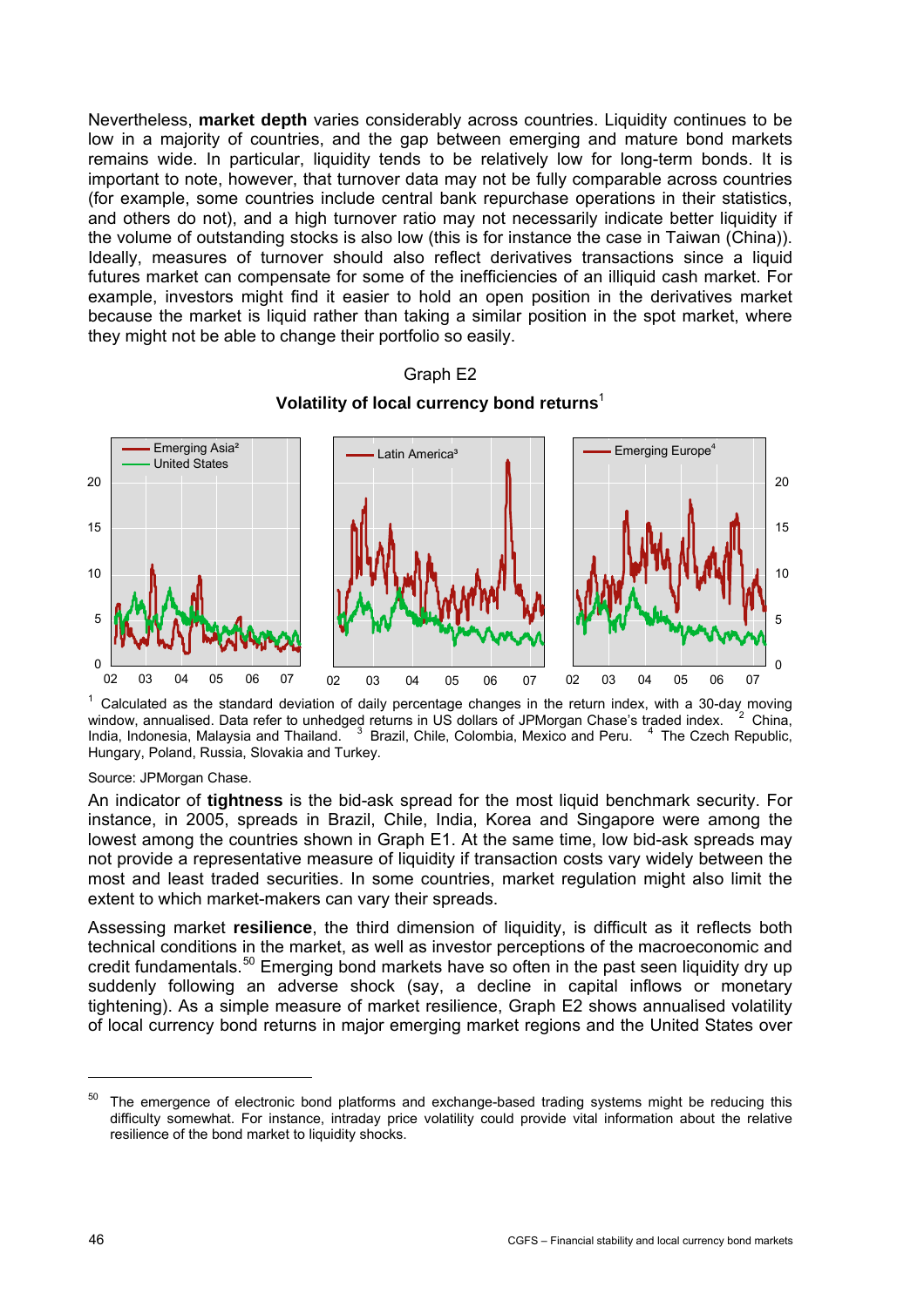Nevertheless, **market depth** varies considerably across countries. Liquidity continues to be low in a majority of countries, and the gap between emerging and mature bond markets remains wide. In particular, liquidity tends to be relatively low for long-term bonds. It is important to note, however, that turnover data may not be fully comparable across countries (for example, some countries include central bank repurchase operations in their statistics, and others do not), and a high turnover ratio may not necessarily indicate better liquidity if the volume of outstanding stocks is also low (this is for instance the case in Taiwan (China)). Ideally, measures of turnover should also reflect derivatives transactions since a liquid futures market can compensate for some of the inefficiencies of an illiquid cash market. For example, investors might find it easier to hold an open position in the derivatives market because the market is liquid rather than taking a similar position in the spot market, where they might not be able to change their portfolio so easily.

Graph E2

**Volatility of local currency bond returns**[1]

[1] Calculated as the standard deviation of daily percentage changes in the return index, with a 30-day moving window, annualised. Data refer to unhedged returns in US dollars of JPMorgan Chase's traded index. [2] China, India, Indonesia, Malaysia and Thailand. [3] Brazil, Chile, Colombia, Mexico and Peru. [4] The Czech Republic, Hungary, Poland, Russia, Slovakia and Turkey.

Source: JPMorgan Chase.

An indicator of **tightness** is the bid-ask spread for the most liquid benchmark security. For instance, in 2005, spreads in Brazil, Chile, India, Korea and Singapore were among the lowest among the countries shown in Graph E1. At the same time, low bid-ask spreads may not provide a representative measure of liquidity if transaction costs vary widely between the most and least traded securities. In some countries, market regulation might also limit the extent to which market-makers can vary their spreads.

Assessing market **resilience**, the third dimension of liquidity, is difficult as it reflects both technical conditions in the market, as well as investor perceptions of the macroeconomic and credit fundamentals.[50] Emerging bond markets have so often in the past seen liquidity dry up suddenly following an adverse shock (say, a decline in capital inflows or monetary tightening). As a simple measure of market resilience, Graph E2 shows annualised volatility of local currency bond returns in major emerging market regions and the United States over

[50] The emergence of electronic bond platforms and exchange-based trading systems might be reducing this difficulty somewhat. For instance, intraday price volatility could provide vital information about the relative resilience of the bond market to liquidity shocks.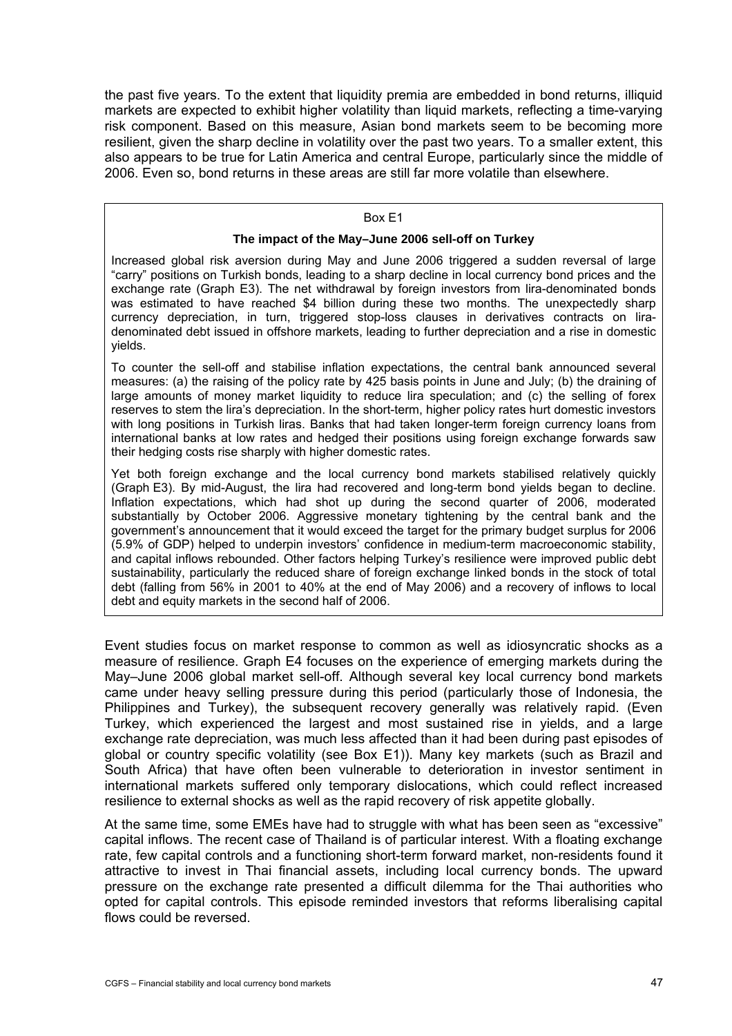the past five years. To the extent that liquidity premia are embedded in bond returns, illiquid markets are expected to exhibit higher volatility than liquid markets, reflecting a time-varying risk component. Based on this measure, Asian bond markets seem to be becoming more resilient, given the sharp decline in volatility over the past two years. To a smaller extent, this also appears to be true for Latin America and central Europe, particularly since the middle of 2006. Even so, bond returns in these areas are still far more volatile than elsewhere.

> Box E1
>
> **The impact of the May–June 2006 sell-off on Turkey**
>
> Increased global risk aversion during May and June 2006 triggered a sudden reversal of large "carry" positions on Turkish bonds, leading to a sharp decline in local currency bond prices and the exchange rate (Graph E3). The net withdrawal by foreign investors from lira-denominated bonds was estimated to have reached $4 billion during these two months. The unexpectedly sharp currency depreciation, in turn, triggered stop-loss clauses in derivatives contracts on lira-denominated debt issued in offshore markets, leading to further depreciation and a rise in domestic yields.
>
> To counter the sell-off and stabilise inflation expectations, the central bank announced several measures: (a) the raising of the policy rate by 425 basis points in June and July; (b) the draining of large amounts of money market liquidity to reduce lira speculation; and (c) the selling of forex reserves to stem the lira's depreciation. In the short-term, higher policy rates hurt domestic investors with long positions in Turkish liras. Banks that had taken longer-term foreign currency loans from international banks at low rates and hedged their positions using foreign exchange forwards saw their hedging costs rise sharply with higher domestic rates.
>
> Yet both foreign exchange and the local currency bond markets stabilised relatively quickly (Graph E3). By mid-August, the lira had recovered and long-term bond yields began to decline. Inflation expectations, which had shot up during the second quarter of 2006, moderated substantially by October 2006. Aggressive monetary tightening by the central bank and the government's announcement that it would exceed the target for the primary budget surplus for 2006 (5.9% of GDP) helped to underpin investors' confidence in medium-term macroeconomic stability, and capital inflows rebounded. Other factors helping Turkey's resilience were improved public debt sustainability, particularly the reduced share of foreign exchange linked bonds in the stock of total debt (falling from 56% in 2001 to 40% at the end of May 2006) and a recovery of inflows to local debt and equity markets in the second half of 2006.

Event studies focus on market response to common as well as idiosyncratic shocks as a measure of resilience. Graph E4 focuses on the experience of emerging markets during the May–June 2006 global market sell-off. Although several key local currency bond markets came under heavy selling pressure during this period (particularly those of Indonesia, the Philippines and Turkey), the subsequent recovery generally was relatively rapid. (Even Turkey, which experienced the largest and most sustained rise in yields, and a large exchange rate depreciation, was much less affected than it had been during past episodes of global or country specific volatility (see Box E1)). Many key markets (such as Brazil and South Africa) that have often been vulnerable to deterioration in investor sentiment in international markets suffered only temporary dislocations, which could reflect increased resilience to external shocks as well as the rapid recovery of risk appetite globally.

At the same time, some EMEs have had to struggle with what has been seen as "excessive" capital inflows. The recent case of Thailand is of particular interest. With a floating exchange rate, few capital controls and a functioning short-term forward market, non-residents found it attractive to invest in Thai financial assets, including local currency bonds. The upward pressure on the exchange rate presented a difficult dilemma for the Thai authorities who opted for capital controls. This episode reminded investors that reforms liberalising capital flows could be reversed.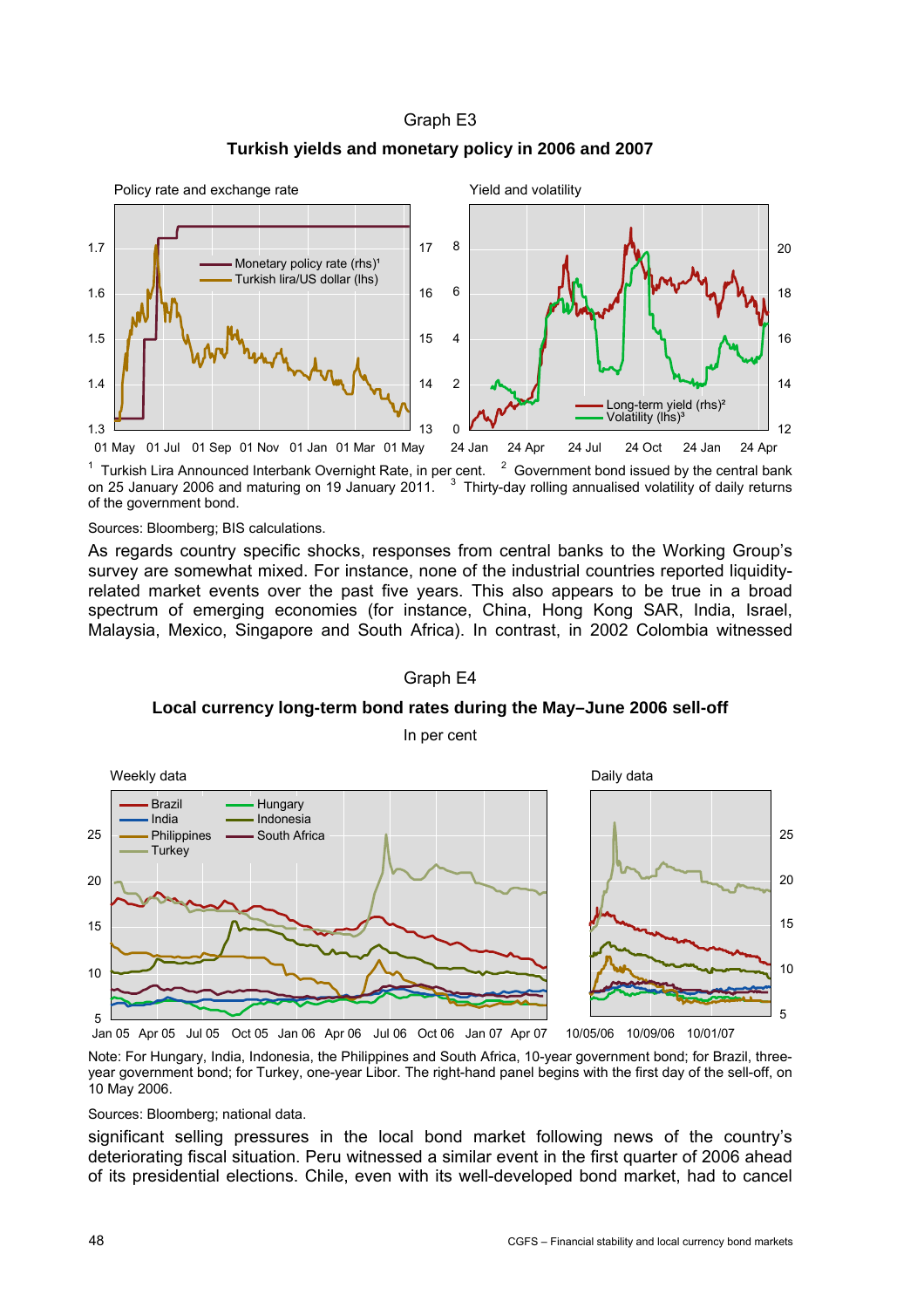Graph E3

**Turkish yields and monetary policy in 2006 and 2007**

[1] Turkish Lira Announced Interbank Overnight Rate, in per cent. [2] Government bond issued by the central bank on 25 January 2006 and maturing on 19 January 2011. [3] Thirty-day rolling annualised volatility of daily returns of the government bond.

Sources: Bloomberg; BIS calculations.

As regards country specific shocks, responses from central banks to the Working Group's survey are somewhat mixed. For instance, none of the industrial countries reported liquidity-related market events over the past five years. This also appears to be true in a broad spectrum of emerging economies (for instance, China, Hong Kong SAR, India, Israel, Malaysia, Mexico, Singapore and South Africa). In contrast, in 2002 Colombia witnessed

Graph E4

**Local currency long-term bond rates during the May–June 2006 sell-off**

In per cent

Note: For Hungary, India, Indonesia, the Philippines and South Africa, 10-year government bond; for Brazil, three-year government bond; for Turkey, one-year Libor. The right-hand panel begins with the first day of the sell-off, on 10 May 2006.

Sources: Bloomberg; national data.

significant selling pressures in the local bond market following news of the country's deteriorating fiscal situation. Peru witnessed a similar event in the first quarter of 2006 ahead of its presidential elections. Chile, even with its well-developed bond market, had to cancel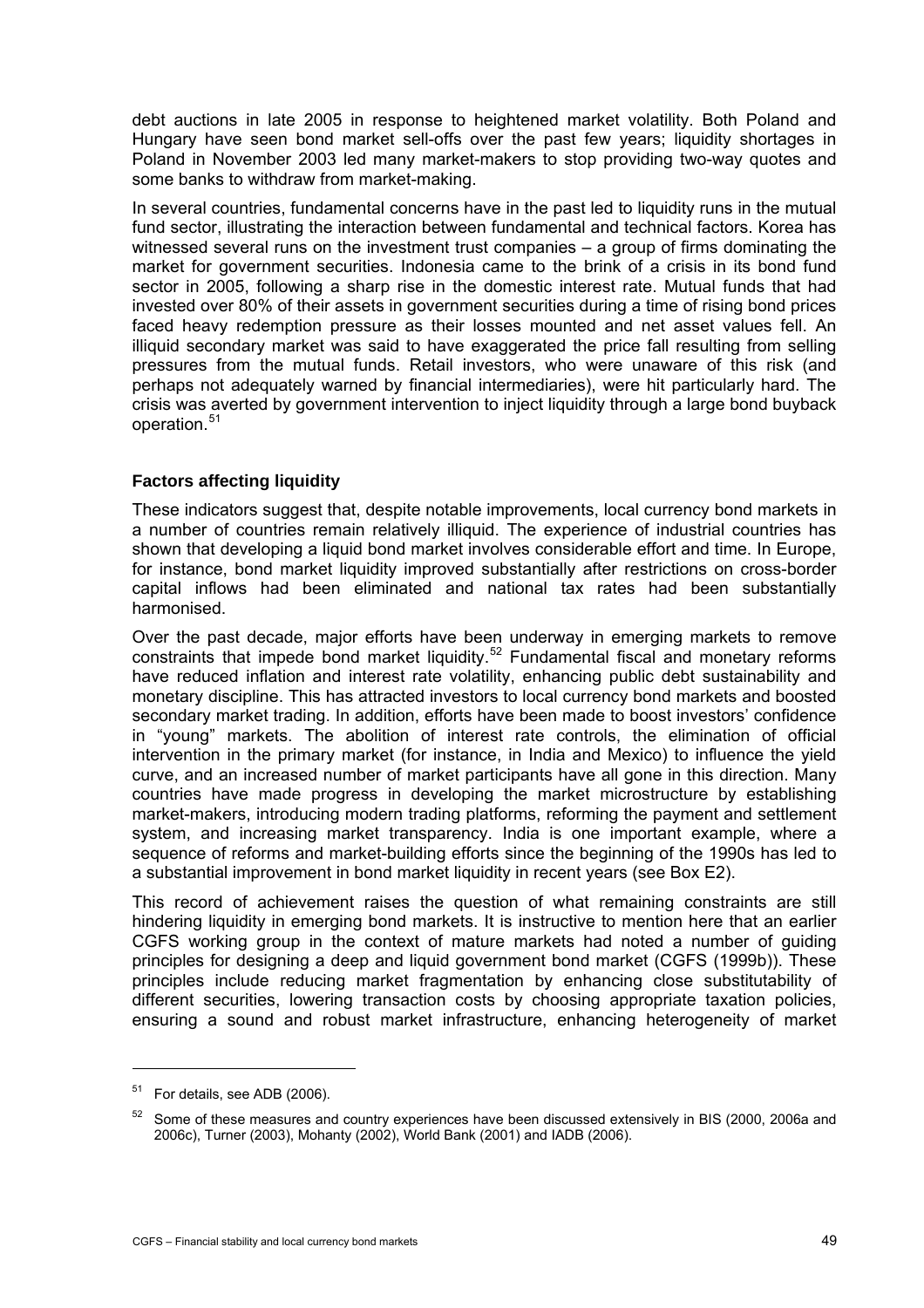debt auctions in late 2005 in response to heightened market volatility. Both Poland and Hungary have seen bond market sell-offs over the past few years; liquidity shortages in Poland in November 2003 led many market-makers to stop providing two-way quotes and some banks to withdraw from market-making.

In several countries, fundamental concerns have in the past led to liquidity runs in the mutual fund sector, illustrating the interaction between fundamental and technical factors. Korea has witnessed several runs on the investment trust companies – a group of firms dominating the market for government securities. Indonesia came to the brink of a crisis in its bond fund sector in 2005, following a sharp rise in the domestic interest rate. Mutual funds that had invested over 80% of their assets in government securities during a time of rising bond prices faced heavy redemption pressure as their losses mounted and net asset values fell. An illiquid secondary market was said to have exaggerated the price fall resulting from selling pressures from the mutual funds. Retail investors, who were unaware of this risk (and perhaps not adequately warned by financial intermediaries), were hit particularly hard. The crisis was averted by government intervention to inject liquidity through a large bond buyback operation.[51]

### Factors affecting liquidity

These indicators suggest that, despite notable improvements, local currency bond markets in a number of countries remain relatively illiquid. The experience of industrial countries has shown that developing a liquid bond market involves considerable effort and time. In Europe, for instance, bond market liquidity improved substantially after restrictions on cross-border capital inflows had been eliminated and national tax rates had been substantially harmonised.

Over the past decade, major efforts have been underway in emerging markets to remove constraints that impede bond market liquidity.[52] Fundamental fiscal and monetary reforms have reduced inflation and interest rate volatility, enhancing public debt sustainability and monetary discipline. This has attracted investors to local currency bond markets and boosted secondary market trading. In addition, efforts have been made to boost investors' confidence in "young" markets. The abolition of interest rate controls, the elimination of official intervention in the primary market (for instance, in India and Mexico) to influence the yield curve, and an increased number of market participants have all gone in this direction. Many countries have made progress in developing the market microstructure by establishing market-makers, introducing modern trading platforms, reforming the payment and settlement system, and increasing market transparency. India is one important example, where a sequence of reforms and market-building efforts since the beginning of the 1990s has led to a substantial improvement in bond market liquidity in recent years (see Box E2).

This record of achievement raises the question of what remaining constraints are still hindering liquidity in emerging bond markets. It is instructive to mention here that an earlier CGFS working group in the context of mature markets had noted a number of guiding principles for designing a deep and liquid government bond market (CGFS (1999b)). These principles include reducing market fragmentation by enhancing close substitutability of different securities, lowering transaction costs by choosing appropriate taxation policies, ensuring a sound and robust market infrastructure, enhancing heterogeneity of market

---

[51] For details, see ADB (2006).

[52] Some of these measures and country experiences have been discussed extensively in BIS (2000, 2006a and 2006c), Turner (2003), Mohanty (2002), World Bank (2001) and IADB (2006).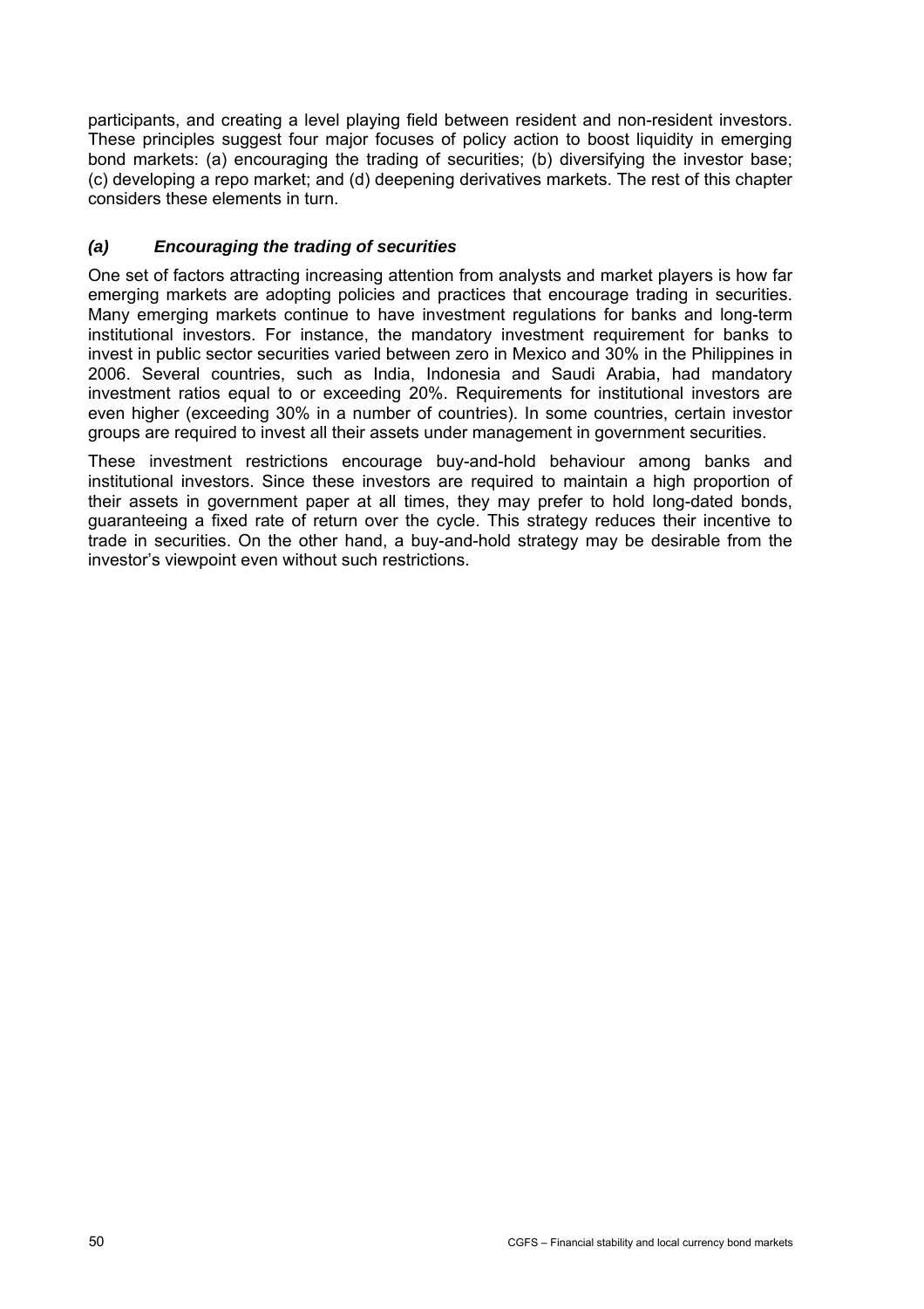participants, and creating a level playing field between resident and non-resident investors. These principles suggest four major focuses of policy action to boost liquidity in emerging bond markets: (a) encouraging the trading of securities; (b) diversifying the investor base; (c) developing a repo market; and (d) deepening derivatives markets. The rest of this chapter considers these elements in turn.

### *(a) Encouraging the trading of securities*

One set of factors attracting increasing attention from analysts and market players is how far emerging markets are adopting policies and practices that encourage trading in securities. Many emerging markets continue to have investment regulations for banks and long-term institutional investors. For instance, the mandatory investment requirement for banks to invest in public sector securities varied between zero in Mexico and 30% in the Philippines in 2006. Several countries, such as India, Indonesia and Saudi Arabia, had mandatory investment ratios equal to or exceeding 20%. Requirements for institutional investors are even higher (exceeding 30% in a number of countries). In some countries, certain investor groups are required to invest all their assets under management in government securities.

These investment restrictions encourage buy-and-hold behaviour among banks and institutional investors. Since these investors are required to maintain a high proportion of their assets in government paper at all times, they may prefer to hold long-dated bonds, guaranteeing a fixed rate of return over the cycle. This strategy reduces their incentive to trade in securities. On the other hand, a buy-and-hold strategy may be desirable from the investor's viewpoint even without such restrictions.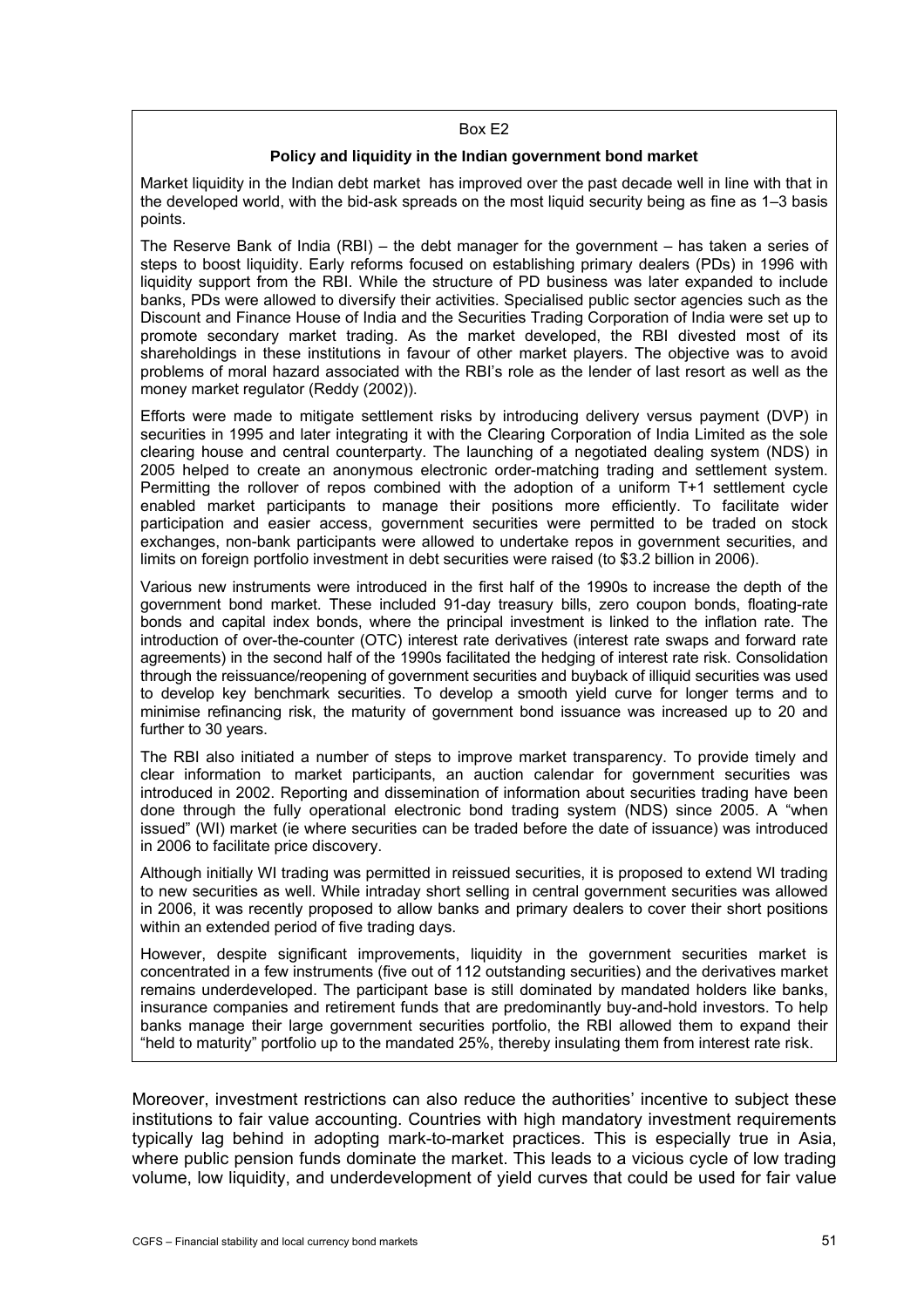Box E2

### Policy and liquidity in the Indian government bond market

Market liquidity in the Indian debt market has improved over the past decade well in line with that in the developed world, with the bid-ask spreads on the most liquid security being as fine as 1–3 basis points.

The Reserve Bank of India (RBI) – the debt manager for the government – has taken a series of steps to boost liquidity. Early reforms focused on establishing primary dealers (PDs) in 1996 with liquidity support from the RBI. While the structure of PD business was later expanded to include banks, PDs were allowed to diversify their activities. Specialised public sector agencies such as the Discount and Finance House of India and the Securities Trading Corporation of India were set up to promote secondary market trading. As the market developed, the RBI divested most of its shareholdings in these institutions in favour of other market players. The objective was to avoid problems of moral hazard associated with the RBI's role as the lender of last resort as well as the money market regulator (Reddy (2002)).

Efforts were made to mitigate settlement risks by introducing delivery versus payment (DVP) in securities in 1995 and later integrating it with the Clearing Corporation of India Limited as the sole clearing house and central counterparty. The launching of a negotiated dealing system (NDS) in 2005 helped to create an anonymous electronic order-matching trading and settlement system. Permitting the rollover of repos combined with the adoption of a uniform T+1 settlement cycle enabled market participants to manage their positions more efficiently. To facilitate wider participation and easier access, government securities were permitted to be traded on stock exchanges, non-bank participants were allowed to undertake repos in government securities, and limits on foreign portfolio investment in debt securities were raised (to $3.2 billion in 2006).

Various new instruments were introduced in the first half of the 1990s to increase the depth of the government bond market. These included 91-day treasury bills, zero coupon bonds, floating-rate bonds and capital index bonds, where the principal investment is linked to the inflation rate. The introduction of over-the-counter (OTC) interest rate derivatives (interest rate swaps and forward rate agreements) in the second half of the 1990s facilitated the hedging of interest rate risk. Consolidation through the reissuance/reopening of government securities and buyback of illiquid securities was used to develop key benchmark securities. To develop a smooth yield curve for longer terms and to minimise refinancing risk, the maturity of government bond issuance was increased up to 20 and further to 30 years.

The RBI also initiated a number of steps to improve market transparency. To provide timely and clear information to market participants, an auction calendar for government securities was introduced in 2002. Reporting and dissemination of information about securities trading have been done through the fully operational electronic bond trading system (NDS) since 2005. A "when issued" (WI) market (ie where securities can be traded before the date of issuance) was introduced in 2006 to facilitate price discovery.

Although initially WI trading was permitted in reissued securities, it is proposed to extend WI trading to new securities as well. While intraday short selling in central government securities was allowed in 2006, it was recently proposed to allow banks and primary dealers to cover their short positions within an extended period of five trading days.

However, despite significant improvements, liquidity in the government securities market is concentrated in a few instruments (five out of 112 outstanding securities) and the derivatives market remains underdeveloped. The participant base is still dominated by mandated holders like banks, insurance companies and retirement funds that are predominantly buy-and-hold investors. To help banks manage their large government securities portfolio, the RBI allowed them to expand their "held to maturity" portfolio up to the mandated 25%, thereby insulating them from interest rate risk.

---

Moreover, investment restrictions can also reduce the authorities' incentive to subject these institutions to fair value accounting. Countries with high mandatory investment requirements typically lag behind in adopting mark-to-market practices. This is especially true in Asia, where public pension funds dominate the market. This leads to a vicious cycle of low trading volume, low liquidity, and underdevelopment of yield curves that could be used for fair value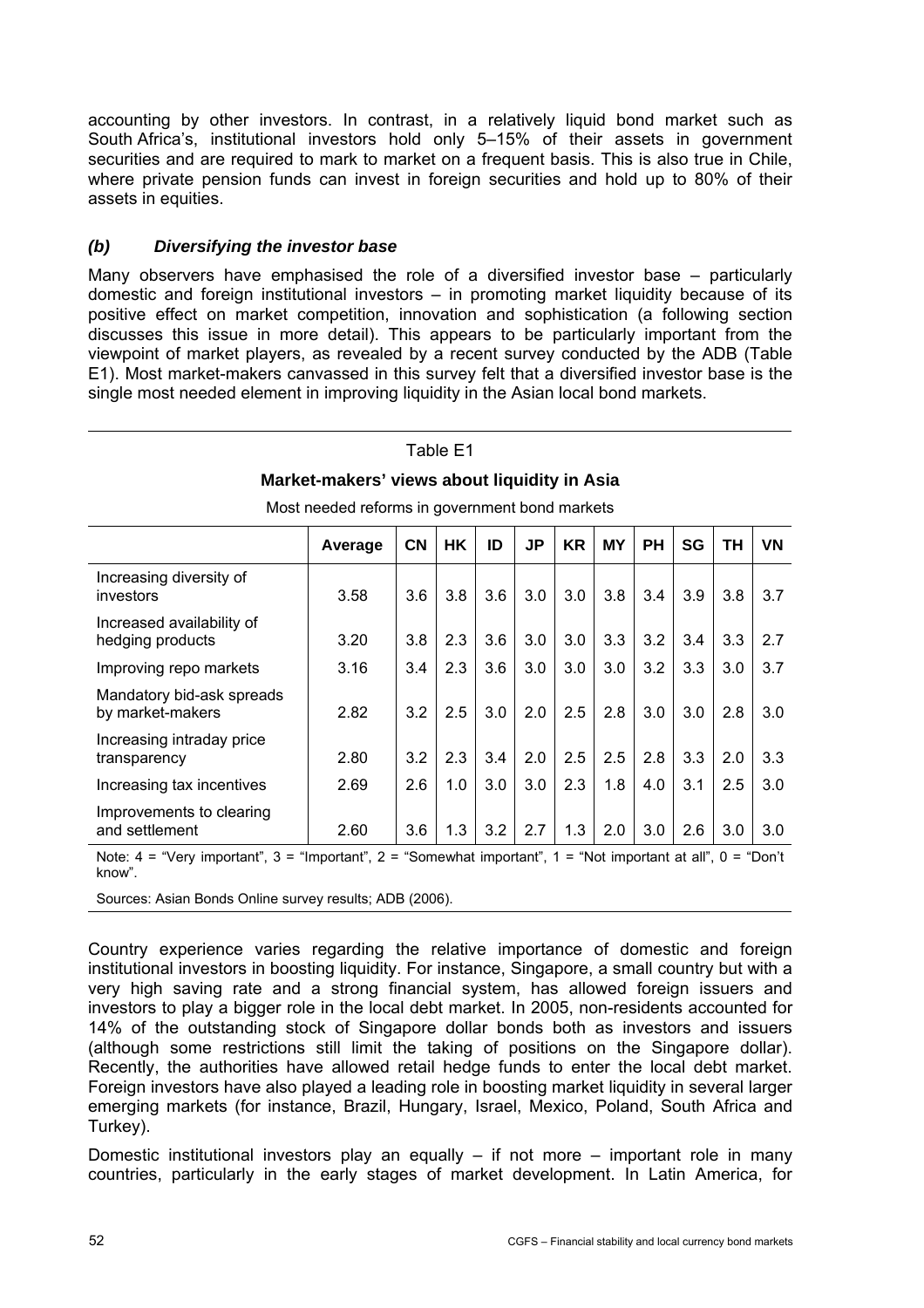accounting by other investors. In contrast, in a relatively liquid bond market such as South Africa's, institutional investors hold only 5–15% of their assets in government securities and are required to mark to market on a frequent basis. This is also true in Chile, where private pension funds can invest in foreign securities and hold up to 80% of their assets in equities.

### *(b) Diversifying the investor base*

Many observers have emphasised the role of a diversified investor base – particularly domestic and foreign institutional investors – in promoting market liquidity because of its positive effect on market competition, innovation and sophistication (a following section discusses this issue in more detail). This appears to be particularly important from the viewpoint of market players, as revealed by a recent survey conducted by the ADB (Table E1). Most market-makers canvassed in this survey felt that a diversified investor base is the single most needed element in improving liquidity in the Asian local bond markets.

Table E1

**Market-makers' views about liquidity in Asia**

Most needed reforms in government bond markets

| | Average | CN | HK | ID | JP | KR | MY | PH | SG | TH | VN |
|---|---|---|---|---|---|---|---|---|---|---|---|
| Increasing diversity of investors | 3.58 | 3.6 | 3.8 | 3.6 | 3.0 | 3.0 | 3.8 | 3.4 | 3.9 | 3.8 | 3.7 |
| Increased availability of hedging products | 3.20 | 3.8 | 2.3 | 3.6 | 3.0 | 3.0 | 3.3 | 3.2 | 3.4 | 3.3 | 2.7 |
| Improving repo markets | 3.16 | 3.4 | 2.3 | 3.6 | 3.0 | 3.0 | 3.0 | 3.2 | 3.3 | 3.0 | 3.7 |
| Mandatory bid-ask spreads by market-makers | 2.82 | 3.2 | 2.5 | 3.0 | 2.0 | 2.5 | 2.8 | 3.0 | 3.0 | 2.8 | 3.0 |
| Increasing intraday price transparency | 2.80 | 3.2 | 2.3 | 3.4 | 2.0 | 2.5 | 2.5 | 2.8 | 3.3 | 2.0 | 3.3 |
| Increasing tax incentives | 2.69 | 2.6 | 1.0 | 3.0 | 3.0 | 2.3 | 1.8 | 4.0 | 3.1 | 2.5 | 3.0 |
| Improvements to clearing and settlement | 2.60 | 3.6 | 1.3 | 3.2 | 2.7 | 1.3 | 2.0 | 3.0 | 2.6 | 3.0 | 3.0 |

Note: 4 = "Very important", 3 = "Important", 2 = "Somewhat important", 1 = "Not important at all", 0 = "Don't know".

Sources: Asian Bonds Online survey results; ADB (2006).

Country experience varies regarding the relative importance of domestic and foreign institutional investors in boosting liquidity. For instance, Singapore, a small country but with a very high saving rate and a strong financial system, has allowed foreign issuers and investors to play a bigger role in the local debt market. In 2005, non-residents accounted for 14% of the outstanding stock of Singapore dollar bonds both as investors and issuers (although some restrictions still limit the taking of positions on the Singapore dollar). Recently, the authorities have allowed retail hedge funds to enter the local debt market. Foreign investors have also played a leading role in boosting market liquidity in several larger emerging markets (for instance, Brazil, Hungary, Israel, Mexico, Poland, South Africa and Turkey).

Domestic institutional investors play an equally – if not more – important role in many countries, particularly in the early stages of market development. In Latin America, for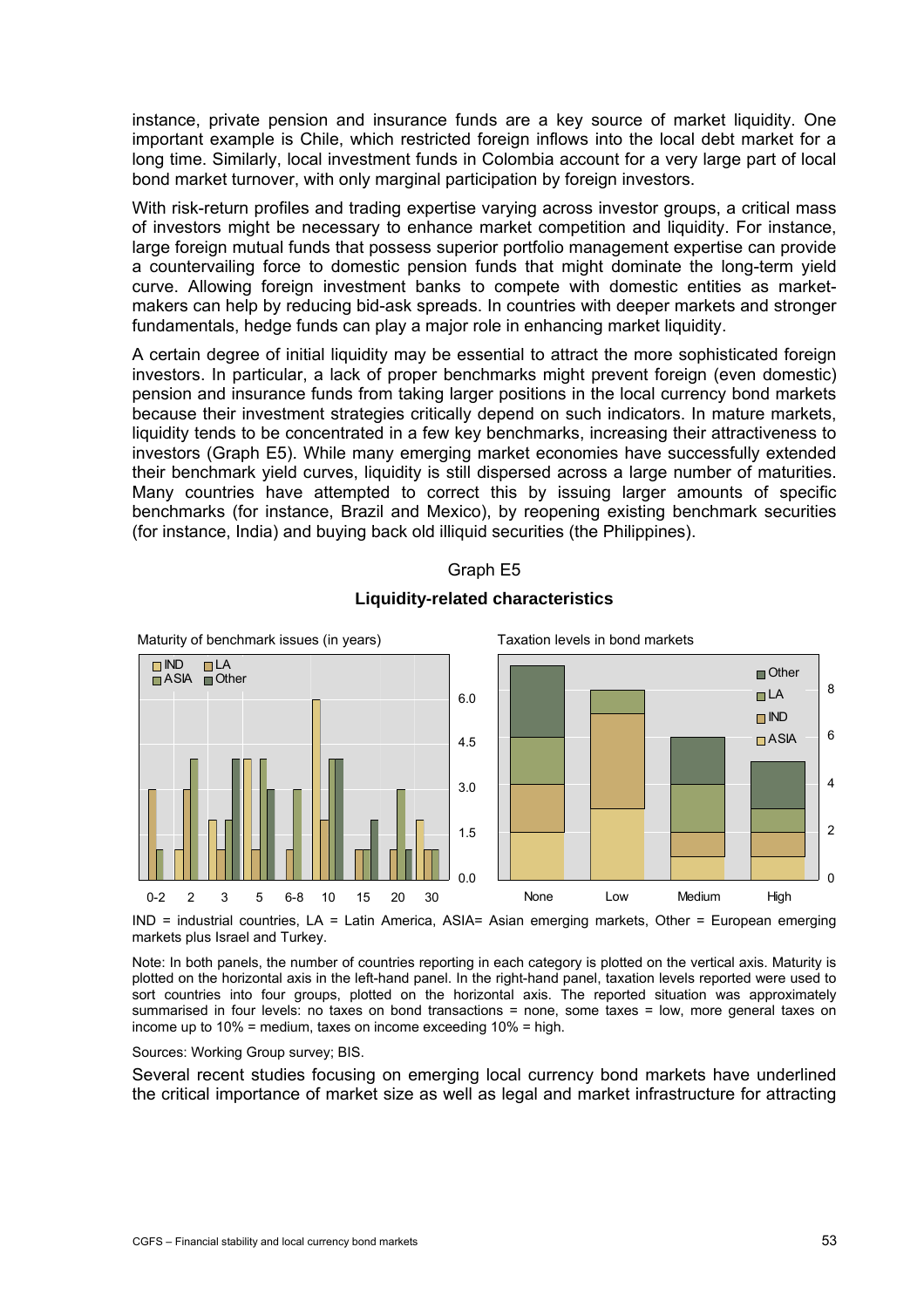instance, private pension and insurance funds are a key source of market liquidity. One important example is Chile, which restricted foreign inflows into the local debt market for a long time. Similarly, local investment funds in Colombia account for a very large part of local bond market turnover, with only marginal participation by foreign investors.

With risk-return profiles and trading expertise varying across investor groups, a critical mass of investors might be necessary to enhance market competition and liquidity. For instance, large foreign mutual funds that possess superior portfolio management expertise can provide a countervailing force to domestic pension funds that might dominate the long-term yield curve. Allowing foreign investment banks to compete with domestic entities as market-makers can help by reducing bid-ask spreads. In countries with deeper markets and stronger fundamentals, hedge funds can play a major role in enhancing market liquidity.

A certain degree of initial liquidity may be essential to attract the more sophisticated foreign investors. In particular, a lack of proper benchmarks might prevent foreign (even domestic) pension and insurance funds from taking larger positions in the local currency bond markets because their investment strategies critically depend on such indicators. In mature markets, liquidity tends to be concentrated in a few key benchmarks, increasing their attractiveness to investors (Graph E5). While many emerging market economies have successfully extended their benchmark yield curves, liquidity is still dispersed across a large number of maturities. Many countries have attempted to correct this by issuing larger amounts of specific benchmarks (for instance, Brazil and Mexico), by reopening existing benchmark securities (for instance, India) and buying back old illiquid securities (the Philippines).

Graph E5

**Liquidity-related characteristics**

IND = industrial countries, LA = Latin America, ASIA= Asian emerging markets, Other = European emerging markets plus Israel and Turkey.

Note: In both panels, the number of countries reporting in each category is plotted on the vertical axis. Maturity is plotted on the horizontal axis in the left-hand panel. In the right-hand panel, taxation levels reported were used to sort countries into four groups, plotted on the horizontal axis. The reported situation was approximately summarised in four levels: no taxes on bond transactions = none, some taxes = low, more general taxes on income up to 10% = medium, taxes on income exceeding 10% = high.

Sources: Working Group survey; BIS.

Several recent studies focusing on emerging local currency bond markets have underlined the critical importance of market size as well as legal and market infrastructure for attracting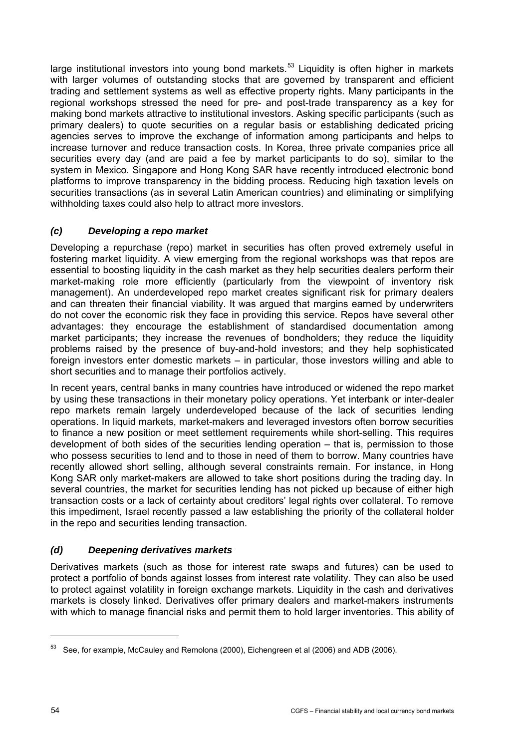large institutional investors into young bond markets.[53] Liquidity is often higher in markets with larger volumes of outstanding stocks that are governed by transparent and efficient trading and settlement systems as well as effective property rights. Many participants in the regional workshops stressed the need for pre- and post-trade transparency as a key for making bond markets attractive to institutional investors. Asking specific participants (such as primary dealers) to quote securities on a regular basis or establishing dedicated pricing agencies serves to improve the exchange of information among participants and helps to increase turnover and reduce transaction costs. In Korea, three private companies price all securities every day (and are paid a fee by market participants to do so), similar to the system in Mexico. Singapore and Hong Kong SAR have recently introduced electronic bond platforms to improve transparency in the bidding process. Reducing high taxation levels on securities transactions (as in several Latin American countries) and eliminating or simplifying withholding taxes could also help to attract more investors.

### *(c) Developing a repo market*

Developing a repurchase (repo) market in securities has often proved extremely useful in fostering market liquidity. A view emerging from the regional workshops was that repos are essential to boosting liquidity in the cash market as they help securities dealers perform their market-making role more efficiently (particularly from the viewpoint of inventory risk management). An underdeveloped repo market creates significant risk for primary dealers and can threaten their financial viability. It was argued that margins earned by underwriters do not cover the economic risk they face in providing this service. Repos have several other advantages: they encourage the establishment of standardised documentation among market participants; they increase the revenues of bondholders; they reduce the liquidity problems raised by the presence of buy-and-hold investors; and they help sophisticated foreign investors enter domestic markets – in particular, those investors willing and able to short securities and to manage their portfolios actively.

In recent years, central banks in many countries have introduced or widened the repo market by using these transactions in their monetary policy operations. Yet interbank or inter-dealer repo markets remain largely underdeveloped because of the lack of securities lending operations. In liquid markets, market-makers and leveraged investors often borrow securities to finance a new position or meet settlement requirements while short-selling. This requires development of both sides of the securities lending operation – that is, permission to those who possess securities to lend and to those in need of them to borrow. Many countries have recently allowed short selling, although several constraints remain. For instance, in Hong Kong SAR only market-makers are allowed to take short positions during the trading day. In several countries, the market for securities lending has not picked up because of either high transaction costs or a lack of certainty about creditors' legal rights over collateral. To remove this impediment, Israel recently passed a law establishing the priority of the collateral holder in the repo and securities lending transaction.

### *(d) Deepening derivatives markets*

Derivatives markets (such as those for interest rate swaps and futures) can be used to protect a portfolio of bonds against losses from interest rate volatility. They can also be used to protect against volatility in foreign exchange markets. Liquidity in the cash and derivatives markets is closely linked. Derivatives offer primary dealers and market-makers instruments with which to manage financial risks and permit them to hold larger inventories. This ability of

---

[53] See, for example, McCauley and Remolona (2000), Eichengreen et al (2006) and ADB (2006).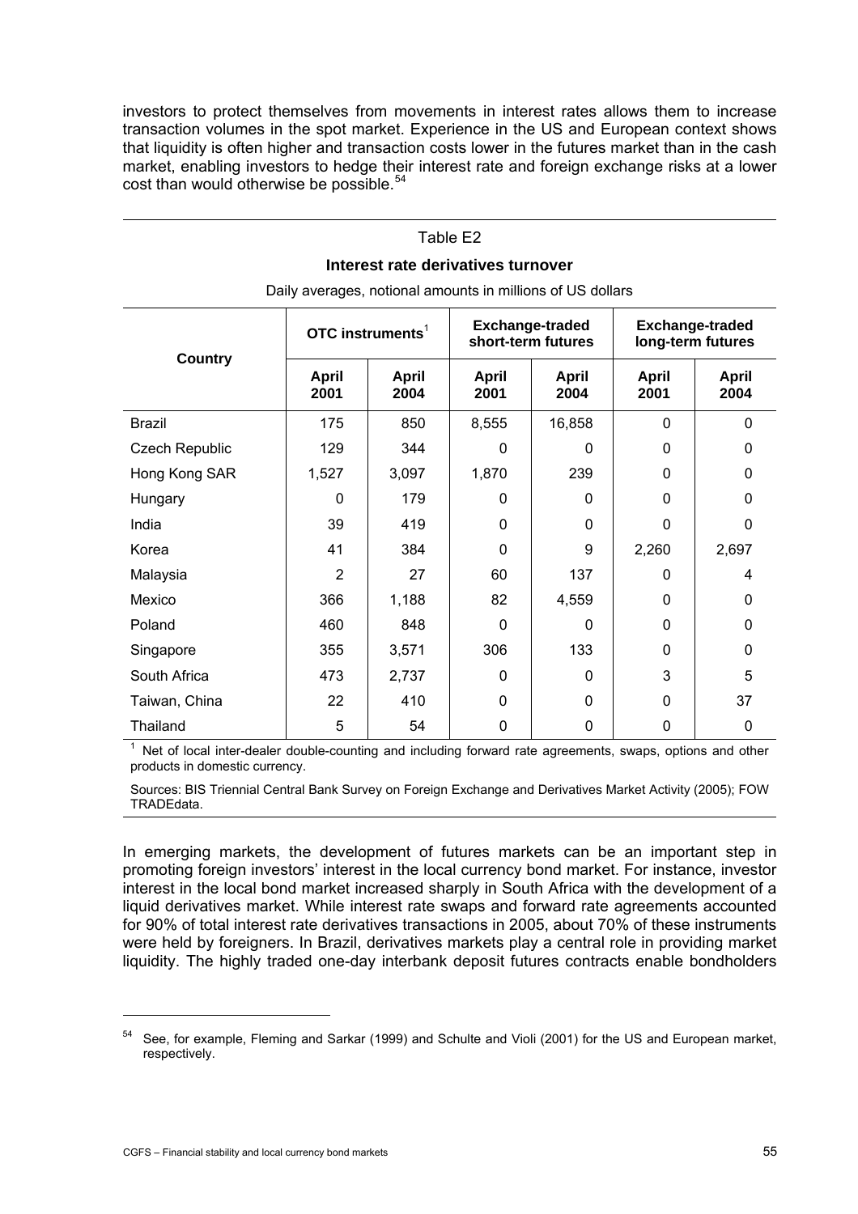investors to protect themselves from movements in interest rates allows them to increase transaction volumes in the spot market. Experience in the US and European context shows that liquidity is often higher and transaction costs lower in the futures market than in the cash market, enabling investors to hedge their interest rate and foreign exchange risks at a lower cost than would otherwise be possible.[54]

Table E2

**Interest rate derivatives turnover**

Daily averages, notional amounts in millions of US dollars

| Country | OTC instruments[1] | | Exchange-traded short-term futures | | Exchange-traded long-term futures | |
|---|---|---|---|---|---|---|
| | April 2001 | April 2004 | April 2001 | April 2004 | April 2001 | April 2004 |
| Brazil | 175 | 850 | 8,555 | 16,858 | 0 | 0 |
| Czech Republic | 129 | 344 | 0 | 0 | 0 | 0 |
| Hong Kong SAR | 1,527 | 3,097 | 1,870 | 239 | 0 | 0 |
| Hungary | 0 | 179 | 0 | 0 | 0 | 0 |
| India | 39 | 419 | 0 | 0 | 0 | 0 |
| Korea | 41 | 384 | 0 | 9 | 2,260 | 2,697 |
| Malaysia | 2 | 27 | 60 | 137 | 0 | 4 |
| Mexico | 366 | 1,188 | 82 | 4,559 | 0 | 0 |
| Poland | 460 | 848 | 0 | 0 | 0 | 0 |
| Singapore | 355 | 3,571 | 306 | 133 | 0 | 0 |
| South Africa | 473 | 2,737 | 0 | 0 | 3 | 5 |
| Taiwan, China | 22 | 410 | 0 | 0 | 0 | 37 |
| Thailand | 5 | 54 | 0 | 0 | 0 | 0 |

[1] Net of local inter-dealer double-counting and including forward rate agreements, swaps, options and other products in domestic currency.

Sources: BIS Triennial Central Bank Survey on Foreign Exchange and Derivatives Market Activity (2005); FOW TRADEdata.

In emerging markets, the development of futures markets can be an important step in promoting foreign investors' interest in the local currency bond market. For instance, investor interest in the local bond market increased sharply in South Africa with the development of a liquid derivatives market. While interest rate swaps and forward rate agreements accounted for 90% of total interest rate derivatives transactions in 2005, about 70% of these instruments were held by foreigners. In Brazil, derivatives markets play a central role in providing market liquidity. The highly traded one-day interbank deposit futures contracts enable bondholders

[54] See, for example, Fleming and Sarkar (1999) and Schulte and Violi (2001) for the US and European market, respectively.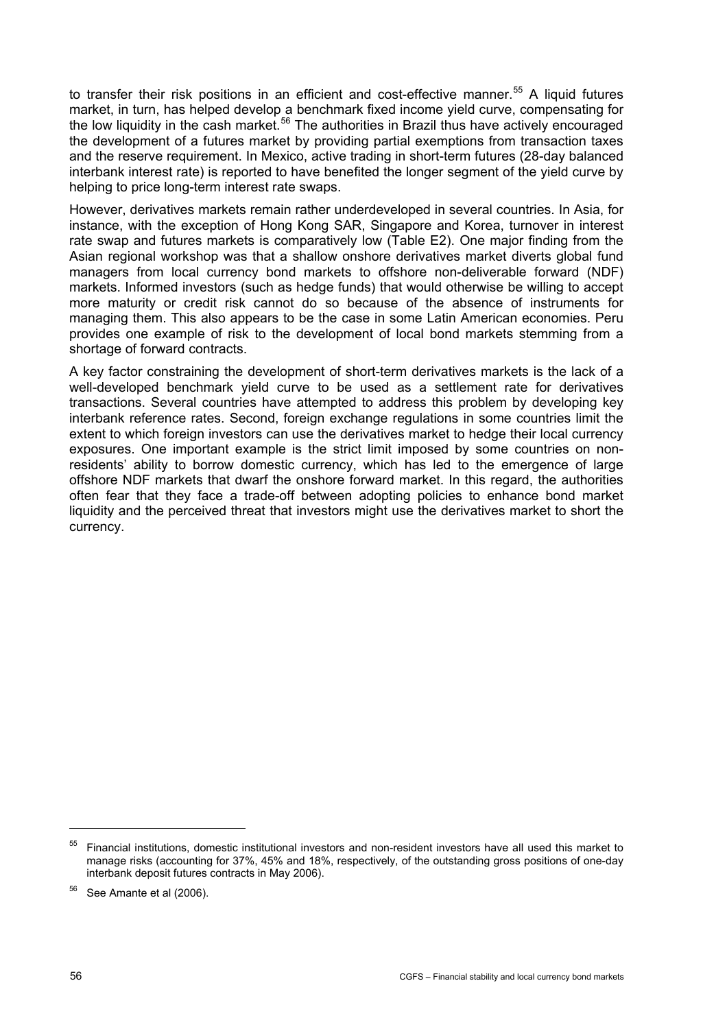to transfer their risk positions in an efficient and cost-effective manner.[55] A liquid futures market, in turn, has helped develop a benchmark fixed income yield curve, compensating for the low liquidity in the cash market.[56] The authorities in Brazil thus have actively encouraged the development of a futures market by providing partial exemptions from transaction taxes and the reserve requirement. In Mexico, active trading in short-term futures (28-day balanced interbank interest rate) is reported to have benefited the longer segment of the yield curve by helping to price long-term interest rate swaps.

However, derivatives markets remain rather underdeveloped in several countries. In Asia, for instance, with the exception of Hong Kong SAR, Singapore and Korea, turnover in interest rate swap and futures markets is comparatively low (Table E2). One major finding from the Asian regional workshop was that a shallow onshore derivatives market diverts global fund managers from local currency bond markets to offshore non-deliverable forward (NDF) markets. Informed investors (such as hedge funds) that would otherwise be willing to accept more maturity or credit risk cannot do so because of the absence of instruments for managing them. This also appears to be the case in some Latin American economies. Peru provides one example of risk to the development of local bond markets stemming from a shortage of forward contracts.

A key factor constraining the development of short-term derivatives markets is the lack of a well-developed benchmark yield curve to be used as a settlement rate for derivatives transactions. Several countries have attempted to address this problem by developing key interbank reference rates. Second, foreign exchange regulations in some countries limit the extent to which foreign investors can use the derivatives market to hedge their local currency exposures. One important example is the strict limit imposed by some countries on non-residents' ability to borrow domestic currency, which has led to the emergence of large offshore NDF markets that dwarf the onshore forward market. In this regard, the authorities often fear that they face a trade-off between adopting policies to enhance bond market liquidity and the perceived threat that investors might use the derivatives market to short the currency.

---

[55] Financial institutions, domestic institutional investors and non-resident investors have all used this market to manage risks (accounting for 37%, 45% and 18%, respectively, of the outstanding gross positions of one-day interbank deposit futures contracts in May 2006).

[56] See Amante et al (2006).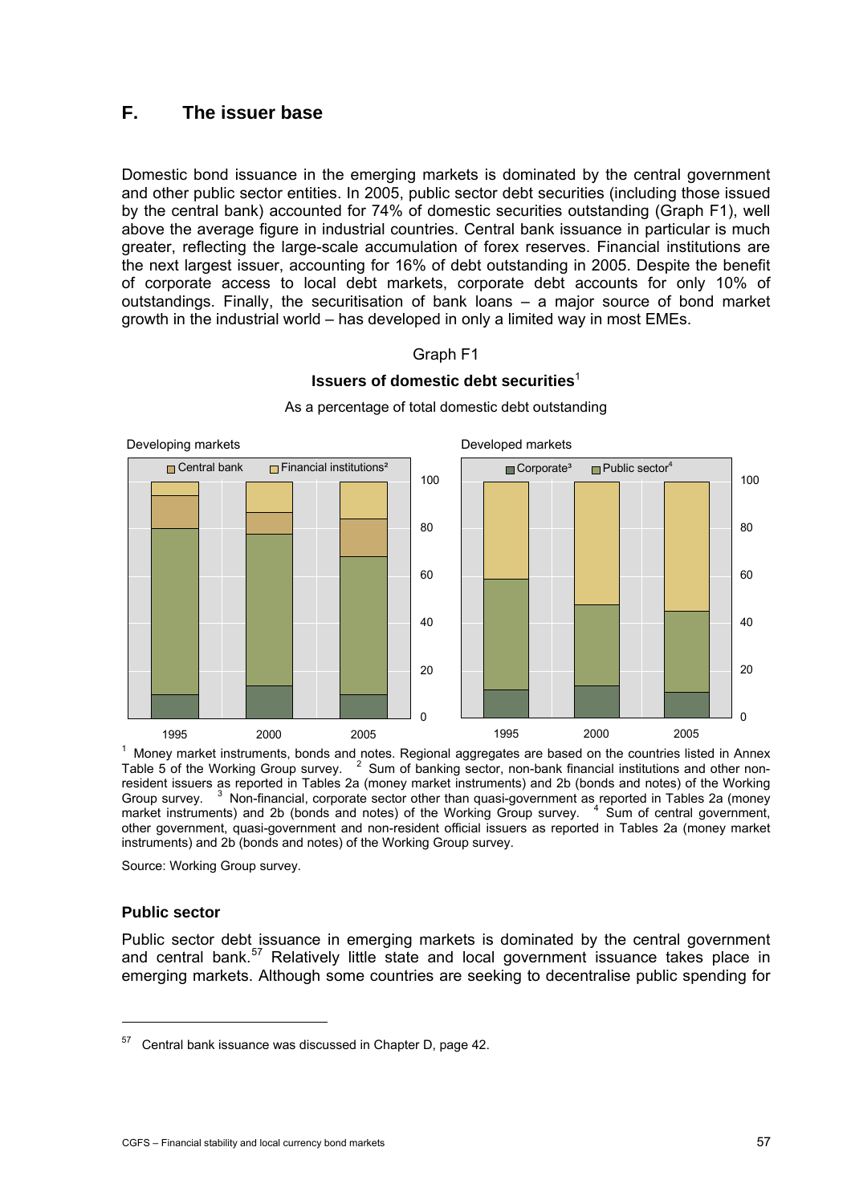## F. The issuer base

Domestic bond issuance in the emerging markets is dominated by the central government and other public sector entities. In 2005, public sector debt securities (including those issued by the central bank) accounted for 74% of domestic securities outstanding (Graph F1), well above the average figure in industrial countries. Central bank issuance in particular is much greater, reflecting the large-scale accumulation of forex reserves. Financial institutions are the next largest issuer, accounting for 16% of debt outstanding in 2005. Despite the benefit of corporate access to local debt markets, corporate debt accounts for only 10% of outstandings. Finally, the securitisation of bank loans – a major source of bond market growth in the industrial world – has developed in only a limited way in most EMEs.

Graph F1

**Issuers of domestic debt securities**[1]

As a percentage of total domestic debt outstanding

Developing markets | Developed markets

Legend: Central bank; Financial institutions²; Corporate³; Public sector⁴

[1] Money market instruments, bonds and notes. Regional aggregates are based on the countries listed in Annex Table 5 of the Working Group survey. [2] Sum of banking sector, non-bank financial institutions and other non-resident issuers as reported in Tables 2a (money market instruments) and 2b (bonds and notes) of the Working Group survey. [3] Non-financial, corporate sector other than quasi-government as reported in Tables 2a (money market instruments) and 2b (bonds and notes) of the Working Group survey. [4] Sum of central government, other government, quasi-government and non-resident official issuers as reported in Tables 2a (money market instruments) and 2b (bonds and notes) of the Working Group survey.

Source: Working Group survey.

### Public sector

Public sector debt issuance in emerging markets is dominated by the central government and central bank.[57] Relatively little state and local government issuance takes place in emerging markets. Although some countries are seeking to decentralise public spending for

[57] Central bank issuance was discussed in Chapter D, page 42.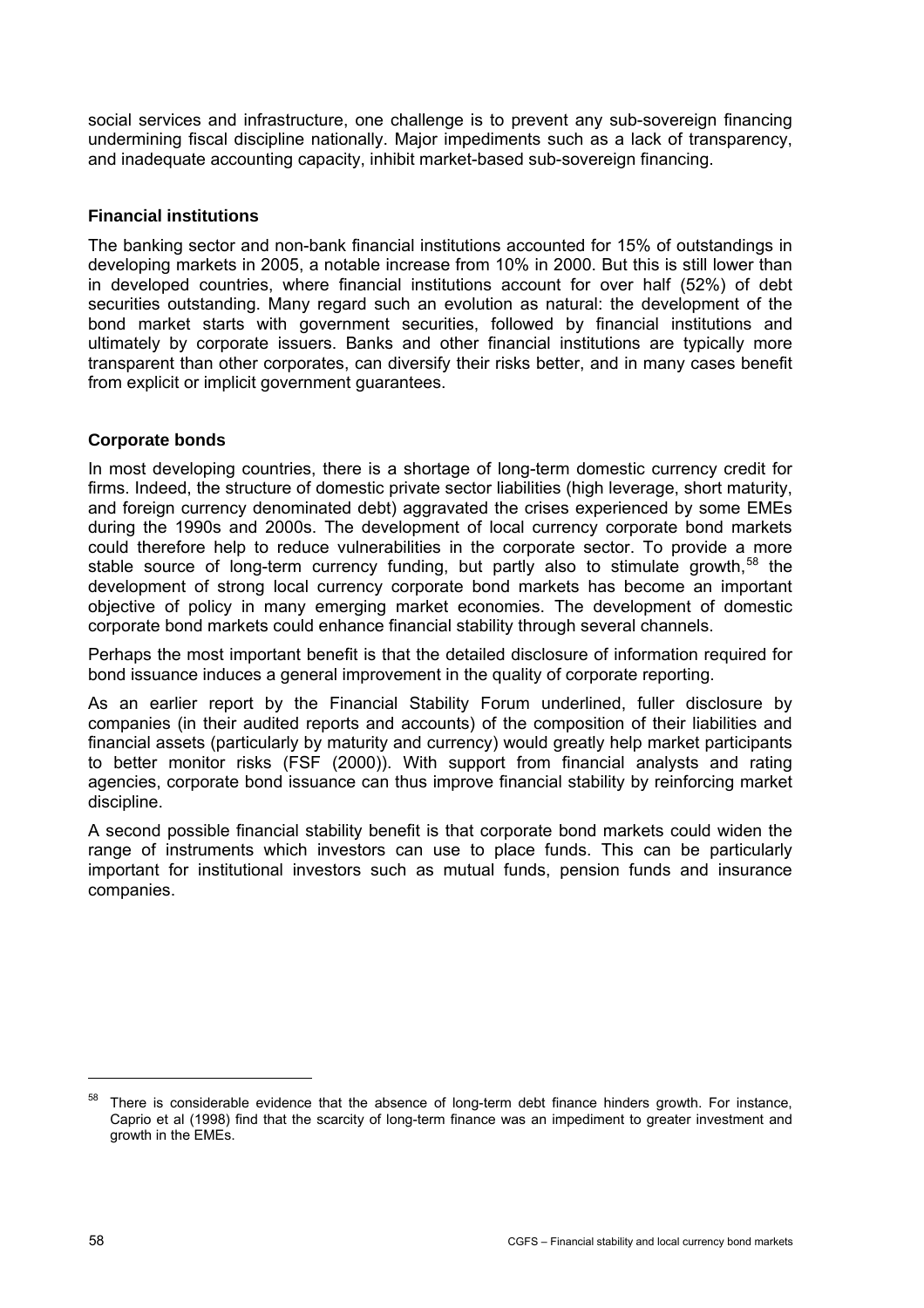social services and infrastructure, one challenge is to prevent any sub-sovereign financing undermining fiscal discipline nationally. Major impediments such as a lack of transparency, and inadequate accounting capacity, inhibit market-based sub-sovereign financing.

### Financial institutions

The banking sector and non-bank financial institutions accounted for 15% of outstandings in developing markets in 2005, a notable increase from 10% in 2000. But this is still lower than in developed countries, where financial institutions account for over half (52%) of debt securities outstanding. Many regard such an evolution as natural: the development of the bond market starts with government securities, followed by financial institutions and ultimately by corporate issuers. Banks and other financial institutions are typically more transparent than other corporates, can diversify their risks better, and in many cases benefit from explicit or implicit government guarantees.

### Corporate bonds

In most developing countries, there is a shortage of long-term domestic currency credit for firms. Indeed, the structure of domestic private sector liabilities (high leverage, short maturity, and foreign currency denominated debt) aggravated the crises experienced by some EMEs during the 1990s and 2000s. The development of local currency corporate bond markets could therefore help to reduce vulnerabilities in the corporate sector. To provide a more stable source of long-term currency funding, but partly also to stimulate growth,[58] the development of strong local currency corporate bond markets has become an important objective of policy in many emerging market economies. The development of domestic corporate bond markets could enhance financial stability through several channels.

Perhaps the most important benefit is that the detailed disclosure of information required for bond issuance induces a general improvement in the quality of corporate reporting.

As an earlier report by the Financial Stability Forum underlined, fuller disclosure by companies (in their audited reports and accounts) of the composition of their liabilities and financial assets (particularly by maturity and currency) would greatly help market participants to better monitor risks (FSF (2000)). With support from financial analysts and rating agencies, corporate bond issuance can thus improve financial stability by reinforcing market discipline.

A second possible financial stability benefit is that corporate bond markets could widen the range of instruments which investors can use to place funds. This can be particularly important for institutional investors such as mutual funds, pension funds and insurance companies.

---

[58] There is considerable evidence that the absence of long-term debt finance hinders growth. For instance, Caprio et al (1998) find that the scarcity of long-term finance was an impediment to greater investment and growth in the EMEs.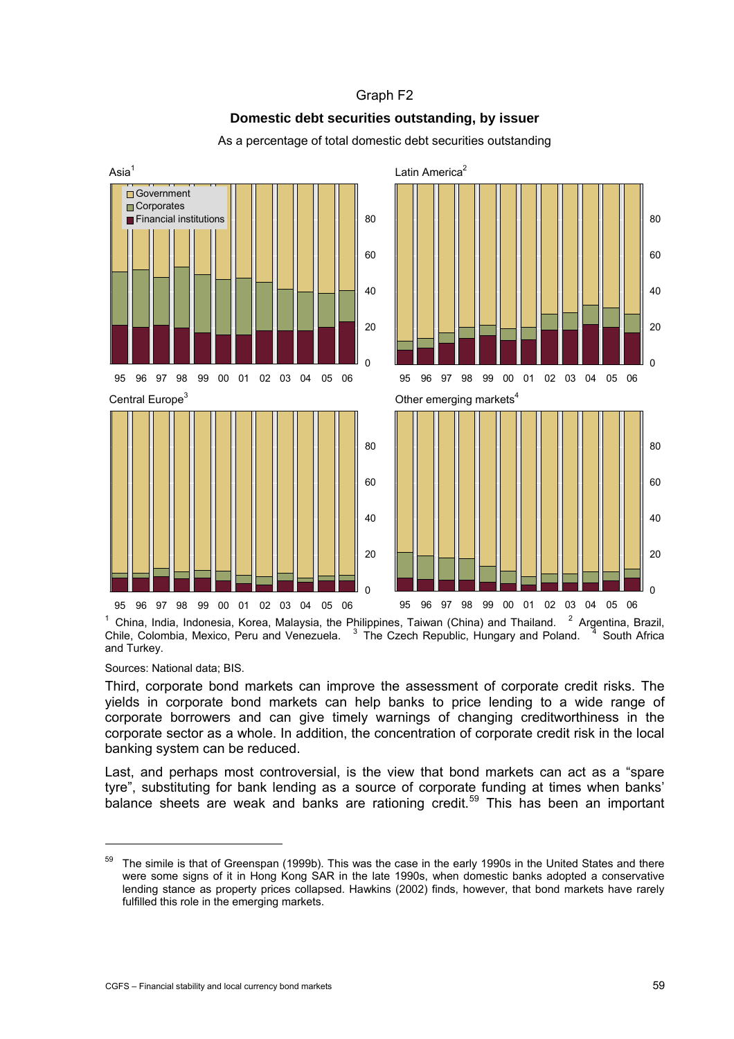Graph F2

**Domestic debt securities outstanding, by issuer**

As a percentage of total domestic debt securities outstanding

Asia[1] | Latin America[2] | Central Europe[3] | Other emerging markets[4]

Legend: Government; Corporates; Financial institutions

[1] China, India, Indonesia, Korea, Malaysia, the Philippines, Taiwan (China) and Thailand. [2] Argentina, Brazil, Chile, Colombia, Mexico, Peru and Venezuela. [3] The Czech Republic, Hungary and Poland. [4] South Africa and Turkey.

Sources: National data; BIS.

Third, corporate bond markets can improve the assessment of corporate credit risks. The yields in corporate bond markets can help banks to price lending to a wide range of corporate borrowers and can give timely warnings of changing creditworthiness in the corporate sector as a whole. In addition, the concentration of corporate credit risk in the local banking system can be reduced.

Last, and perhaps most controversial, is the view that bond markets can act as a "spare tyre", substituting for bank lending as a source of corporate funding at times when banks' balance sheets are weak and banks are rationing credit.[59] This has been an important

---

[59] The simile is that of Greenspan (1999b). This was the case in the early 1990s in the United States and there were some signs of it in Hong Kong SAR in the late 1990s, when domestic banks adopted a conservative lending stance as property prices collapsed. Hawkins (2002) finds, however, that bond markets have rarely fulfilled this role in the emerging markets.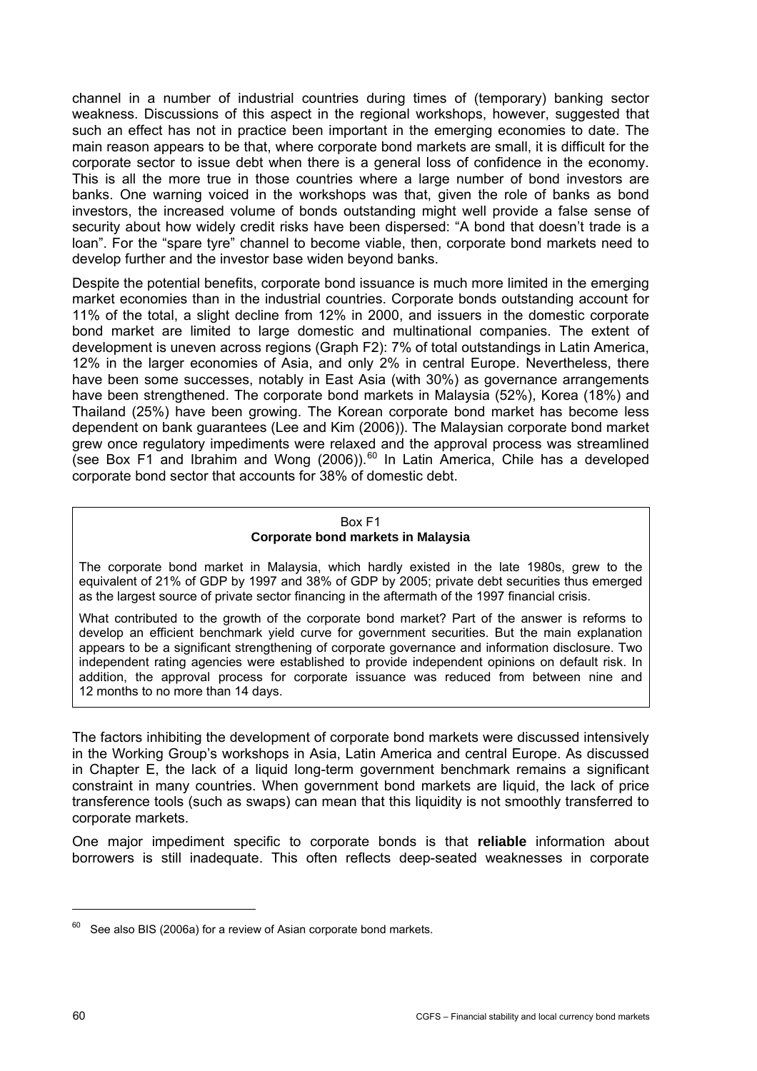channel in a number of industrial countries during times of (temporary) banking sector weakness. Discussions of this aspect in the regional workshops, however, suggested that such an effect has not in practice been important in the emerging economies to date. The main reason appears to be that, where corporate bond markets are small, it is difficult for the corporate sector to issue debt when there is a general loss of confidence in the economy. This is all the more true in those countries where a large number of bond investors are banks. One warning voiced in the workshops was that, given the role of banks as bond investors, the increased volume of bonds outstanding might well provide a false sense of security about how widely credit risks have been dispersed: "A bond that doesn't trade is a loan". For the "spare tyre" channel to become viable, then, corporate bond markets need to develop further and the investor base widen beyond banks.

Despite the potential benefits, corporate bond issuance is much more limited in the emerging market economies than in the industrial countries. Corporate bonds outstanding account for 11% of the total, a slight decline from 12% in 2000, and issuers in the domestic corporate bond market are limited to large domestic and multinational companies. The extent of development is uneven across regions (Graph F2): 7% of total outstandings in Latin America, 12% in the larger economies of Asia, and only 2% in central Europe. Nevertheless, there have been some successes, notably in East Asia (with 30%) as governance arrangements have been strengthened. The corporate bond markets in Malaysia (52%), Korea (18%) and Thailand (25%) have been growing. The Korean corporate bond market has become less dependent on bank guarantees (Lee and Kim (2006)). The Malaysian corporate bond market grew once regulatory impediments were relaxed and the approval process was streamlined (see Box F1 and Ibrahim and Wong (2006)).[60] In Latin America, Chile has a developed corporate bond sector that accounts for 38% of domestic debt.

> Box F1
>
> **Corporate bond markets in Malaysia**
>
> The corporate bond market in Malaysia, which hardly existed in the late 1980s, grew to the equivalent of 21% of GDP by 1997 and 38% of GDP by 2005; private debt securities thus emerged as the largest source of private sector financing in the aftermath of the 1997 financial crisis.
>
> What contributed to the growth of the corporate bond market? Part of the answer is reforms to develop an efficient benchmark yield curve for government securities. But the main explanation appears to be a significant strengthening of corporate governance and information disclosure. Two independent rating agencies were established to provide independent opinions on default risk. In addition, the approval process for corporate issuance was reduced from between nine and 12 months to no more than 14 days.

The factors inhibiting the development of corporate bond markets were discussed intensively in the Working Group's workshops in Asia, Latin America and central Europe. As discussed in Chapter E, the lack of a liquid long-term government benchmark remains a significant constraint in many countries. When government bond markets are liquid, the lack of price transference tools (such as swaps) can mean that this liquidity is not smoothly transferred to corporate markets.

One major impediment specific to corporate bonds is that **reliable** information about borrowers is still inadequate. This often reflects deep-seated weaknesses in corporate

[60] See also BIS (2006a) for a review of Asian corporate bond markets.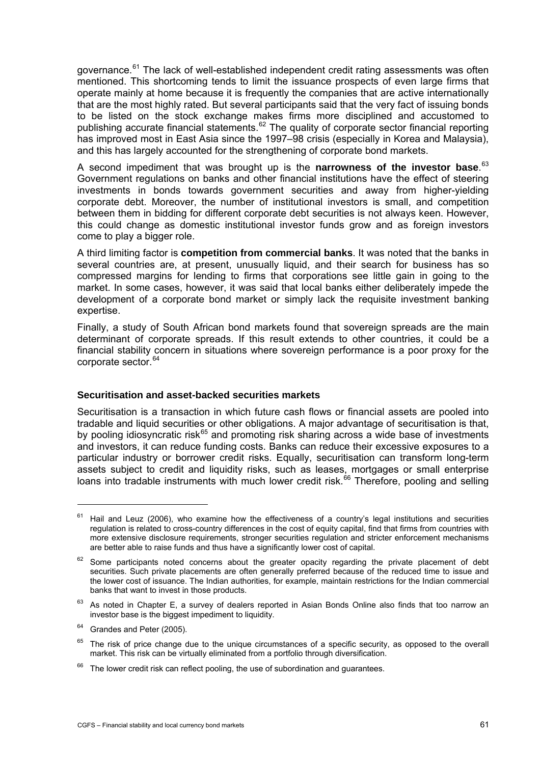governance.[61] The lack of well-established independent credit rating assessments was often mentioned. This shortcoming tends to limit the issuance prospects of even large firms that operate mainly at home because it is frequently the companies that are active internationally that are the most highly rated. But several participants said that the very fact of issuing bonds to be listed on the stock exchange makes firms more disciplined and accustomed to publishing accurate financial statements.[62] The quality of corporate sector financial reporting has improved most in East Asia since the 1997–98 crisis (especially in Korea and Malaysia), and this has largely accounted for the strengthening of corporate bond markets.

A second impediment that was brought up is the **narrowness of the investor base**.[63] Government regulations on banks and other financial institutions have the effect of steering investments in bonds towards government securities and away from higher-yielding corporate debt. Moreover, the number of institutional investors is small, and competition between them in bidding for different corporate debt securities is not always keen. However, this could change as domestic institutional investor funds grow and as foreign investors come to play a bigger role.

A third limiting factor is **competition from commercial banks**. It was noted that the banks in several countries are, at present, unusually liquid, and their search for business has so compressed margins for lending to firms that corporations see little gain in going to the market. In some cases, however, it was said that local banks either deliberately impede the development of a corporate bond market or simply lack the requisite investment banking expertise.

Finally, a study of South African bond markets found that sovereign spreads are the main determinant of corporate spreads. If this result extends to other countries, it could be a financial stability concern in situations where sovereign performance is a poor proxy for the corporate sector.[64]

### Securitisation and asset-backed securities markets

Securitisation is a transaction in which future cash flows or financial assets are pooled into tradable and liquid securities or other obligations. A major advantage of securitisation is that, by pooling idiosyncratic risk[65] and promoting risk sharing across a wide base of investments and investors, it can reduce funding costs. Banks can reduce their excessive exposures to a particular industry or borrower credit risks. Equally, securitisation can transform long-term assets subject to credit and liquidity risks, such as leases, mortgages or small enterprise loans into tradable instruments with much lower credit risk.[66] Therefore, pooling and selling

---

[61] Hail and Leuz (2006), who examine how the effectiveness of a country's legal institutions and securities regulation is related to cross-country differences in the cost of equity capital, find that firms from countries with more extensive disclosure requirements, stronger securities regulation and stricter enforcement mechanisms are better able to raise funds and thus have a significantly lower cost of capital.

[62] Some participants noted concerns about the greater opacity regarding the private placement of debt securities. Such private placements are often generally preferred because of the reduced time to issue and the lower cost of issuance. The Indian authorities, for example, maintain restrictions for the Indian commercial banks that want to invest in those products.

[63] As noted in Chapter E, a survey of dealers reported in Asian Bonds Online also finds that too narrow an investor base is the biggest impediment to liquidity.

[64] Grandes and Peter (2005).

[65] The risk of price change due to the unique circumstances of a specific security, as opposed to the overall market. This risk can be virtually eliminated from a portfolio through diversification.

[66] The lower credit risk can reflect pooling, the use of subordination and guarantees.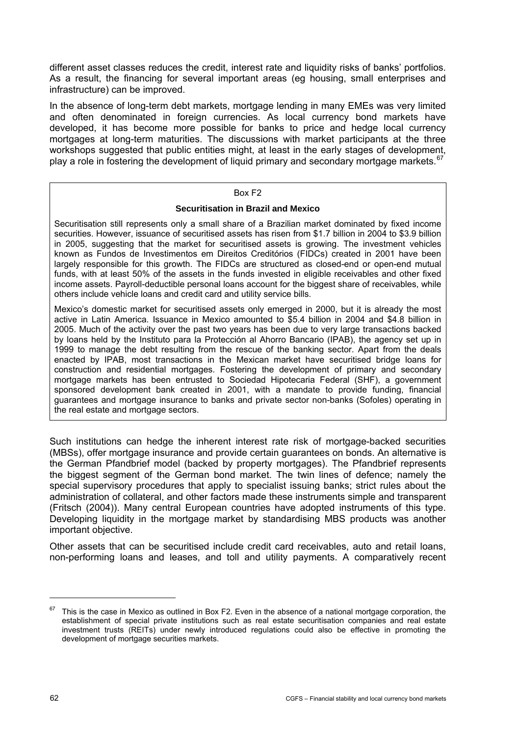different asset classes reduces the credit, interest rate and liquidity risks of banks' portfolios. As a result, the financing for several important areas (eg housing, small enterprises and infrastructure) can be improved.

In the absence of long-term debt markets, mortgage lending in many EMEs was very limited and often denominated in foreign currencies. As local currency bond markets have developed, it has become more possible for banks to price and hedge local currency mortgages at long-term maturities. The discussions with market participants at the three workshops suggested that public entities might, at least in the early stages of development, play a role in fostering the development of liquid primary and secondary mortgage markets.[67]

> Box F2
>
> **Securitisation in Brazil and Mexico**
>
> Securitisation still represents only a small share of a Brazilian market dominated by fixed income securities. However, issuance of securitised assets has risen from \$1.7 billion in 2004 to \$3.9 billion in 2005, suggesting that the market for securitised assets is growing. The investment vehicles known as Fundos de Investimentos em Direitos Creditórios (FIDCs) created in 2001 have been largely responsible for this growth. The FIDCs are structured as closed-end or open-end mutual funds, with at least 50% of the assets in the funds invested in eligible receivables and other fixed income assets. Payroll-deductible personal loans account for the biggest share of receivables, while others include vehicle loans and credit card and utility service bills.
>
> Mexico's domestic market for securitised assets only emerged in 2000, but it is already the most active in Latin America. Issuance in Mexico amounted to \$5.4 billion in 2004 and \$4.8 billion in 2005. Much of the activity over the past two years has been due to very large transactions backed by loans held by the Instituto para la Protección al Ahorro Bancario (IPAB), the agency set up in 1999 to manage the debt resulting from the rescue of the banking sector. Apart from the deals enacted by IPAB, most transactions in the Mexican market have securitised bridge loans for construction and residential mortgages. Fostering the development of primary and secondary mortgage markets has been entrusted to Sociedad Hipotecaria Federal (SHF), a government sponsored development bank created in 2001, with a mandate to provide funding, financial guarantees and mortgage insurance to banks and private sector non-banks (Sofoles) operating in the real estate and mortgage sectors.

Such institutions can hedge the inherent interest rate risk of mortgage-backed securities (MBSs), offer mortgage insurance and provide certain guarantees on bonds. An alternative is the German Pfandbrief model (backed by property mortgages). The Pfandbrief represents the biggest segment of the German bond market. The twin lines of defence; namely the special supervisory procedures that apply to specialist issuing banks; strict rules about the administration of collateral, and other factors made these instruments simple and transparent (Fritsch (2004)). Many central European countries have adopted instruments of this type. Developing liquidity in the mortgage market by standardising MBS products was another important objective.

Other assets that can be securitised include credit card receivables, auto and retail loans, non-performing loans and leases, and toll and utility payments. A comparatively recent

---

[67] This is the case in Mexico as outlined in Box F2. Even in the absence of a national mortgage corporation, the establishment of special private institutions such as real estate securitisation companies and real estate investment trusts (REITs) under newly introduced regulations could also be effective in promoting the development of mortgage securities markets.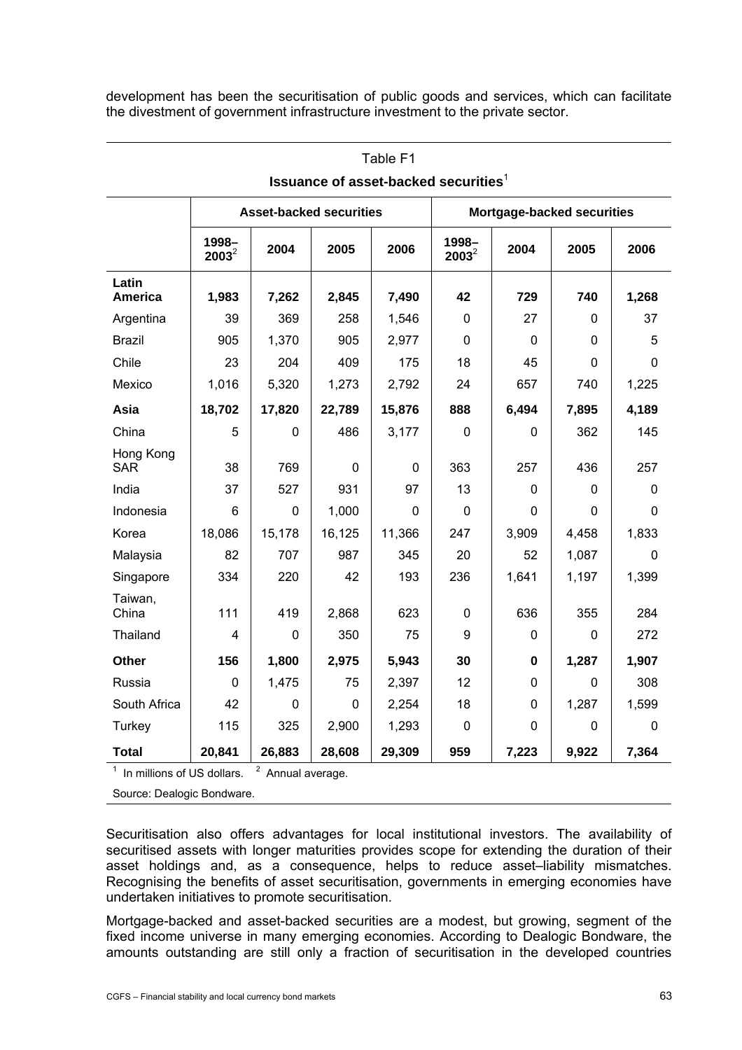development has been the securitisation of public goods and services, which can facilitate the divestment of government infrastructure investment to the private sector.

Table F1

**Issuance of asset-backed securities**[1]

| | Asset-backed securities | | | | Mortgage-backed securities | | | |
|---|---|---|---|---|---|---|---|---|
| | 1998–2003[2] | 2004 | 2005 | 2006 | 1998–2003[2] | 2004 | 2005 | 2006 |
| **Latin America** | **1,983** | **7,262** | **2,845** | **7,490** | **42** | **729** | **740** | **1,268** |
| Argentina | 39 | 369 | 258 | 1,546 | 0 | 27 | 0 | 37 |
| Brazil | 905 | 1,370 | 905 | 2,977 | 0 | 0 | 0 | 5 |
| Chile | 23 | 204 | 409 | 175 | 18 | 45 | 0 | 0 |
| Mexico | 1,016 | 5,320 | 1,273 | 2,792 | 24 | 657 | 740 | 1,225 |
| **Asia** | **18,702** | **17,820** | **22,789** | **15,876** | **888** | **6,494** | **7,895** | **4,189** |
| China | 5 | 0 | 486 | 3,177 | 0 | 0 | 362 | 145 |
| Hong Kong SAR | 38 | 769 | 0 | 0 | 363 | 257 | 436 | 257 |
| India | 37 | 527 | 931 | 97 | 13 | 0 | 0 | 0 |
| Indonesia | 6 | 0 | 1,000 | 0 | 0 | 0 | 0 | 0 |
| Korea | 18,086 | 15,178 | 16,125 | 11,366 | 247 | 3,909 | 4,458 | 1,833 |
| Malaysia | 82 | 707 | 987 | 345 | 20 | 52 | 1,087 | 0 |
| Singapore | 334 | 220 | 42 | 193 | 236 | 1,641 | 1,197 | 1,399 |
| Taiwan, China | 111 | 419 | 2,868 | 623 | 0 | 636 | 355 | 284 |
| Thailand | 4 | 0 | 350 | 75 | 9 | 0 | 0 | 272 |
| **Other** | **156** | **1,800** | **2,975** | **5,943** | **30** | **0** | **1,287** | **1,907** |
| Russia | 0 | 1,475 | 75 | 2,397 | 12 | 0 | 0 | 308 |
| South Africa | 42 | 0 | 0 | 2,254 | 18 | 0 | 1,287 | 1,599 |
| Turkey | 115 | 325 | 2,900 | 1,293 | 0 | 0 | 0 | 0 |
| **Total** | **20,841** | **26,883** | **28,608** | **29,309** | **959** | **7,223** | **9,922** | **7,364** |

[1] In millions of US dollars. [2] Annual average.

Source: Dealogic Bondware.

Securitisation also offers advantages for local institutional investors. The availability of securitised assets with longer maturities provides scope for extending the duration of their asset holdings and, as a consequence, helps to reduce asset–liability mismatches. Recognising the benefits of asset securitisation, governments in emerging economies have undertaken initiatives to promote securitisation.

Mortgage-backed and asset-backed securities are a modest, but growing, segment of the fixed income universe in many emerging economies. According to Dealogic Bondware, the amounts outstanding are still only a fraction of securitisation in the developed countries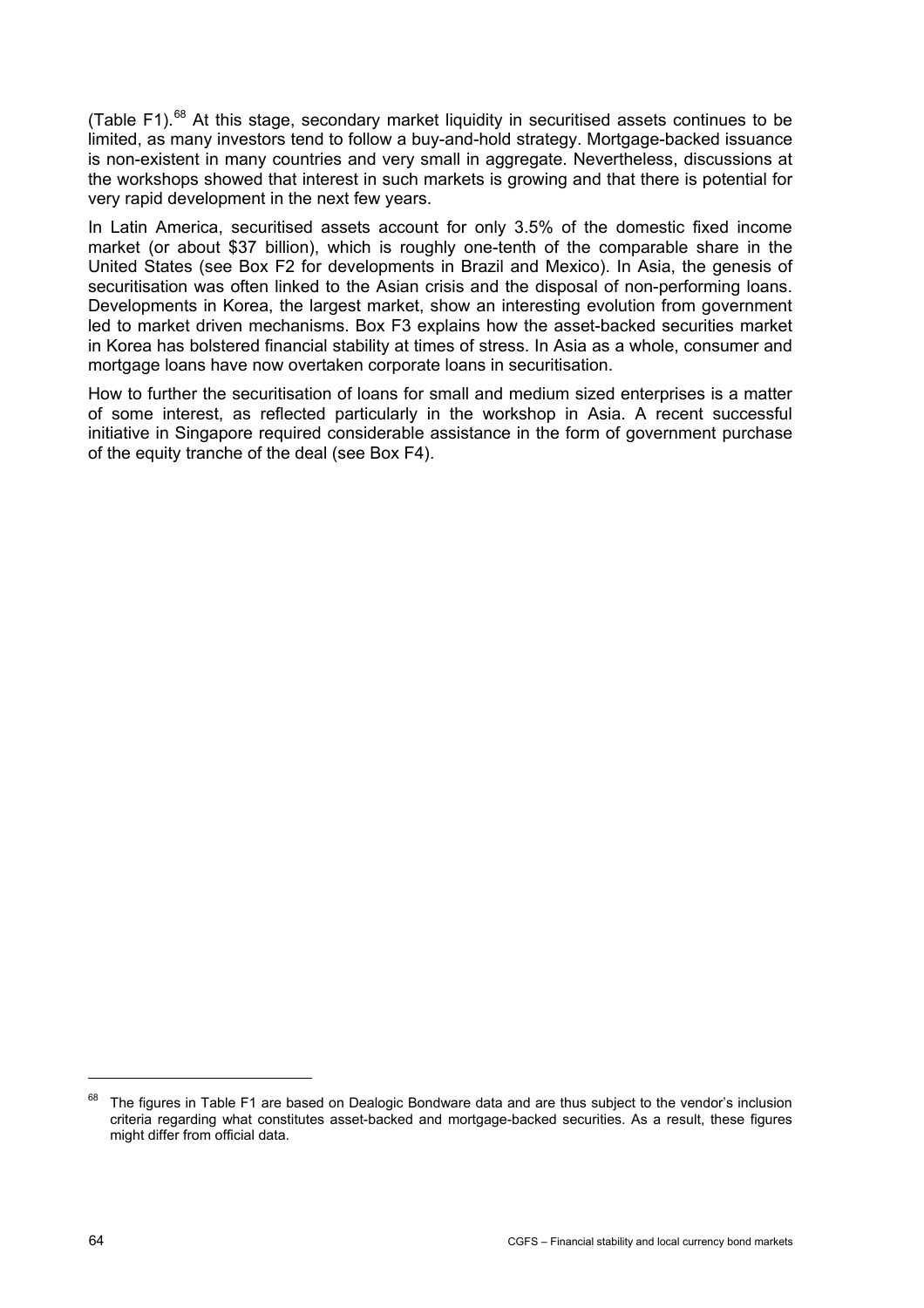(Table F1).[68] At this stage, secondary market liquidity in securitised assets continues to be limited, as many investors tend to follow a buy-and-hold strategy. Mortgage-backed issuance is non-existent in many countries and very small in aggregate. Nevertheless, discussions at the workshops showed that interest in such markets is growing and that there is potential for very rapid development in the next few years.

In Latin America, securitised assets account for only 3.5% of the domestic fixed income market (or about $37 billion), which is roughly one-tenth of the comparable share in the United States (see Box F2 for developments in Brazil and Mexico). In Asia, the genesis of securitisation was often linked to the Asian crisis and the disposal of non-performing loans. Developments in Korea, the largest market, show an interesting evolution from government led to market driven mechanisms. Box F3 explains how the asset-backed securities market in Korea has bolstered financial stability at times of stress. In Asia as a whole, consumer and mortgage loans have now overtaken corporate loans in securitisation.

How to further the securitisation of loans for small and medium sized enterprises is a matter of some interest, as reflected particularly in the workshop in Asia. A recent successful initiative in Singapore required considerable assistance in the form of government purchase of the equity tranche of the deal (see Box F4).

[68] The figures in Table F1 are based on Dealogic Bondware data and are thus subject to the vendor's inclusion criteria regarding what constitutes asset-backed and mortgage-backed securities. As a result, these figures might differ from official data.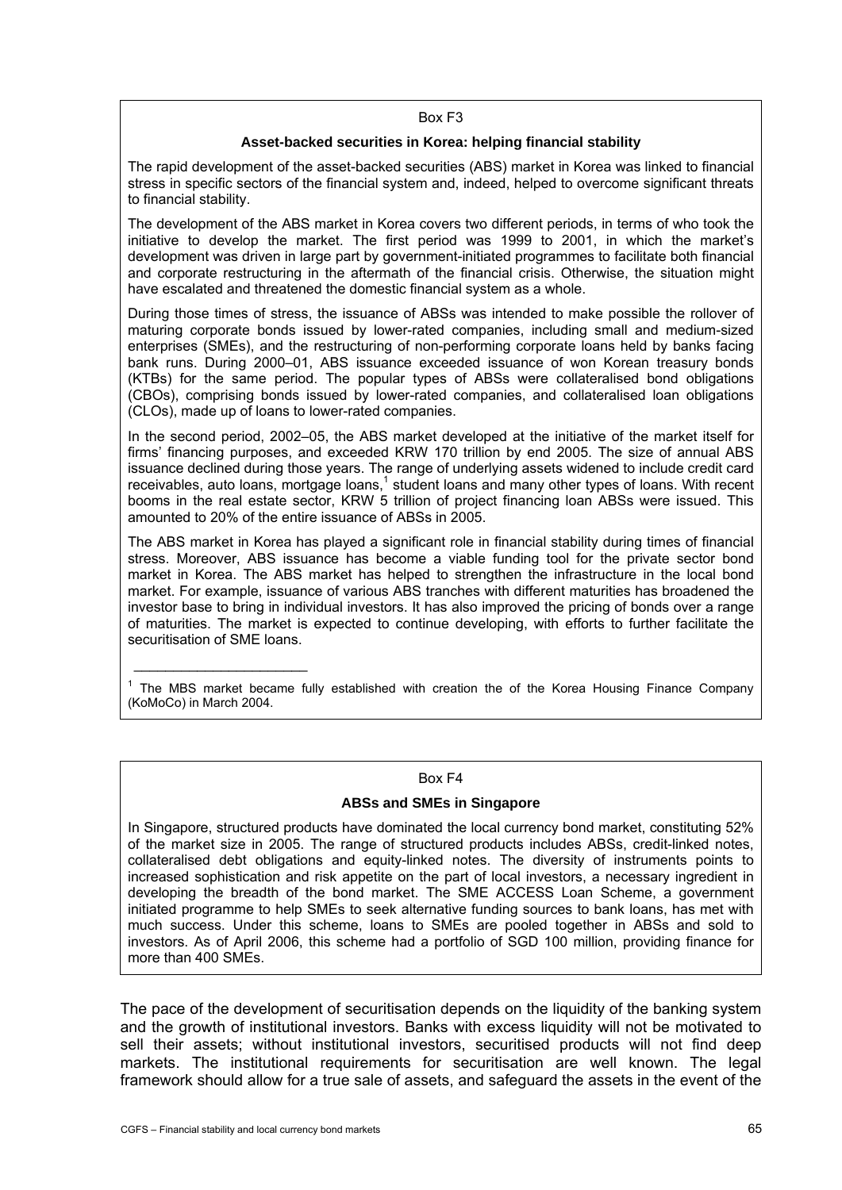Box F3

**Asset-backed securities in Korea: helping financial stability**

The rapid development of the asset-backed securities (ABS) market in Korea was linked to financial stress in specific sectors of the financial system and, indeed, helped to overcome significant threats to financial stability.

The development of the ABS market in Korea covers two different periods, in terms of who took the initiative to develop the market. The first period was 1999 to 2001, in which the market's development was driven in large part by government-initiated programmes to facilitate both financial and corporate restructuring in the aftermath of the financial crisis. Otherwise, the situation might have escalated and threatened the domestic financial system as a whole.

During those times of stress, the issuance of ABSs was intended to make possible the rollover of maturing corporate bonds issued by lower-rated companies, including small and medium-sized enterprises (SMEs), and the restructuring of non-performing corporate loans held by banks facing bank runs. During 2000–01, ABS issuance exceeded issuance of won Korean treasury bonds (KTBs) for the same period. The popular types of ABSs were collateralised bond obligations (CBOs), comprising bonds issued by lower-rated companies, and collateralised loan obligations (CLOs), made up of loans to lower-rated companies.

In the second period, 2002–05, the ABS market developed at the initiative of the market itself for firms' financing purposes, and exceeded KRW 170 trillion by end 2005. The size of annual ABS issuance declined during those years. The range of underlying assets widened to include credit card receivables, auto loans, mortgage loans,[1] student loans and many other types of loans. With recent booms in the real estate sector, KRW 5 trillion of project financing loan ABSs were issued. This amounted to 20% of the entire issuance of ABSs in 2005.

The ABS market in Korea has played a significant role in financial stability during times of financial stress. Moreover, ABS issuance has become a viable funding tool for the private sector bond market in Korea. The ABS market has helped to strengthen the infrastructure in the local bond market. For example, issuance of various ABS tranches with different maturities has broadened the investor base to bring in individual investors. It has also improved the pricing of bonds over a range of maturities. The market is expected to continue developing, with efforts to further facilitate the securitisation of SME loans.

[1] The MBS market became fully established with creation the of the Korea Housing Finance Company (KoMoCo) in March 2004.

Box F4

**ABSs and SMEs in Singapore**

In Singapore, structured products have dominated the local currency bond market, constituting 52% of the market size in 2005. The range of structured products includes ABSs, credit-linked notes, collateralised debt obligations and equity-linked notes. The diversity of instruments points to increased sophistication and risk appetite on the part of local investors, a necessary ingredient in developing the breadth of the bond market. The SME ACCESS Loan Scheme, a government initiated programme to help SMEs to seek alternative funding sources to bank loans, has met with much success. Under this scheme, loans to SMEs are pooled together in ABSs and sold to investors. As of April 2006, this scheme had a portfolio of SGD 100 million, providing finance for more than 400 SMEs.

The pace of the development of securitisation depends on the liquidity of the banking system and the growth of institutional investors. Banks with excess liquidity will not be motivated to sell their assets; without institutional investors, securitised products will not find deep markets. The institutional requirements for securitisation are well known. The legal framework should allow for a true sale of assets, and safeguard the assets in the event of the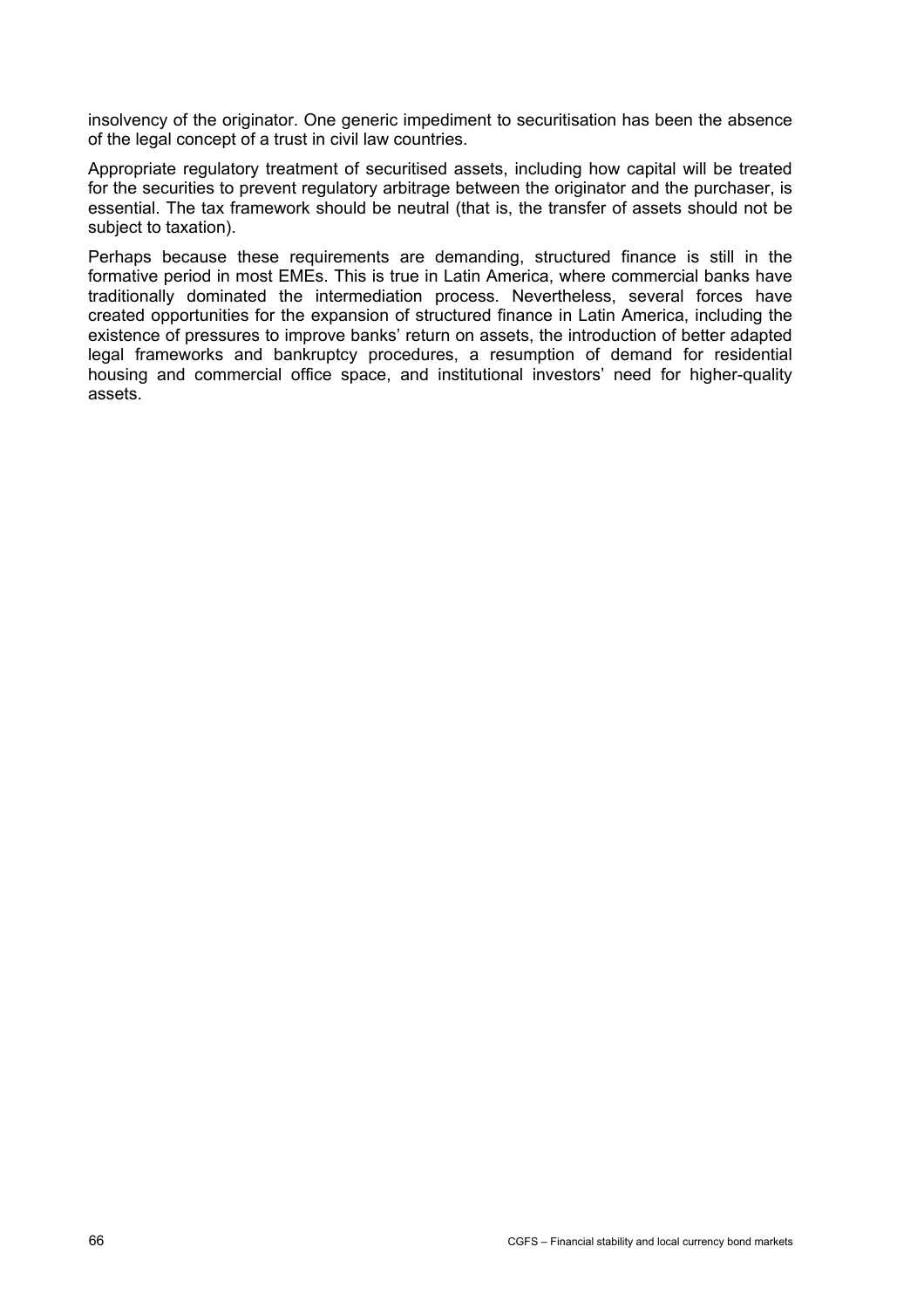insolvency of the originator. One generic impediment to securitisation has been the absence of the legal concept of a trust in civil law countries.

Appropriate regulatory treatment of securitised assets, including how capital will be treated for the securities to prevent regulatory arbitrage between the originator and the purchaser, is essential. The tax framework should be neutral (that is, the transfer of assets should not be subject to taxation).

Perhaps because these requirements are demanding, structured finance is still in the formative period in most EMEs. This is true in Latin America, where commercial banks have traditionally dominated the intermediation process. Nevertheless, several forces have created opportunities for the expansion of structured finance in Latin America, including the existence of pressures to improve banks' return on assets, the introduction of better adapted legal frameworks and bankruptcy procedures, a resumption of demand for residential housing and commercial office space, and institutional investors' need for higher-quality assets.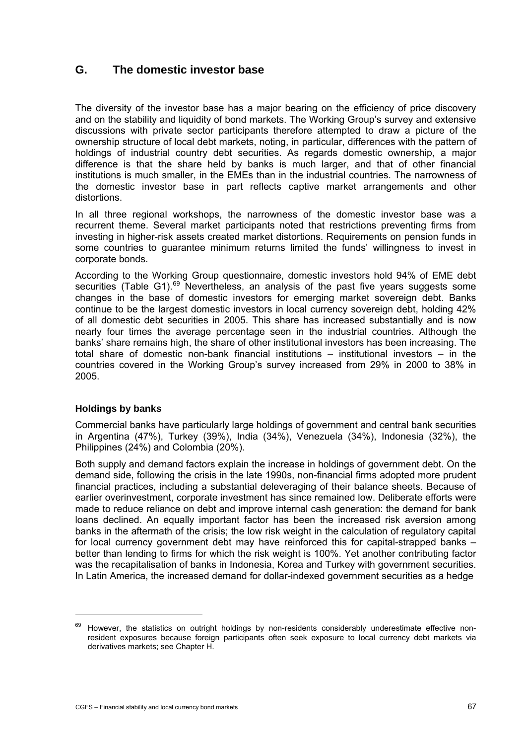## G. The domestic investor base

The diversity of the investor base has a major bearing on the efficiency of price discovery and on the stability and liquidity of bond markets. The Working Group's survey and extensive discussions with private sector participants therefore attempted to draw a picture of the ownership structure of local debt markets, noting, in particular, differences with the pattern of holdings of industrial country debt securities. As regards domestic ownership, a major difference is that the share held by banks is much larger, and that of other financial institutions is much smaller, in the EMEs than in the industrial countries. The narrowness of the domestic investor base in part reflects captive market arrangements and other distortions.

In all three regional workshops, the narrowness of the domestic investor base was a recurrent theme. Several market participants noted that restrictions preventing firms from investing in higher-risk assets created market distortions. Requirements on pension funds in some countries to guarantee minimum returns limited the funds' willingness to invest in corporate bonds.

According to the Working Group questionnaire, domestic investors hold 94% of EME debt securities (Table G1).[69] Nevertheless, an analysis of the past five years suggests some changes in the base of domestic investors for emerging market sovereign debt. Banks continue to be the largest domestic investors in local currency sovereign debt, holding 42% of all domestic debt securities in 2005. This share has increased substantially and is now nearly four times the average percentage seen in the industrial countries. Although the banks' share remains high, the share of other institutional investors has been increasing. The total share of domestic non-bank financial institutions – institutional investors – in the countries covered in the Working Group's survey increased from 29% in 2000 to 38% in 2005.

### Holdings by banks

Commercial banks have particularly large holdings of government and central bank securities in Argentina (47%), Turkey (39%), India (34%), Venezuela (34%), Indonesia (32%), the Philippines (24%) and Colombia (20%).

Both supply and demand factors explain the increase in holdings of government debt. On the demand side, following the crisis in the late 1990s, non-financial firms adopted more prudent financial practices, including a substantial deleveraging of their balance sheets. Because of earlier overinvestment, corporate investment has since remained low. Deliberate efforts were made to reduce reliance on debt and improve internal cash generation: the demand for bank loans declined. An equally important factor has been the increased risk aversion among banks in the aftermath of the crisis; the low risk weight in the calculation of regulatory capital for local currency government debt may have reinforced this for capital-strapped banks – better than lending to firms for which the risk weight is 100%. Yet another contributing factor was the recapitalisation of banks in Indonesia, Korea and Turkey with government securities. In Latin America, the increased demand for dollar-indexed government securities as a hedge

[69] However, the statistics on outright holdings by non-residents considerably underestimate effective non-resident exposures because foreign participants often seek exposure to local currency debt markets via derivatives markets; see Chapter H.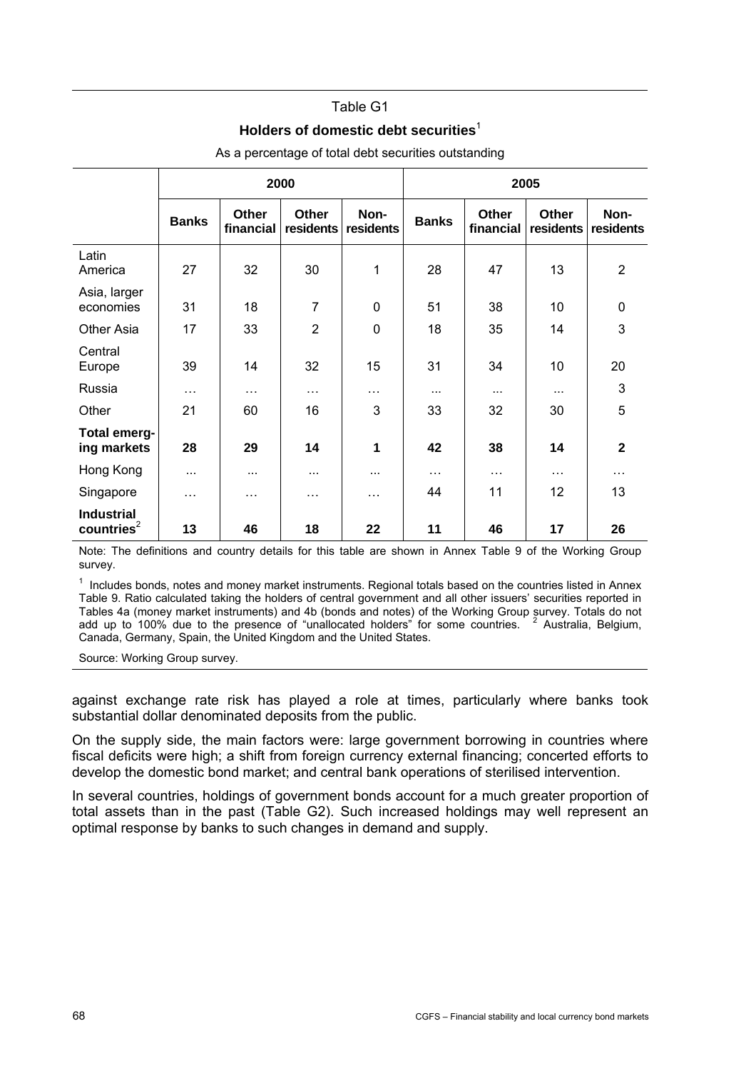Table G1

**Holders of domestic debt securities**[1]

As a percentage of total debt securities outstanding

| | 2000 | | | | 2005 | | | |
|---|---|---|---|---|---|---|---|---|
| | **Banks** | **Other financial** | **Other residents** | **Non-residents** | **Banks** | **Other financial** | **Other residents** | **Non-residents** |
| Latin America | 27 | 32 | 30 | 1 | 28 | 47 | 13 | 2 |
| Asia, larger economies | 31 | 18 | 7 | 0 | 51 | 38 | 10 | 0 |
| Other Asia | 17 | 33 | 2 | 0 | 18 | 35 | 14 | 3 |
| Central Europe | 39 | 14 | 32 | 15 | 31 | 34 | 10 | 20 |
| Russia | … | … | … | … | ... | ... | ... | 3 |
| Other | 21 | 60 | 16 | 3 | 33 | 32 | 30 | 5 |
| **Total emerging markets** | **28** | **29** | **14** | **1** | **42** | **38** | **14** | **2** |
| Hong Kong | ... | ... | ... | ... | … | … | … | … |
| Singapore | … | … | … | … | 44 | 11 | 12 | 13 |
| **Industrial countries**[2] | **13** | **46** | **18** | **22** | **11** | **46** | **17** | **26** |

Note: The definitions and country details for this table are shown in Annex Table 9 of the Working Group survey.

[1] Includes bonds, notes and money market instruments. Regional totals based on the countries listed in Annex Table 9. Ratio calculated taking the holders of central government and all other issuers' securities reported in Tables 4a (money market instruments) and 4b (bonds and notes) of the Working Group survey. Totals do not add up to 100% due to the presence of "unallocated holders" for some countries. [2] Australia, Belgium, Canada, Germany, Spain, the United Kingdom and the United States.

Source: Working Group survey.

against exchange rate risk has played a role at times, particularly where banks took substantial dollar denominated deposits from the public.

On the supply side, the main factors were: large government borrowing in countries where fiscal deficits were high; a shift from foreign currency external financing; concerted efforts to develop the domestic bond market; and central bank operations of sterilised intervention.

In several countries, holdings of government bonds account for a much greater proportion of total assets than in the past (Table G2). Such increased holdings may well represent an optimal response by banks to such changes in demand and supply.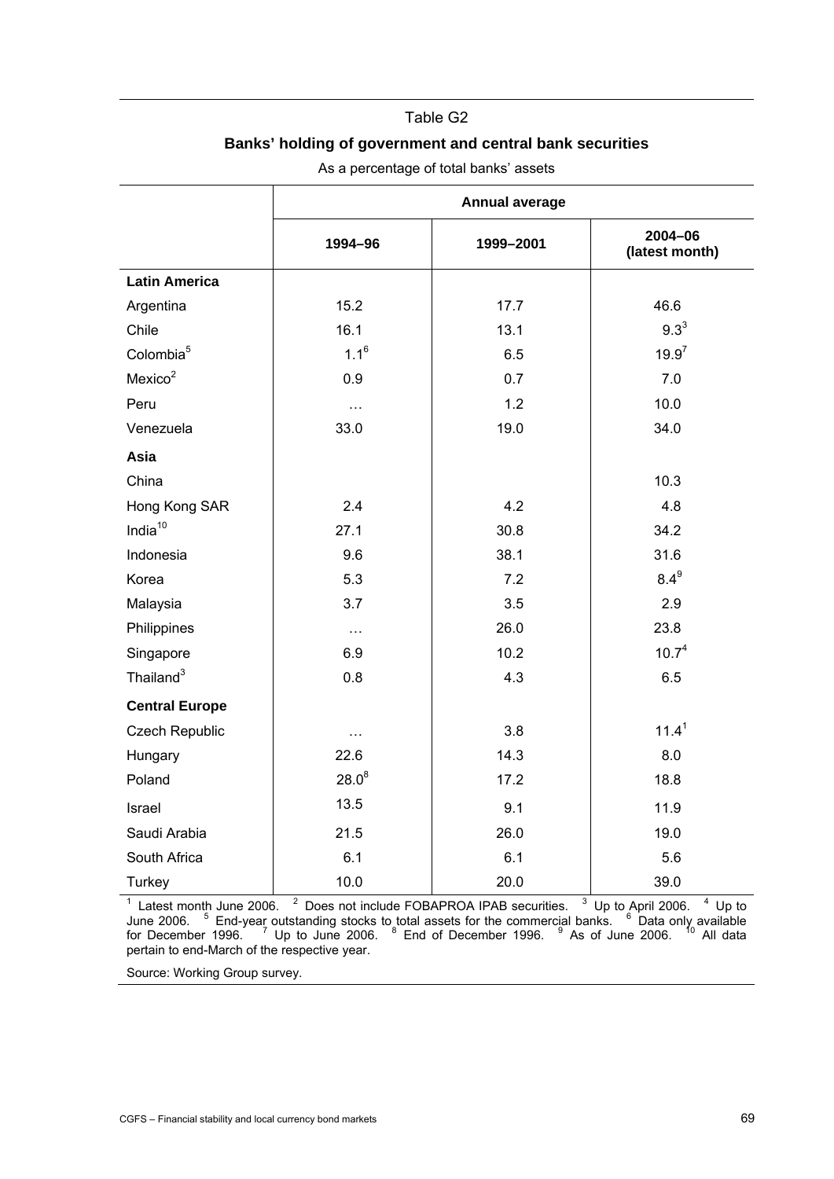Table G2

**Banks' holding of government and central bank securities**

As a percentage of total banks' assets

| | Annual average | | |
|---|---|---|---|
| | **1994–96** | **1999–2001** | **2004–06 (latest month)** |
| **Latin America** | | | |
| Argentina | 15.2 | 17.7 | 46.6 |
| Chile | 16.1 | 13.1 | 9.3[3] |
| Colombia[5] | 1.1[6] | 6.5 | 19.9[7] |
| Mexico[2] | 0.9 | 0.7 | 7.0 |
| Peru | … | 1.2 | 10.0 |
| Venezuela | 33.0 | 19.0 | 34.0 |
| **Asia** | | | |
| China | | | 10.3 |
| Hong Kong SAR | 2.4 | 4.2 | 4.8 |
| India[10] | 27.1 | 30.8 | 34.2 |
| Indonesia | 9.6 | 38.1 | 31.6 |
| Korea | 5.3 | 7.2 | 8.4[9] |
| Malaysia | 3.7 | 3.5 | 2.9 |
| Philippines | … | 26.0 | 23.8 |
| Singapore | 6.9 | 10.2 | 10.7[4] |
| Thailand[3] | 0.8 | 4.3 | 6.5 |
| **Central Europe** | | | |
| Czech Republic | … | 3.8 | 11.4[1] |
| Hungary | 22.6 | 14.3 | 8.0 |
| Poland | 28.0[8] | 17.2 | 18.8 |
| Israel | 13.5 | 9.1 | 11.9 |
| Saudi Arabia | 21.5 | 26.0 | 19.0 |
| South Africa | 6.1 | 6.1 | 5.6 |
| Turkey | 10.0 | 20.0 | 39.0 |

[1] Latest month June 2006. [2] Does not include FOBAPROA IPAB securities. [3] Up to April 2006. [4] Up to June 2006. [5] End-year outstanding stocks to total assets for the commercial banks. [6] Data only available for December 1996. [7] Up to June 2006. [8] End of December 1996. [9] As of June 2006. [10] All data pertain to end-March of the respective year.

Source: Working Group survey.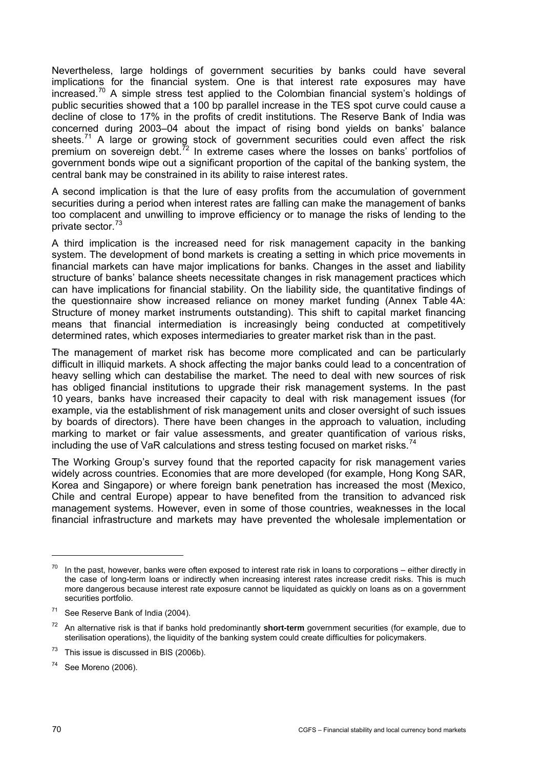Nevertheless, large holdings of government securities by banks could have several implications for the financial system. One is that interest rate exposures may have increased.[70] A simple stress test applied to the Colombian financial system's holdings of public securities showed that a 100 bp parallel increase in the TES spot curve could cause a decline of close to 17% in the profits of credit institutions. The Reserve Bank of India was concerned during 2003–04 about the impact of rising bond yields on banks' balance sheets.[71] A large or growing stock of government securities could even affect the risk premium on sovereign debt.[72] In extreme cases where the losses on banks' portfolios of government bonds wipe out a significant proportion of the capital of the banking system, the central bank may be constrained in its ability to raise interest rates.

A second implication is that the lure of easy profits from the accumulation of government securities during a period when interest rates are falling can make the management of banks too complacent and unwilling to improve efficiency or to manage the risks of lending to the private sector.[73]

A third implication is the increased need for risk management capacity in the banking system. The development of bond markets is creating a setting in which price movements in financial markets can have major implications for banks. Changes in the asset and liability structure of banks' balance sheets necessitate changes in risk management practices which can have implications for financial stability. On the liability side, the quantitative findings of the questionnaire show increased reliance on money market funding (Annex Table 4A: Structure of money market instruments outstanding). This shift to capital market financing means that financial intermediation is increasingly being conducted at competitively determined rates, which exposes intermediaries to greater market risk than in the past.

The management of market risk has become more complicated and can be particularly difficult in illiquid markets. A shock affecting the major banks could lead to a concentration of heavy selling which can destabilise the market. The need to deal with new sources of risk has obliged financial institutions to upgrade their risk management systems. In the past 10 years, banks have increased their capacity to deal with risk management issues (for example, via the establishment of risk management units and closer oversight of such issues by boards of directors). There have been changes in the approach to valuation, including marking to market or fair value assessments, and greater quantification of various risks, including the use of VaR calculations and stress testing focused on market risks.[74]

The Working Group's survey found that the reported capacity for risk management varies widely across countries. Economies that are more developed (for example, Hong Kong SAR, Korea and Singapore) or where foreign bank penetration has increased the most (Mexico, Chile and central Europe) appear to have benefited from the transition to advanced risk management systems. However, even in some of those countries, weaknesses in the local financial infrastructure and markets may have prevented the wholesale implementation or

---

[70] In the past, however, banks were often exposed to interest rate risk in loans to corporations – either directly in the case of long-term loans or indirectly when increasing interest rates increase credit risks. This is much more dangerous because interest rate exposure cannot be liquidated as quickly on loans as on a government securities portfolio.

[71] See Reserve Bank of India (2004).

[72] An alternative risk is that if banks hold predominantly **short-term** government securities (for example, due to sterilisation operations), the liquidity of the banking system could create difficulties for policymakers.

[73] This issue is discussed in BIS (2006b).

[74] See Moreno (2006).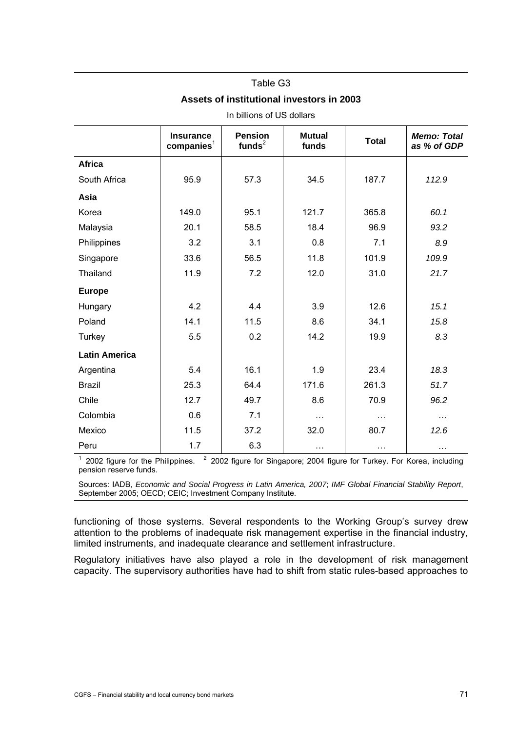Table G3

**Assets of institutional investors in 2003**

In billions of US dollars

| | Insurance companies[1] | Pension funds[2] | Mutual funds | Total | *Memo: Total as % of GDP* |
|---|---|---|---|---|---|
| **Africa** | | | | | |
| South Africa | 95.9 | 57.3 | 34.5 | 187.7 | *112.9* |
| **Asia** | | | | | |
| Korea | 149.0 | 95.1 | 121.7 | 365.8 | *60.1* |
| Malaysia | 20.1 | 58.5 | 18.4 | 96.9 | *93.2* |
| Philippines | 3.2 | 3.1 | 0.8 | 7.1 | *8.9* |
| Singapore | 33.6 | 56.5 | 11.8 | 101.9 | *109.9* |
| Thailand | 11.9 | 7.2 | 12.0 | 31.0 | *21.7* |
| **Europe** | | | | | |
| Hungary | 4.2 | 4.4 | 3.9 | 12.6 | *15.1* |
| Poland | 14.1 | 11.5 | 8.6 | 34.1 | *15.8* |
| Turkey | 5.5 | 0.2 | 14.2 | 19.9 | *8.3* |
| **Latin America** | | | | | |
| Argentina | 5.4 | 16.1 | 1.9 | 23.4 | *18.3* |
| Brazil | 25.3 | 64.4 | 171.6 | 261.3 | *51.7* |
| Chile | 12.7 | 49.7 | 8.6 | 70.9 | *96.2* |
| Colombia | 0.6 | 7.1 | … | … | … |
| Mexico | 11.5 | 37.2 | 32.0 | 80.7 | *12.6* |
| Peru | 1.7 | 6.3 | … | … | … |

[1] 2002 figure for the Philippines. [2] 2002 figure for Singapore; 2004 figure for Turkey. For Korea, including pension reserve funds.

Sources: IADB, *Economic and Social Progress in Latin America, 2007*; *IMF Global Financial Stability Report*, September 2005; OECD; CEIC; Investment Company Institute.

functioning of those systems. Several respondents to the Working Group's survey drew attention to the problems of inadequate risk management expertise in the financial industry, limited instruments, and inadequate clearance and settlement infrastructure.

Regulatory initiatives have also played a role in the development of risk management capacity. The supervisory authorities have had to shift from static rules-based approaches to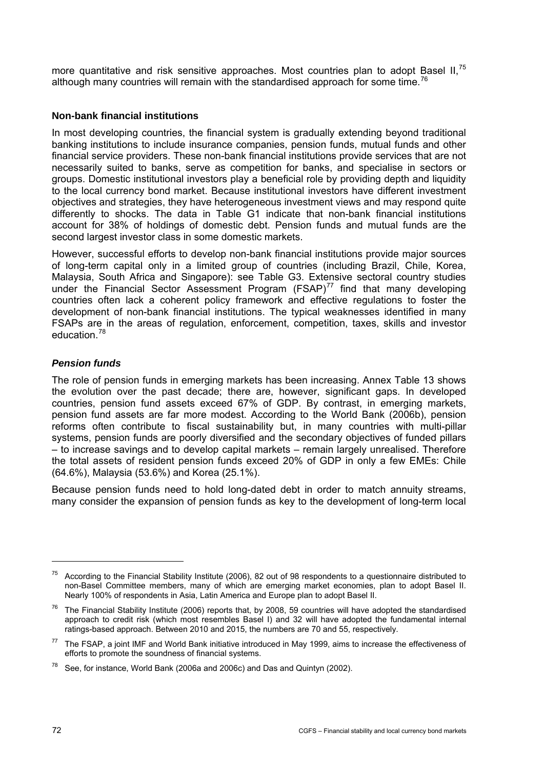more quantitative and risk sensitive approaches. Most countries plan to adopt Basel II,[75] although many countries will remain with the standardised approach for some time.[76]

**Non-bank financial institutions**

In most developing countries, the financial system is gradually extending beyond traditional banking institutions to include insurance companies, pension funds, mutual funds and other financial service providers. These non-bank financial institutions provide services that are not necessarily suited to banks, serve as competition for banks, and specialise in sectors or groups. Domestic institutional investors play a beneficial role by providing depth and liquidity to the local currency bond market. Because institutional investors have different investment objectives and strategies, they have heterogeneous investment views and may respond quite differently to shocks. The data in Table G1 indicate that non-bank financial institutions account for 38% of holdings of domestic debt. Pension funds and mutual funds are the second largest investor class in some domestic markets.

However, successful efforts to develop non-bank financial institutions provide major sources of long-term capital only in a limited group of countries (including Brazil, Chile, Korea, Malaysia, South Africa and Singapore): see Table G3. Extensive sectoral country studies under the Financial Sector Assessment Program (FSAP)[77] find that many developing countries often lack a coherent policy framework and effective regulations to foster the development of non-bank financial institutions. The typical weaknesses identified in many FSAPs are in the areas of regulation, enforcement, competition, taxes, skills and investor education.[78]

***Pension funds***

The role of pension funds in emerging markets has been increasing. Annex Table 13 shows the evolution over the past decade; there are, however, significant gaps. In developed countries, pension fund assets exceed 67% of GDP. By contrast, in emerging markets, pension fund assets are far more modest. According to the World Bank (2006b), pension reforms often contribute to fiscal sustainability but, in many countries with multi-pillar systems, pension funds are poorly diversified and the secondary objectives of funded pillars – to increase savings and to develop capital markets – remain largely unrealised. Therefore the total assets of resident pension funds exceed 20% of GDP in only a few EMEs: Chile (64.6%), Malaysia (53.6%) and Korea (25.1%).

Because pension funds need to hold long-dated debt in order to match annuity streams, many consider the expansion of pension funds as key to the development of long-term local

---

[75] According to the Financial Stability Institute (2006), 82 out of 98 respondents to a questionnaire distributed to non-Basel Committee members, many of which are emerging market economies, plan to adopt Basel II. Nearly 100% of respondents in Asia, Latin America and Europe plan to adopt Basel II.

[76] The Financial Stability Institute (2006) reports that, by 2008, 59 countries will have adopted the standardised approach to credit risk (which most resembles Basel I) and 32 will have adopted the fundamental internal ratings-based approach. Between 2010 and 2015, the numbers are 70 and 55, respectively.

[77] The FSAP, a joint IMF and World Bank initiative introduced in May 1999, aims to increase the effectiveness of efforts to promote the soundness of financial systems.

[78] See, for instance, World Bank (2006a and 2006c) and Das and Quintyn (2002).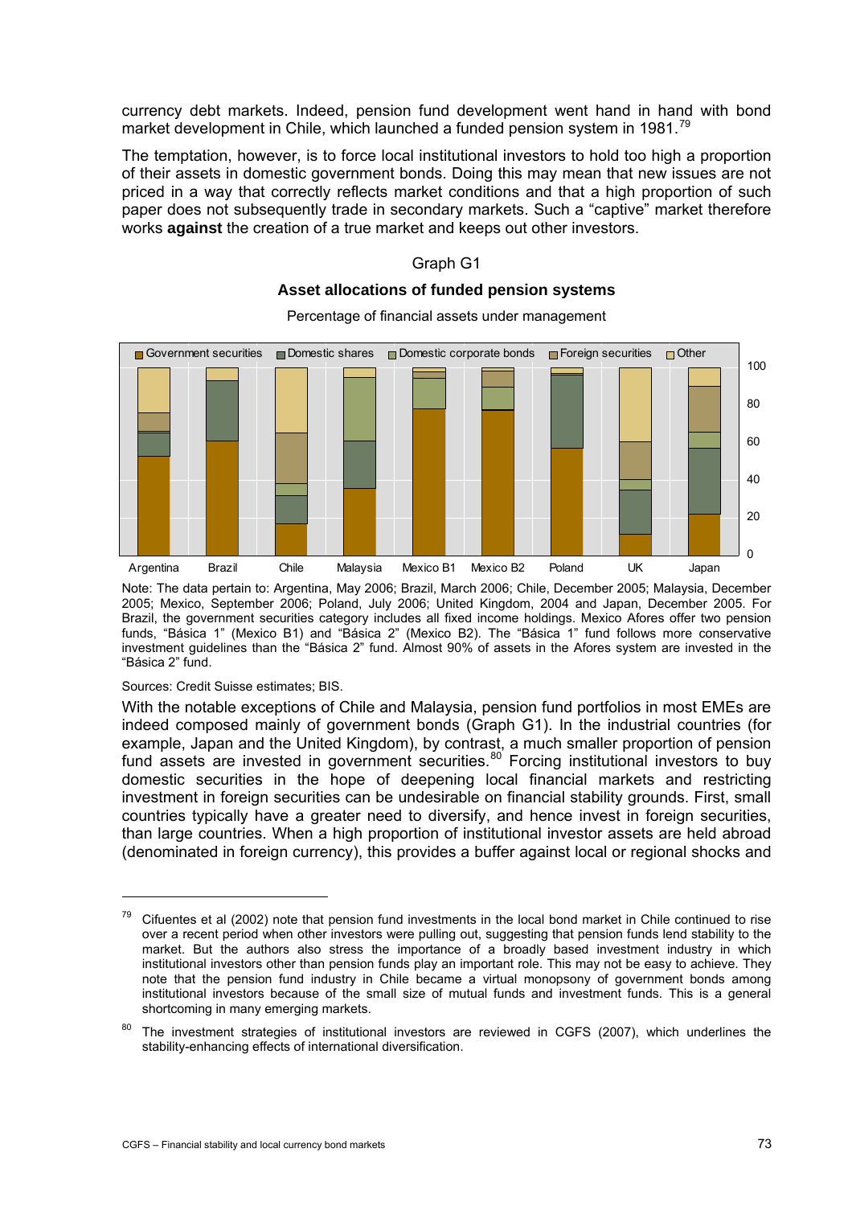currency debt markets. Indeed, pension fund development went hand in hand with bond market development in Chile, which launched a funded pension system in 1981.[79]

The temptation, however, is to force local institutional investors to hold too high a proportion of their assets in domestic government bonds. Doing this may mean that new issues are not priced in a way that correctly reflects market conditions and that a high proportion of such paper does not subsequently trade in secondary markets. Such a "captive" market therefore works **against** the creation of a true market and keeps out other investors.

Graph G1

**Asset allocations of funded pension systems**

Percentage of financial assets under management

Note: The data pertain to: Argentina, May 2006; Brazil, March 2006; Chile, December 2005; Malaysia, December 2005; Mexico, September 2006; Poland, July 2006; United Kingdom, 2004 and Japan, December 2005. For Brazil, the government securities category includes all fixed income holdings. Mexico Afores offer two pension funds, "Básica 1" (Mexico B1) and "Básica 2" (Mexico B2). The "Básica 1" fund follows more conservative investment guidelines than the "Básica 2" fund. Almost 90% of assets in the Afores system are invested in the "Básica 2" fund.

Sources: Credit Suisse estimates; BIS.

With the notable exceptions of Chile and Malaysia, pension fund portfolios in most EMEs are indeed composed mainly of government bonds (Graph G1). In the industrial countries (for example, Japan and the United Kingdom), by contrast, a much smaller proportion of pension fund assets are invested in government securities.[80] Forcing institutional investors to buy domestic securities in the hope of deepening local financial markets and restricting investment in foreign securities can be undesirable on financial stability grounds. First, small countries typically have a greater need to diversify, and hence invest in foreign securities, than large countries. When a high proportion of institutional investor assets are held abroad (denominated in foreign currency), this provides a buffer against local or regional shocks and

---

[79] Cifuentes et al (2002) note that pension fund investments in the local bond market in Chile continued to rise over a recent period when other investors were pulling out, suggesting that pension funds lend stability to the market. But the authors also stress the importance of a broadly based investment industry in which institutional investors other than pension funds play an important role. This may not be easy to achieve. They note that the pension fund industry in Chile became a virtual monopsony of government bonds among institutional investors because of the small size of mutual funds and investment funds. This is a general shortcoming in many emerging markets.

[80] The investment strategies of institutional investors are reviewed in CGFS (2007), which underlines the stability-enhancing effects of international diversification.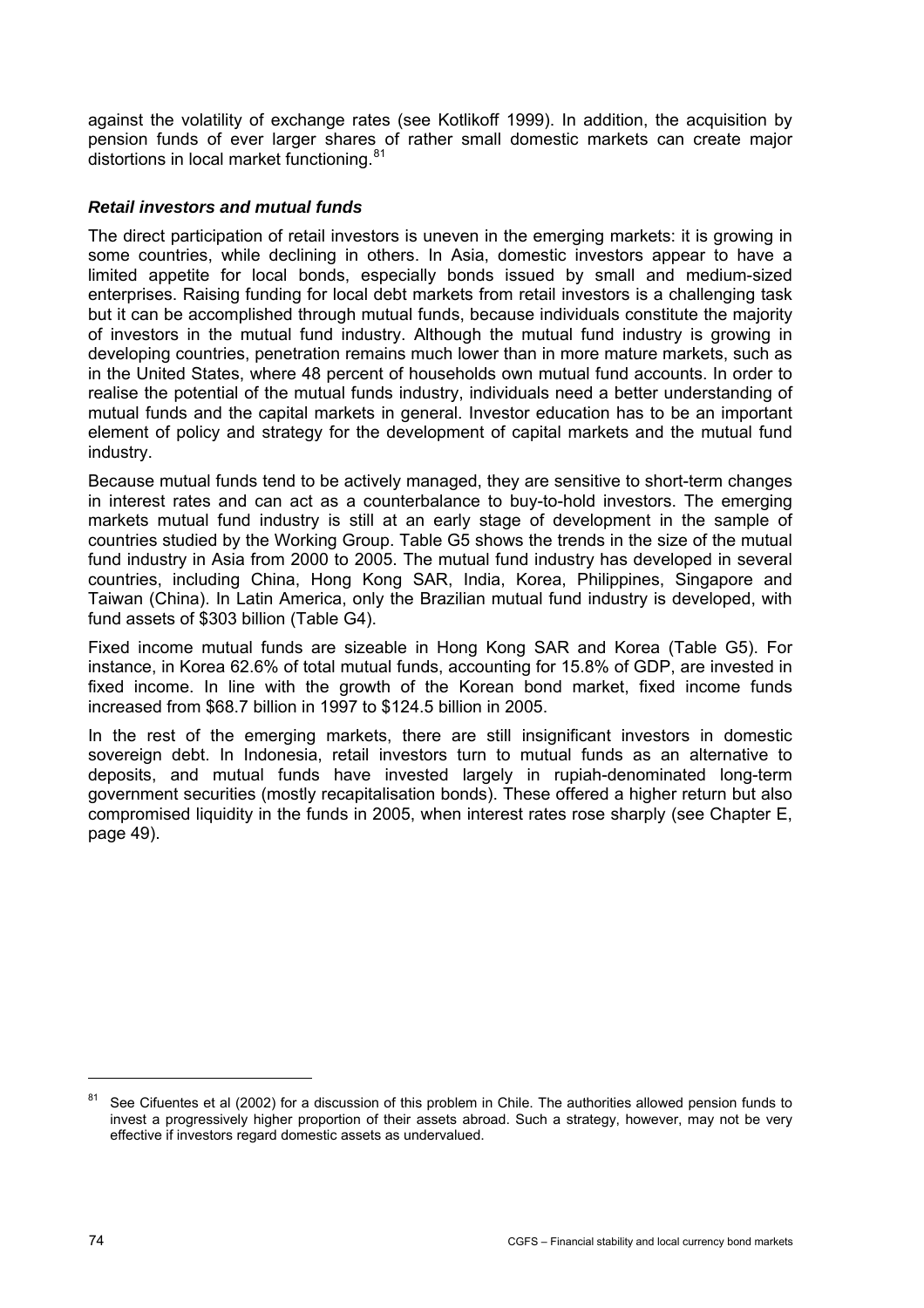against the volatility of exchange rates (see Kotlikoff 1999). In addition, the acquisition by pension funds of ever larger shares of rather small domestic markets can create major distortions in local market functioning.[81]

### *Retail investors and mutual funds*

The direct participation of retail investors is uneven in the emerging markets: it is growing in some countries, while declining in others. In Asia, domestic investors appear to have a limited appetite for local bonds, especially bonds issued by small and medium-sized enterprises. Raising funding for local debt markets from retail investors is a challenging task but it can be accomplished through mutual funds, because individuals constitute the majority of investors in the mutual fund industry. Although the mutual fund industry is growing in developing countries, penetration remains much lower than in more mature markets, such as in the United States, where 48 percent of households own mutual fund accounts. In order to realise the potential of the mutual funds industry, individuals need a better understanding of mutual funds and the capital markets in general. Investor education has to be an important element of policy and strategy for the development of capital markets and the mutual fund industry.

Because mutual funds tend to be actively managed, they are sensitive to short-term changes in interest rates and can act as a counterbalance to buy-to-hold investors. The emerging markets mutual fund industry is still at an early stage of development in the sample of countries studied by the Working Group. Table G5 shows the trends in the size of the mutual fund industry in Asia from 2000 to 2005. The mutual fund industry has developed in several countries, including China, Hong Kong SAR, India, Korea, Philippines, Singapore and Taiwan (China). In Latin America, only the Brazilian mutual fund industry is developed, with fund assets of \$303 billion (Table G4).

Fixed income mutual funds are sizeable in Hong Kong SAR and Korea (Table G5). For instance, in Korea 62.6% of total mutual funds, accounting for 15.8% of GDP, are invested in fixed income. In line with the growth of the Korean bond market, fixed income funds increased from \$68.7 billion in 1997 to \$124.5 billion in 2005.

In the rest of the emerging markets, there are still insignificant investors in domestic sovereign debt. In Indonesia, retail investors turn to mutual funds as an alternative to deposits, and mutual funds have invested largely in rupiah-denominated long-term government securities (mostly recapitalisation bonds). These offered a higher return but also compromised liquidity in the funds in 2005, when interest rates rose sharply (see Chapter E, page 49).

---

[81] See Cifuentes et al (2002) for a discussion of this problem in Chile. The authorities allowed pension funds to invest a progressively higher proportion of their assets abroad. Such a strategy, however, may not be very effective if investors regard domestic assets as undervalued.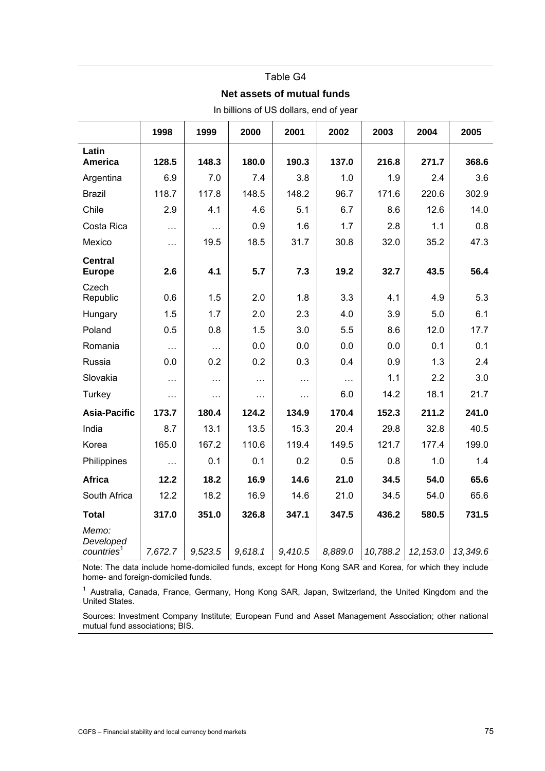Table G4

**Net assets of mutual funds**

In billions of US dollars, end of year

| | 1998 | 1999 | 2000 | 2001 | 2002 | 2003 | 2004 | 2005 |
|---|---|---|---|---|---|---|---|---|
| **Latin America** | **128.5** | **148.3** | **180.0** | **190.3** | **137.0** | **216.8** | **271.7** | **368.6** |
| Argentina | 6.9 | 7.0 | 7.4 | 3.8 | 1.0 | 1.9 | 2.4 | 3.6 |
| Brazil | 118.7 | 117.8 | 148.5 | 148.2 | 96.7 | 171.6 | 220.6 | 302.9 |
| Chile | 2.9 | 4.1 | 4.6 | 5.1 | 6.7 | 8.6 | 12.6 | 14.0 |
| Costa Rica | … | … | 0.9 | 1.6 | 1.7 | 2.8 | 1.1 | 0.8 |
| Mexico | … | 19.5 | 18.5 | 31.7 | 30.8 | 32.0 | 35.2 | 47.3 |
| **Central Europe** | **2.6** | **4.1** | **5.7** | **7.3** | **19.2** | **32.7** | **43.5** | **56.4** |
| Czech Republic | 0.6 | 1.5 | 2.0 | 1.8 | 3.3 | 4.1 | 4.9 | 5.3 |
| Hungary | 1.5 | 1.7 | 2.0 | 2.3 | 4.0 | 3.9 | 5.0 | 6.1 |
| Poland | 0.5 | 0.8 | 1.5 | 3.0 | 5.5 | 8.6 | 12.0 | 17.7 |
| Romania | … | … | 0.0 | 0.0 | 0.0 | 0.0 | 0.1 | 0.1 |
| Russia | 0.0 | 0.2 | 0.2 | 0.3 | 0.4 | 0.9 | 1.3 | 2.4 |
| Slovakia | … | … | … | … | … | 1.1 | 2.2 | 3.0 |
| Turkey | … | … | … | … | 6.0 | 14.2 | 18.1 | 21.7 |
| **Asia-Pacific** | **173.7** | **180.4** | **124.2** | **134.9** | **170.4** | **152.3** | **211.2** | **241.0** |
| India | 8.7 | 13.1 | 13.5 | 15.3 | 20.4 | 29.8 | 32.8 | 40.5 |
| Korea | 165.0 | 167.2 | 110.6 | 119.4 | 149.5 | 121.7 | 177.4 | 199.0 |
| Philippines | … | 0.1 | 0.1 | 0.2 | 0.5 | 0.8 | 1.0 | 1.4 |
| **Africa** | **12.2** | **18.2** | **16.9** | **14.6** | **21.0** | **34.5** | **54.0** | **65.6** |
| South Africa | 12.2 | 18.2 | 16.9 | 14.6 | 21.0 | 34.5 | 54.0 | 65.6 |
| **Total** | **317.0** | **351.0** | **326.8** | **347.1** | **347.5** | **436.2** | **580.5** | **731.5** |
| *Memo: Developed countries*[1] | *7,672.7* | *9,523.5* | *9,618.1* | *9,410.5* | *8,889.0* | *10,788.2* | *12,153.0* | *13,349.6* |

Note: The data include home-domiciled funds, except for Hong Kong SAR and Korea, for which they include home- and foreign-domiciled funds.

[1] Australia, Canada, France, Germany, Hong Kong SAR, Japan, Switzerland, the United Kingdom and the United States.

Sources: Investment Company Institute; European Fund and Asset Management Association; other national mutual fund associations; BIS.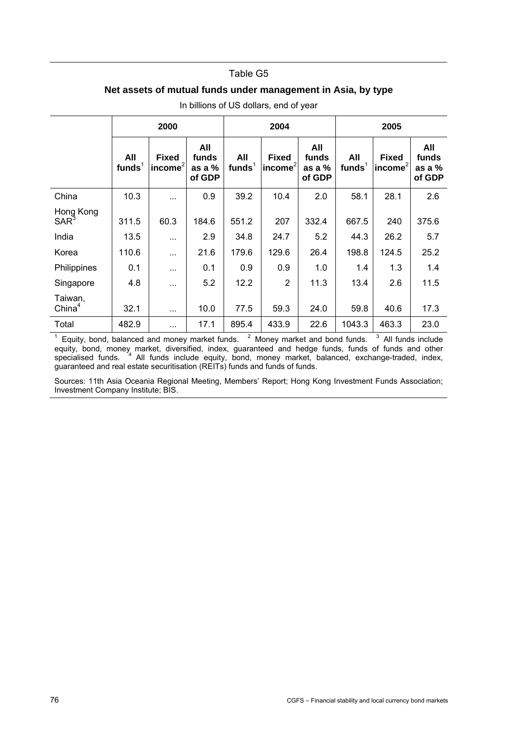Table G5

**Net assets of mutual funds under management in Asia, by type**

In billions of US dollars, end of year

| | 2000 | | | 2004 | | | 2005 | | |
|---|---|---|---|---|---|---|---|---|---|
| | All funds[1] | Fixed income[2] | All funds as a % of GDP | All funds[1] | Fixed income[2] | All funds as a % of GDP | All funds[1] | Fixed income[2] | All funds as a % of GDP |
| China | 10.3 | ... | 0.9 | 39.2 | 10.4 | 2.0 | 58.1 | 28.1 | 2.6 |
| Hong Kong SAR[3] | 311.5 | 60.3 | 184.6 | 551.2 | 207 | 332.4 | 667.5 | 240 | 375.6 |
| India | 13.5 | ... | 2.9 | 34.8 | 24.7 | 5.2 | 44.3 | 26.2 | 5.7 |
| Korea | 110.6 | ... | 21.6 | 179.6 | 129.6 | 26.4 | 198.8 | 124.5 | 25.2 |
| Philippines | 0.1 | ... | 0.1 | 0.9 | 0.9 | 1.0 | 1.4 | 1.3 | 1.4 |
| Singapore | 4.8 | ... | 5.2 | 12.2 | 2 | 11.3 | 13.4 | 2.6 | 11.5 |
| Taiwan, China[4] | 32.1 | ... | 10.0 | 77.5 | 59.3 | 24.0 | 59.8 | 40.6 | 17.3 |
| Total | 482.9 | ... | 17.1 | 895.4 | 433.9 | 22.6 | 1043.3 | 463.3 | 23.0 |

[1] Equity, bond, balanced and money market funds. [2] Money market and bond funds. [3] All funds include equity, bond, money market, diversified, index, guaranteed and hedge funds, funds of funds and other specialised funds. [4] All funds include equity, bond, money market, balanced, exchange-traded, index, guaranteed and real estate securitisation (REITs) funds and funds of funds.

Sources: 11th Asia Oceania Regional Meeting, Members' Report; Hong Kong Investment Funds Association; Investment Company Institute; BIS.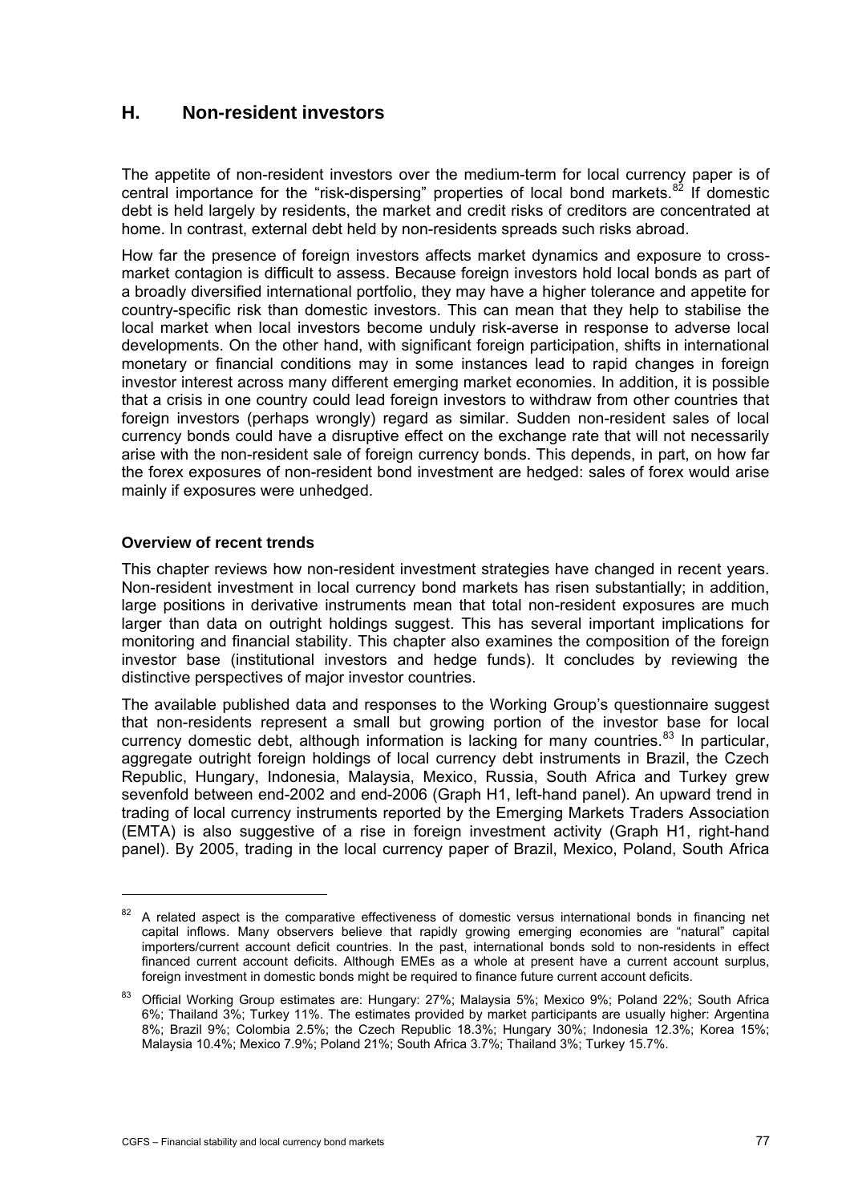## H. Non-resident investors

The appetite of non-resident investors over the medium-term for local currency paper is of central importance for the "risk-dispersing" properties of local bond markets.[82] If domestic debt is held largely by residents, the market and credit risks of creditors are concentrated at home. In contrast, external debt held by non-residents spreads such risks abroad.

How far the presence of foreign investors affects market dynamics and exposure to cross-market contagion is difficult to assess. Because foreign investors hold local bonds as part of a broadly diversified international portfolio, they may have a higher tolerance and appetite for country-specific risk than domestic investors. This can mean that they help to stabilise the local market when local investors become unduly risk-averse in response to adverse local developments. On the other hand, with significant foreign participation, shifts in international monetary or financial conditions may in some instances lead to rapid changes in foreign investor interest across many different emerging market economies. In addition, it is possible that a crisis in one country could lead foreign investors to withdraw from other countries that foreign investors (perhaps wrongly) regard as similar. Sudden non-resident sales of local currency bonds could have a disruptive effect on the exchange rate that will not necessarily arise with the non-resident sale of foreign currency bonds. This depends, in part, on how far the forex exposures of non-resident bond investment are hedged: sales of forex would arise mainly if exposures were unhedged.

### Overview of recent trends

This chapter reviews how non-resident investment strategies have changed in recent years. Non-resident investment in local currency bond markets has risen substantially; in addition, large positions in derivative instruments mean that total non-resident exposures are much larger than data on outright holdings suggest. This has several important implications for monitoring and financial stability. This chapter also examines the composition of the foreign investor base (institutional investors and hedge funds). It concludes by reviewing the distinctive perspectives of major investor countries.

The available published data and responses to the Working Group's questionnaire suggest that non-residents represent a small but growing portion of the investor base for local currency domestic debt, although information is lacking for many countries.[83] In particular, aggregate outright foreign holdings of local currency debt instruments in Brazil, the Czech Republic, Hungary, Indonesia, Malaysia, Mexico, Russia, South Africa and Turkey grew sevenfold between end-2002 and end-2006 (Graph H1, left-hand panel). An upward trend in trading of local currency instruments reported by the Emerging Markets Traders Association (EMTA) is also suggestive of a rise in foreign investment activity (Graph H1, right-hand panel). By 2005, trading in the local currency paper of Brazil, Mexico, Poland, South Africa

---

[82] A related aspect is the comparative effectiveness of domestic versus international bonds in financing net capital inflows. Many observers believe that rapidly growing emerging economies are "natural" capital importers/current account deficit countries. In the past, international bonds sold to non-residents in effect financed current account deficits. Although EMEs as a whole at present have a current account surplus, foreign investment in domestic bonds might be required to finance future current account deficits.

[83] Official Working Group estimates are: Hungary: 27%; Malaysia 5%; Mexico 9%; Poland 22%; South Africa 6%; Thailand 3%; Turkey 11%. The estimates provided by market participants are usually higher: Argentina 8%; Brazil 9%; Colombia 2.5%; the Czech Republic 18.3%; Hungary 30%; Indonesia 12.3%; Korea 15%; Malaysia 10.4%; Mexico 7.9%; Poland 21%; South Africa 3.7%; Thailand 3%; Turkey 15.7%.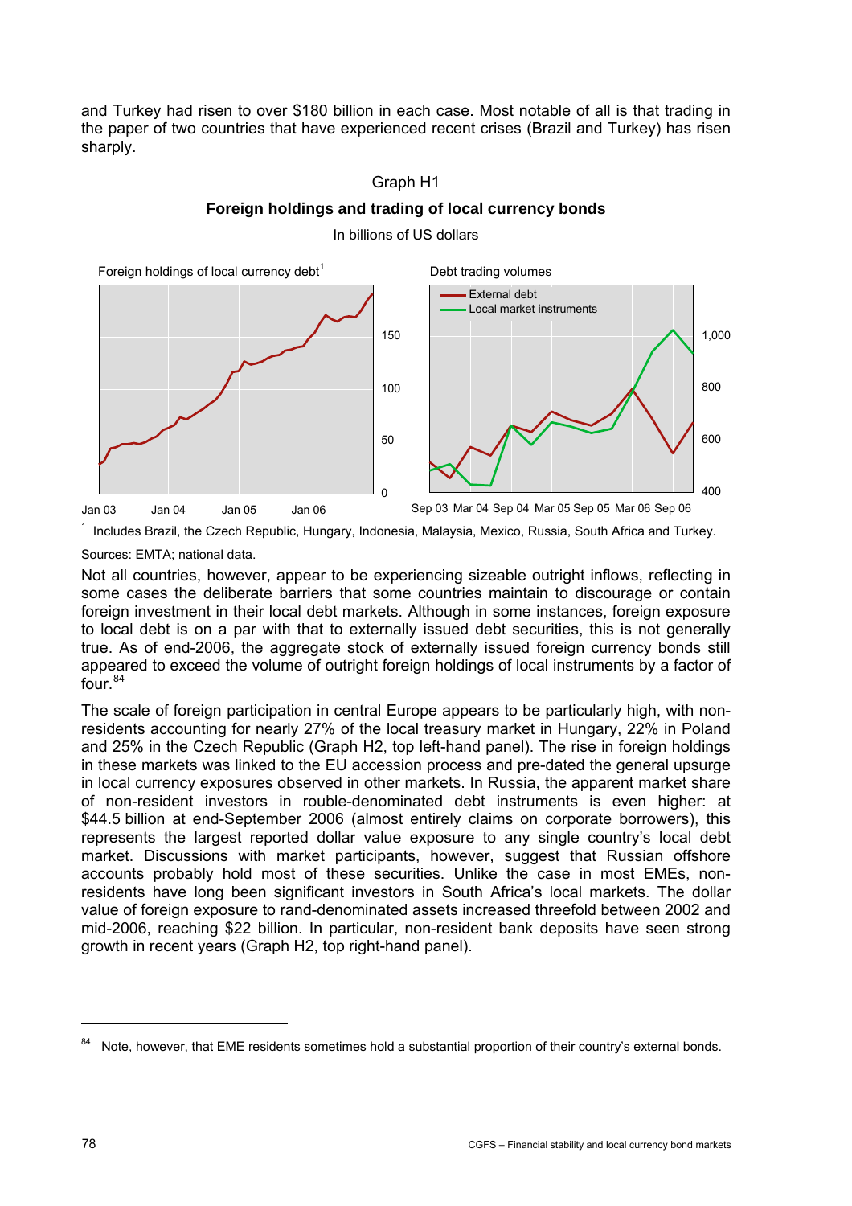and Turkey had risen to over $180 billion in each case. Most notable of all is that trading in the paper of two countries that have experienced recent crises (Brazil and Turkey) has risen sharply.

Graph H1

**Foreign holdings and trading of local currency bonds**

In billions of US dollars

Foreign holdings of local currency debt[1]

Debt trading volumes

[1] Includes Brazil, the Czech Republic, Hungary, Indonesia, Malaysia, Mexico, Russia, South Africa and Turkey.

Sources: EMTA; national data.

Not all countries, however, appear to be experiencing sizeable outright inflows, reflecting in some cases the deliberate barriers that some countries maintain to discourage or contain foreign investment in their local debt markets. Although in some instances, foreign exposure to local debt is on a par with that to externally issued debt securities, this is not generally true. As of end-2006, the aggregate stock of externally issued foreign currency bonds still appeared to exceed the volume of outright foreign holdings of local instruments by a factor of four.[84]

The scale of foreign participation in central Europe appears to be particularly high, with non-residents accounting for nearly 27% of the local treasury market in Hungary, 22% in Poland and 25% in the Czech Republic (Graph H2, top left-hand panel). The rise in foreign holdings in these markets was linked to the EU accession process and pre-dated the general upsurge in local currency exposures observed in other markets. In Russia, the apparent market share of non-resident investors in rouble-denominated debt instruments is even higher: at $44.5 billion at end-September 2006 (almost entirely claims on corporate borrowers), this represents the largest reported dollar value exposure to any single country's local debt market. Discussions with market participants, however, suggest that Russian offshore accounts probably hold most of these securities. Unlike the case in most EMEs, non-residents have long been significant investors in South Africa's local markets. The dollar value of foreign exposure to rand-denominated assets increased threefold between 2002 and mid-2006, reaching $22 billion. In particular, non-resident bank deposits have seen strong growth in recent years (Graph H2, top right-hand panel).

[84] Note, however, that EME residents sometimes hold a substantial proportion of their country's external bonds.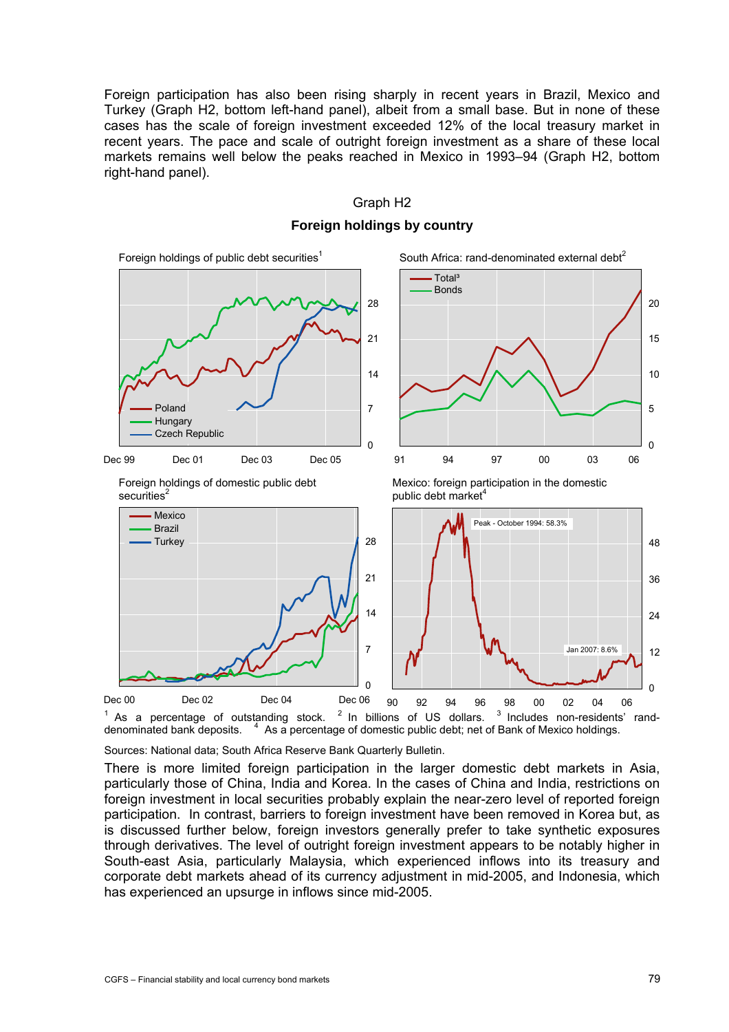Foreign participation has also been rising sharply in recent years in Brazil, Mexico and Turkey (Graph H2, bottom left-hand panel), albeit from a small base. But in none of these cases has the scale of foreign investment exceeded 12% of the local treasury market in recent years. The pace and scale of outright foreign investment as a share of these local markets remains well below the peaks reached in Mexico in 1993–94 (Graph H2, bottom right-hand panel).

Graph H2

**Foreign holdings by country**

Foreign holdings of public debt securities[1]

South Africa: rand-denominated external debt[2]

Foreign holdings of domestic public debt securities[2]

Mexico: foreign participation in the domestic public debt market[4]

[1] As a percentage of outstanding stock. [2] In billions of US dollars. [3] Includes non-residents' rand-denominated bank deposits. [4] As a percentage of domestic public debt; net of Bank of Mexico holdings.

Sources: National data; South Africa Reserve Bank Quarterly Bulletin.

There is more limited foreign participation in the larger domestic debt markets in Asia, particularly those of China, India and Korea. In the cases of China and India, restrictions on foreign investment in local securities probably explain the near-zero level of reported foreign participation. In contrast, barriers to foreign investment have been removed in Korea but, as is discussed further below, foreign investors generally prefer to take synthetic exposures through derivatives. The level of outright foreign investment appears to be notably higher in South-east Asia, particularly Malaysia, which experienced inflows into its treasury and corporate debt markets ahead of its currency adjustment in mid-2005, and Indonesia, which has experienced an upsurge in inflows since mid-2005.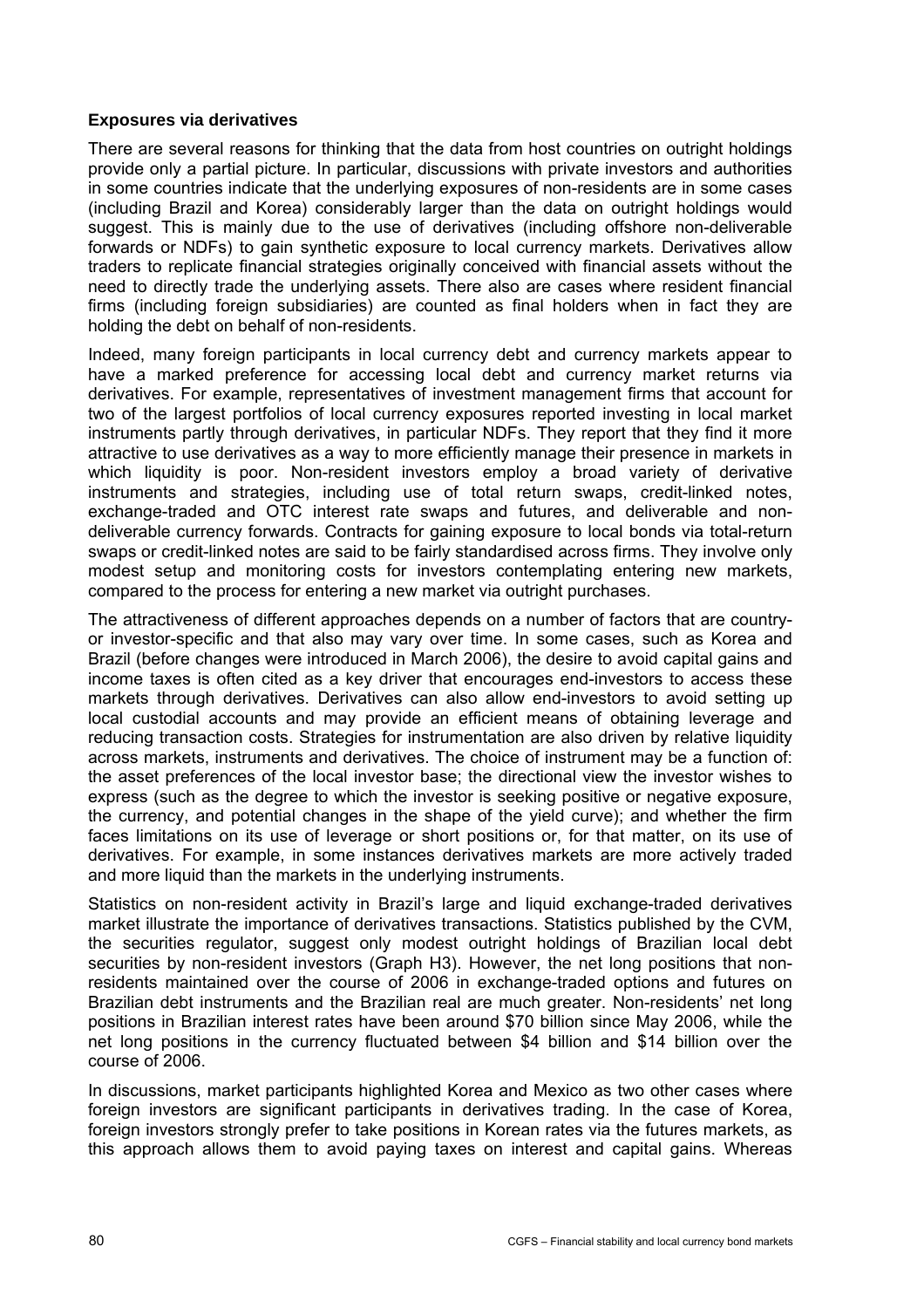### Exposures via derivatives

There are several reasons for thinking that the data from host countries on outright holdings provide only a partial picture. In particular, discussions with private investors and authorities in some countries indicate that the underlying exposures of non-residents are in some cases (including Brazil and Korea) considerably larger than the data on outright holdings would suggest. This is mainly due to the use of derivatives (including offshore non-deliverable forwards or NDFs) to gain synthetic exposure to local currency markets. Derivatives allow traders to replicate financial strategies originally conceived with financial assets without the need to directly trade the underlying assets. There also are cases where resident financial firms (including foreign subsidiaries) are counted as final holders when in fact they are holding the debt on behalf of non-residents.

Indeed, many foreign participants in local currency debt and currency markets appear to have a marked preference for accessing local debt and currency market returns via derivatives. For example, representatives of investment management firms that account for two of the largest portfolios of local currency exposures reported investing in local market instruments partly through derivatives, in particular NDFs. They report that they find it more attractive to use derivatives as a way to more efficiently manage their presence in markets in which liquidity is poor. Non-resident investors employ a broad variety of derivative instruments and strategies, including use of total return swaps, credit-linked notes, exchange-traded and OTC interest rate swaps and futures, and deliverable and non-deliverable currency forwards. Contracts for gaining exposure to local bonds via total-return swaps or credit-linked notes are said to be fairly standardised across firms. They involve only modest setup and monitoring costs for investors contemplating entering new markets, compared to the process for entering a new market via outright purchases.

The attractiveness of different approaches depends on a number of factors that are country- or investor-specific and that also may vary over time. In some cases, such as Korea and Brazil (before changes were introduced in March 2006), the desire to avoid capital gains and income taxes is often cited as a key driver that encourages end-investors to access these markets through derivatives. Derivatives can also allow end-investors to avoid setting up local custodial accounts and may provide an efficient means of obtaining leverage and reducing transaction costs. Strategies for instrumentation are also driven by relative liquidity across markets, instruments and derivatives. The choice of instrument may be a function of: the asset preferences of the local investor base; the directional view the investor wishes to express (such as the degree to which the investor is seeking positive or negative exposure, the currency, and potential changes in the shape of the yield curve); and whether the firm faces limitations on its use of leverage or short positions or, for that matter, on its use of derivatives. For example, in some instances derivatives markets are more actively traded and more liquid than the markets in the underlying instruments.

Statistics on non-resident activity in Brazil's large and liquid exchange-traded derivatives market illustrate the importance of derivatives transactions. Statistics published by the CVM, the securities regulator, suggest only modest outright holdings of Brazilian local debt securities by non-resident investors (Graph H3). However, the net long positions that non-residents maintained over the course of 2006 in exchange-traded options and futures on Brazilian debt instruments and the Brazilian real are much greater. Non-residents' net long positions in Brazilian interest rates have been around \$70 billion since May 2006, while the net long positions in the currency fluctuated between \$4 billion and \$14 billion over the course of 2006.

In discussions, market participants highlighted Korea and Mexico as two other cases where foreign investors are significant participants in derivatives trading. In the case of Korea, foreign investors strongly prefer to take positions in Korean rates via the futures markets, as this approach allows them to avoid paying taxes on interest and capital gains. Whereas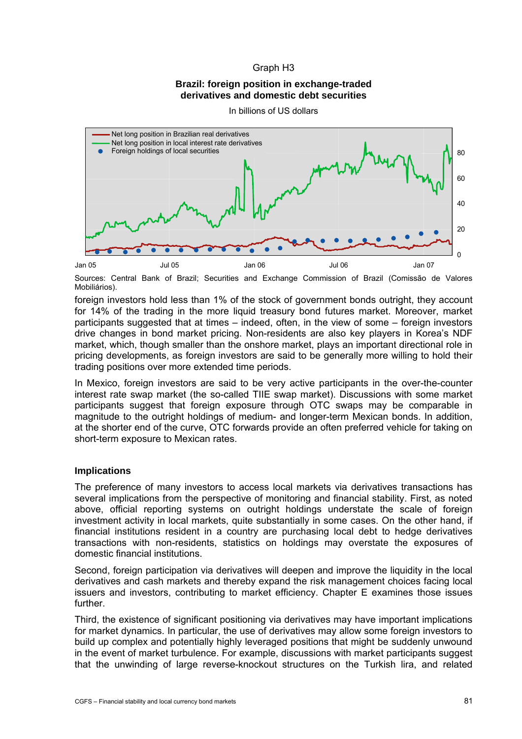Graph H3

**Brazil: foreign position in exchange-traded derivatives and domestic debt securities**

In billions of US dollars

Sources: Central Bank of Brazil; Securities and Exchange Commission of Brazil (Comissão de Valores Mobiliários).

foreign investors hold less than 1% of the stock of government bonds outright, they account for 14% of the trading in the more liquid treasury bond futures market. Moreover, market participants suggested that at times – indeed, often, in the view of some – foreign investors drive changes in bond market pricing. Non-residents are also key players in Korea's NDF market, which, though smaller than the onshore market, plays an important directional role in pricing developments, as foreign investors are said to be generally more willing to hold their trading positions over more extended time periods.

In Mexico, foreign investors are said to be very active participants in the over-the-counter interest rate swap market (the so-called TIIE swap market). Discussions with some market participants suggest that foreign exposure through OTC swaps may be comparable in magnitude to the outright holdings of medium- and longer-term Mexican bonds. In addition, at the shorter end of the curve, OTC forwards provide an often preferred vehicle for taking on short-term exposure to Mexican rates.

### Implications

The preference of many investors to access local markets via derivatives transactions has several implications from the perspective of monitoring and financial stability. First, as noted above, official reporting systems on outright holdings understate the scale of foreign investment activity in local markets, quite substantially in some cases. On the other hand, if financial institutions resident in a country are purchasing local debt to hedge derivatives transactions with non-residents, statistics on holdings may overstate the exposures of domestic financial institutions.

Second, foreign participation via derivatives will deepen and improve the liquidity in the local derivatives and cash markets and thereby expand the risk management choices facing local issuers and investors, contributing to market efficiency. Chapter E examines those issues further.

Third, the existence of significant positioning via derivatives may have important implications for market dynamics. In particular, the use of derivatives may allow some foreign investors to build up complex and potentially highly leveraged positions that might be suddenly unwound in the event of market turbulence. For example, discussions with market participants suggest that the unwinding of large reverse-knockout structures on the Turkish lira, and related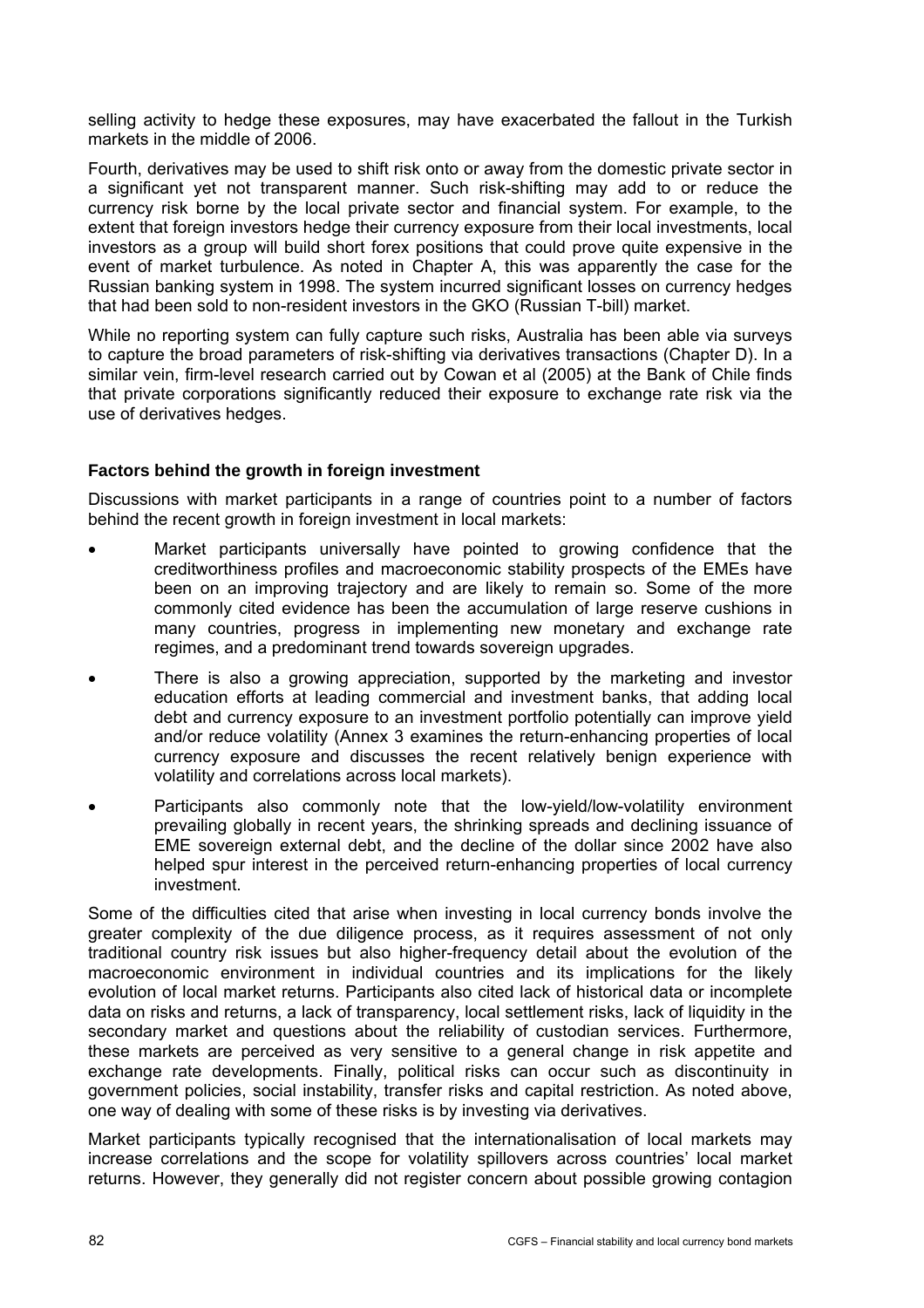selling activity to hedge these exposures, may have exacerbated the fallout in the Turkish markets in the middle of 2006.

Fourth, derivatives may be used to shift risk onto or away from the domestic private sector in a significant yet not transparent manner. Such risk-shifting may add to or reduce the currency risk borne by the local private sector and financial system. For example, to the extent that foreign investors hedge their currency exposure from their local investments, local investors as a group will build short forex positions that could prove quite expensive in the event of market turbulence. As noted in Chapter A, this was apparently the case for the Russian banking system in 1998. The system incurred significant losses on currency hedges that had been sold to non-resident investors in the GKO (Russian T-bill) market.

While no reporting system can fully capture such risks, Australia has been able via surveys to capture the broad parameters of risk-shifting via derivatives transactions (Chapter D). In a similar vein, firm-level research carried out by Cowan et al (2005) at the Bank of Chile finds that private corporations significantly reduced their exposure to exchange rate risk via the use of derivatives hedges.

**Factors behind the growth in foreign investment**

Discussions with market participants in a range of countries point to a number of factors behind the recent growth in foreign investment in local markets:

- Market participants universally have pointed to growing confidence that the creditworthiness profiles and macroeconomic stability prospects of the EMEs have been on an improving trajectory and are likely to remain so. Some of the more commonly cited evidence has been the accumulation of large reserve cushions in many countries, progress in implementing new monetary and exchange rate regimes, and a predominant trend towards sovereign upgrades.
- There is also a growing appreciation, supported by the marketing and investor education efforts at leading commercial and investment banks, that adding local debt and currency exposure to an investment portfolio potentially can improve yield and/or reduce volatility (Annex 3 examines the return-enhancing properties of local currency exposure and discusses the recent relatively benign experience with volatility and correlations across local markets).
- Participants also commonly note that the low-yield/low-volatility environment prevailing globally in recent years, the shrinking spreads and declining issuance of EME sovereign external debt, and the decline of the dollar since 2002 have also helped spur interest in the perceived return-enhancing properties of local currency investment.

Some of the difficulties cited that arise when investing in local currency bonds involve the greater complexity of the due diligence process, as it requires assessment of not only traditional country risk issues but also higher-frequency detail about the evolution of the macroeconomic environment in individual countries and its implications for the likely evolution of local market returns. Participants also cited lack of historical data or incomplete data on risks and returns, a lack of transparency, local settlement risks, lack of liquidity in the secondary market and questions about the reliability of custodian services. Furthermore, these markets are perceived as very sensitive to a general change in risk appetite and exchange rate developments. Finally, political risks can occur such as discontinuity in government policies, social instability, transfer risks and capital restriction. As noted above, one way of dealing with some of these risks is by investing via derivatives.

Market participants typically recognised that the internationalisation of local markets may increase correlations and the scope for volatility spillovers across countries' local market returns. However, they generally did not register concern about possible growing contagion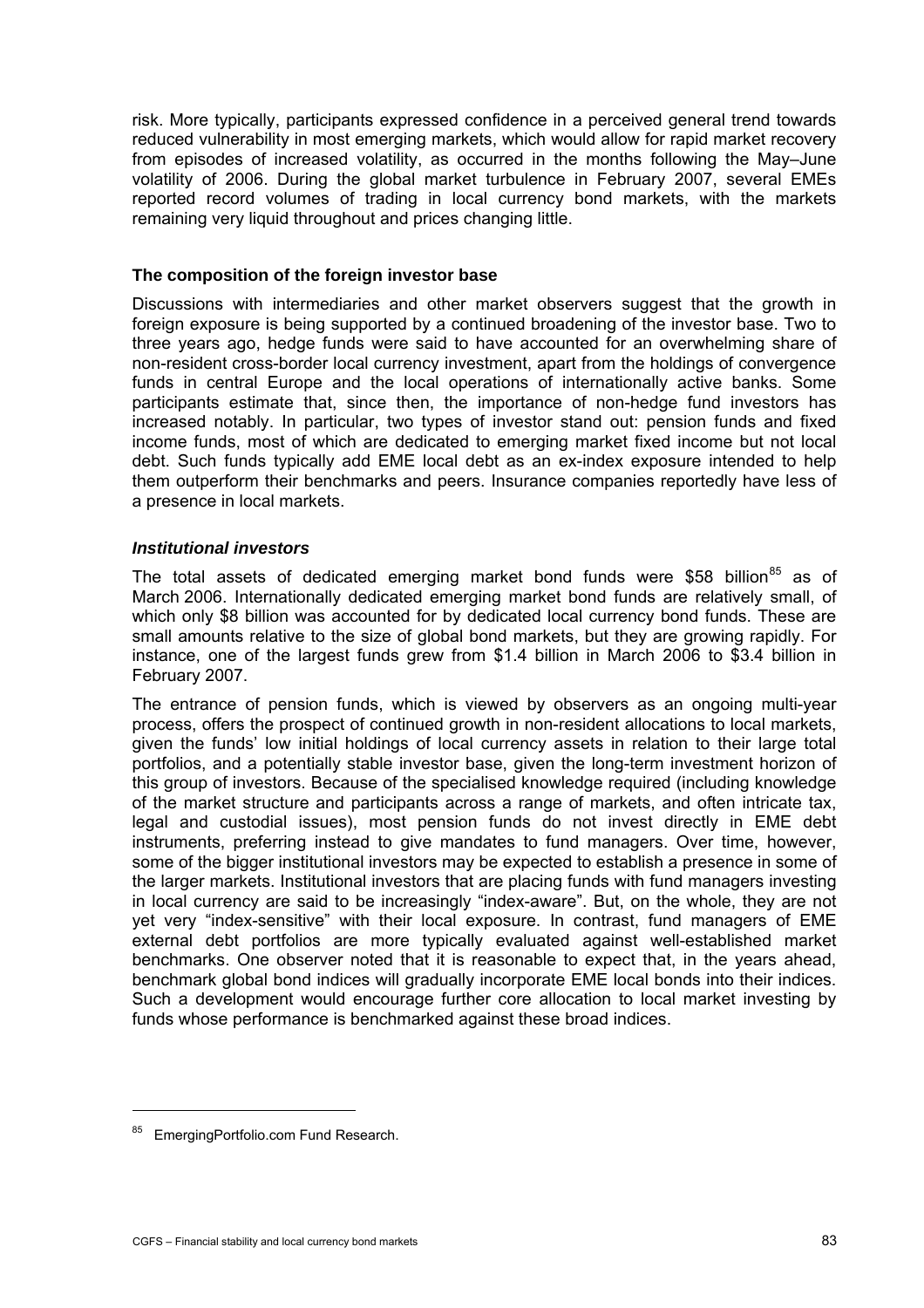risk. More typically, participants expressed confidence in a perceived general trend towards reduced vulnerability in most emerging markets, which would allow for rapid market recovery from episodes of increased volatility, as occurred in the months following the May–June volatility of 2006. During the global market turbulence in February 2007, several EMEs reported record volumes of trading in local currency bond markets, with the markets remaining very liquid throughout and prices changing little.

### The composition of the foreign investor base

Discussions with intermediaries and other market observers suggest that the growth in foreign exposure is being supported by a continued broadening of the investor base. Two to three years ago, hedge funds were said to have accounted for an overwhelming share of non-resident cross-border local currency investment, apart from the holdings of convergence funds in central Europe and the local operations of internationally active banks. Some participants estimate that, since then, the importance of non-hedge fund investors has increased notably. In particular, two types of investor stand out: pension funds and fixed income funds, most of which are dedicated to emerging market fixed income but not local debt. Such funds typically add EME local debt as an ex-index exposure intended to help them outperform their benchmarks and peers. Insurance companies reportedly have less of a presence in local markets.

#### *Institutional investors*

The total assets of dedicated emerging market bond funds were $58 billion[85] as of March 2006. Internationally dedicated emerging market bond funds are relatively small, of which only $8 billion was accounted for by dedicated local currency bond funds. These are small amounts relative to the size of global bond markets, but they are growing rapidly. For instance, one of the largest funds grew from $1.4 billion in March 2006 to $3.4 billion in February 2007.

The entrance of pension funds, which is viewed by observers as an ongoing multi-year process, offers the prospect of continued growth in non-resident allocations to local markets, given the funds' low initial holdings of local currency assets in relation to their large total portfolios, and a potentially stable investor base, given the long-term investment horizon of this group of investors. Because of the specialised knowledge required (including knowledge of the market structure and participants across a range of markets, and often intricate tax, legal and custodial issues), most pension funds do not invest directly in EME debt instruments, preferring instead to give mandates to fund managers. Over time, however, some of the bigger institutional investors may be expected to establish a presence in some of the larger markets. Institutional investors that are placing funds with fund managers investing in local currency are said to be increasingly "index-aware". But, on the whole, they are not yet very "index-sensitive" with their local exposure. In contrast, fund managers of EME external debt portfolios are more typically evaluated against well-established market benchmarks. One observer noted that it is reasonable to expect that, in the years ahead, benchmark global bond indices will gradually incorporate EME local bonds into their indices. Such a development would encourage further core allocation to local market investing by funds whose performance is benchmarked against these broad indices.

---

[85] EmergingPortfolio.com Fund Research.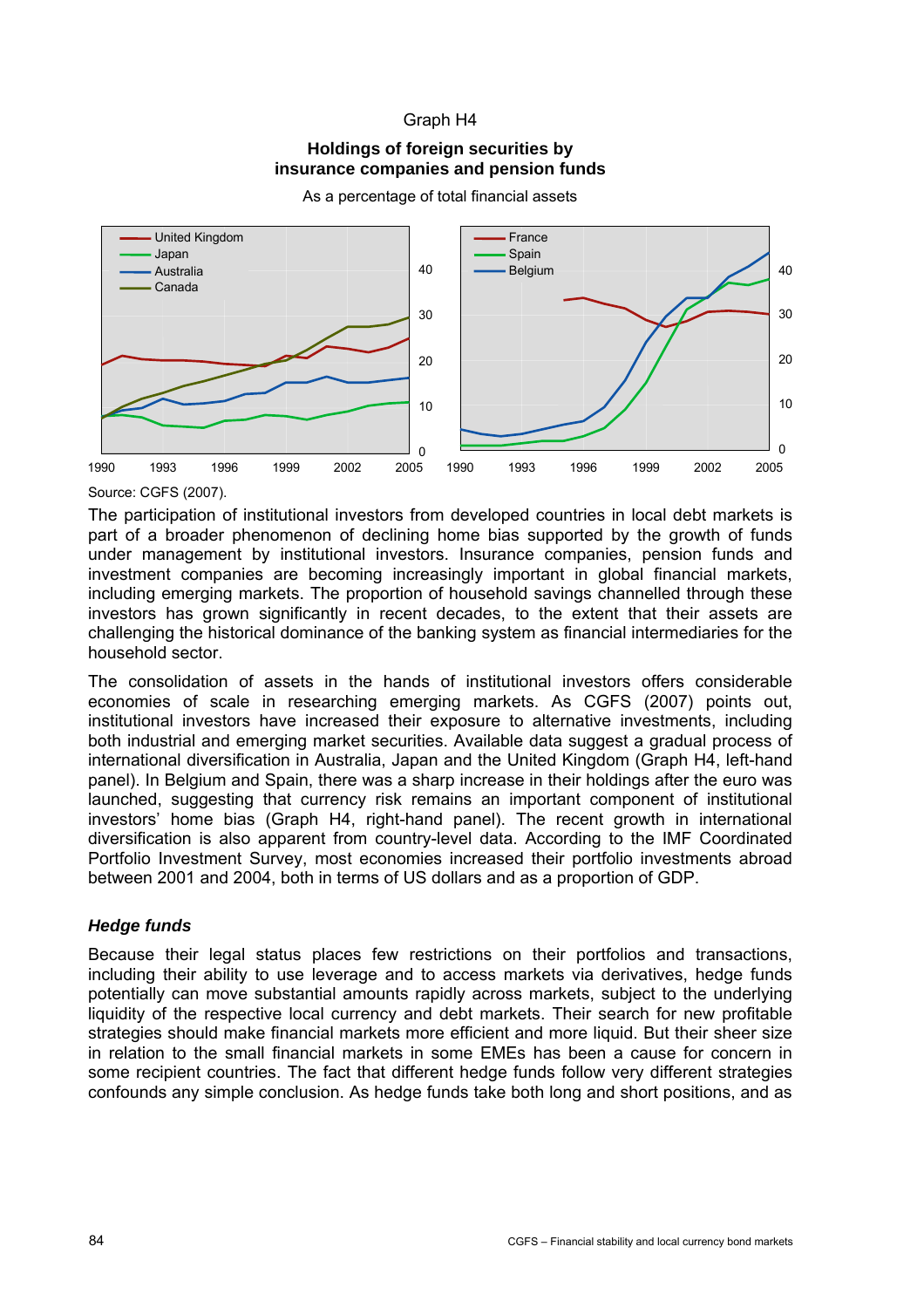Graph H4

**Holdings of foreign securities by insurance companies and pension funds**

As a percentage of total financial assets

Source: CGFS (2007).

The participation of institutional investors from developed countries in local debt markets is part of a broader phenomenon of declining home bias supported by the growth of funds under management by institutional investors. Insurance companies, pension funds and investment companies are becoming increasingly important in global financial markets, including emerging markets. The proportion of household savings channelled through these investors has grown significantly in recent decades, to the extent that their assets are challenging the historical dominance of the banking system as financial intermediaries for the household sector.

The consolidation of assets in the hands of institutional investors offers considerable economies of scale in researching emerging markets. As CGFS (2007) points out, institutional investors have increased their exposure to alternative investments, including both industrial and emerging market securities. Available data suggest a gradual process of international diversification in Australia, Japan and the United Kingdom (Graph H4, left-hand panel). In Belgium and Spain, there was a sharp increase in their holdings after the euro was launched, suggesting that currency risk remains an important component of institutional investors' home bias (Graph H4, right-hand panel). The recent growth in international diversification is also apparent from country-level data. According to the IMF Coordinated Portfolio Investment Survey, most economies increased their portfolio investments abroad between 2001 and 2004, both in terms of US dollars and as a proportion of GDP.

### *Hedge funds*

Because their legal status places few restrictions on their portfolios and transactions, including their ability to use leverage and to access markets via derivatives, hedge funds potentially can move substantial amounts rapidly across markets, subject to the underlying liquidity of the respective local currency and debt markets. Their search for new profitable strategies should make financial markets more efficient and more liquid. But their sheer size in relation to the small financial markets in some EMEs has been a cause for concern in some recipient countries. The fact that different hedge funds follow very different strategies confounds any simple conclusion. As hedge funds take both long and short positions, and as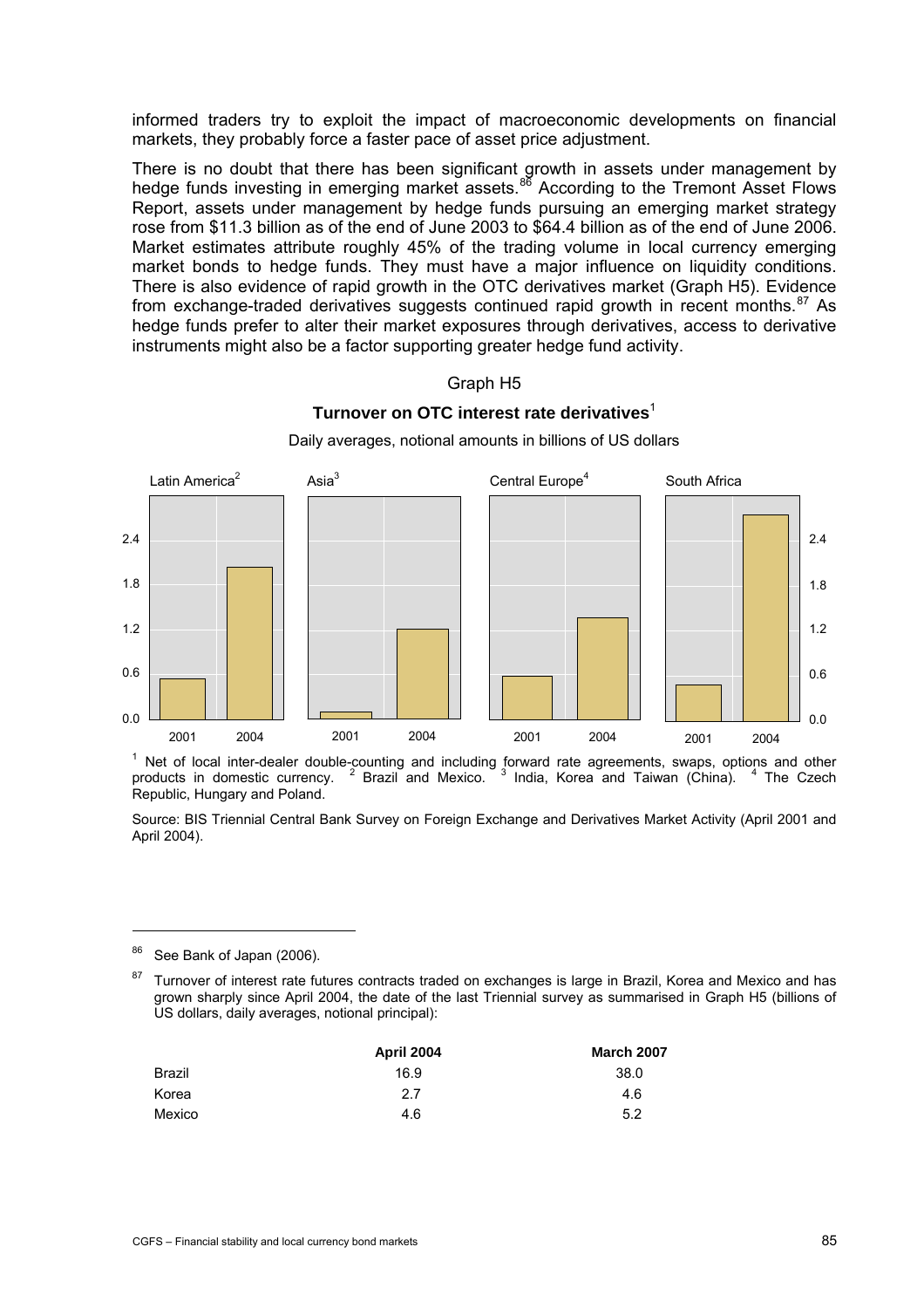informed traders try to exploit the impact of macroeconomic developments on financial markets, they probably force a faster pace of asset price adjustment.

There is no doubt that there has been significant growth in assets under management by hedge funds investing in emerging market assets.[86] According to the Tremont Asset Flows Report, assets under management by hedge funds pursuing an emerging market strategy rose from $11.3 billion as of the end of June 2003 to $64.4 billion as of the end of June 2006. Market estimates attribute roughly 45% of the trading volume in local currency emerging market bonds to hedge funds. They must have a major influence on liquidity conditions. There is also evidence of rapid growth in the OTC derivatives market (Graph H5). Evidence from exchange-traded derivatives suggests continued rapid growth in recent months.[87] As hedge funds prefer to alter their market exposures through derivatives, access to derivative instruments might also be a factor supporting greater hedge fund activity.

Graph H5

**Turnover on OTC interest rate derivatives**[1]

Daily averages, notional amounts in billions of US dollars

Latin America[2] | Asia[3] | Central Europe[4] | South Africa

[1] Net of local inter-dealer double-counting and including forward rate agreements, swaps, options and other products in domestic currency. [2] Brazil and Mexico. [3] India, Korea and Taiwan (China). [4] The Czech Republic, Hungary and Poland.

Source: BIS Triennial Central Bank Survey on Foreign Exchange and Derivatives Market Activity (April 2001 and April 2004).

---

[86] See Bank of Japan (2006).

[87] Turnover of interest rate futures contracts traded on exchanges is large in Brazil, Korea and Mexico and has grown sharply since April 2004, the date of the last Triennial survey as summarised in Graph H5 (billions of US dollars, daily averages, notional principal):

| | **April 2004** | **March 2007** |
|---|---|---|
| Brazil | 16.9 | 38.0 |
| Korea | 2.7 | 4.6 |
| Mexico | 4.6 | 5.2 |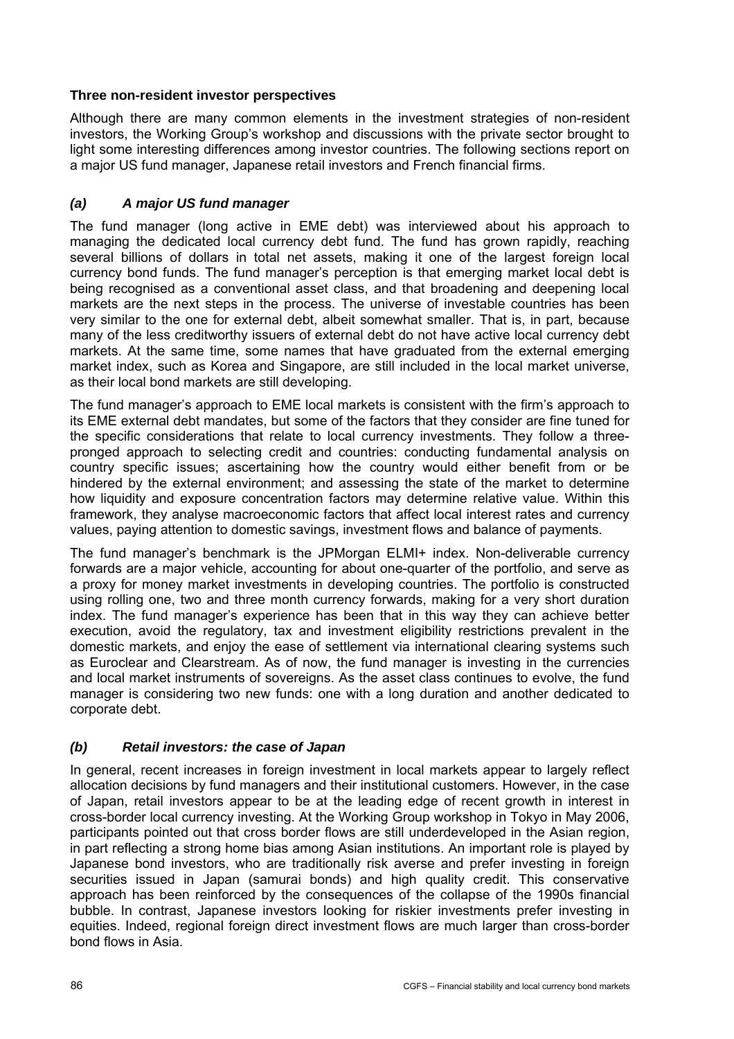**Three non-resident investor perspectives**

Although there are many common elements in the investment strategies of non-resident investors, the Working Group's workshop and discussions with the private sector brought to light some interesting differences among investor countries. The following sections report on a major US fund manager, Japanese retail investors and French financial firms.

### *(a) A major US fund manager*

The fund manager (long active in EME debt) was interviewed about his approach to managing the dedicated local currency debt fund. The fund has grown rapidly, reaching several billions of dollars in total net assets, making it one of the largest foreign local currency bond funds. The fund manager's perception is that emerging market local debt is being recognised as a conventional asset class, and that broadening and deepening local markets are the next steps in the process. The universe of investable countries has been very similar to the one for external debt, albeit somewhat smaller. That is, in part, because many of the less creditworthy issuers of external debt do not have active local currency debt markets. At the same time, some names that have graduated from the external emerging market index, such as Korea and Singapore, are still included in the local market universe, as their local bond markets are still developing.

The fund manager's approach to EME local markets is consistent with the firm's approach to its EME external debt mandates, but some of the factors that they consider are fine tuned for the specific considerations that relate to local currency investments. They follow a three-pronged approach to selecting credit and countries: conducting fundamental analysis on country specific issues; ascertaining how the country would either benefit from or be hindered by the external environment; and assessing the state of the market to determine how liquidity and exposure concentration factors may determine relative value. Within this framework, they analyse macroeconomic factors that affect local interest rates and currency values, paying attention to domestic savings, investment flows and balance of payments.

The fund manager's benchmark is the JPMorgan ELMI+ index. Non-deliverable currency forwards are a major vehicle, accounting for about one-quarter of the portfolio, and serve as a proxy for money market investments in developing countries. The portfolio is constructed using rolling one, two and three month currency forwards, making for a very short duration index. The fund manager's experience has been that in this way they can achieve better execution, avoid the regulatory, tax and investment eligibility restrictions prevalent in the domestic markets, and enjoy the ease of settlement via international clearing systems such as Euroclear and Clearstream. As of now, the fund manager is investing in the currencies and local market instruments of sovereigns. As the asset class continues to evolve, the fund manager is considering two new funds: one with a long duration and another dedicated to corporate debt.

### *(b) Retail investors: the case of Japan*

In general, recent increases in foreign investment in local markets appear to largely reflect allocation decisions by fund managers and their institutional customers. However, in the case of Japan, retail investors appear to be at the leading edge of recent growth in interest in cross-border local currency investing. At the Working Group workshop in Tokyo in May 2006, participants pointed out that cross border flows are still underdeveloped in the Asian region, in part reflecting a strong home bias among Asian institutions. An important role is played by Japanese bond investors, who are traditionally risk averse and prefer investing in foreign securities issued in Japan (samurai bonds) and high quality credit. This conservative approach has been reinforced by the consequences of the collapse of the 1990s financial bubble. In contrast, Japanese investors looking for riskier investments prefer investing in equities. Indeed, regional foreign direct investment flows are much larger than cross-border bond flows in Asia.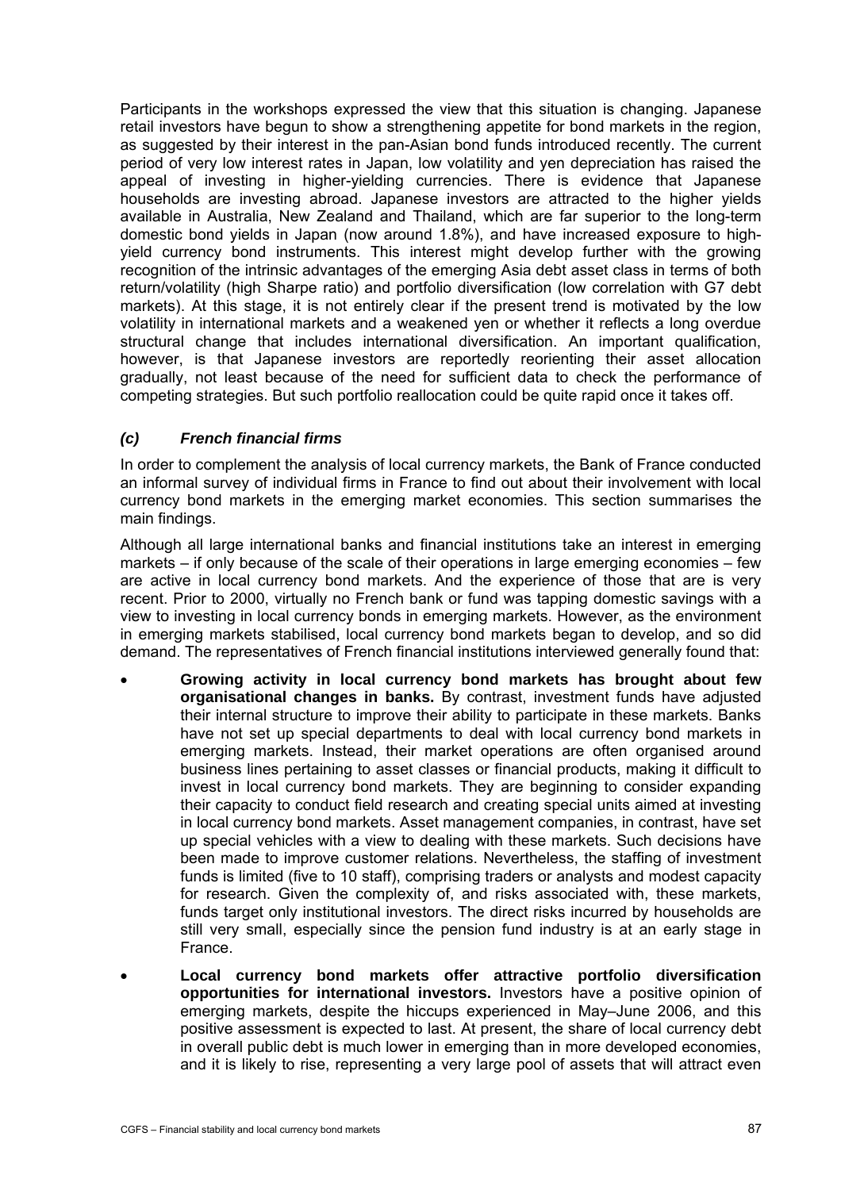Participants in the workshops expressed the view that this situation is changing. Japanese retail investors have begun to show a strengthening appetite for bond markets in the region, as suggested by their interest in the pan-Asian bond funds introduced recently. The current period of very low interest rates in Japan, low volatility and yen depreciation has raised the appeal of investing in higher-yielding currencies. There is evidence that Japanese households are investing abroad. Japanese investors are attracted to the higher yields available in Australia, New Zealand and Thailand, which are far superior to the long-term domestic bond yields in Japan (now around 1.8%), and have increased exposure to high-yield currency bond instruments. This interest might develop further with the growing recognition of the intrinsic advantages of the emerging Asia debt asset class in terms of both return/volatility (high Sharpe ratio) and portfolio diversification (low correlation with G7 debt markets). At this stage, it is not entirely clear if the present trend is motivated by the low volatility in international markets and a weakened yen or whether it reflects a long overdue structural change that includes international diversification. An important qualification, however, is that Japanese investors are reportedly reorienting their asset allocation gradually, not least because of the need for sufficient data to check the performance of competing strategies. But such portfolio reallocation could be quite rapid once it takes off.

### *(c) French financial firms*

In order to complement the analysis of local currency markets, the Bank of France conducted an informal survey of individual firms in France to find out about their involvement with local currency bond markets in the emerging market economies. This section summarises the main findings.

Although all large international banks and financial institutions take an interest in emerging markets – if only because of the scale of their operations in large emerging economies – few are active in local currency bond markets. And the experience of those that are is very recent. Prior to 2000, virtually no French bank or fund was tapping domestic savings with a view to investing in local currency bonds in emerging markets. However, as the environment in emerging markets stabilised, local currency bond markets began to develop, and so did demand. The representatives of French financial institutions interviewed generally found that:

- **Growing activity in local currency bond markets has brought about few organisational changes in banks.** By contrast, investment funds have adjusted their internal structure to improve their ability to participate in these markets. Banks have not set up special departments to deal with local currency bond markets in emerging markets. Instead, their market operations are often organised around business lines pertaining to asset classes or financial products, making it difficult to invest in local currency bond markets. They are beginning to consider expanding their capacity to conduct field research and creating special units aimed at investing in local currency bond markets. Asset management companies, in contrast, have set up special vehicles with a view to dealing with these markets. Such decisions have been made to improve customer relations. Nevertheless, the staffing of investment funds is limited (five to 10 staff), comprising traders or analysts and modest capacity for research. Given the complexity of, and risks associated with, these markets, funds target only institutional investors. The direct risks incurred by households are still very small, especially since the pension fund industry is at an early stage in France.
- **Local currency bond markets offer attractive portfolio diversification opportunities for international investors.** Investors have a positive opinion of emerging markets, despite the hiccups experienced in May–June 2006, and this positive assessment is expected to last. At present, the share of local currency debt in overall public debt is much lower in emerging than in more developed economies, and it is likely to rise, representing a very large pool of assets that will attract even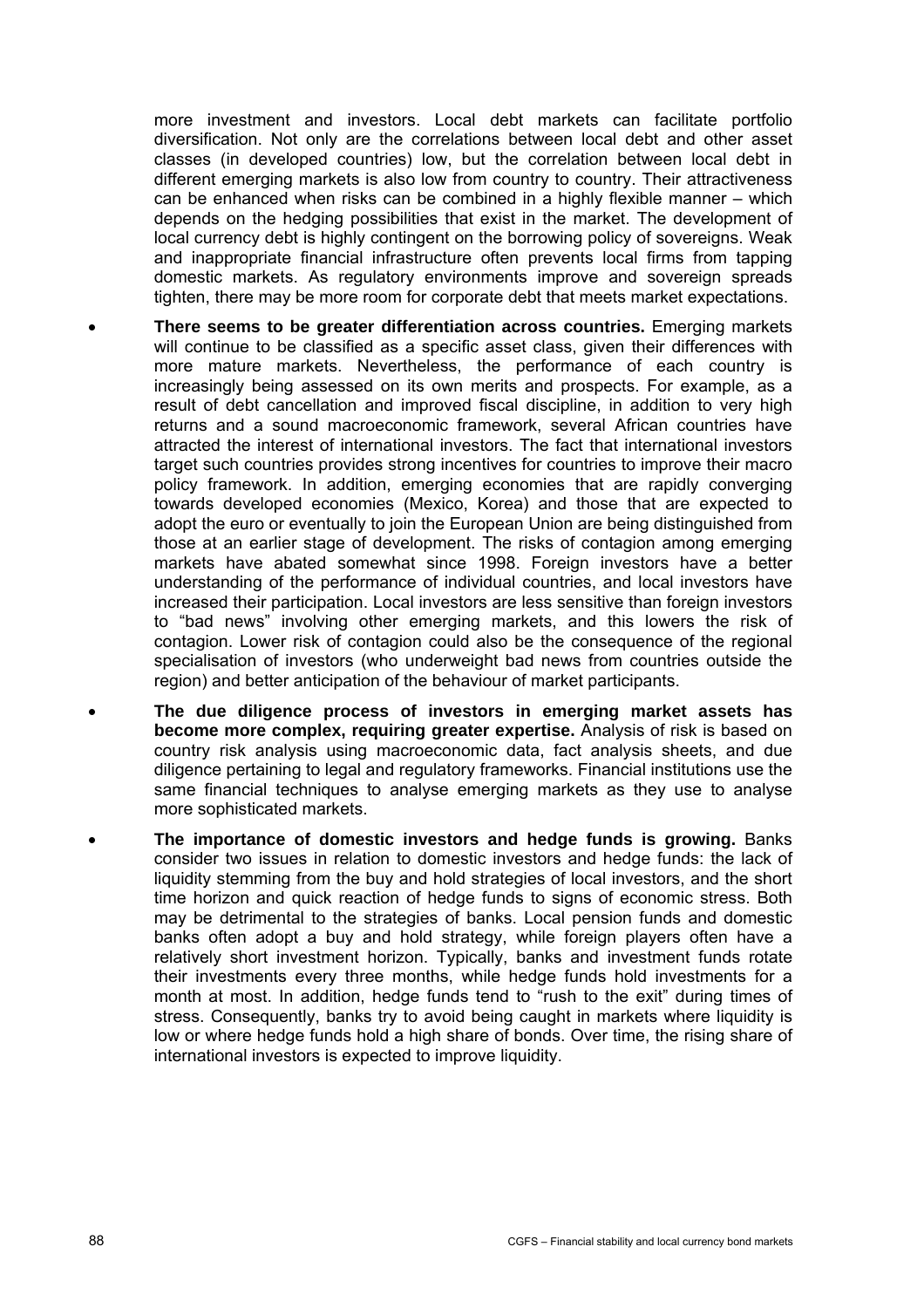more investment and investors. Local debt markets can facilitate portfolio diversification. Not only are the correlations between local debt and other asset classes (in developed countries) low, but the correlation between local debt in different emerging markets is also low from country to country. Their attractiveness can be enhanced when risks can be combined in a highly flexible manner – which depends on the hedging possibilities that exist in the market. The development of local currency debt is highly contingent on the borrowing policy of sovereigns. Weak and inappropriate financial infrastructure often prevents local firms from tapping domestic markets. As regulatory environments improve and sovereign spreads tighten, there may be more room for corporate debt that meets market expectations.

- **There seems to be greater differentiation across countries.** Emerging markets will continue to be classified as a specific asset class, given their differences with more mature markets. Nevertheless, the performance of each country is increasingly being assessed on its own merits and prospects. For example, as a result of debt cancellation and improved fiscal discipline, in addition to very high returns and a sound macroeconomic framework, several African countries have attracted the interest of international investors. The fact that international investors target such countries provides strong incentives for countries to improve their macro policy framework. In addition, emerging economies that are rapidly converging towards developed economies (Mexico, Korea) and those that are expected to adopt the euro or eventually to join the European Union are being distinguished from those at an earlier stage of development. The risks of contagion among emerging markets have abated somewhat since 1998. Foreign investors have a better understanding of the performance of individual countries, and local investors have increased their participation. Local investors are less sensitive than foreign investors to "bad news" involving other emerging markets, and this lowers the risk of contagion. Lower risk of contagion could also be the consequence of the regional specialisation of investors (who underweight bad news from countries outside the region) and better anticipation of the behaviour of market participants.

- **The due diligence process of investors in emerging market assets has become more complex, requiring greater expertise.** Analysis of risk is based on country risk analysis using macroeconomic data, fact analysis sheets, and due diligence pertaining to legal and regulatory frameworks. Financial institutions use the same financial techniques to analyse emerging markets as they use to analyse more sophisticated markets.

- **The importance of domestic investors and hedge funds is growing.** Banks consider two issues in relation to domestic investors and hedge funds: the lack of liquidity stemming from the buy and hold strategies of local investors, and the short time horizon and quick reaction of hedge funds to signs of economic stress. Both may be detrimental to the strategies of banks. Local pension funds and domestic banks often adopt a buy and hold strategy, while foreign players often have a relatively short investment horizon. Typically, banks and investment funds rotate their investments every three months, while hedge funds hold investments for a month at most. In addition, hedge funds tend to "rush to the exit" during times of stress. Consequently, banks try to avoid being caught in markets where liquidity is low or where hedge funds hold a high share of bonds. Over time, the rising share of international investors is expected to improve liquidity.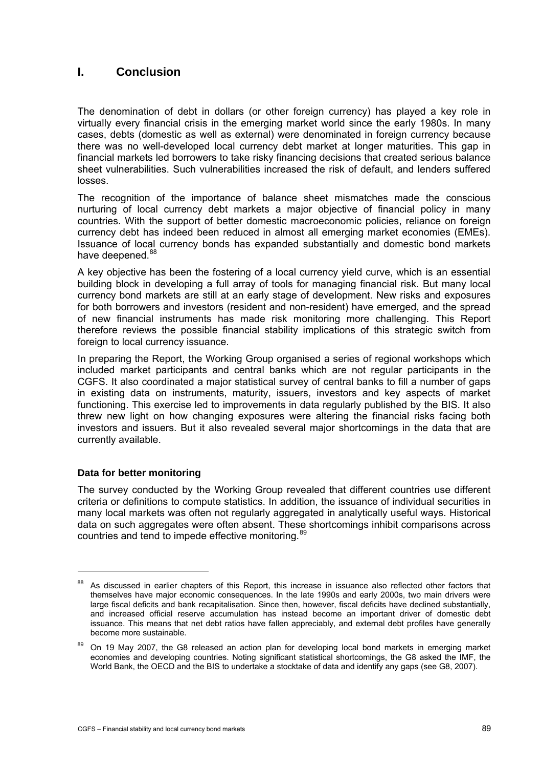# I. Conclusion

The denomination of debt in dollars (or other foreign currency) has played a key role in virtually every financial crisis in the emerging market world since the early 1980s. In many cases, debts (domestic as well as external) were denominated in foreign currency because there was no well-developed local currency debt market at longer maturities. This gap in financial markets led borrowers to take risky financing decisions that created serious balance sheet vulnerabilities. Such vulnerabilities increased the risk of default, and lenders suffered losses.

The recognition of the importance of balance sheet mismatches made the conscious nurturing of local currency debt markets a major objective of financial policy in many countries. With the support of better domestic macroeconomic policies, reliance on foreign currency debt has indeed been reduced in almost all emerging market economies (EMEs). Issuance of local currency bonds has expanded substantially and domestic bond markets have deepened.[88]

A key objective has been the fostering of a local currency yield curve, which is an essential building block in developing a full array of tools for managing financial risk. But many local currency bond markets are still at an early stage of development. New risks and exposures for both borrowers and investors (resident and non-resident) have emerged, and the spread of new financial instruments has made risk monitoring more challenging. This Report therefore reviews the possible financial stability implications of this strategic switch from foreign to local currency issuance.

In preparing the Report, the Working Group organised a series of regional workshops which included market participants and central banks which are not regular participants in the CGFS. It also coordinated a major statistical survey of central banks to fill a number of gaps in existing data on instruments, maturity, issuers, investors and key aspects of market functioning. This exercise led to improvements in data regularly published by the BIS. It also threw new light on how changing exposures were altering the financial risks facing both investors and issuers. But it also revealed several major shortcomings in the data that are currently available.

### Data for better monitoring

The survey conducted by the Working Group revealed that different countries use different criteria or definitions to compute statistics. In addition, the issuance of individual securities in many local markets was often not regularly aggregated in analytically useful ways. Historical data on such aggregates were often absent. These shortcomings inhibit comparisons across countries and tend to impede effective monitoring.[89]

---

[88] As discussed in earlier chapters of this Report, this increase in issuance also reflected other factors that themselves have major economic consequences. In the late 1990s and early 2000s, two main drivers were large fiscal deficits and bank recapitalisation. Since then, however, fiscal deficits have declined substantially, and increased official reserve accumulation has instead become an important driver of domestic debt issuance. This means that net debt ratios have fallen appreciably, and external debt profiles have generally become more sustainable.

[89] On 19 May 2007, the G8 released an action plan for developing local bond markets in emerging market economies and developing countries. Noting significant statistical shortcomings, the G8 asked the IMF, the World Bank, the OECD and the BIS to undertake a stocktake of data and identify any gaps (see G8, 2007).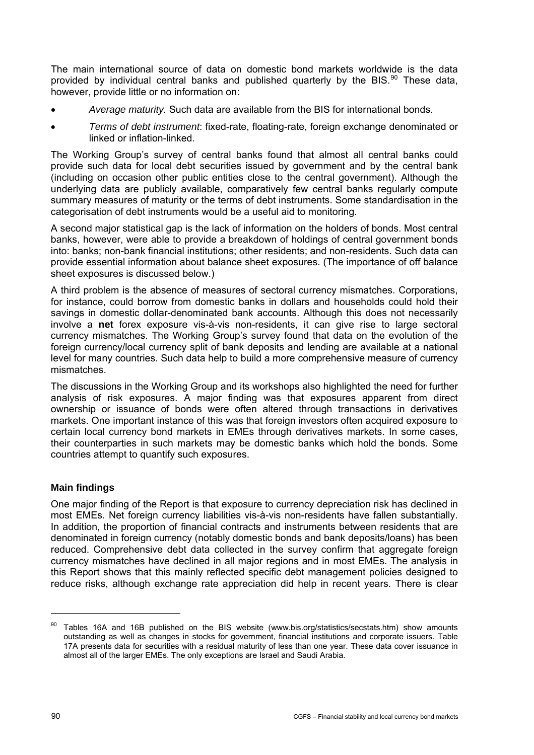The main international source of data on domestic bond markets worldwide is the data provided by individual central banks and published quarterly by the BIS.[90] These data, however, provide little or no information on:

- *Average maturity.* Such data are available from the BIS for international bonds.
- *Terms of debt instrument*: fixed-rate, floating-rate, foreign exchange denominated or linked or inflation-linked.

The Working Group's survey of central banks found that almost all central banks could provide such data for local debt securities issued by government and by the central bank (including on occasion other public entities close to the central government). Although the underlying data are publicly available, comparatively few central banks regularly compute summary measures of maturity or the terms of debt instruments. Some standardisation in the categorisation of debt instruments would be a useful aid to monitoring.

A second major statistical gap is the lack of information on the holders of bonds. Most central banks, however, were able to provide a breakdown of holdings of central government bonds into: banks; non-bank financial institutions; other residents; and non-residents. Such data can provide essential information about balance sheet exposures. (The importance of off balance sheet exposures is discussed below.)

A third problem is the absence of measures of sectoral currency mismatches. Corporations, for instance, could borrow from domestic banks in dollars and households could hold their savings in domestic dollar-denominated bank accounts. Although this does not necessarily involve a **net** forex exposure vis-à-vis non-residents, it can give rise to large sectoral currency mismatches. The Working Group's survey found that data on the evolution of the foreign currency/local currency split of bank deposits and lending are available at a national level for many countries. Such data help to build a more comprehensive measure of currency mismatches.

The discussions in the Working Group and its workshops also highlighted the need for further analysis of risk exposures. A major finding was that exposures apparent from direct ownership or issuance of bonds were often altered through transactions in derivatives markets. One important instance of this was that foreign investors often acquired exposure to certain local currency bond markets in EMEs through derivatives markets. In some cases, their counterparties in such markets may be domestic banks which hold the bonds. Some countries attempt to quantify such exposures.

### Main findings

One major finding of the Report is that exposure to currency depreciation risk has declined in most EMEs. Net foreign currency liabilities vis-à-vis non-residents have fallen substantially. In addition, the proportion of financial contracts and instruments between residents that are denominated in foreign currency (notably domestic bonds and bank deposits/loans) has been reduced. Comprehensive debt data collected in the survey confirm that aggregate foreign currency mismatches have declined in all major regions and in most EMEs. The analysis in this Report shows that this mainly reflected specific debt management policies designed to reduce risks, although exchange rate appreciation did help in recent years. There is clear

---

[90] Tables 16A and 16B published on the BIS website (www.bis.org/statistics/secstats.htm) show amounts outstanding as well as changes in stocks for government, financial institutions and corporate issuers. Table 17A presents data for securities with a residual maturity of less than one year. These data cover issuance in almost all of the larger EMEs. The only exceptions are Israel and Saudi Arabia.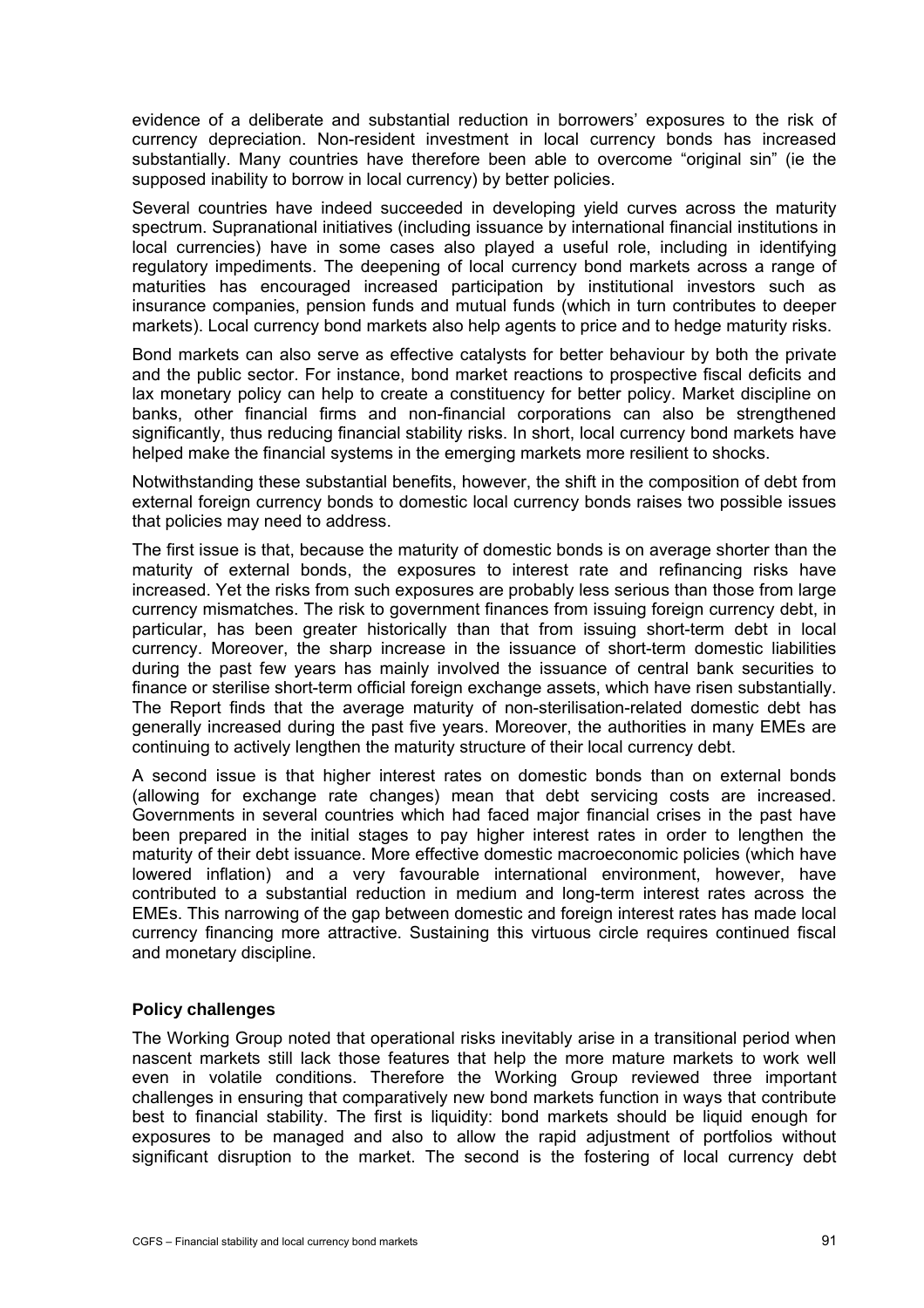evidence of a deliberate and substantial reduction in borrowers' exposures to the risk of currency depreciation. Non-resident investment in local currency bonds has increased substantially. Many countries have therefore been able to overcome "original sin" (ie the supposed inability to borrow in local currency) by better policies.

Several countries have indeed succeeded in developing yield curves across the maturity spectrum. Supranational initiatives (including issuance by international financial institutions in local currencies) have in some cases also played a useful role, including in identifying regulatory impediments. The deepening of local currency bond markets across a range of maturities has encouraged increased participation by institutional investors such as insurance companies, pension funds and mutual funds (which in turn contributes to deeper markets). Local currency bond markets also help agents to price and to hedge maturity risks.

Bond markets can also serve as effective catalysts for better behaviour by both the private and the public sector. For instance, bond market reactions to prospective fiscal deficits and lax monetary policy can help to create a constituency for better policy. Market discipline on banks, other financial firms and non-financial corporations can also be strengthened significantly, thus reducing financial stability risks. In short, local currency bond markets have helped make the financial systems in the emerging markets more resilient to shocks.

Notwithstanding these substantial benefits, however, the shift in the composition of debt from external foreign currency bonds to domestic local currency bonds raises two possible issues that policies may need to address.

The first issue is that, because the maturity of domestic bonds is on average shorter than the maturity of external bonds, the exposures to interest rate and refinancing risks have increased. Yet the risks from such exposures are probably less serious than those from large currency mismatches. The risk to government finances from issuing foreign currency debt, in particular, has been greater historically than that from issuing short-term debt in local currency. Moreover, the sharp increase in the issuance of short-term domestic liabilities during the past few years has mainly involved the issuance of central bank securities to finance or sterilise short-term official foreign exchange assets, which have risen substantially. The Report finds that the average maturity of non-sterilisation-related domestic debt has generally increased during the past five years. Moreover, the authorities in many EMEs are continuing to actively lengthen the maturity structure of their local currency debt.

A second issue is that higher interest rates on domestic bonds than on external bonds (allowing for exchange rate changes) mean that debt servicing costs are increased. Governments in several countries which had faced major financial crises in the past have been prepared in the initial stages to pay higher interest rates in order to lengthen the maturity of their debt issuance. More effective domestic macroeconomic policies (which have lowered inflation) and a very favourable international environment, however, have contributed to a substantial reduction in medium and long-term interest rates across the EMEs. This narrowing of the gap between domestic and foreign interest rates has made local currency financing more attractive. Sustaining this virtuous circle requires continued fiscal and monetary discipline.

**Policy challenges**

The Working Group noted that operational risks inevitably arise in a transitional period when nascent markets still lack those features that help the more mature markets to work well even in volatile conditions. Therefore the Working Group reviewed three important challenges in ensuring that comparatively new bond markets function in ways that contribute best to financial stability. The first is liquidity: bond markets should be liquid enough for exposures to be managed and also to allow the rapid adjustment of portfolios without significant disruption to the market. The second is the fostering of local currency debt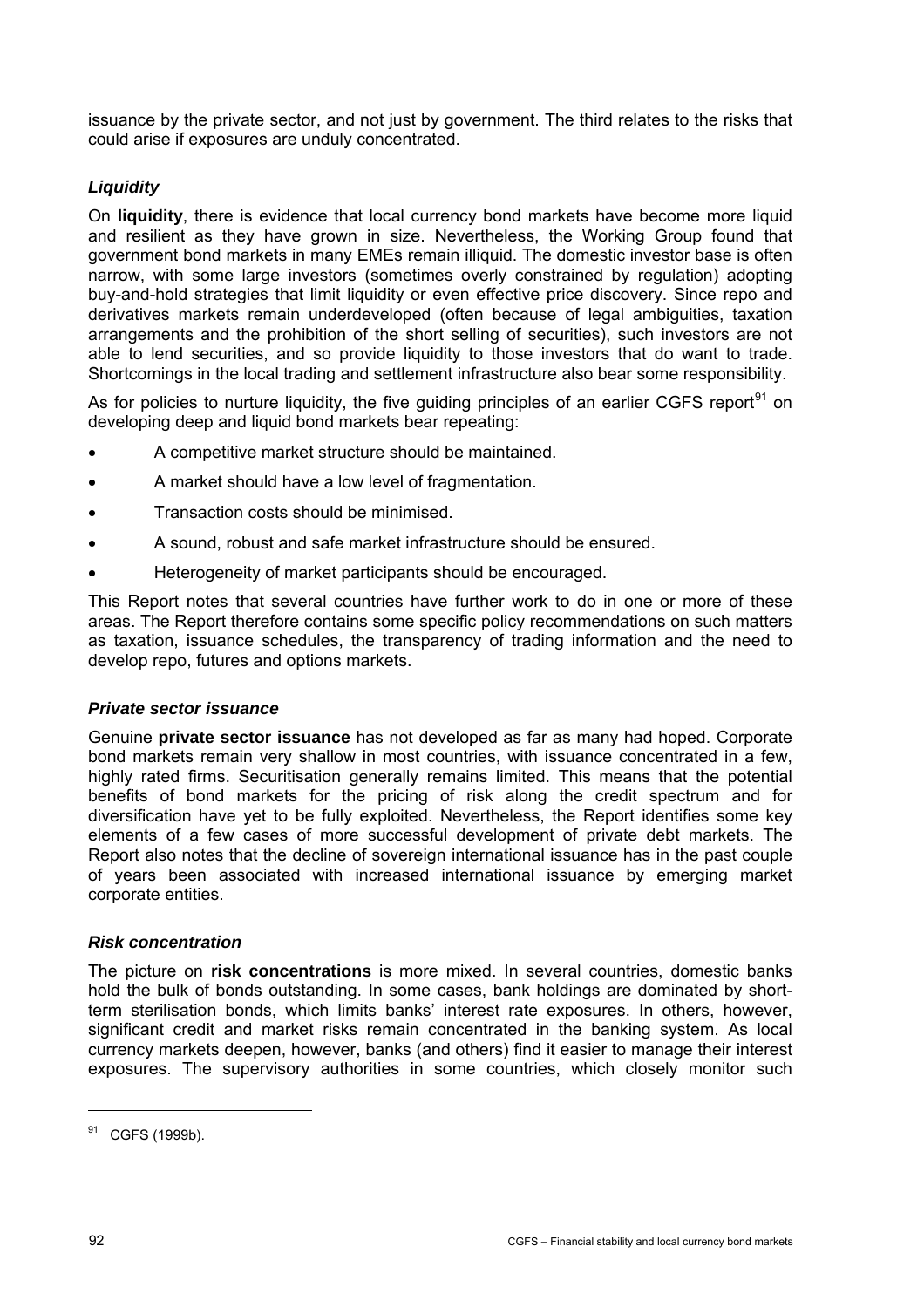issuance by the private sector, and not just by government. The third relates to the risks that could arise if exposures are unduly concentrated.

### *Liquidity*

On **liquidity**, there is evidence that local currency bond markets have become more liquid and resilient as they have grown in size. Nevertheless, the Working Group found that government bond markets in many EMEs remain illiquid. The domestic investor base is often narrow, with some large investors (sometimes overly constrained by regulation) adopting buy-and-hold strategies that limit liquidity or even effective price discovery. Since repo and derivatives markets remain underdeveloped (often because of legal ambiguities, taxation arrangements and the prohibition of the short selling of securities), such investors are not able to lend securities, and so provide liquidity to those investors that do want to trade. Shortcomings in the local trading and settlement infrastructure also bear some responsibility.

As for policies to nurture liquidity, the five guiding principles of an earlier CGFS report[91] on developing deep and liquid bond markets bear repeating:

- A competitive market structure should be maintained.
- A market should have a low level of fragmentation.
- Transaction costs should be minimised.
- A sound, robust and safe market infrastructure should be ensured.
- Heterogeneity of market participants should be encouraged.

This Report notes that several countries have further work to do in one or more of these areas. The Report therefore contains some specific policy recommendations on such matters as taxation, issuance schedules, the transparency of trading information and the need to develop repo, futures and options markets.

### *Private sector issuance*

Genuine **private sector issuance** has not developed as far as many had hoped. Corporate bond markets remain very shallow in most countries, with issuance concentrated in a few, highly rated firms. Securitisation generally remains limited. This means that the potential benefits of bond markets for the pricing of risk along the credit spectrum and for diversification have yet to be fully exploited. Nevertheless, the Report identifies some key elements of a few cases of more successful development of private debt markets. The Report also notes that the decline of sovereign international issuance has in the past couple of years been associated with increased international issuance by emerging market corporate entities.

### *Risk concentration*

The picture on **risk concentrations** is more mixed. In several countries, domestic banks hold the bulk of bonds outstanding. In some cases, bank holdings are dominated by short-term sterilisation bonds, which limits banks' interest rate exposures. In others, however, significant credit and market risks remain concentrated in the banking system. As local currency markets deepen, however, banks (and others) find it easier to manage their interest exposures. The supervisory authorities in some countries, which closely monitor such

---

[91] CGFS (1999b).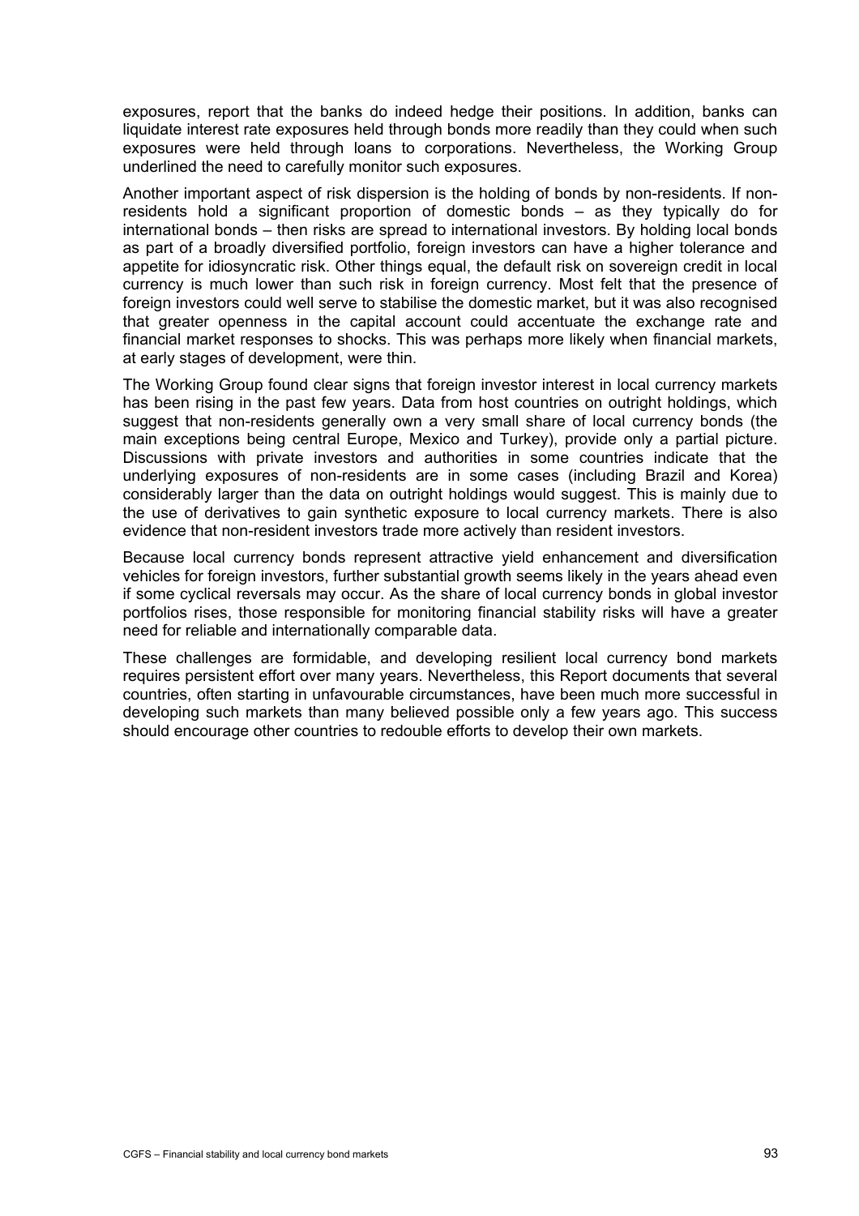exposures, report that the banks do indeed hedge their positions. In addition, banks can liquidate interest rate exposures held through bonds more readily than they could when such exposures were held through loans to corporations. Nevertheless, the Working Group underlined the need to carefully monitor such exposures.

Another important aspect of risk dispersion is the holding of bonds by non-residents. If non-residents hold a significant proportion of domestic bonds – as they typically do for international bonds – then risks are spread to international investors. By holding local bonds as part of a broadly diversified portfolio, foreign investors can have a higher tolerance and appetite for idiosyncratic risk. Other things equal, the default risk on sovereign credit in local currency is much lower than such risk in foreign currency. Most felt that the presence of foreign investors could well serve to stabilise the domestic market, but it was also recognised that greater openness in the capital account could accentuate the exchange rate and financial market responses to shocks. This was perhaps more likely when financial markets, at early stages of development, were thin.

The Working Group found clear signs that foreign investor interest in local currency markets has been rising in the past few years. Data from host countries on outright holdings, which suggest that non-residents generally own a very small share of local currency bonds (the main exceptions being central Europe, Mexico and Turkey), provide only a partial picture. Discussions with private investors and authorities in some countries indicate that the underlying exposures of non-residents are in some cases (including Brazil and Korea) considerably larger than the data on outright holdings would suggest. This is mainly due to the use of derivatives to gain synthetic exposure to local currency markets. There is also evidence that non-resident investors trade more actively than resident investors.

Because local currency bonds represent attractive yield enhancement and diversification vehicles for foreign investors, further substantial growth seems likely in the years ahead even if some cyclical reversals may occur. As the share of local currency bonds in global investor portfolios rises, those responsible for monitoring financial stability risks will have a greater need for reliable and internationally comparable data.

These challenges are formidable, and developing resilient local currency bond markets requires persistent effort over many years. Nevertheless, this Report documents that several countries, often starting in unfavourable circumstances, have been much more successful in developing such markets than many believed possible only a few years ago. This success should encourage other countries to redouble efforts to develop their own markets.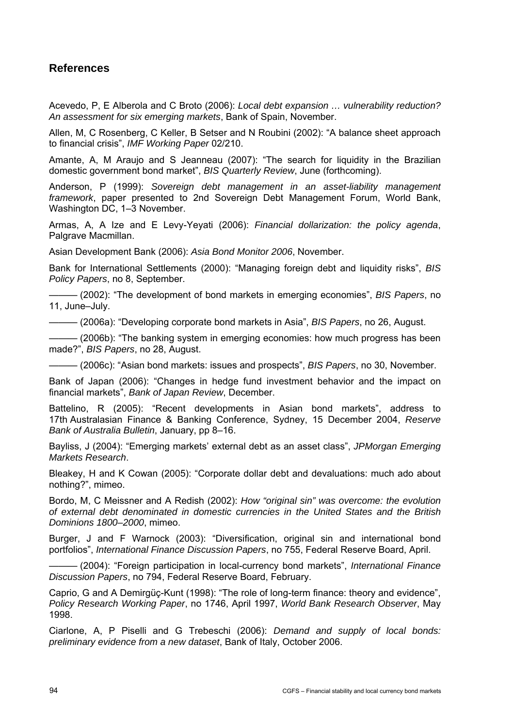## References

Acevedo, P, E Alberola and C Broto (2006): *Local debt expansion … vulnerability reduction? An assessment for six emerging markets*, Bank of Spain, November.

Allen, M, C Rosenberg, C Keller, B Setser and N Roubini (2002): "A balance sheet approach to financial crisis", *IMF Working Paper* 02/210.

Amante, A, M Araujo and S Jeanneau (2007): "The search for liquidity in the Brazilian domestic government bond market", *BIS Quarterly Review*, June (forthcoming).

Anderson, P (1999): *Sovereign debt management in an asset-liability management framework*, paper presented to 2nd Sovereign Debt Management Forum, World Bank, Washington DC, 1–3 November.

Armas, A, A Ize and E Levy-Yeyati (2006): *Financial dollarization: the policy agenda*, Palgrave Macmillan.

Asian Development Bank (2006): *Asia Bond Monitor 2006*, November.

Bank for International Settlements (2000): "Managing foreign debt and liquidity risks", *BIS Policy Papers*, no 8, September.

——— (2002): "The development of bond markets in emerging economies", *BIS Papers*, no 11, June–July.

——— (2006a): "Developing corporate bond markets in Asia", *BIS Papers*, no 26, August.

——— (2006b): "The banking system in emerging economies: how much progress has been made?", *BIS Papers*, no 28, August.

——— (2006c): "Asian bond markets: issues and prospects", *BIS Papers*, no 30, November.

Bank of Japan (2006): "Changes in hedge fund investment behavior and the impact on financial markets", *Bank of Japan Review*, December.

Battelino, R (2005): "Recent developments in Asian bond markets", address to 17th Australasian Finance & Banking Conference, Sydney, 15 December 2004, *Reserve Bank of Australia Bulletin*, January, pp 8–16.

Bayliss, J (2004): "Emerging markets' external debt as an asset class", *JPMorgan Emerging Markets Research*.

Bleakey, H and K Cowan (2005): "Corporate dollar debt and devaluations: much ado about nothing?", mimeo.

Bordo, M, C Meissner and A Redish (2002): *How "original sin" was overcome: the evolution of external debt denominated in domestic currencies in the United States and the British Dominions 1800–2000*, mimeo.

Burger, J and F Warnock (2003): "Diversification, original sin and international bond portfolios", *International Finance Discussion Papers*, no 755, Federal Reserve Board, April.

——— (2004): "Foreign participation in local-currency bond markets", *International Finance Discussion Papers*, no 794, Federal Reserve Board, February.

Caprio, G and A Demirgüç-Kunt (1998): "The role of long-term finance: theory and evidence", *Policy Research Working Paper*, no 1746, April 1997, *World Bank Research Observer*, May 1998.

Ciarlone, A, P Piselli and G Trebeschi (2006): *Demand and supply of local bonds: preliminary evidence from a new dataset*, Bank of Italy, October 2006.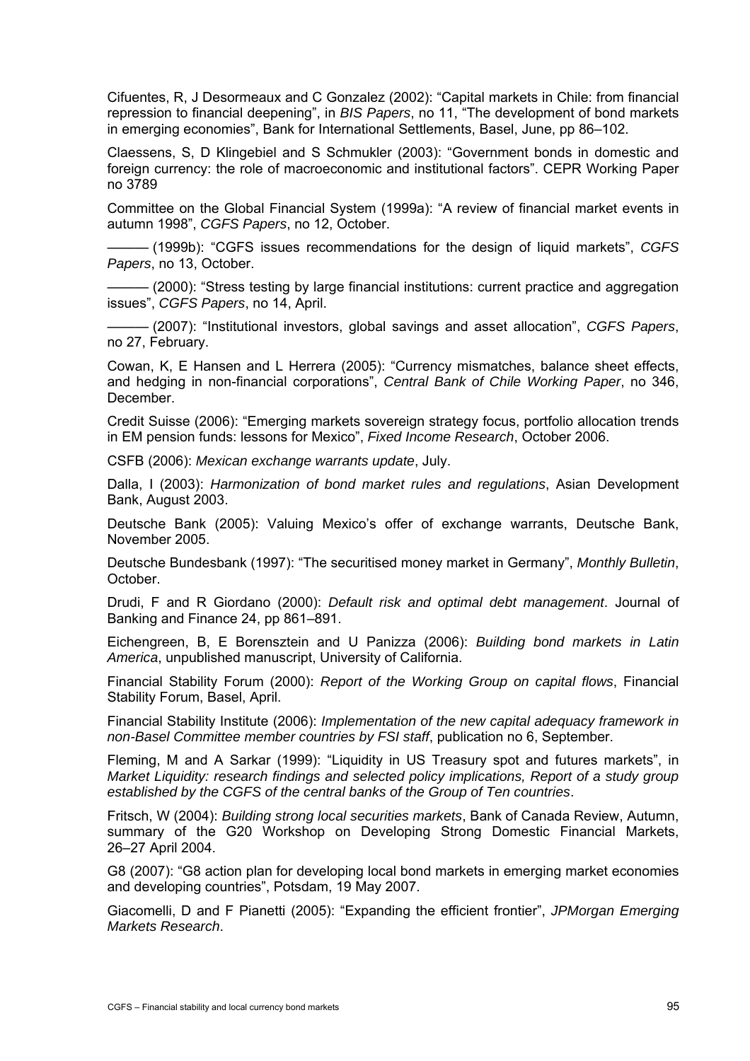Cifuentes, R, J Desormeaux and C Gonzalez (2002): "Capital markets in Chile: from financial repression to financial deepening", in *BIS Papers*, no 11, "The development of bond markets in emerging economies", Bank for International Settlements, Basel, June, pp 86–102.

Claessens, S, D Klingebiel and S Schmukler (2003): "Government bonds in domestic and foreign currency: the role of macroeconomic and institutional factors". CEPR Working Paper no 3789

Committee on the Global Financial System (1999a): "A review of financial market events in autumn 1998", *CGFS Papers*, no 12, October.

——— (1999b): "CGFS issues recommendations for the design of liquid markets", *CGFS Papers*, no 13, October.

——— (2000): "Stress testing by large financial institutions: current practice and aggregation issues", *CGFS Papers*, no 14, April.

——— (2007): "Institutional investors, global savings and asset allocation", *CGFS Papers*, no 27, February.

Cowan, K, E Hansen and L Herrera (2005): "Currency mismatches, balance sheet effects, and hedging in non-financial corporations", *Central Bank of Chile Working Paper*, no 346, December.

Credit Suisse (2006): "Emerging markets sovereign strategy focus, portfolio allocation trends in EM pension funds: lessons for Mexico", *Fixed Income Research*, October 2006.

CSFB (2006): *Mexican exchange warrants update*, July.

Dalla, I (2003): *Harmonization of bond market rules and regulations*, Asian Development Bank, August 2003.

Deutsche Bank (2005): Valuing Mexico's offer of exchange warrants, Deutsche Bank, November 2005.

Deutsche Bundesbank (1997): "The securitised money market in Germany", *Monthly Bulletin*, October.

Drudi, F and R Giordano (2000): *Default risk and optimal debt management*. Journal of Banking and Finance 24, pp 861–891.

Eichengreen, B, E Borensztein and U Panizza (2006): *Building bond markets in Latin America*, unpublished manuscript, University of California.

Financial Stability Forum (2000): *Report of the Working Group on capital flows*, Financial Stability Forum, Basel, April.

Financial Stability Institute (2006): *Implementation of the new capital adequacy framework in non-Basel Committee member countries by FSI staff*, publication no 6, September.

Fleming, M and A Sarkar (1999): "Liquidity in US Treasury spot and futures markets", in *Market Liquidity: research findings and selected policy implications, Report of a study group established by the CGFS of the central banks of the Group of Ten countries*.

Fritsch, W (2004): *Building strong local securities markets*, Bank of Canada Review, Autumn, summary of the G20 Workshop on Developing Strong Domestic Financial Markets, 26–27 April 2004.

G8 (2007): "G8 action plan for developing local bond markets in emerging market economies and developing countries", Potsdam, 19 May 2007.

Giacomelli, D and F Pianetti (2005): "Expanding the efficient frontier", *JPMorgan Emerging Markets Research*.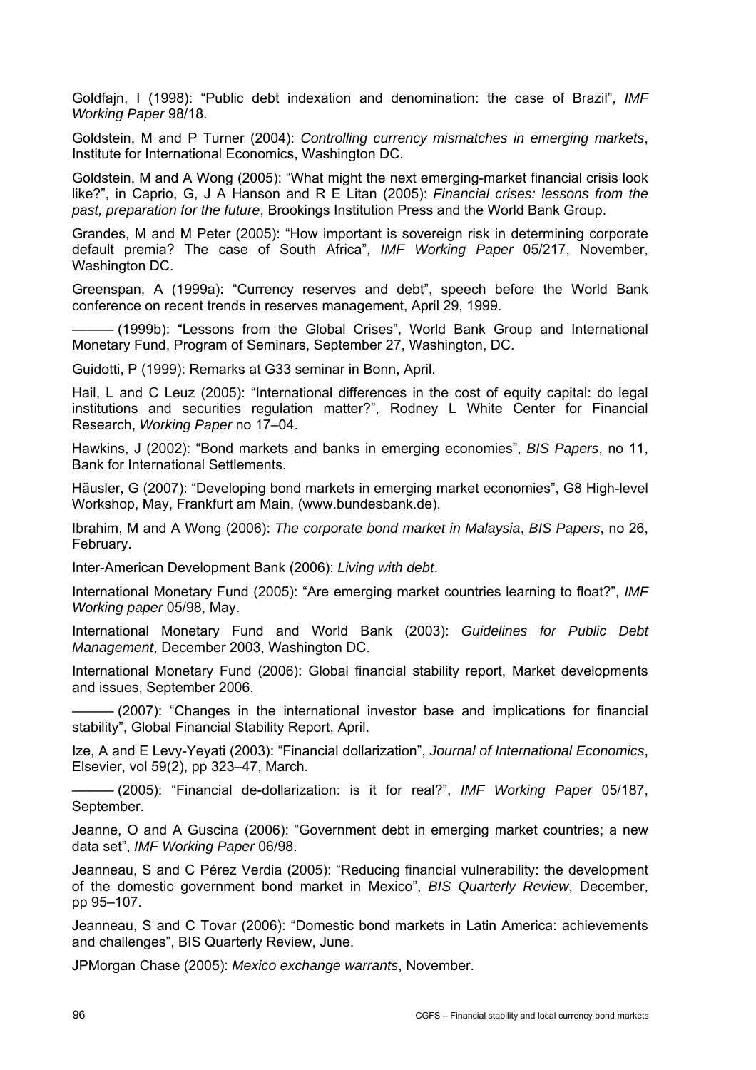Goldfajn, I (1998): "Public debt indexation and denomination: the case of Brazil", *IMF Working Paper* 98/18.

Goldstein, M and P Turner (2004): *Controlling currency mismatches in emerging markets*, Institute for International Economics, Washington DC.

Goldstein, M and A Wong (2005): "What might the next emerging-market financial crisis look like?", in Caprio, G, J A Hanson and R E Litan (2005): *Financial crises: lessons from the past, preparation for the future*, Brookings Institution Press and the World Bank Group.

Grandes, M and M Peter (2005): "How important is sovereign risk in determining corporate default premia? The case of South Africa", *IMF Working Paper* 05/217, November, Washington DC.

Greenspan, A (1999a): "Currency reserves and debt", speech before the World Bank conference on recent trends in reserves management, April 29, 1999.

——— (1999b): "Lessons from the Global Crises", World Bank Group and International Monetary Fund, Program of Seminars, September 27, Washington, DC.

Guidotti, P (1999): Remarks at G33 seminar in Bonn, April.

Hail, L and C Leuz (2005): "International differences in the cost of equity capital: do legal institutions and securities regulation matter?", Rodney L White Center for Financial Research, *Working Paper* no 17–04.

Hawkins, J (2002): "Bond markets and banks in emerging economies", *BIS Papers*, no 11, Bank for International Settlements.

Häusler, G (2007): "Developing bond markets in emerging market economies", G8 High-level Workshop, May, Frankfurt am Main, (www.bundesbank.de).

Ibrahim, M and A Wong (2006): *The corporate bond market in Malaysia*, *BIS Papers*, no 26, February.

Inter-American Development Bank (2006): *Living with debt*.

International Monetary Fund (2005): "Are emerging market countries learning to float?", *IMF Working paper* 05/98, May.

International Monetary Fund and World Bank (2003): *Guidelines for Public Debt Management*, December 2003, Washington DC.

International Monetary Fund (2006): Global financial stability report, Market developments and issues, September 2006.

——— (2007): "Changes in the international investor base and implications for financial stability", Global Financial Stability Report, April.

Ize, A and E Levy-Yeyati (2003): "Financial dollarization", *Journal of International Economics*, Elsevier, vol 59(2), pp 323–47, March.

——— (2005): "Financial de-dollarization: is it for real?", *IMF Working Paper* 05/187, September.

Jeanne, O and A Guscina (2006): "Government debt in emerging market countries; a new data set", *IMF Working Paper* 06/98.

Jeanneau, S and C Pérez Verdia (2005): "Reducing financial vulnerability: the development of the domestic government bond market in Mexico", *BIS Quarterly Review*, December, pp 95–107.

Jeanneau, S and C Tovar (2006): "Domestic bond markets in Latin America: achievements and challenges", BIS Quarterly Review, June.

JPMorgan Chase (2005): *Mexico exchange warrants*, November.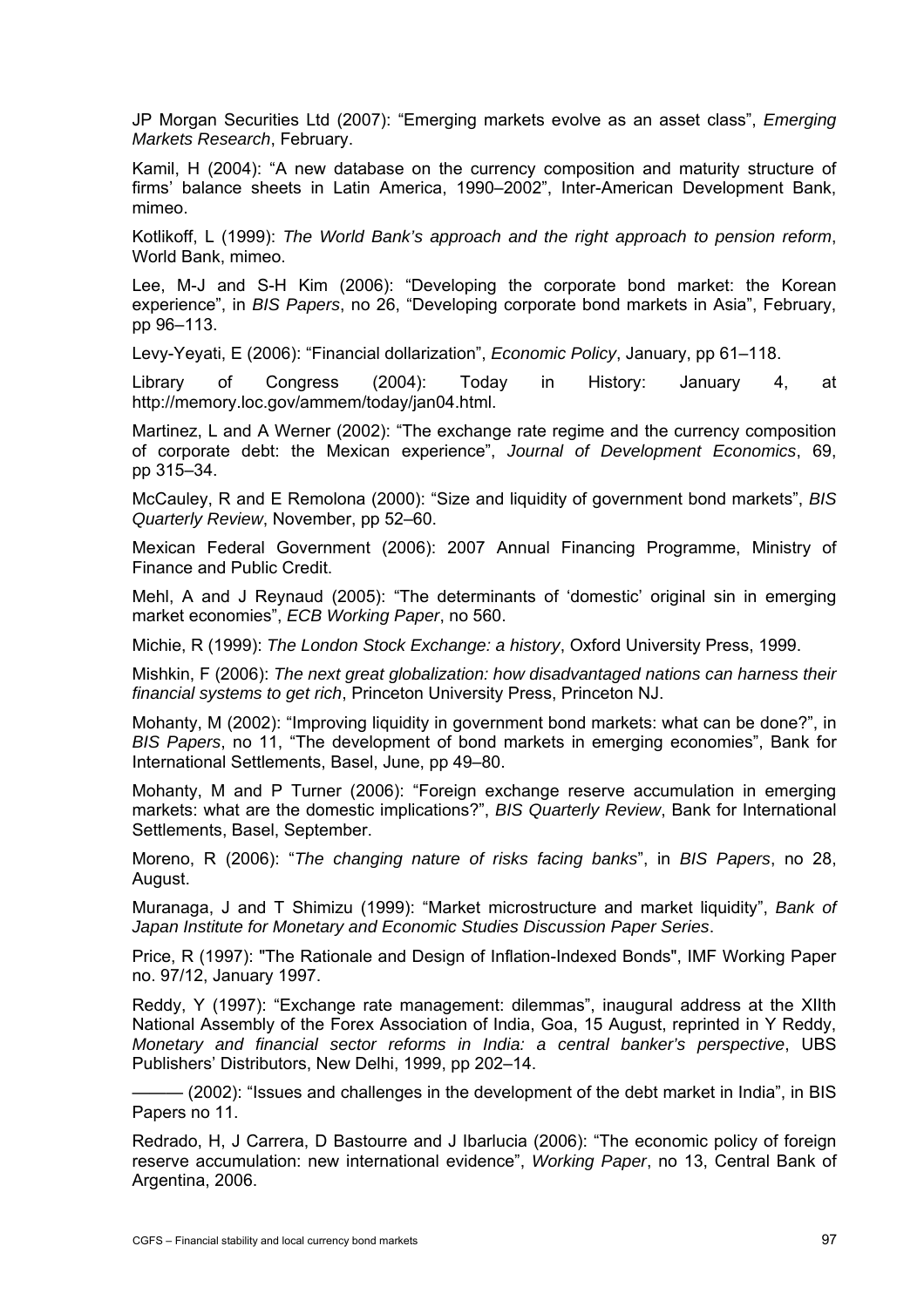JP Morgan Securities Ltd (2007): “Emerging markets evolve as an asset class”, *Emerging Markets Research*, February.

Kamil, H (2004): “A new database on the currency composition and maturity structure of firms’ balance sheets in Latin America, 1990–2002”, Inter-American Development Bank, mimeo.

Kotlikoff, L (1999): *The World Bank’s approach and the right approach to pension reform*, World Bank, mimeo.

Lee, M-J and S-H Kim (2006): “Developing the corporate bond market: the Korean experience”, in *BIS Papers*, no 26, “Developing corporate bond markets in Asia”, February, pp 96–113.

Levy-Yeyati, E (2006): “Financial dollarization”, *Economic Policy*, January, pp 61–118.

Library of Congress (2004): Today in History: January 4, at http://memory.loc.gov/ammem/today/jan04.html.

Martinez, L and A Werner (2002): “The exchange rate regime and the currency composition of corporate debt: the Mexican experience”, *Journal of Development Economics*, 69, pp 315–34.

McCauley, R and E Remolona (2000): “Size and liquidity of government bond markets”, *BIS Quarterly Review*, November, pp 52–60.

Mexican Federal Government (2006): 2007 Annual Financing Programme, Ministry of Finance and Public Credit.

Mehl, A and J Reynaud (2005): “The determinants of ‘domestic’ original sin in emerging market economies”, *ECB Working Paper*, no 560.

Michie, R (1999): *The London Stock Exchange: a history*, Oxford University Press, 1999.

Mishkin, F (2006): *The next great globalization: how disadvantaged nations can harness their financial systems to get rich*, Princeton University Press, Princeton NJ.

Mohanty, M (2002): “Improving liquidity in government bond markets: what can be done?”, in *BIS Papers*, no 11, “The development of bond markets in emerging economies”, Bank for International Settlements, Basel, June, pp 49–80.

Mohanty, M and P Turner (2006): “Foreign exchange reserve accumulation in emerging markets: what are the domestic implications?”, *BIS Quarterly Review*, Bank for International Settlements, Basel, September.

Moreno, R (2006): “*The changing nature of risks facing banks*”, in *BIS Papers*, no 28, August.

Muranaga, J and T Shimizu (1999): “Market microstructure and market liquidity”, *Bank of Japan Institute for Monetary and Economic Studies Discussion Paper Series*.

Price, R (1997): "The Rationale and Design of Inflation-Indexed Bonds", IMF Working Paper no. 97/12, January 1997.

Reddy, Y (1997): “Exchange rate management: dilemmas”, inaugural address at the XIIth National Assembly of the Forex Association of India, Goa, 15 August, reprinted in Y Reddy, *Monetary and financial sector reforms in India: a central banker’s perspective*, UBS Publishers’ Distributors, New Delhi, 1999, pp 202–14.

——— (2002): “Issues and challenges in the development of the debt market in India”, in BIS Papers no 11.

Redrado, H, J Carrera, D Bastourre and J Ibarlucia (2006): “The economic policy of foreign reserve accumulation: new international evidence”, *Working Paper*, no 13, Central Bank of Argentina, 2006.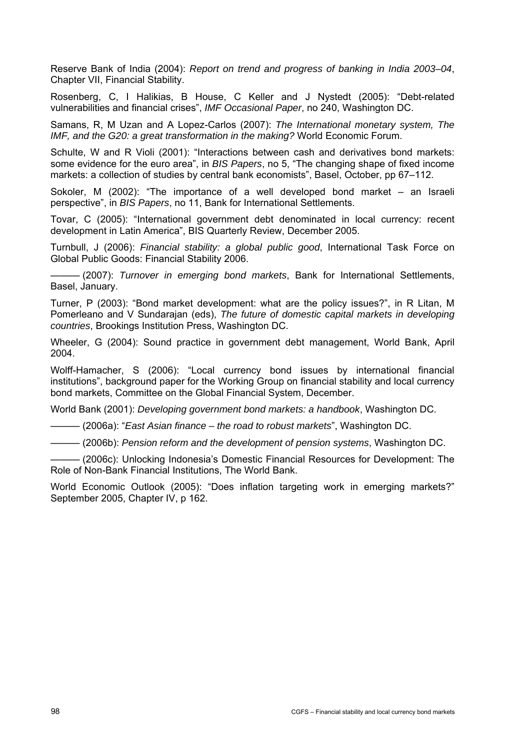Reserve Bank of India (2004): *Report on trend and progress of banking in India 2003–04*, Chapter VII, Financial Stability.

Rosenberg, C, I Halikias, B House, C Keller and J Nystedt (2005): "Debt-related vulnerabilities and financial crises", *IMF Occasional Paper*, no 240, Washington DC.

Samans, R, M Uzan and A Lopez-Carlos (2007): *The International monetary system, The IMF, and the G20: a great transformation in the making?* World Economic Forum.

Schulte, W and R Violi (2001): "Interactions between cash and derivatives bond markets: some evidence for the euro area", in *BIS Papers*, no 5, "The changing shape of fixed income markets: a collection of studies by central bank economists", Basel, October, pp 67–112.

Sokoler, M (2002): "The importance of a well developed bond market – an Israeli perspective", in *BIS Papers*, no 11, Bank for International Settlements.

Tovar, C (2005): "International government debt denominated in local currency: recent development in Latin America", BIS Quarterly Review, December 2005.

Turnbull, J (2006): *Financial stability: a global public good*, International Task Force on Global Public Goods: Financial Stability 2006.

——— (2007): *Turnover in emerging bond markets*, Bank for International Settlements, Basel, January.

Turner, P (2003): "Bond market development: what are the policy issues?", in R Litan, M Pomerleano and V Sundarajan (eds), *The future of domestic capital markets in developing countries*, Brookings Institution Press, Washington DC.

Wheeler, G (2004): Sound practice in government debt management, World Bank, April 2004.

Wolff-Hamacher, S (2006): "Local currency bond issues by international financial institutions", background paper for the Working Group on financial stability and local currency bond markets, Committee on the Global Financial System, December.

World Bank (2001): *Developing government bond markets: a handbook*, Washington DC.

——— (2006a): "*East Asian finance – the road to robust markets*", Washington DC.

——— (2006b): *Pension reform and the development of pension systems*, Washington DC.

——— (2006c): Unlocking Indonesia's Domestic Financial Resources for Development: The Role of Non-Bank Financial Institutions, The World Bank.

World Economic Outlook (2005): "Does inflation targeting work in emerging markets?" September 2005, Chapter IV, p 162.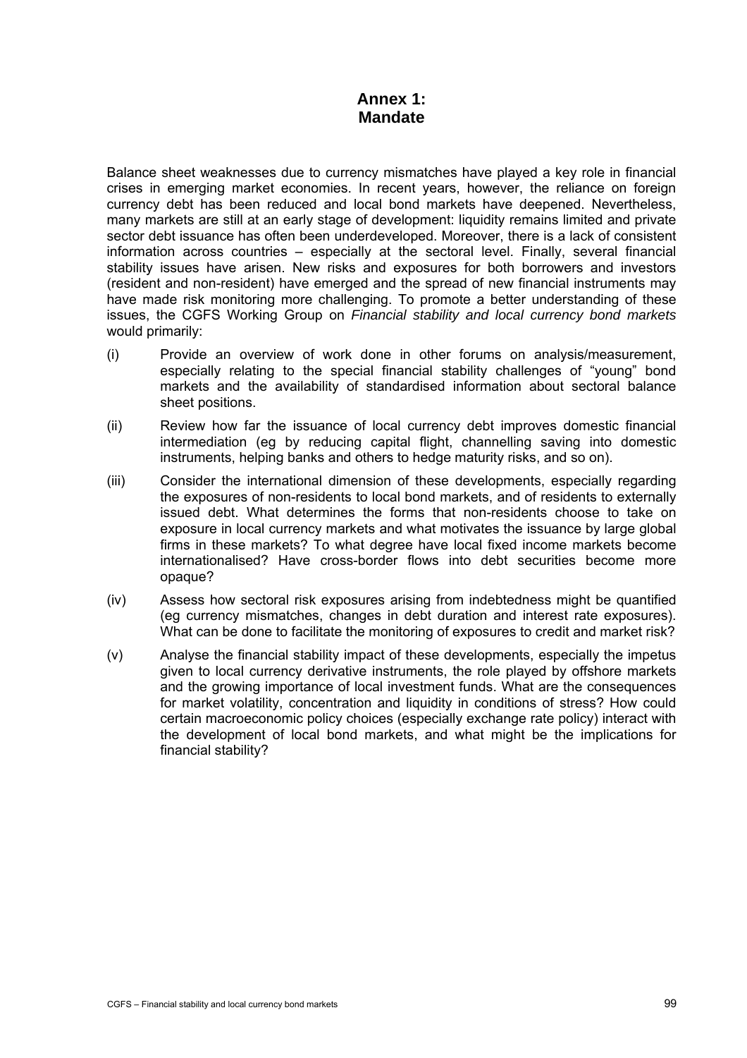# Annex 1: Mandate

Balance sheet weaknesses due to currency mismatches have played a key role in financial crises in emerging market economies. In recent years, however, the reliance on foreign currency debt has been reduced and local bond markets have deepened. Nevertheless, many markets are still at an early stage of development: liquidity remains limited and private sector debt issuance has often been underdeveloped. Moreover, there is a lack of consistent information across countries – especially at the sectoral level. Finally, several financial stability issues have arisen. New risks and exposures for both borrowers and investors (resident and non-resident) have emerged and the spread of new financial instruments may have made risk monitoring more challenging. To promote a better understanding of these issues, the CGFS Working Group on *Financial stability and local currency bond markets* would primarily:

(i) Provide an overview of work done in other forums on analysis/measurement, especially relating to the special financial stability challenges of "young" bond markets and the availability of standardised information about sectoral balance sheet positions.

(ii) Review how far the issuance of local currency debt improves domestic financial intermediation (eg by reducing capital flight, channelling saving into domestic instruments, helping banks and others to hedge maturity risks, and so on).

(iii) Consider the international dimension of these developments, especially regarding the exposures of non-residents to local bond markets, and of residents to externally issued debt. What determines the forms that non-residents choose to take on exposure in local currency markets and what motivates the issuance by large global firms in these markets? To what degree have local fixed income markets become internationalised? Have cross-border flows into debt securities become more opaque?

(iv) Assess how sectoral risk exposures arising from indebtedness might be quantified (eg currency mismatches, changes in debt duration and interest rate exposures). What can be done to facilitate the monitoring of exposures to credit and market risk?

(v) Analyse the financial stability impact of these developments, especially the impetus given to local currency derivative instruments, the role played by offshore markets and the growing importance of local investment funds. What are the consequences for market volatility, concentration and liquidity in conditions of stress? How could certain macroeconomic policy choices (especially exchange rate policy) interact with the development of local bond markets, and what might be the implications for financial stability?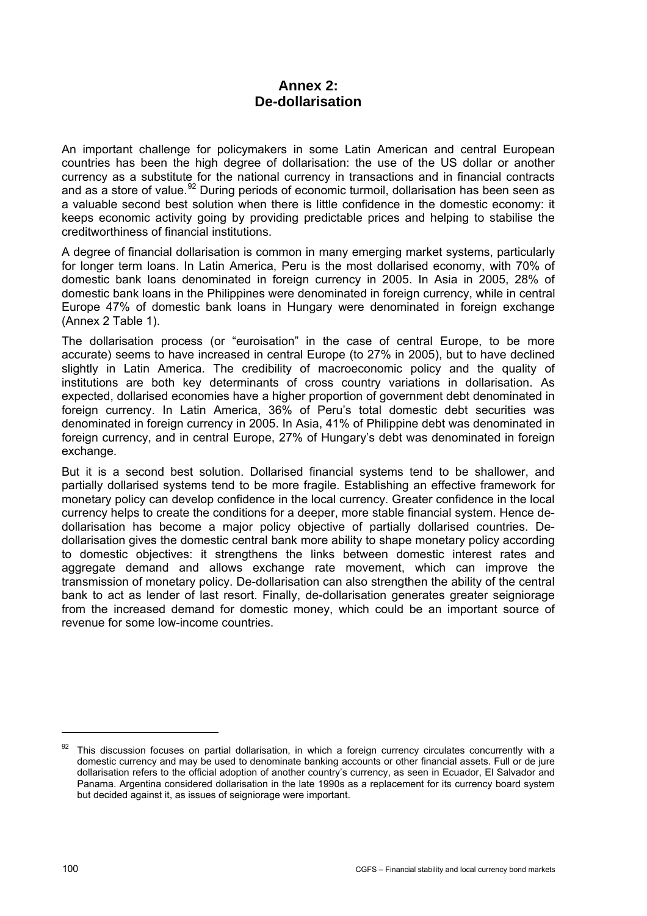# Annex 2: De-dollarisation

An important challenge for policymakers in some Latin American and central European countries has been the high degree of dollarisation: the use of the US dollar or another currency as a substitute for the national currency in transactions and in financial contracts and as a store of value.[92] During periods of economic turmoil, dollarisation has been seen as a valuable second best solution when there is little confidence in the domestic economy: it keeps economic activity going by providing predictable prices and helping to stabilise the creditworthiness of financial institutions.

A degree of financial dollarisation is common in many emerging market systems, particularly for longer term loans. In Latin America, Peru is the most dollarised economy, with 70% of domestic bank loans denominated in foreign currency in 2005. In Asia in 2005, 28% of domestic bank loans in the Philippines were denominated in foreign currency, while in central Europe 47% of domestic bank loans in Hungary were denominated in foreign exchange (Annex 2 Table 1).

The dollarisation process (or "euroisation" in the case of central Europe, to be more accurate) seems to have increased in central Europe (to 27% in 2005), but to have declined slightly in Latin America. The credibility of macroeconomic policy and the quality of institutions are both key determinants of cross country variations in dollarisation. As expected, dollarised economies have a higher proportion of government debt denominated in foreign currency. In Latin America, 36% of Peru's total domestic debt securities was denominated in foreign currency in 2005. In Asia, 41% of Philippine debt was denominated in foreign currency, and in central Europe, 27% of Hungary's debt was denominated in foreign exchange.

But it is a second best solution. Dollarised financial systems tend to be shallower, and partially dollarised systems tend to be more fragile. Establishing an effective framework for monetary policy can develop confidence in the local currency. Greater confidence in the local currency helps to create the conditions for a deeper, more stable financial system. Hence de-dollarisation has become a major policy objective of partially dollarised countries. De-dollarisation gives the domestic central bank more ability to shape monetary policy according to domestic objectives: it strengthens the links between domestic interest rates and aggregate demand and allows exchange rate movement, which can improve the transmission of monetary policy. De-dollarisation can also strengthen the ability of the central bank to act as lender of last resort. Finally, de-dollarisation generates greater seigniorage from the increased demand for domestic money, which could be an important source of revenue for some low-income countries.

[92] This discussion focuses on partial dollarisation, in which a foreign currency circulates concurrently with a domestic currency and may be used to denominate banking accounts or other financial assets. Full or de jure dollarisation refers to the official adoption of another country's currency, as seen in Ecuador, El Salvador and Panama. Argentina considered dollarisation in the late 1990s as a replacement for its currency board system but decided against it, as issues of seigniorage were important.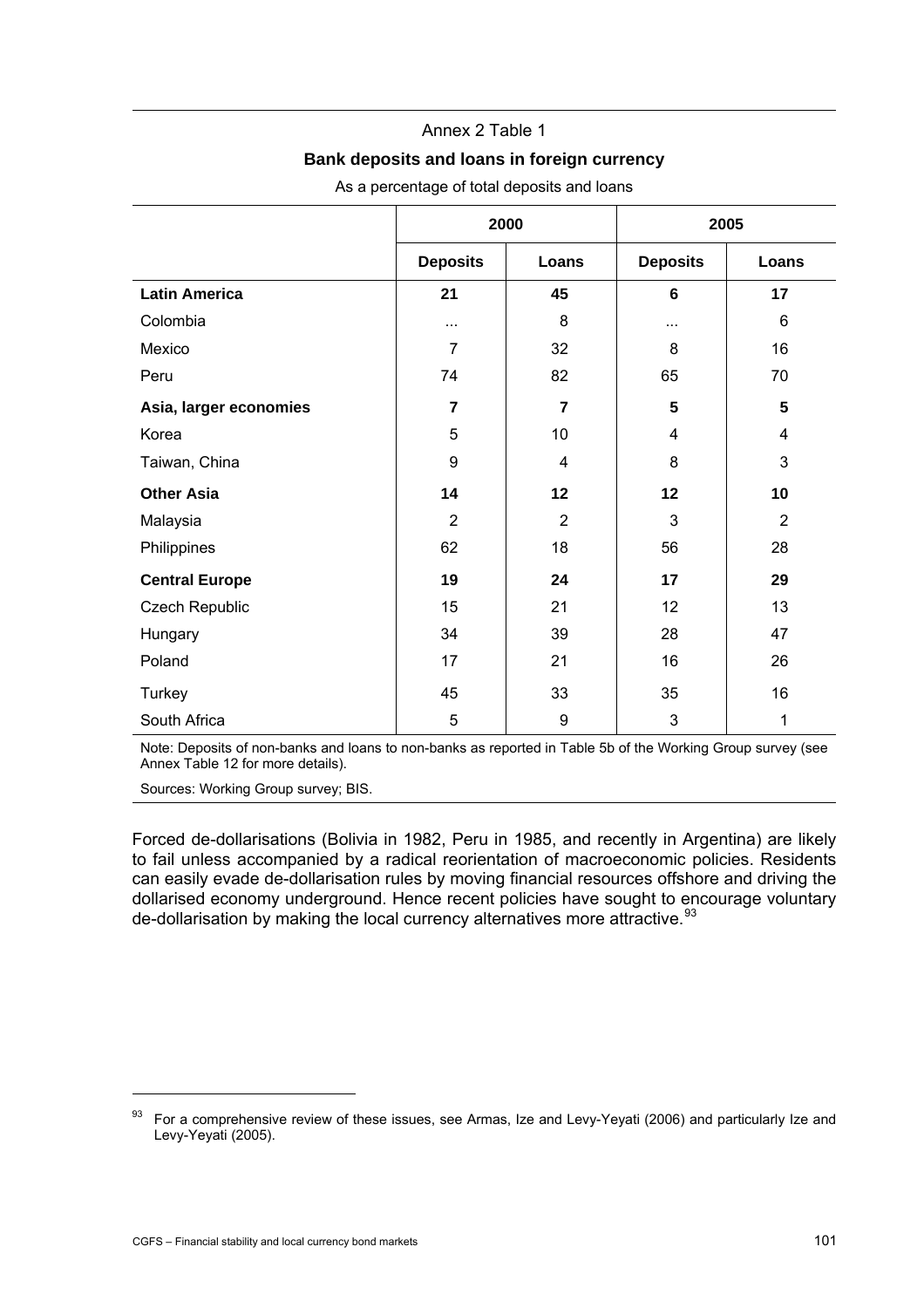Annex 2 Table 1

**Bank deposits and loans in foreign currency**

As a percentage of total deposits and loans

| | 2000 | | 2005 | |
|---|---|---|---|---|
| | **Deposits** | **Loans** | **Deposits** | **Loans** |
| **Latin America** | **21** | **45** | **6** | **17** |
| Colombia | ... | 8 | ... | 6 |
| Mexico | 7 | 32 | 8 | 16 |
| Peru | 74 | 82 | 65 | 70 |
| **Asia, larger economies** | **7** | **7** | **5** | **5** |
| Korea | 5 | 10 | 4 | 4 |
| Taiwan, China | 9 | 4 | 8 | 3 |
| **Other Asia** | **14** | **12** | **12** | **10** |
| Malaysia | 2 | 2 | 3 | 2 |
| Philippines | 62 | 18 | 56 | 28 |
| **Central Europe** | **19** | **24** | **17** | **29** |
| Czech Republic | 15 | 21 | 12 | 13 |
| Hungary | 34 | 39 | 28 | 47 |
| Poland | 17 | 21 | 16 | 26 |
| Turkey | 45 | 33 | 35 | 16 |
| South Africa | 5 | 9 | 3 | 1 |

Note: Deposits of non-banks and loans to non-banks as reported in Table 5b of the Working Group survey (see Annex Table 12 for more details).

Sources: Working Group survey; BIS.

Forced de-dollarisations (Bolivia in 1982, Peru in 1985, and recently in Argentina) are likely to fail unless accompanied by a radical reorientation of macroeconomic policies. Residents can easily evade de-dollarisation rules by moving financial resources offshore and driving the dollarised economy underground. Hence recent policies have sought to encourage voluntary de-dollarisation by making the local currency alternatives more attractive.[93]

[93] For a comprehensive review of these issues, see Armas, Ize and Levy-Yeyati (2006) and particularly Ize and Levy-Yeyati (2005).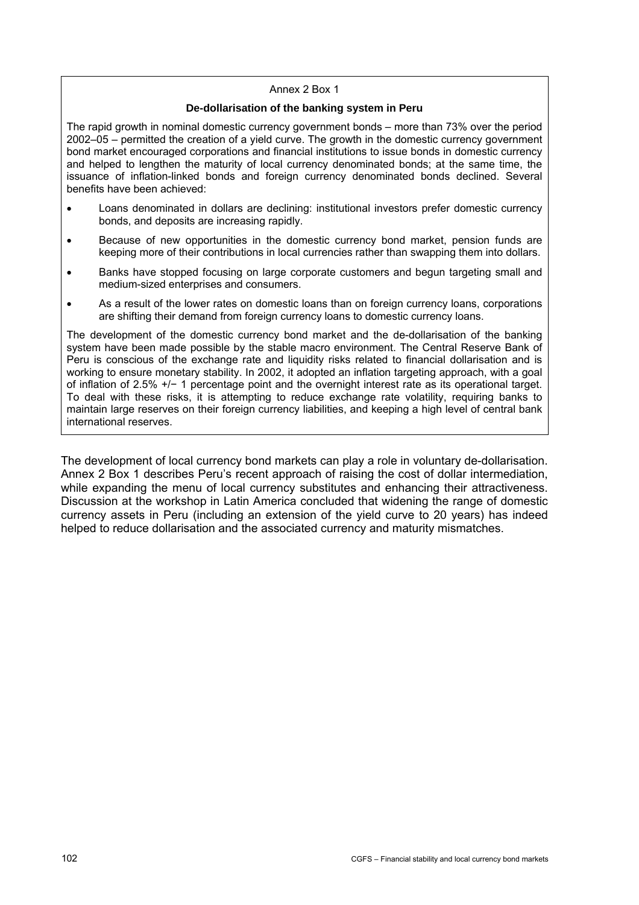Annex 2 Box 1

**De-dollarisation of the banking system in Peru**

The rapid growth in nominal domestic currency government bonds – more than 73% over the period 2002–05 – permitted the creation of a yield curve. The growth in the domestic currency government bond market encouraged corporations and financial institutions to issue bonds in domestic currency and helped to lengthen the maturity of local currency denominated bonds; at the same time, the issuance of inflation-linked bonds and foreign currency denominated bonds declined. Several benefits have been achieved:

- Loans denominated in dollars are declining: institutional investors prefer domestic currency bonds, and deposits are increasing rapidly.
- Because of new opportunities in the domestic currency bond market, pension funds are keeping more of their contributions in local currencies rather than swapping them into dollars.
- Banks have stopped focusing on large corporate customers and begun targeting small and medium-sized enterprises and consumers.
- As a result of the lower rates on domestic loans than on foreign currency loans, corporations are shifting their demand from foreign currency loans to domestic currency loans.

The development of the domestic currency bond market and the de-dollarisation of the banking system have been made possible by the stable macro environment. The Central Reserve Bank of Peru is conscious of the exchange rate and liquidity risks related to financial dollarisation and is working to ensure monetary stability. In 2002, it adopted an inflation targeting approach, with a goal of inflation of 2.5% +/− 1 percentage point and the overnight interest rate as its operational target. To deal with these risks, it is attempting to reduce exchange rate volatility, requiring banks to maintain large reserves on their foreign currency liabilities, and keeping a high level of central bank international reserves.

The development of local currency bond markets can play a role in voluntary de-dollarisation. Annex 2 Box 1 describes Peru's recent approach of raising the cost of dollar intermediation, while expanding the menu of local currency substitutes and enhancing their attractiveness. Discussion at the workshop in Latin America concluded that widening the range of domestic currency assets in Peru (including an extension of the yield curve to 20 years) has indeed helped to reduce dollarisation and the associated currency and maturity mismatches.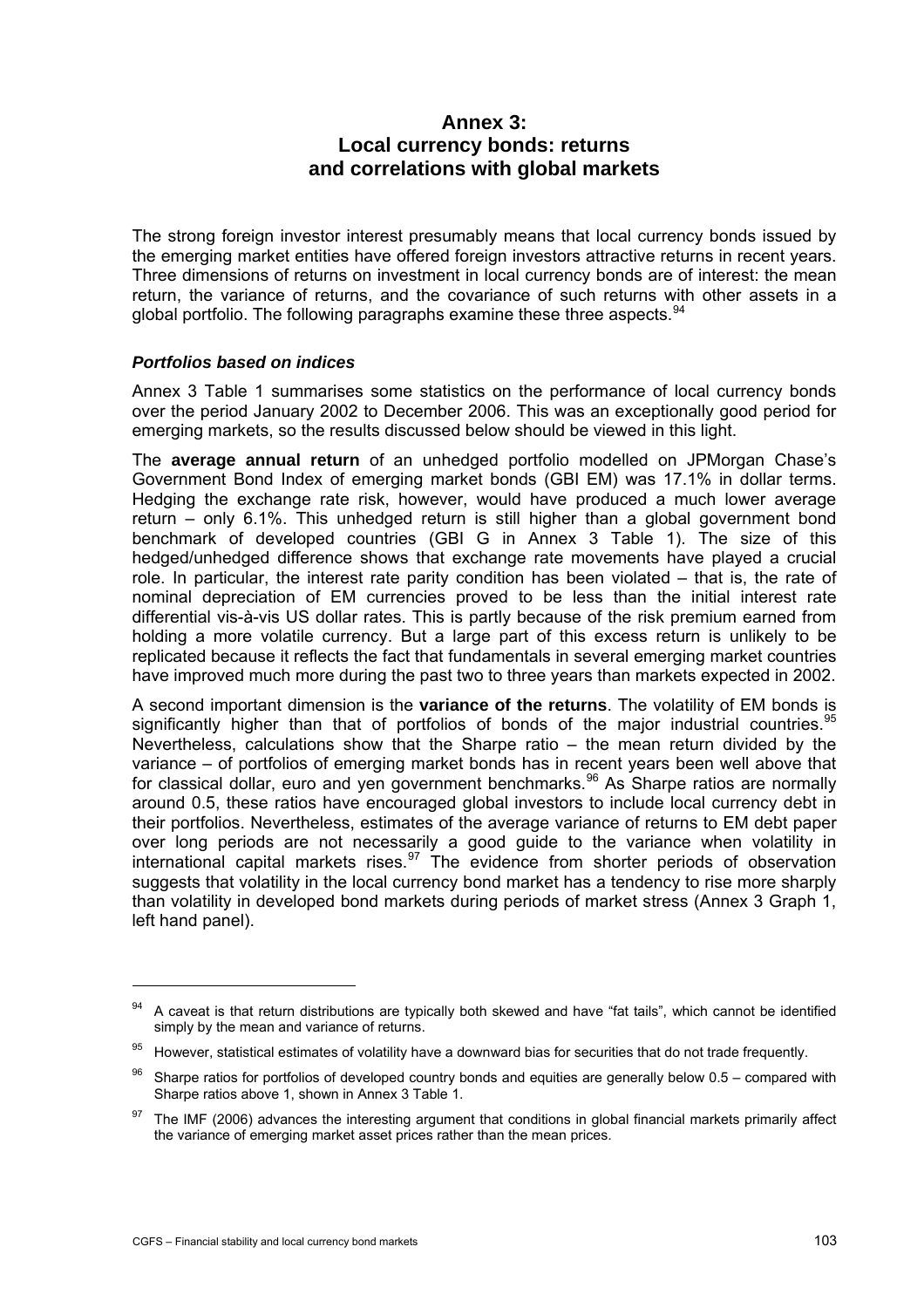# Annex 3: Local currency bonds: returns and correlations with global markets

The strong foreign investor interest presumably means that local currency bonds issued by the emerging market entities have offered foreign investors attractive returns in recent years. Three dimensions of returns on investment in local currency bonds are of interest: the mean return, the variance of returns, and the covariance of such returns with other assets in a global portfolio. The following paragraphs examine these three aspects.[94]

### *Portfolios based on indices*

Annex 3 Table 1 summarises some statistics on the performance of local currency bonds over the period January 2002 to December 2006. This was an exceptionally good period for emerging markets, so the results discussed below should be viewed in this light.

The **average annual return** of an unhedged portfolio modelled on JPMorgan Chase's Government Bond Index of emerging market bonds (GBI EM) was 17.1% in dollar terms. Hedging the exchange rate risk, however, would have produced a much lower average return – only 6.1%. This unhedged return is still higher than a global government bond benchmark of developed countries (GBI G in Annex 3 Table 1). The size of this hedged/unhedged difference shows that exchange rate movements have played a crucial role. In particular, the interest rate parity condition has been violated – that is, the rate of nominal depreciation of EM currencies proved to be less than the initial interest rate differential vis-à-vis US dollar rates. This is partly because of the risk premium earned from holding a more volatile currency. But a large part of this excess return is unlikely to be replicated because it reflects the fact that fundamentals in several emerging market countries have improved much more during the past two to three years than markets expected in 2002.

A second important dimension is the **variance of the returns**. The volatility of EM bonds is significantly higher than that of portfolios of bonds of the major industrial countries.[95] Nevertheless, calculations show that the Sharpe ratio – the mean return divided by the variance – of portfolios of emerging market bonds has in recent years been well above that for classical dollar, euro and yen government benchmarks.[96] As Sharpe ratios are normally around 0.5, these ratios have encouraged global investors to include local currency debt in their portfolios. Nevertheless, estimates of the average variance of returns to EM debt paper over long periods are not necessarily a good guide to the variance when volatility in international capital markets rises.[97] The evidence from shorter periods of observation suggests that volatility in the local currency bond market has a tendency to rise more sharply than volatility in developed bond markets during periods of market stress (Annex 3 Graph 1, left hand panel).

---

[94] A caveat is that return distributions are typically both skewed and have "fat tails", which cannot be identified simply by the mean and variance of returns.

[95] However, statistical estimates of volatility have a downward bias for securities that do not trade frequently.

[96] Sharpe ratios for portfolios of developed country bonds and equities are generally below 0.5 – compared with Sharpe ratios above 1, shown in Annex 3 Table 1.

[97] The IMF (2006) advances the interesting argument that conditions in global financial markets primarily affect the variance of emerging market asset prices rather than the mean prices.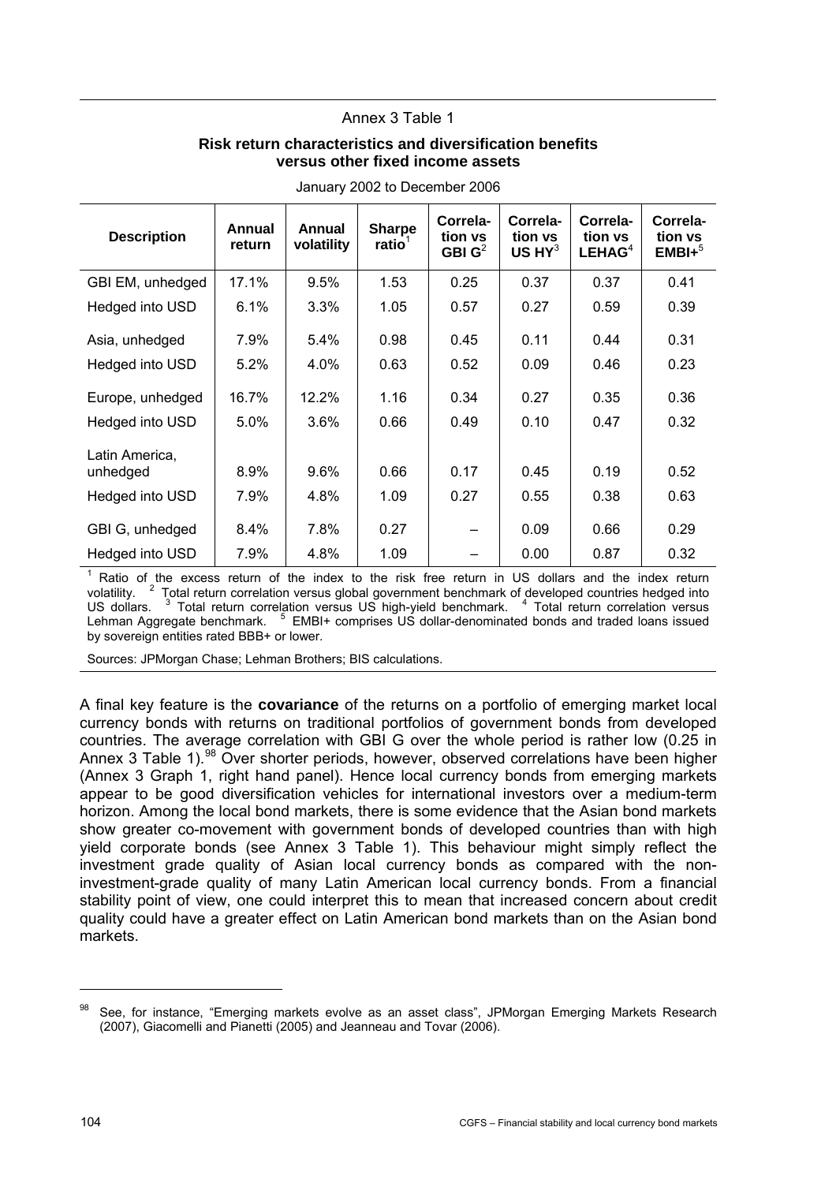Annex 3 Table 1

**Risk return characteristics and diversification benefits versus other fixed income assets**

January 2002 to December 2006

| Description | Annual return | Annual volatility | Sharpe ratio[1] | Correlation vs GBI G[2] | Correlation vs US HY[3] | Correlation vs LEHAG[4] | Correlation vs EMBI+[5] |
|---|---|---|---|---|---|---|---|
| GBI EM, unhedged | 17.1% | 9.5% | 1.53 | 0.25 | 0.37 | 0.37 | 0.41 |
| Hedged into USD | 6.1% | 3.3% | 1.05 | 0.57 | 0.27 | 0.59 | 0.39 |
| Asia, unhedged | 7.9% | 5.4% | 0.98 | 0.45 | 0.11 | 0.44 | 0.31 |
| Hedged into USD | 5.2% | 4.0% | 0.63 | 0.52 | 0.09 | 0.46 | 0.23 |
| Europe, unhedged | 16.7% | 12.2% | 1.16 | 0.34 | 0.27 | 0.35 | 0.36 |
| Hedged into USD | 5.0% | 3.6% | 0.66 | 0.49 | 0.10 | 0.47 | 0.32 |
| Latin America, unhedged | 8.9% | 9.6% | 0.66 | 0.17 | 0.45 | 0.19 | 0.52 |
| Hedged into USD | 7.9% | 4.8% | 1.09 | 0.27 | 0.55 | 0.38 | 0.63 |
| GBI G, unhedged | 8.4% | 7.8% | 0.27 | – | 0.09 | 0.66 | 0.29 |
| Hedged into USD | 7.9% | 4.8% | 1.09 | – | 0.00 | 0.87 | 0.32 |

[1] Ratio of the excess return of the index to the risk free return in US dollars and the index return volatility. [2] Total return correlation versus global government benchmark of developed countries hedged into US dollars. [3] Total return correlation versus US high-yield benchmark. [4] Total return correlation versus Lehman Aggregate benchmark. [5] EMBI+ comprises US dollar-denominated bonds and traded loans issued by sovereign entities rated BBB+ or lower.

Sources: JPMorgan Chase; Lehman Brothers; BIS calculations.

A final key feature is the **covariance** of the returns on a portfolio of emerging market local currency bonds with returns on traditional portfolios of government bonds from developed countries. The average correlation with GBI G over the whole period is rather low (0.25 in Annex 3 Table 1).[98] Over shorter periods, however, observed correlations have been higher (Annex 3 Graph 1, right hand panel). Hence local currency bonds from emerging markets appear to be good diversification vehicles for international investors over a medium-term horizon. Among the local bond markets, there is some evidence that the Asian bond markets show greater co-movement with government bonds of developed countries than with high yield corporate bonds (see Annex 3 Table 1). This behaviour might simply reflect the investment grade quality of Asian local currency bonds as compared with the non-investment-grade quality of many Latin American local currency bonds. From a financial stability point of view, one could interpret this to mean that increased concern about credit quality could have a greater effect on Latin American bond markets than on the Asian bond markets.

[98] See, for instance, "Emerging markets evolve as an asset class", JPMorgan Emerging Markets Research (2007), Giacomelli and Pianetti (2005) and Jeanneau and Tovar (2006).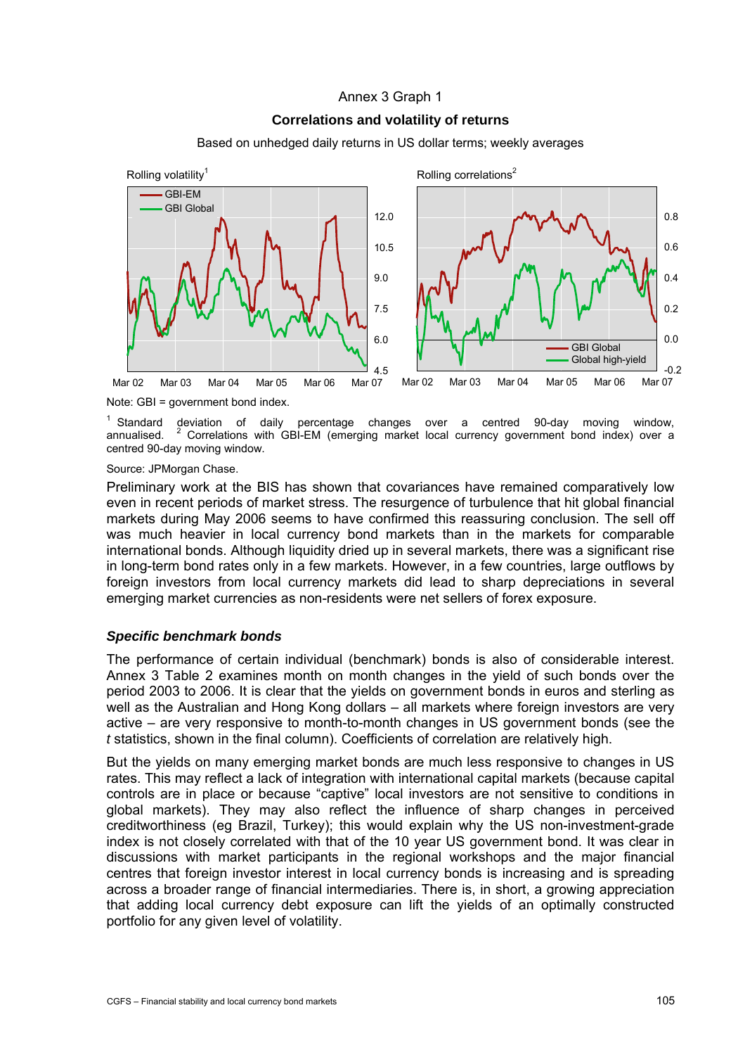Annex 3 Graph 1

**Correlations and volatility of returns**

Based on unhedged daily returns in US dollar terms; weekly averages

Rolling volatility[1]

Rolling correlations[2]

Note: GBI = government bond index.

[1] Standard deviation of daily percentage changes over a centred 90-day moving window, annualised. [2] Correlations with GBI-EM (emerging market local currency government bond index) over a centred 90-day moving window.

Source: JPMorgan Chase.

Preliminary work at the BIS has shown that covariances have remained comparatively low even in recent periods of market stress. The resurgence of turbulence that hit global financial markets during May 2006 seems to have confirmed this reassuring conclusion. The sell off was much heavier in local currency bond markets than in the markets for comparable international bonds. Although liquidity dried up in several markets, there was a significant rise in long-term bond rates only in a few markets. However, in a few countries, large outflows by foreign investors from local currency markets did lead to sharp depreciations in several emerging market currencies as non-residents were net sellers of forex exposure.

### *Specific benchmark bonds*

The performance of certain individual (benchmark) bonds is also of considerable interest. Annex 3 Table 2 examines month on month changes in the yield of such bonds over the period 2003 to 2006. It is clear that the yields on government bonds in euros and sterling as well as the Australian and Hong Kong dollars – all markets where foreign investors are very active – are very responsive to month-to-month changes in US government bonds (see the *t* statistics, shown in the final column). Coefficients of correlation are relatively high.

But the yields on many emerging market bonds are much less responsive to changes in US rates. This may reflect a lack of integration with international capital markets (because capital controls are in place or because "captive" local investors are not sensitive to conditions in global markets). They may also reflect the influence of sharp changes in perceived creditworthiness (eg Brazil, Turkey); this would explain why the US non-investment-grade index is not closely correlated with that of the 10 year US government bond. It was clear in discussions with market participants in the regional workshops and the major financial centres that foreign investor interest in local currency bonds is increasing and is spreading across a broader range of financial intermediaries. There is, in short, a growing appreciation that adding local currency debt exposure can lift the yields of an optimally constructed portfolio for any given level of volatility.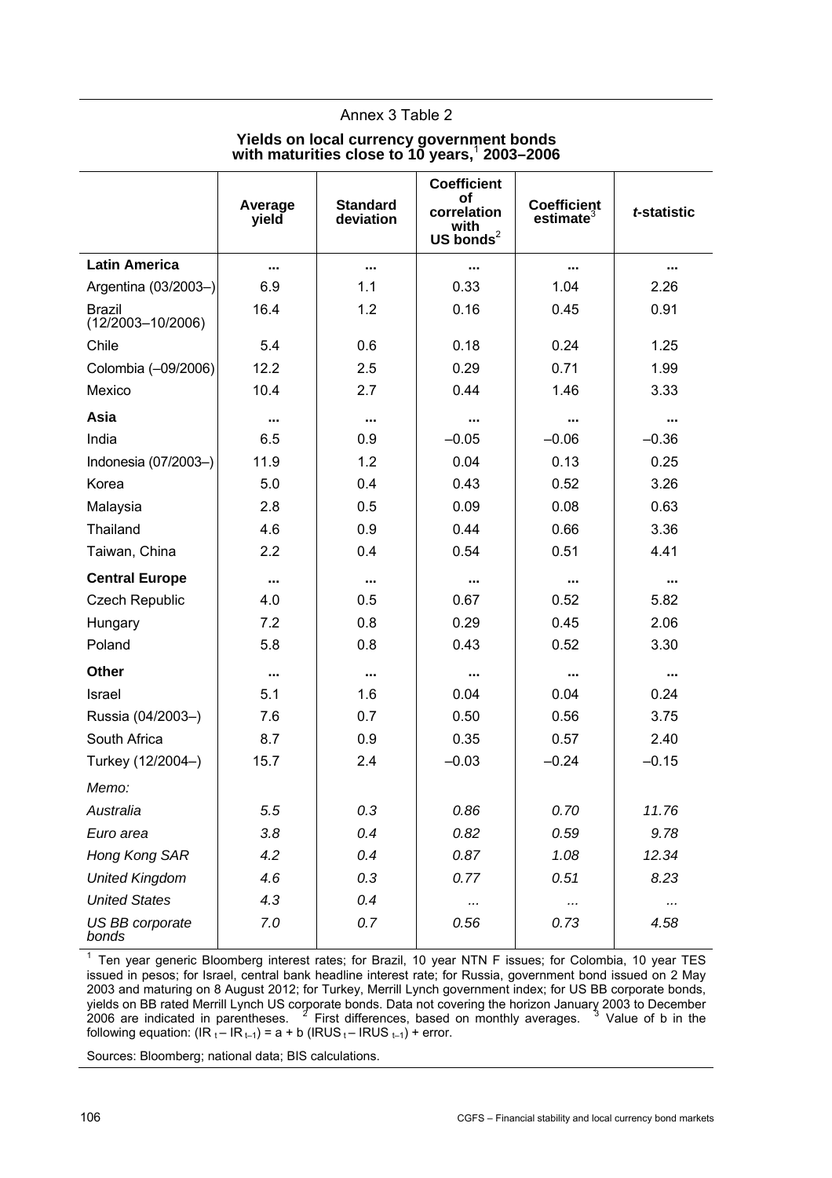Annex 3 Table 2

**Yields on local currency government bonds with maturities close to 10 years,[1] 2003–2006**

| | Average yield | Standard deviation | Coefficient of correlation with US bonds[2] | Coefficient estimate[3] | *t*-statistic |
|---|---|---|---|---|---|
| **Latin America** | ... | ... | ... | ... | ... |
| Argentina (03/2003–) | 6.9 | 1.1 | 0.33 | 1.04 | 2.26 |
| Brazil (12/2003–10/2006) | 16.4 | 1.2 | 0.16 | 0.45 | 0.91 |
| Chile | 5.4 | 0.6 | 0.18 | 0.24 | 1.25 |
| Colombia (–09/2006) | 12.2 | 2.5 | 0.29 | 0.71 | 1.99 |
| Mexico | 10.4 | 2.7 | 0.44 | 1.46 | 3.33 |
| **Asia** | ... | ... | ... | ... | ... |
| India | 6.5 | 0.9 | –0.05 | –0.06 | –0.36 |
| Indonesia (07/2003–) | 11.9 | 1.2 | 0.04 | 0.13 | 0.25 |
| Korea | 5.0 | 0.4 | 0.43 | 0.52 | 3.26 |
| Malaysia | 2.8 | 0.5 | 0.09 | 0.08 | 0.63 |
| Thailand | 4.6 | 0.9 | 0.44 | 0.66 | 3.36 |
| Taiwan, China | 2.2 | 0.4 | 0.54 | 0.51 | 4.41 |
| **Central Europe** | ... | ... | ... | ... | ... |
| Czech Republic | 4.0 | 0.5 | 0.67 | 0.52 | 5.82 |
| Hungary | 7.2 | 0.8 | 0.29 | 0.45 | 2.06 |
| Poland | 5.8 | 0.8 | 0.43 | 0.52 | 3.30 |
| **Other** | ... | ... | ... | ... | ... |
| Israel | 5.1 | 1.6 | 0.04 | 0.04 | 0.24 |
| Russia (04/2003–) | 7.6 | 0.7 | 0.50 | 0.56 | 3.75 |
| South Africa | 8.7 | 0.9 | 0.35 | 0.57 | 2.40 |
| Turkey (12/2004–) | 15.7 | 2.4 | –0.03 | –0.24 | –0.15 |
| *Memo:* | | | | | |
| *Australia* | *5.5* | *0.3* | *0.86* | *0.70* | *11.76* |
| *Euro area* | *3.8* | *0.4* | *0.82* | *0.59* | *9.78* |
| *Hong Kong SAR* | *4.2* | *0.4* | *0.87* | *1.08* | *12.34* |
| *United Kingdom* | *4.6* | *0.3* | *0.77* | *0.51* | *8.23* |
| *United States* | *4.3* | *0.4* | *...* | *...* | *...* |
| *US BB corporate bonds* | *7.0* | *0.7* | *0.56* | *0.73* | *4.58* |

[1] Ten year generic Bloomberg interest rates; for Brazil, 10 year NTN F issues; for Colombia, 10 year TES issued in pesos; for Israel, central bank headline interest rate; for Russia, government bond issued on 2 May 2003 and maturing on 8 August 2012; for Turkey, Merrill Lynch government index; for US BB corporate bonds, yields on BB rated Merrill Lynch US corporate bonds. Data not covering the horizon January 2003 to December 2006 are indicated in parentheses. [2] First differences, based on monthly averages. [3] Value of b in the following equation: $(IR_t - IR_{t-1}) = a + b\,(IRUS_t - IRUS_{t-1}) + \text{error}$.

Sources: Bloomberg; national data; BIS calculations.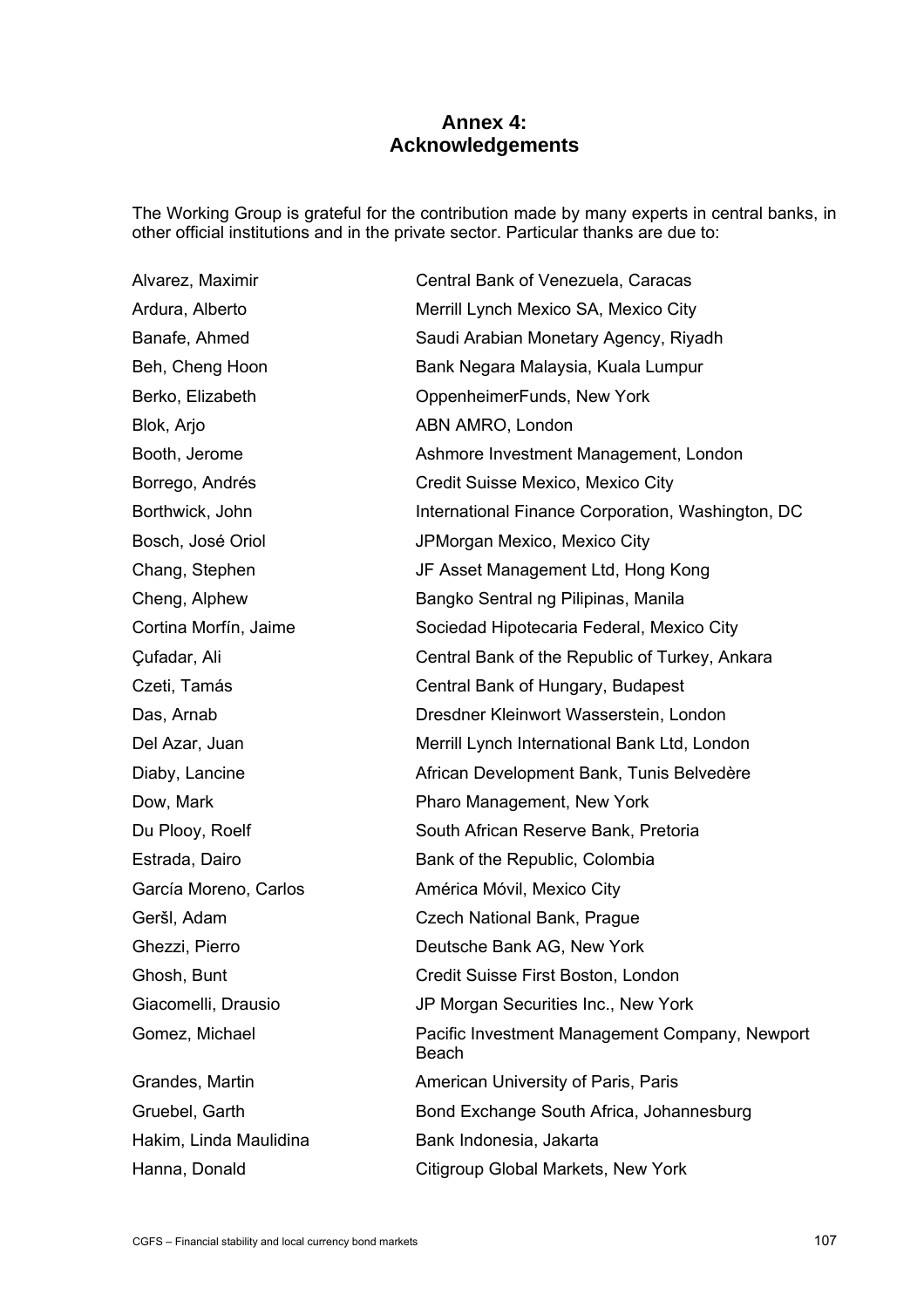# Annex 4: Acknowledgements

The Working Group is grateful for the contribution made by many experts in central banks, in other official institutions and in the private sector. Particular thanks are due to:

| | |
|---|---|
| Alvarez, Maximir | Central Bank of Venezuela, Caracas |
| Ardura, Alberto | Merrill Lynch Mexico SA, Mexico City |
| Banafe, Ahmed | Saudi Arabian Monetary Agency, Riyadh |
| Beh, Cheng Hoon | Bank Negara Malaysia, Kuala Lumpur |
| Berko, Elizabeth | OppenheimerFunds, New York |
| Blok, Arjo | ABN AMRO, London |
| Booth, Jerome | Ashmore Investment Management, London |
| Borrego, Andrés | Credit Suisse Mexico, Mexico City |
| Borthwick, John | International Finance Corporation, Washington, DC |
| Bosch, José Oriol | JPMorgan Mexico, Mexico City |
| Chang, Stephen | JF Asset Management Ltd, Hong Kong |
| Cheng, Alphew | Bangko Sentral ng Pilipinas, Manila |
| Cortina Morfín, Jaime | Sociedad Hipotecaria Federal, Mexico City |
| Çufadar, Ali | Central Bank of the Republic of Turkey, Ankara |
| Czeti, Tamás | Central Bank of Hungary, Budapest |
| Das, Arnab | Dresdner Kleinwort Wasserstein, London |
| Del Azar, Juan | Merrill Lynch International Bank Ltd, London |
| Diaby, Lancine | African Development Bank, Tunis Belvedère |
| Dow, Mark | Pharo Management, New York |
| Du Plooy, Roelf | South African Reserve Bank, Pretoria |
| Estrada, Dairo | Bank of the Republic, Colombia |
| García Moreno, Carlos | América Móvil, Mexico City |
| Geršl, Adam | Czech National Bank, Prague |
| Ghezzi, Pierro | Deutsche Bank AG, New York |
| Ghosh, Bunt | Credit Suisse First Boston, London |
| Giacomelli, Drausio | JP Morgan Securities Inc., New York |
| Gomez, Michael | Pacific Investment Management Company, Newport Beach |
| Grandes, Martin | American University of Paris, Paris |
| Gruebel, Garth | Bond Exchange South Africa, Johannesburg |
| Hakim, Linda Maulidina | Bank Indonesia, Jakarta |
| Hanna, Donald | Citigroup Global Markets, New York |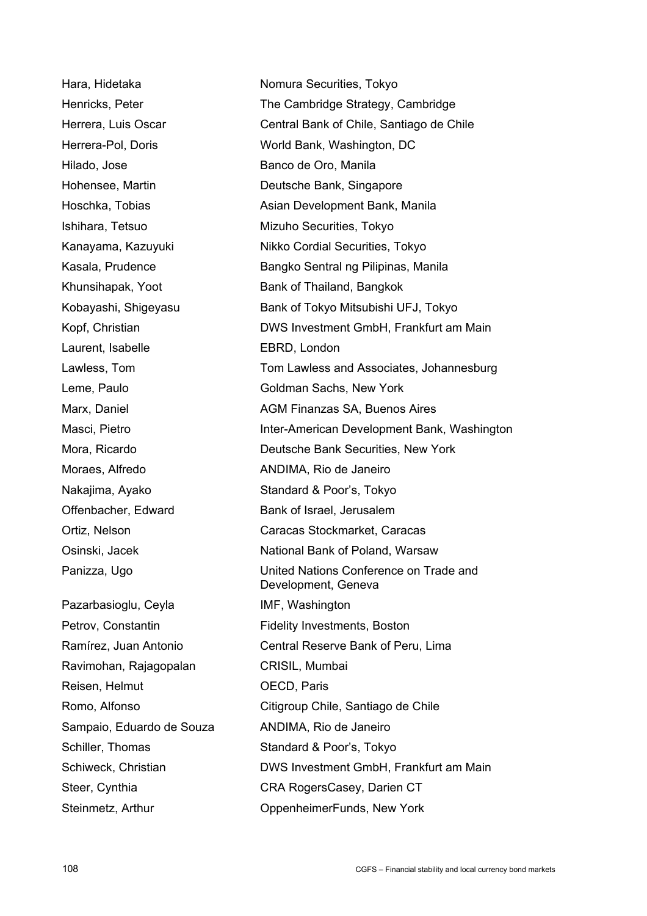| | |
|---|---|
| Hara, Hidetaka | Nomura Securities, Tokyo |
| Henricks, Peter | The Cambridge Strategy, Cambridge |
| Herrera, Luis Oscar | Central Bank of Chile, Santiago de Chile |
| Herrera-Pol, Doris | World Bank, Washington, DC |
| Hilado, Jose | Banco de Oro, Manila |
| Hohensee, Martin | Deutsche Bank, Singapore |
| Hoschka, Tobias | Asian Development Bank, Manila |
| Ishihara, Tetsuo | Mizuho Securities, Tokyo |
| Kanayama, Kazuyuki | Nikko Cordial Securities, Tokyo |
| Kasala, Prudence | Bangko Sentral ng Pilipinas, Manila |
| Khunsihapak, Yoot | Bank of Thailand, Bangkok |
| Kobayashi, Shigeyasu | Bank of Tokyo Mitsubishi UFJ, Tokyo |
| Kopf, Christian | DWS Investment GmbH, Frankfurt am Main |
| Laurent, Isabelle | EBRD, London |
| Lawless, Tom | Tom Lawless and Associates, Johannesburg |
| Leme, Paulo | Goldman Sachs, New York |
| Marx, Daniel | AGM Finanzas SA, Buenos Aires |
| Masci, Pietro | Inter-American Development Bank, Washington |
| Mora, Ricardo | Deutsche Bank Securities, New York |
| Moraes, Alfredo | ANDIMA, Rio de Janeiro |
| Nakajima, Ayako | Standard & Poor's, Tokyo |
| Offenbacher, Edward | Bank of Israel, Jerusalem |
| Ortiz, Nelson | Caracas Stockmarket, Caracas |
| Osinski, Jacek | National Bank of Poland, Warsaw |
| Panizza, Ugo | United Nations Conference on Trade and Development, Geneva |
| Pazarbasioglu, Ceyla | IMF, Washington |
| Petrov, Constantin | Fidelity Investments, Boston |
| Ramírez, Juan Antonio | Central Reserve Bank of Peru, Lima |
| Ravimohan, Rajagopalan | CRISIL, Mumbai |
| Reisen, Helmut | OECD, Paris |
| Romo, Alfonso | Citigroup Chile, Santiago de Chile |
| Sampaio, Eduardo de Souza | ANDIMA, Rio de Janeiro |
| Schiller, Thomas | Standard & Poor's, Tokyo |
| Schiweck, Christian | DWS Investment GmbH, Frankfurt am Main |
| Steer, Cynthia | CRA RogersCasey, Darien CT |
| Steinmetz, Arthur | OppenheimerFunds, New York |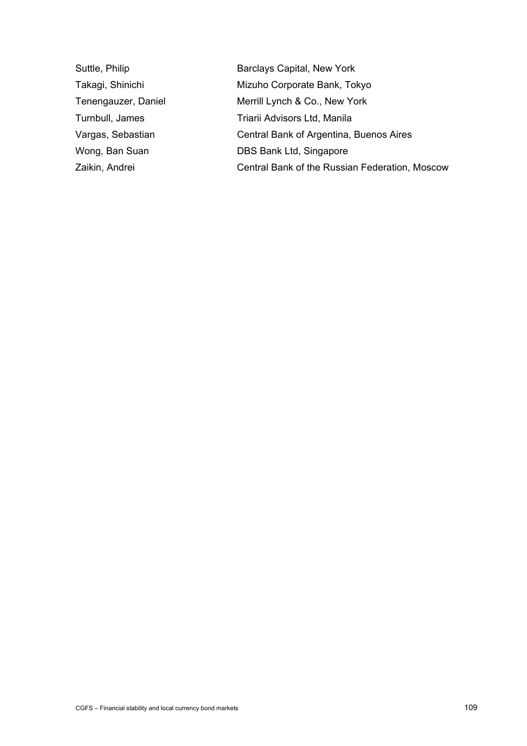| | |
|---|---|
| Suttle, Philip | Barclays Capital, New York |
| Takagi, Shinichi | Mizuho Corporate Bank, Tokyo |
| Tenengauzer, Daniel | Merrill Lynch & Co., New York |
| Turnbull, James | Triarii Advisors Ltd, Manila |
| Vargas, Sebastian | Central Bank of Argentina, Buenos Aires |
| Wong, Ban Suan | DBS Bank Ltd, Singapore |
| Zaikin, Andrei | Central Bank of the Russian Federation, Moscow |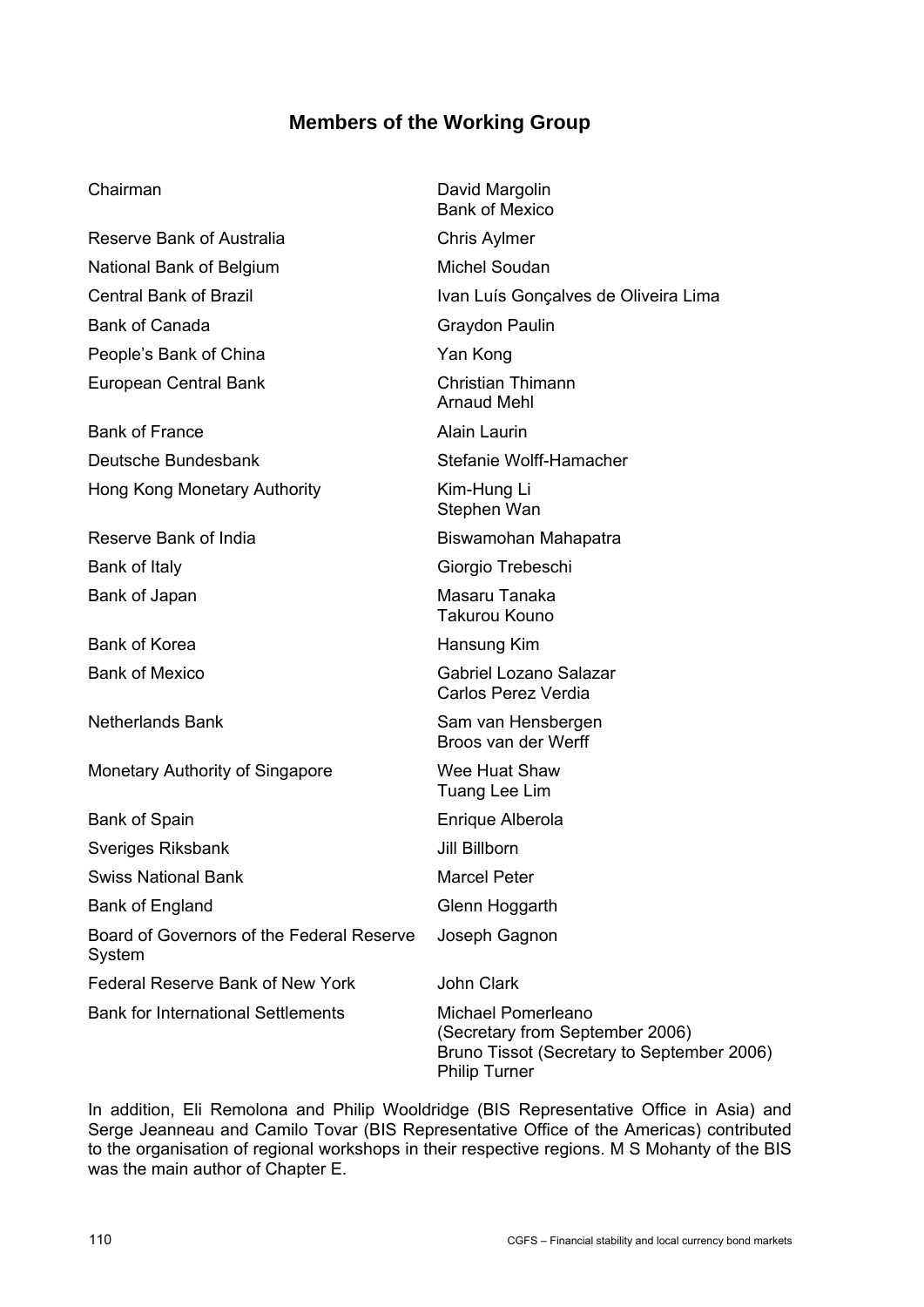## Members of the Working Group

| | |
|---|---|
| Chairman | David Margolin<br>Bank of Mexico |
| Reserve Bank of Australia | Chris Aylmer |
| National Bank of Belgium | Michel Soudan |
| Central Bank of Brazil | Ivan Luís Gonçalves de Oliveira Lima |
| Bank of Canada | Graydon Paulin |
| People's Bank of China | Yan Kong |
| European Central Bank | Christian Thimann<br>Arnaud Mehl |
| Bank of France | Alain Laurin |
| Deutsche Bundesbank | Stefanie Wolff-Hamacher |
| Hong Kong Monetary Authority | Kim-Hung Li<br>Stephen Wan |
| Reserve Bank of India | Biswamohan Mahapatra |
| Bank of Italy | Giorgio Trebeschi |
| Bank of Japan | Masaru Tanaka<br>Takurou Kouno |
| Bank of Korea | Hansung Kim |
| Bank of Mexico | Gabriel Lozano Salazar<br>Carlos Perez Verdia |
| Netherlands Bank | Sam van Hensbergen<br>Broos van der Werff |
| Monetary Authority of Singapore | Wee Huat Shaw<br>Tuang Lee Lim |
| Bank of Spain | Enrique Alberola |
| Sveriges Riksbank | Jill Billborn |
| Swiss National Bank | Marcel Peter |
| Bank of England | Glenn Hoggarth |
| Board of Governors of the Federal Reserve System | Joseph Gagnon |
| Federal Reserve Bank of New York | John Clark |
| Bank for International Settlements | Michael Pomerleano<br>(Secretary from September 2006)<br>Bruno Tissot (Secretary to September 2006)<br>Philip Turner |

In addition, Eli Remolona and Philip Wooldridge (BIS Representative Office in Asia) and Serge Jeanneau and Camilo Tovar (BIS Representative Office of the Americas) contributed to the organisation of regional workshops in their respective regions. M S Mohanty of the BIS was the main author of Chapter E.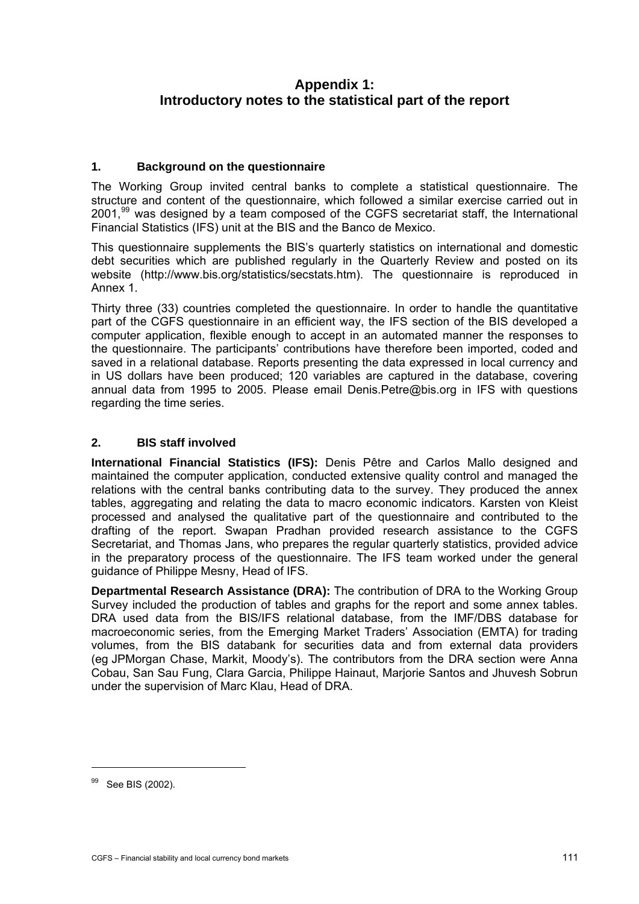# Appendix 1:
# Introductory notes to the statistical part of the report

## 1. Background on the questionnaire

The Working Group invited central banks to complete a statistical questionnaire. The structure and content of the questionnaire, which followed a similar exercise carried out in 2001,[99] was designed by a team composed of the CGFS secretariat staff, the International Financial Statistics (IFS) unit at the BIS and the Banco de Mexico.

This questionnaire supplements the BIS's quarterly statistics on international and domestic debt securities which are published regularly in the Quarterly Review and posted on its website (http://www.bis.org/statistics/secstats.htm). The questionnaire is reproduced in Annex 1.

Thirty three (33) countries completed the questionnaire. In order to handle the quantitative part of the CGFS questionnaire in an efficient way, the IFS section of the BIS developed a computer application, flexible enough to accept in an automated manner the responses to the questionnaire. The participants' contributions have therefore been imported, coded and saved in a relational database. Reports presenting the data expressed in local currency and in US dollars have been produced; 120 variables are captured in the database, covering annual data from 1995 to 2005. Please email Denis.Petre@bis.org in IFS with questions regarding the time series.

## 2. BIS staff involved

**International Financial Statistics (IFS):** Denis Pêtre and Carlos Mallo designed and maintained the computer application, conducted extensive quality control and managed the relations with the central banks contributing data to the survey. They produced the annex tables, aggregating and relating the data to macro economic indicators. Karsten von Kleist processed and analysed the qualitative part of the questionnaire and contributed to the drafting of the report. Swapan Pradhan provided research assistance to the CGFS Secretariat, and Thomas Jans, who prepares the regular quarterly statistics, provided advice in the preparatory process of the questionnaire. The IFS team worked under the general guidance of Philippe Mesny, Head of IFS.

**Departmental Research Assistance (DRA):** The contribution of DRA to the Working Group Survey included the production of tables and graphs for the report and some annex tables. DRA used data from the BIS/IFS relational database, from the IMF/DBS database for macroeconomic series, from the Emerging Market Traders' Association (EMTA) for trading volumes, from the BIS databank for securities data and from external data providers (eg JPMorgan Chase, Markit, Moody's). The contributors from the DRA section were Anna Cobau, San Sau Fung, Clara Garcia, Philippe Hainaut, Marjorie Santos and Jhuvesh Sobrun under the supervision of Marc Klau, Head of DRA.

---

[99] See BIS (2002).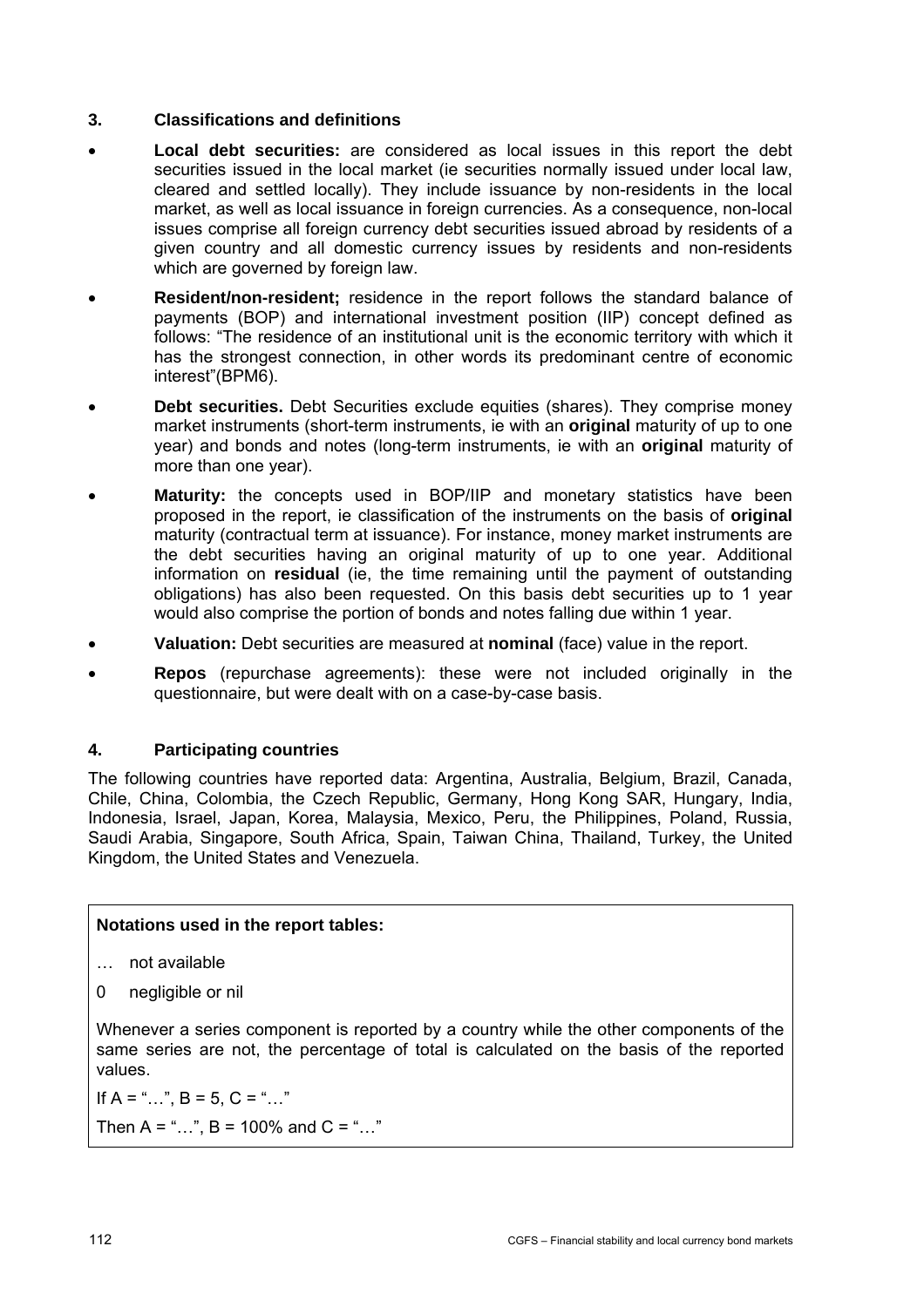## 3. Classifications and definitions

- **Local debt securities:** are considered as local issues in this report the debt securities issued in the local market (ie securities normally issued under local law, cleared and settled locally). They include issuance by non-residents in the local market, as well as local issuance in foreign currencies. As a consequence, non-local issues comprise all foreign currency debt securities issued abroad by residents of a given country and all domestic currency issues by residents and non-residents which are governed by foreign law.
- **Resident/non-resident;** residence in the report follows the standard balance of payments (BOP) and international investment position (IIP) concept defined as follows: "The residence of an institutional unit is the economic territory with which it has the strongest connection, in other words its predominant centre of economic interest"(BPM6).
- **Debt securities.** Debt Securities exclude equities (shares). They comprise money market instruments (short-term instruments, ie with an **original** maturity of up to one year) and bonds and notes (long-term instruments, ie with an **original** maturity of more than one year).
- **Maturity:** the concepts used in BOP/IIP and monetary statistics have been proposed in the report, ie classification of the instruments on the basis of **original** maturity (contractual term at issuance). For instance, money market instruments are the debt securities having an original maturity of up to one year. Additional information on **residual** (ie, the time remaining until the payment of outstanding obligations) has also been requested. On this basis debt securities up to 1 year would also comprise the portion of bonds and notes falling due within 1 year.
- **Valuation:** Debt securities are measured at **nominal** (face) value in the report.
- **Repos** (repurchase agreements): these were not included originally in the questionnaire, but were dealt with on a case-by-case basis.

## 4. Participating countries

The following countries have reported data: Argentina, Australia, Belgium, Brazil, Canada, Chile, China, Colombia, the Czech Republic, Germany, Hong Kong SAR, Hungary, India, Indonesia, Israel, Japan, Korea, Malaysia, Mexico, Peru, the Philippines, Poland, Russia, Saudi Arabia, Singapore, South Africa, Spain, Taiwan China, Thailand, Turkey, the United Kingdom, the United States and Venezuela.

**Notations used in the report tables:**

… not available

0 negligible or nil

Whenever a series component is reported by a country while the other components of the same series are not, the percentage of total is calculated on the basis of the reported values.

If A = "…", B = 5, C = "…"

Then A = "…", B = 100% and C = "…"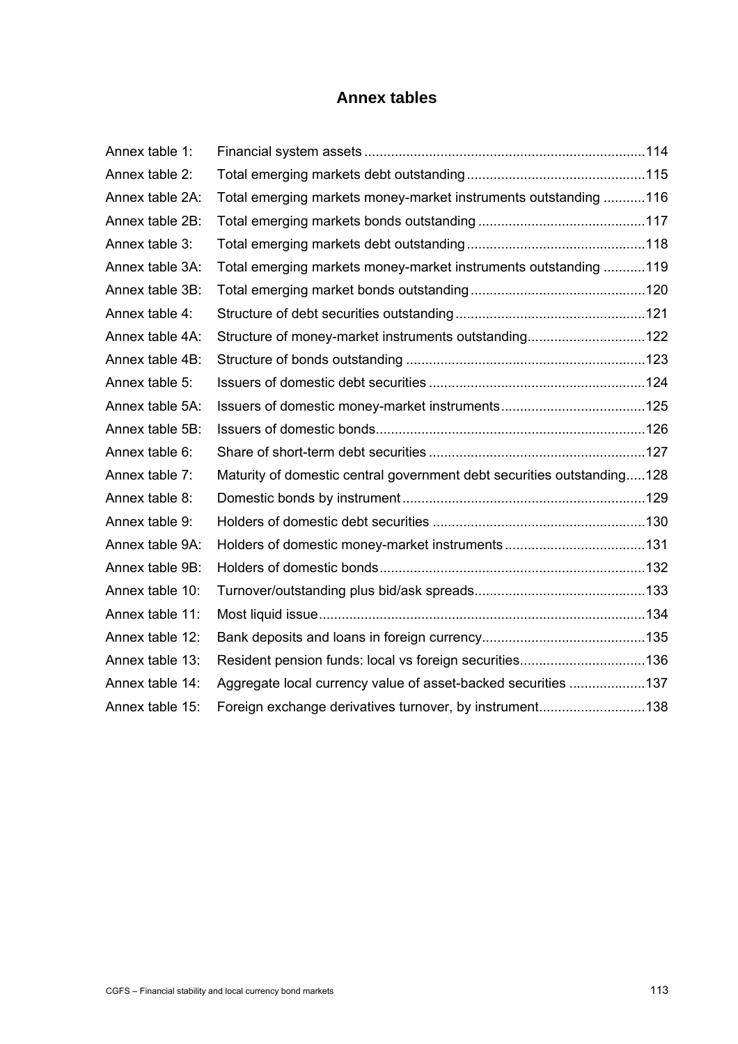## Annex tables

| | | |
|---|---|---|
| Annex table 1: | Financial system assets | 114 |
| Annex table 2: | Total emerging markets debt outstanding | 115 |
| Annex table 2A: | Total emerging markets money-market instruments outstanding | 116 |
| Annex table 2B: | Total emerging markets bonds outstanding | 117 |
| Annex table 3: | Total emerging markets debt outstanding | 118 |
| Annex table 3A: | Total emerging markets money-market instruments outstanding | 119 |
| Annex table 3B: | Total emerging market bonds outstanding | 120 |
| Annex table 4: | Structure of debt securities outstanding | 121 |
| Annex table 4A: | Structure of money-market instruments outstanding | 122 |
| Annex table 4B: | Structure of bonds outstanding | 123 |
| Annex table 5: | Issuers of domestic debt securities | 124 |
| Annex table 5A: | Issuers of domestic money-market instruments | 125 |
| Annex table 5B: | Issuers of domestic bonds | 126 |
| Annex table 6: | Share of short-term debt securities | 127 |
| Annex table 7: | Maturity of domestic central government debt securities outstanding | 128 |
| Annex table 8: | Domestic bonds by instrument | 129 |
| Annex table 9: | Holders of domestic debt securities | 130 |
| Annex table 9A: | Holders of domestic money-market instruments | 131 |
| Annex table 9B: | Holders of domestic bonds | 132 |
| Annex table 10: | Turnover/outstanding plus bid/ask spreads | 133 |
| Annex table 11: | Most liquid issue | 134 |
| Annex table 12: | Bank deposits and loans in foreign currency | 135 |
| Annex table 13: | Resident pension funds: local vs foreign securities | 136 |
| Annex table 14: | Aggregate local currency value of asset-backed securities | 137 |
| Annex table 15: | Foreign exchange derivatives turnover, by instrument | 138 |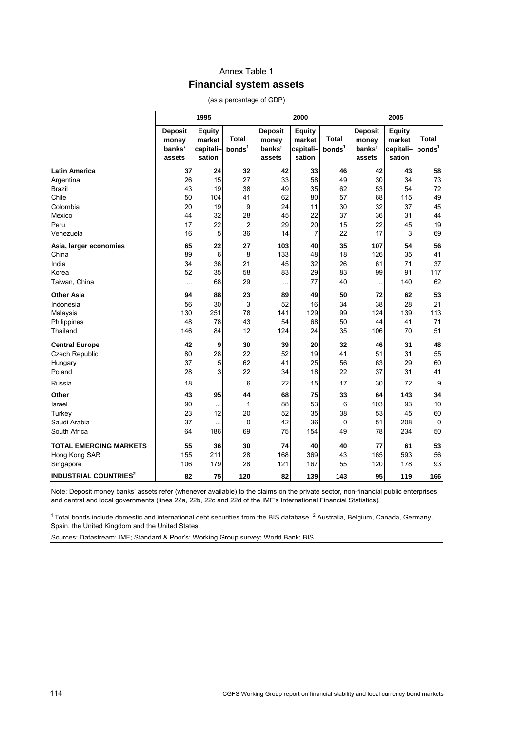Annex Table 1

## Financial system assets

(as a percentage of GDP)

| | 1995 | | | 2000 | | | 2005 | | |
|---|---|---|---|---|---|---|---|---|---|
| | Deposit money banks' assets | Equity market capitali–sation | Total bonds[1] | Deposit money banks' assets | Equity market capitali–sation | Total bonds[1] | Deposit money banks' assets | Equity market capitali–sation | Total bonds[1] |
| **Latin America** | **37** | **24** | **32** | **42** | **33** | **46** | **42** | **43** | **58** |
| Argentina | 26 | 15 | 27 | 33 | 58 | 49 | 30 | 34 | 73 |
| Brazil | 43 | 19 | 38 | 49 | 35 | 62 | 53 | 54 | 72 |
| Chile | 50 | 104 | 41 | 62 | 80 | 57 | 68 | 115 | 49 |
| Colombia | 20 | 19 | 9 | 24 | 11 | 30 | 32 | 37 | 45 |
| Mexico | 44 | 32 | 28 | 45 | 22 | 37 | 36 | 31 | 44 |
| Peru | 17 | 22 | 2 | 29 | 20 | 15 | 22 | 45 | 19 |
| Venezuela | 16 | 5 | 36 | 14 | 7 | 22 | 17 | 3 | 69 |
| **Asia, larger economies** | **65** | **22** | **27** | **103** | **40** | **35** | **107** | **54** | **56** |
| China | 89 | 6 | 8 | 133 | 48 | 18 | 126 | 35 | 41 |
| India | 34 | 36 | 21 | 45 | 32 | 26 | 61 | 71 | 37 |
| Korea | 52 | 35 | 58 | 83 | 29 | 83 | 99 | 91 | 117 |
| Taiwan, China | ... | 68 | 29 | ... | 77 | 40 | ... | 140 | 62 |
| **Other Asia** | **94** | **88** | **23** | **89** | **49** | **50** | **72** | **62** | **53** |
| Indonesia | 56 | 30 | 3 | 52 | 16 | 34 | 38 | 28 | 21 |
| Malaysia | 130 | 251 | 78 | 141 | 129 | 99 | 124 | 139 | 113 |
| Philippines | 48 | 78 | 43 | 54 | 68 | 50 | 44 | 41 | 71 |
| Thailand | 146 | 84 | 12 | 124 | 24 | 35 | 106 | 70 | 51 |
| **Central Europe** | **42** | **9** | **30** | **39** | **20** | **32** | **46** | **31** | **48** |
| Czech Republic | 80 | 28 | 22 | 52 | 19 | 41 | 51 | 31 | 55 |
| Hungary | 37 | 5 | 62 | 41 | 25 | 56 | 63 | 29 | 60 |
| Poland | 28 | 3 | 22 | 34 | 18 | 22 | 37 | 31 | 41 |
| Russia | 18 | ... | 6 | 22 | 15 | 17 | 30 | 72 | 9 |
| **Other** | **43** | **95** | **44** | **68** | **75** | **33** | **64** | **143** | **34** |
| Israel | 90 | ... | 1 | 88 | 53 | 6 | 103 | 93 | 10 |
| Turkey | 23 | 12 | 20 | 52 | 35 | 38 | 53 | 45 | 60 |
| Saudi Arabia | 37 | ... | 0 | 42 | 36 | 0 | 51 | 208 | 0 |
| South Africa | 64 | 186 | 69 | 75 | 154 | 49 | 78 | 234 | 50 |
| **TOTAL EMERGING MARKETS** | **55** | **36** | **30** | **74** | **40** | **40** | **77** | **61** | **53** |
| Hong Kong SAR | 155 | 211 | 28 | 168 | 369 | 43 | 165 | 593 | 56 |
| Singapore | 106 | 179 | 28 | 121 | 167 | 55 | 120 | 178 | 93 |
| **INDUSTRIAL COUNTRIES[2]** | **82** | **75** | **120** | **82** | **139** | **143** | **95** | **119** | **166** |

Note: Deposit money banks' assets refer (whenever available) to the claims on the private sector, non-financial public enterprises and central and local governments (lines 22a, 22b, 22c and 22d of the IMF's International Financial Statistics).

[1] Total bonds include domestic and international debt securities from the BIS database. [2] Australia, Belgium, Canada, Germany, Spain, the United Kingdom and the United States.

Sources: Datastream; IMF; Standard & Poor's; Working Group survey; World Bank; BIS.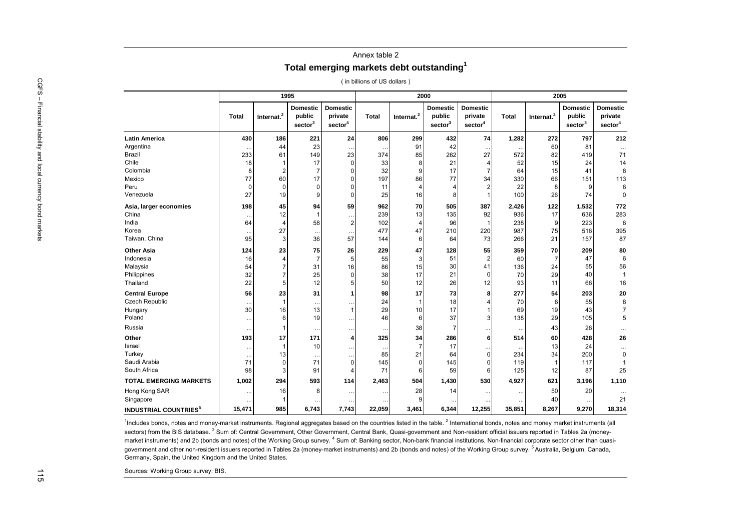Annex table 2

## Total emerging markets debt outstanding[1]

( in billions of US dollars )

| | 1995 | | | | 2000 | | | | 2005 | | | |
|---|---|---|---|---|---|---|---|---|---|---|---|---|
| | Total | Internat.[2] | Domestic public sector[3] | Domestic private sector[4] | Total | Internat.[2] | Domestic public sector[3] | Domestic private sector[4] | Total | Internat.[2] | Domestic public sector[3] | Domestic private sector[4] |
| **Latin America** | **430** | **186** | **221** | **24** | **806** | **299** | **432** | **74** | **1,282** | **272** | **797** | **212** |
| Argentina | ... | 44 | 23 | ... | ... | 91 | 42 | ... | ... | 60 | 81 | ... |
| Brazil | 233 | 61 | 149 | 23 | 374 | 85 | 262 | 27 | 572 | 82 | 419 | 71 |
| Chile | 18 | 1 | 17 | 0 | 33 | 8 | 21 | 4 | 52 | 15 | 24 | 14 |
| Colombia | 8 | 2 | 7 | 0 | 32 | 9 | 17 | 7 | 64 | 15 | 41 | 8 |
| Mexico | 77 | 60 | 17 | 0 | 197 | 86 | 77 | 34 | 330 | 66 | 151 | 113 |
| Peru | 0 | 0 | 0 | 0 | 11 | 4 | 4 | 2 | 22 | 8 | 9 | 6 |
| Venezuela | 27 | 19 | 9 | 0 | 25 | 16 | 8 | 1 | 100 | 26 | 74 | 0 |
| **Asia, larger economies** | **198** | **45** | **94** | **59** | **962** | **70** | **505** | **387** | **2,426** | **122** | **1,532** | **772** |
| China | ... | 12 | 1 | ... | 239 | 13 | 135 | 92 | 936 | 17 | 636 | 283 |
| India | 64 | 4 | 58 | 2 | 102 | 4 | 96 | 1 | 238 | 9 | 223 | 6 |
| Korea | ... | 27 | ... | ... | 477 | 47 | 210 | 220 | 987 | 75 | 516 | 395 |
| Taiwan, China | 95 | 3 | 36 | 57 | 144 | 6 | 64 | 73 | 266 | 21 | 157 | 87 |
| **Other Asia** | **124** | **23** | **75** | **26** | **229** | **47** | **128** | **55** | **359** | **70** | **209** | **80** |
| Indonesia | 16 | 4 | 7 | 5 | 55 | 3 | 51 | 2 | 60 | 7 | 47 | 6 |
| Malaysia | 54 | 7 | 31 | 16 | 86 | 15 | 30 | 41 | 136 | 24 | 55 | 56 |
| Philippines | 32 | 7 | 25 | 0 | 38 | 17 | 21 | 0 | 70 | 29 | 40 | 1 |
| Thailand | 22 | 5 | 12 | 5 | 50 | 12 | 26 | 12 | 93 | 11 | 66 | 16 |
| **Central Europe** | **56** | **23** | **31** | **1** | **98** | **17** | **73** | **8** | **277** | **54** | **203** | **20** |
| Czech Republic | ... | 1 | ... | ... | 24 | 1 | 18 | 4 | 70 | 6 | 55 | 8 |
| Hungary | 30 | 16 | 13 | 1 | 29 | 10 | 17 | 1 | 69 | 19 | 43 | 7 |
| Poland | ... | 6 | 19 | ... | 46 | 6 | 37 | 3 | 138 | 29 | 105 | 5 |
| Russia | ... | 1 | ... | ... | ... | 38 | 7 | ... | ... | 43 | 26 | ... |
| **Other** | **193** | **17** | **171** | **4** | **325** | **34** | **286** | **6** | **514** | **60** | **428** | **26** |
| Israel | ... | 1 | 10 | ... | ... | 7 | 17 | ... | ... | 13 | 24 | ... |
| Turkey | ... | 13 | ... | ... | 85 | 21 | 64 | 0 | 234 | 34 | 200 | 0 |
| Saudi Arabia | 71 | 0 | 71 | 0 | 145 | 0 | 145 | 0 | 119 | 1 | 117 | 1 |
| South Africa | 98 | 3 | 91 | 4 | 71 | 6 | 59 | 6 | 125 | 12 | 87 | 25 |
| **TOTAL EMERGING MARKETS** | **1,002** | **294** | **593** | **114** | **2,463** | **504** | **1,430** | **530** | **4,927** | **621** | **3,196** | **1,110** |
| Hong Kong SAR | ... | 16 | 8 | ... | ... | 28 | 14 | ... | ... | 50 | 20 | ... |
| Singapore | ... | 1 | ... | ... | ... | 9 | ... | ... | ... | 40 | ... | 21 |
| **INDUSTRIAL COUNTRIES[5]** | **15,471** | **985** | **6,743** | **7,743** | **22,059** | **3,461** | **6,344** | **12,255** | **35,851** | **8,267** | **9,270** | **18,314** |

[1]Includes bonds, notes and money-market instruments. Regional aggregates based on the countries listed in the table. [2] International bonds, notes and money market instruments (all sectors) from the BIS database. [3] Sum of: Central Government, Other Government, Central Bank, Quasi-government and Non-resident official issuers reported in Tables 2a (money-market instruments) and 2b (bonds and notes) of the Working Group survey. [4] Sum of: Banking sector, Non-bank financial institutions, Non-financial corporate sector other than quasi-government and other non-resident issuers reported in Tables 2a (money-market instruments) and 2b (bonds and notes) of the Working Group survey. [5] Australia, Belgium, Canada, Germany, Spain, the United Kingdom and the United States.

Sources: Working Group survey; BIS.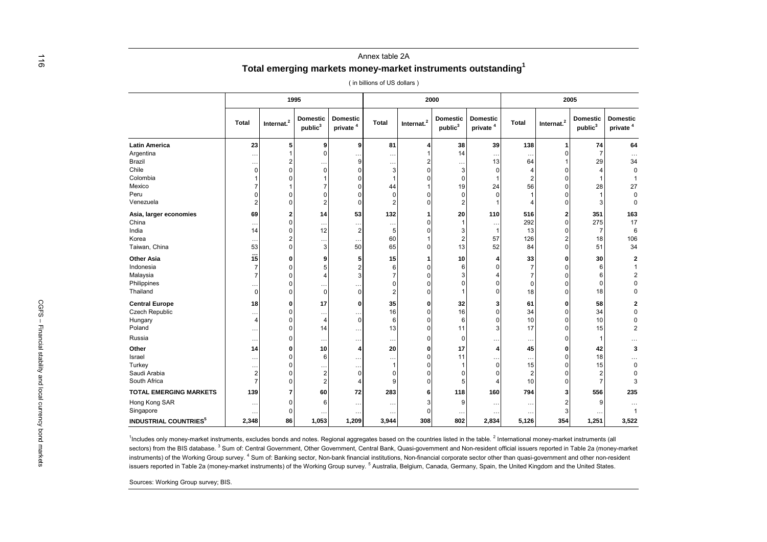Annex table 2A

## Total emerging markets money-market instruments outstanding[1]

( in billions of US dollars )

| | 1995 | | | | 2000 | | | | 2005 | | | |
|---|---|---|---|---|---|---|---|---|---|---|---|---|
| | Total | Internat.[2] | Domestic public[3] | Domestic private [4] | Total | Internat.[2] | Domestic public[3] | Domestic private [4] | Total | Internat.[2] | Domestic public[3] | Domestic private [4] |
| **Latin America** | **23** | **5** | **9** | **9** | **81** | **4** | **38** | **39** | **138** | **1** | **74** | **64** |
| Argentina | … | 1 | 0 | … | … | 1 | 14 | … | … | 0 | 7 | … |
| Brazil | … | 2 | … | 9 | … | 2 | … | 13 | 64 | 1 | 29 | 34 |
| Chile | 0 | 0 | 0 | 0 | 3 | 0 | 3 | 0 | 4 | 0 | 4 | 0 |
| Colombia | 1 | 0 | 1 | 0 | 1 | 0 | 0 | 1 | 2 | 0 | 1 | 1 |
| Mexico | 7 | 1 | 7 | 0 | 44 | 1 | 19 | 24 | 56 | 0 | 28 | 27 |
| Peru | 0 | 0 | 0 | 0 | 0 | 0 | 0 | 0 | 1 | 0 | 1 | 0 |
| Venezuela | 2 | 0 | 2 | 0 | 2 | 0 | 2 | 1 | 4 | 0 | 3 | 0 |
| **Asia, larger economies** | **69** | **2** | **14** | **53** | **132** | **1** | **20** | **110** | **516** | **2** | **351** | **163** |
| China | … | 0 | … | … | … | 0 | 1 | … | 292 | 0 | 275 | 17 |
| India | 14 | 0 | 12 | 2 | 5 | 0 | 3 | 1 | 13 | 0 | 7 | 6 |
| Korea | … | 2 | … | … | 60 | 1 | 2 | 57 | 126 | 2 | 18 | 106 |
| Taiwan, China | 53 | 0 | 3 | 50 | 65 | 0 | 13 | 52 | 84 | 0 | 51 | 34 |
| **Other Asia** | **15** | **0** | **9** | **5** | **15** | **1** | **10** | **4** | **33** | **0** | **30** | **2** |
| Indonesia | 7 | 0 | 5 | 2 | 6 | 0 | 6 | 0 | 7 | 0 | 6 | 1 |
| Malaysia | 7 | 0 | 4 | 3 | 7 | 0 | 3 | 4 | 7 | 0 | 6 | 2 |
| Philippines | … | 0 | … | … | 0 | 0 | 0 | 0 | 0 | 0 | 0 | 0 |
| Thailand | 0 | 0 | 0 | 0 | 2 | 0 | 1 | 0 | 18 | 0 | 18 | 0 |
| **Central Europe** | **18** | **0** | **17** | **0** | **35** | **0** | **32** | **3** | **61** | **0** | **58** | **2** |
| Czech Republic | … | 0 | … | … | 16 | 0 | 16 | 0 | 34 | 0 | 34 | 0 |
| Hungary | 4 | 0 | 4 | 0 | 6 | 0 | 6 | 0 | 10 | 0 | 10 | 0 |
| Poland | … | 0 | 14 | … | 13 | 0 | 11 | 3 | 17 | 0 | 15 | 2 |
| Russia | … | 0 | … | … | … | 0 | 0 | … | … | 0 | 1 | … |
| **Other** | **14** | **0** | **10** | **4** | **20** | **0** | **17** | **4** | **45** | **0** | **42** | **3** |
| Israel | … | 0 | 6 | … | … | 0 | 11 | … | … | 0 | 18 | … |
| Turkey | … | 0 | … | … | 1 | 0 | 1 | 0 | 15 | 0 | 15 | 0 |
| Saudi Arabia | 2 | 0 | 2 | 0 | 0 | 0 | 0 | 0 | 2 | 0 | 2 | 0 |
| South Africa | 7 | 0 | 2 | 4 | 9 | 0 | 5 | 4 | 10 | 0 | 7 | 3 |
| **TOTAL EMERGING MARKETS** | **139** | **7** | **60** | **72** | **283** | **6** | **118** | **160** | **794** | **3** | **556** | **235** |
| Hong Kong SAR | … | 0 | 6 | … | … | 3 | 9 | … | … | 2 | 9 | … |
| Singapore | … | 0 | … | … | … | 0 | … | … | … | 3 | … | 1 |
| **INDUSTRIAL COUNTRIES[5]** | **2,348** | **86** | **1,053** | **1,209** | **3,944** | **308** | **802** | **2,834** | **5,126** | **354** | **1,251** | **3,522** |

[1]Includes only money-market instruments, excludes bonds and notes. Regional aggregates based on the countries listed in the table. [2] International money-market instruments (all sectors) from the BIS database. [3] Sum of: Central Government, Other Government, Central Bank, Quasi-government and Non-resident official issuers reported in Table 2a (money-market instruments) of the Working Group survey. [4] Sum of: Banking sector, Non-bank financial institutions, Non-financial corporate sector other than quasi-government and other non-resident issuers reported in Table 2a (money-market instruments) of the Working Group survey. [5] Australia, Belgium, Canada, Germany, Spain, the United Kingdom and the United States.

Sources: Working Group survey; BIS.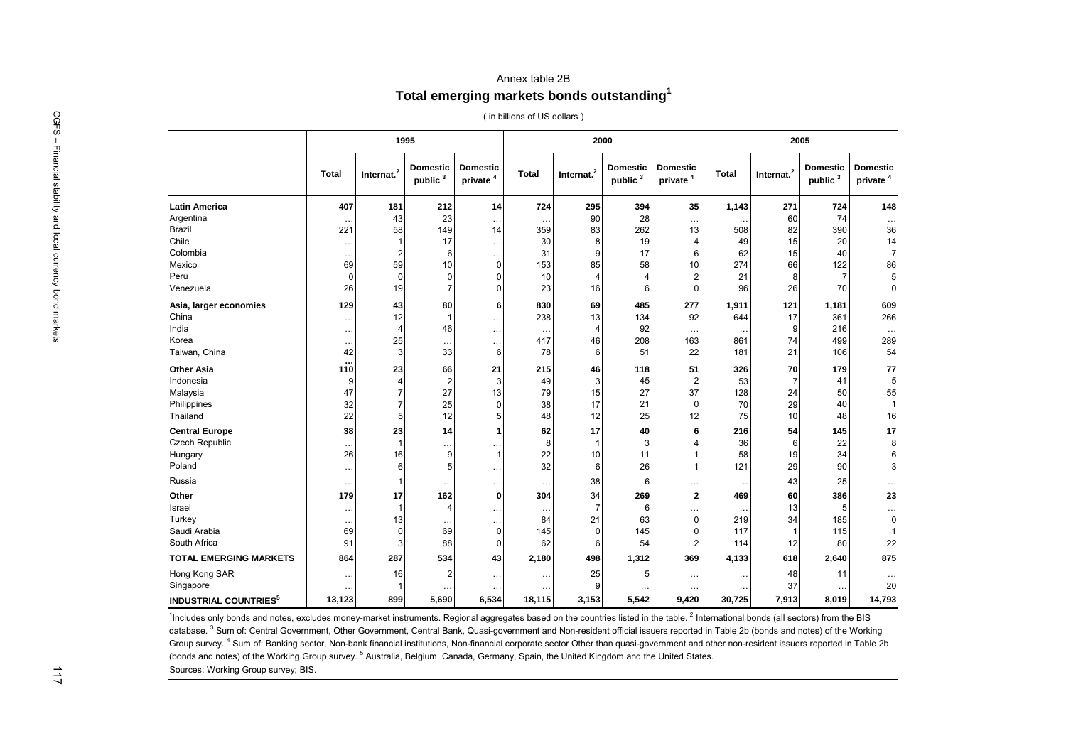Annex table 2B

## Total emerging markets bonds outstanding[1]

( in billions of US dollars )

| | 1995 | | | | 2000 | | | | 2005 | | | |
|---|---|---|---|---|---|---|---|---|---|---|---|---|
| | Total | Internat.[2] | Domestic public [3] | Domestic private [4] | Total | Internat.[2] | Domestic public [3] | Domestic private [4] | Total | Internat.[2] | Domestic public [3] | Domestic private [4] |
| **Latin America** | **407** | **181** | **212** | **14** | **724** | **295** | **394** | **35** | **1,143** | **271** | **724** | **148** |
| Argentina | … | 43 | 23 | … | … | 90 | 28 | … | … | 60 | 74 | … |
| Brazil | 221 | 58 | 149 | 14 | 359 | 83 | 262 | 13 | 508 | 82 | 390 | 36 |
| Chile | … | 1 | 17 | … | 30 | 8 | 19 | 4 | 49 | 15 | 20 | 14 |
| Colombia | … | 2 | 6 | … | 31 | 9 | 17 | 6 | 62 | 15 | 40 | 7 |
| Mexico | 69 | 59 | 10 | 0 | 153 | 85 | 58 | 10 | 274 | 66 | 122 | 86 |
| Peru | 0 | 0 | 0 | 0 | 10 | 4 | 4 | 2 | 21 | 8 | 7 | 5 |
| Venezuela | 26 | 19 | 7 | 0 | 23 | 16 | 6 | 0 | 96 | 26 | 70 | 0 |
| **Asia, larger economies** | **129** | **43** | **80** | **6** | **830** | **69** | **485** | **277** | **1,911** | **121** | **1,181** | **609** |
| China | … | 12 | 1 | … | 238 | 13 | 134 | 92 | 644 | 17 | 361 | 266 |
| India | … | 4 | 46 | … | … | 4 | 92 | … | … | 9 | 216 | … |
| Korea | … | 25 | … | … | 417 | 46 | 208 | 163 | 861 | 74 | 499 | 289 |
| Taiwan, China | 42 | 3 | 33 | 6 | 78 | 6 | 51 | 22 | 181 | 21 | 106 | 54 |
| **Other Asia** | **110** | **23** | **66** | **21** | **215** | **46** | **118** | **51** | **326** | **70** | **179** | **77** |
| Indonesia | 9 | 4 | 2 | 3 | 49 | 3 | 45 | 2 | 53 | 7 | 41 | 5 |
| Malaysia | 47 | 7 | 27 | 13 | 79 | 15 | 27 | 37 | 128 | 24 | 50 | 55 |
| Philippines | 32 | 7 | 25 | 0 | 38 | 17 | 21 | 0 | 70 | 29 | 40 | 1 |
| Thailand | 22 | 5 | 12 | 5 | 48 | 12 | 25 | 12 | 75 | 10 | 48 | 16 |
| **Central Europe** | **38** | **23** | **14** | **1** | **62** | **17** | **40** | **6** | **216** | **54** | **145** | **17** |
| Czech Republic | … | 1 | … | … | 8 | 1 | 3 | 4 | 36 | 6 | 22 | 8 |
| Hungary | 26 | 16 | 9 | 1 | 22 | 10 | 11 | 1 | 58 | 19 | 34 | 6 |
| Poland | … | 6 | 5 | … | 32 | 6 | 26 | 1 | 121 | 29 | 90 | 3 |
| Russia | … | 1 | … | … | … | 38 | 6 | … | … | 43 | 25 | … |
| **Other** | **179** | **17** | **162** | **0** | **304** | **34** | **269** | **2** | **469** | **60** | **386** | **23** |
| Israel | … | 1 | 4 | … | … | 7 | 6 | … | … | 13 | 5 | … |
| Turkey | … | 13 | … | … | 84 | 21 | 63 | 0 | 219 | 34 | 185 | 0 |
| Saudi Arabia | 69 | 0 | 69 | 0 | 145 | 0 | 145 | 0 | 117 | 1 | 115 | 1 |
| South Africa | 91 | 3 | 88 | 0 | 62 | 6 | 54 | 2 | 114 | 12 | 80 | 22 |
| **TOTAL EMERGING MARKETS** | **864** | **287** | **534** | **43** | **2,180** | **498** | **1,312** | **369** | **4,133** | **618** | **2,640** | **875** |
| Hong Kong SAR | … | 16 | 2 | … | … | 25 | 5 | … | … | 48 | 11 | … |
| Singapore | … | 1 | … | … | … | 9 | … | … | … | 37 | … | 20 |
| **INDUSTRIAL COUNTRIES[5]** | **13,123** | **899** | **5,690** | **6,534** | **18,115** | **3,153** | **5,542** | **9,420** | **30,725** | **7,913** | **8,019** | **14,793** |

[1]Includes only bonds and notes, excludes money-market instruments. Regional aggregates based on the countries listed in the table. [2] International bonds (all sectors) from the BIS database. [3] Sum of: Central Government, Other Government, Central Bank, Quasi-government and Non-resident official issuers reported in Table 2b (bonds and notes) of the Working Group survey. [4] Sum of: Banking sector, Non-bank financial institutions, Non-financial corporate sector Other than quasi-government and other non-resident issuers reported in Table 2b (bonds and notes) of the Working Group survey. [5] Australia, Belgium, Canada, Germany, Spain, the United Kingdom and the United States.

Sources: Working Group survey; BIS.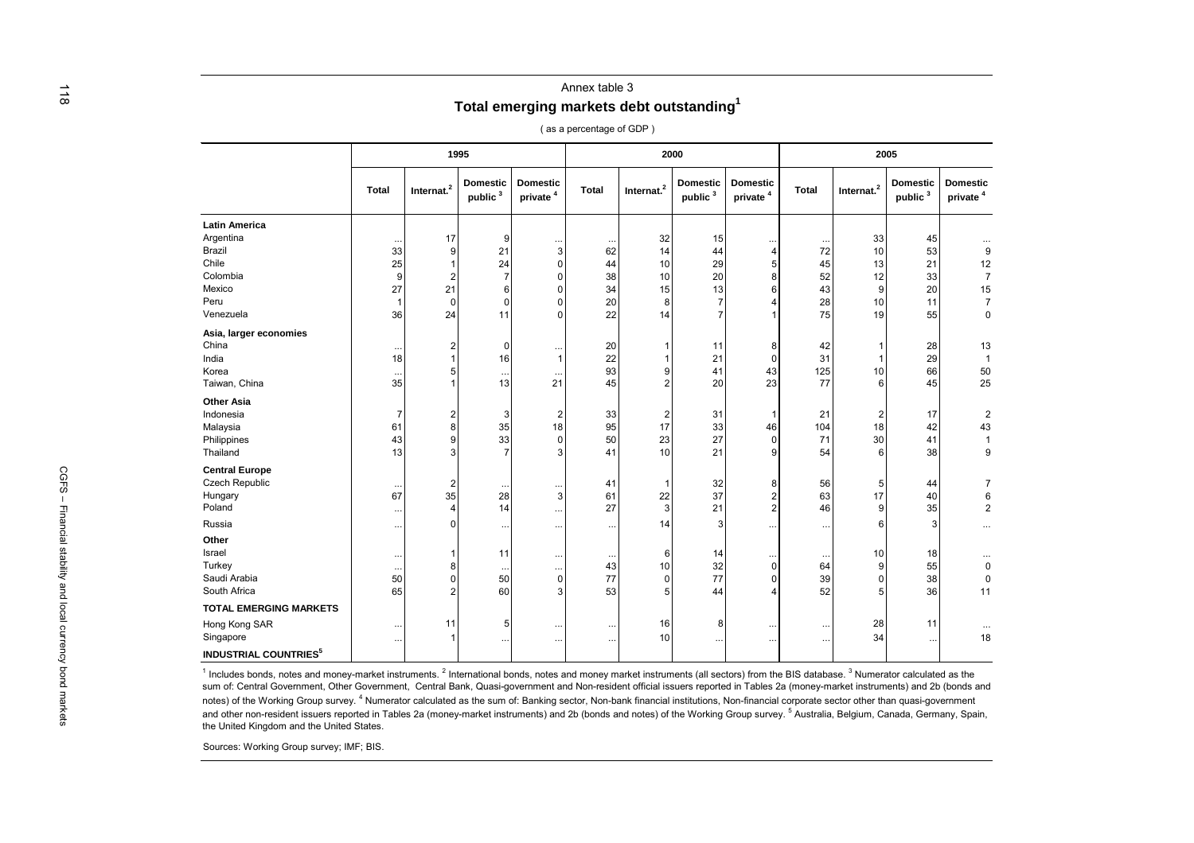Annex table 3

## Total emerging markets debt outstanding[1]

( as a percentage of GDP )

| | 1995 | | | | 2000 | | | | 2005 | | | |
|---|---|---|---|---|---|---|---|---|---|---|---|---|
| | Total | Internat.[2] | Domestic public [3] | Domestic private [4] | Total | Internat.[2] | Domestic public [3] | Domestic private [4] | Total | Internat.[2] | Domestic public [3] | Domestic private [4] |
| **Latin America** | | | | | | | | | | | | |
| Argentina | ... | 17 | 9 | ... | ... | 32 | 15 | ... | ... | 33 | 45 | ... |
| Brazil | 33 | 9 | 21 | 3 | 62 | 14 | 44 | 4 | 72 | 10 | 53 | 9 |
| Chile | 25 | 1 | 24 | 0 | 44 | 10 | 29 | 5 | 45 | 13 | 21 | 12 |
| Colombia | 9 | 2 | 7 | 0 | 38 | 10 | 20 | 8 | 52 | 12 | 33 | 7 |
| Mexico | 27 | 21 | 6 | 0 | 34 | 15 | 13 | 6 | 43 | 9 | 20 | 15 |
| Peru | 1 | 0 | 0 | 0 | 20 | 8 | 7 | 4 | 28 | 10 | 11 | 7 |
| Venezuela | 36 | 24 | 11 | 0 | 22 | 14 | 7 | 1 | 75 | 19 | 55 | 0 |
| **Asia, larger economies** | | | | | | | | | | | | |
| China | ... | 2 | 0 | ... | 20 | 1 | 11 | 8 | 42 | 1 | 28 | 13 |
| India | 18 | 1 | 16 | 1 | 22 | 1 | 21 | 0 | 31 | 1 | 29 | 1 |
| Korea | ... | 5 | ... | ... | 93 | 9 | 41 | 43 | 125 | 10 | 66 | 50 |
| Taiwan, China | 35 | 1 | 13 | 21 | 45 | 2 | 20 | 23 | 77 | 6 | 45 | 25 |
| **Other Asia** | | | | | | | | | | | | |
| Indonesia | 7 | 2 | 3 | 2 | 33 | 2 | 31 | 1 | 21 | 2 | 17 | 2 |
| Malaysia | 61 | 8 | 35 | 18 | 95 | 17 | 33 | 46 | 104 | 18 | 42 | 43 |
| Philippines | 43 | 9 | 33 | 0 | 50 | 23 | 27 | 0 | 71 | 30 | 41 | 1 |
| Thailand | 13 | 3 | 7 | 3 | 41 | 10 | 21 | 9 | 54 | 6 | 38 | 9 |
| **Central Europe** | | | | | | | | | | | | |
| Czech Republic | ... | 2 | ... | ... | 41 | 1 | 32 | 8 | 56 | 5 | 44 | 7 |
| Hungary | 67 | 35 | 28 | 3 | 61 | 22 | 37 | 2 | 63 | 17 | 40 | 6 |
| Poland | ... | 4 | 14 | ... | 27 | 3 | 21 | 2 | 46 | 9 | 35 | 2 |
| Russia | ... | 0 | ... | ... | ... | 14 | 3 | ... | ... | 6 | 3 | ... |
| **Other** | | | | | | | | | | | | |
| Israel | ... | 1 | 11 | ... | ... | 6 | 14 | ... | ... | 10 | 18 | ... |
| Turkey | ... | 8 | ... | ... | 43 | 10 | 32 | 0 | 64 | 9 | 55 | 0 |
| Saudi Arabia | 50 | 0 | 50 | 0 | 77 | 0 | 77 | 0 | 39 | 0 | 38 | 0 |
| South Africa | 65 | 2 | 60 | 3 | 53 | 5 | 44 | 4 | 52 | 5 | 36 | 11 |
| **TOTAL EMERGING MARKETS** | | | | | | | | | | | | |
| Hong Kong SAR | ... | 11 | 5 | ... | ... | 16 | 8 | ... | ... | 28 | 11 | ... |
| Singapore | ... | 1 | ... | ... | ... | 10 | ... | ... | ... | 34 | ... | 18 |
| **INDUSTRIAL COUNTRIES[5]** | | | | | | | | | | | | |

[1] Includes bonds, notes and money-market instruments. [2] International bonds, notes and money market instruments (all sectors) from the BIS database. [3] Numerator calculated as the sum of: Central Government, Other Government, Central Bank, Quasi-government and Non-resident official issuers reported in Tables 2a (money-market instruments) and 2b (bonds and notes) of the Working Group survey. [4] Numerator calculated as the sum of: Banking sector, Non-bank financial institutions, Non-financial corporate sector other than quasi-government and other non-resident issuers reported in Tables 2a (money-market instruments) and 2b (bonds and notes) of the Working Group survey. [5] Australia, Belgium, Canada, Germany, Spain, the United Kingdom and the United States.

Sources: Working Group survey; IMF; BIS.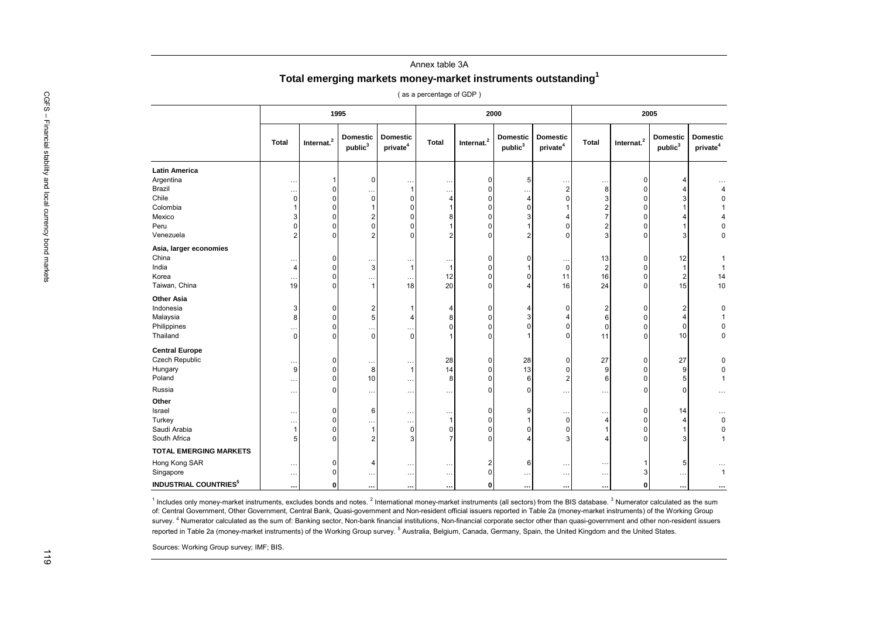Annex table 3A

## Total emerging markets money-market instruments outstanding[1]

( as a percentage of GDP )

| | 1995 | | | | 2000 | | | | 2005 | | | |
|---|---|---|---|---|---|---|---|---|---|---|---|---|
| | Total | Internat.[2] | Domestic public[3] | Domestic private[4] | Total | Internat.[2] | Domestic public[3] | Domestic private[4] | Total | Internat.[2] | Domestic public[3] | Domestic private[4] |
| **Latin America** | | | | | | | | | | | | |
| Argentina | … | 1 | 0 | … | … | 0 | 5 | … | … | 0 | 4 | … |
| Brazil | … | 0 | … | 1 | … | 0 | … | 2 | 8 | 0 | 4 | 4 |
| Chile | 0 | 0 | 0 | 0 | 4 | 0 | 4 | 0 | 3 | 0 | 3 | 0 |
| Colombia | 1 | 0 | 1 | 0 | 1 | 0 | 0 | 1 | 2 | 0 | 1 | 1 |
| Mexico | 3 | 0 | 2 | 0 | 8 | 0 | 3 | 4 | 7 | 0 | 4 | 4 |
| Peru | 0 | 0 | 0 | 0 | 1 | 0 | 1 | 0 | 2 | 0 | 1 | 0 |
| Venezuela | 2 | 0 | 2 | 0 | 2 | 0 | 2 | 0 | 3 | 0 | 3 | 0 |
| **Asia, larger economies** | | | | | | | | | | | | |
| China | … | 0 | … | … | … | 0 | 0 | … | 13 | 0 | 12 | 1 |
| India | 4 | 0 | 3 | 1 | 1 | 0 | 1 | 0 | 2 | 0 | 1 | 1 |
| Korea | … | 0 | … | … | 12 | 0 | 0 | 11 | 16 | 0 | 2 | 14 |
| Taiwan, China | 19 | 0 | 1 | 18 | 20 | 0 | 4 | 16 | 24 | 0 | 15 | 10 |
| **Other Asia** | | | | | | | | | | | | |
| Indonesia | 3 | 0 | 2 | 1 | 4 | 0 | 4 | 0 | 2 | 0 | 2 | 0 |
| Malaysia | 8 | 0 | 5 | 4 | 8 | 0 | 3 | 4 | 6 | 0 | 4 | 1 |
| Philippines | … | 0 | … | … | 0 | 0 | 0 | 0 | 0 | 0 | 0 | 0 |
| Thailand | 0 | 0 | 0 | 0 | 1 | 0 | 1 | 0 | 11 | 0 | 10 | 0 |
| **Central Europe** | | | | | | | | | | | | |
| Czech Republic | … | 0 | … | … | 28 | 0 | 28 | 0 | 27 | 0 | 27 | 0 |
| Hungary | 9 | 0 | 8 | 1 | 14 | 0 | 13 | 0 | 9 | 0 | 9 | 0 |
| Poland | … | 0 | 10 | … | 8 | 0 | 6 | 2 | 6 | 0 | 5 | 1 |
| Russia | … | 0 | … | … | … | 0 | 0 | … | … | 0 | 0 | … |
| **Other** | | | | | | | | | | | | |
| Israel | … | 0 | 6 | … | … | 0 | 9 | … | … | 0 | 14 | … |
| Turkey | … | 0 | … | … | 1 | 0 | 1 | 0 | 4 | 0 | 4 | 0 |
| Saudi Arabia | 1 | 0 | 1 | 0 | 0 | 0 | 0 | 0 | 1 | 0 | 1 | 0 |
| South Africa | 5 | 0 | 2 | 3 | 7 | 0 | 4 | 3 | 4 | 0 | 3 | 1 |
| **TOTAL EMERGING MARKETS** | | | | | | | | | | | | |
| Hong Kong SAR | … | 0 | 4 | … | … | 2 | 6 | … | … | 1 | 5 | … |
| Singapore | … | 0 | … | … | … | 0 | … | … | … | 3 | … | 1 |
| **INDUSTRIAL COUNTRIES[5]** | **…** | **0** | **…** | **…** | **…** | **0** | **…** | **…** | **…** | **0** | **…** | **…** |

[1] Includes only money-market instruments, excludes bonds and notes. [2] International money-market instruments (all sectors) from the BIS database. [3] Numerator calculated as the sum of: Central Government, Other Government, Central Bank, Quasi-government and Non-resident official issuers reported in Table 2a (money-market instruments) of the Working Group survey. [4] Numerator calculated as the sum of: Banking sector, Non-bank financial institutions, Non-financial corporate sector other than quasi-government and other non-resident issuers reported in Table 2a (money-market instruments) of the Working Group survey. [5] Australia, Belgium, Canada, Germany, Spain, the United Kingdom and the United States.

Sources: Working Group survey; IMF; BIS.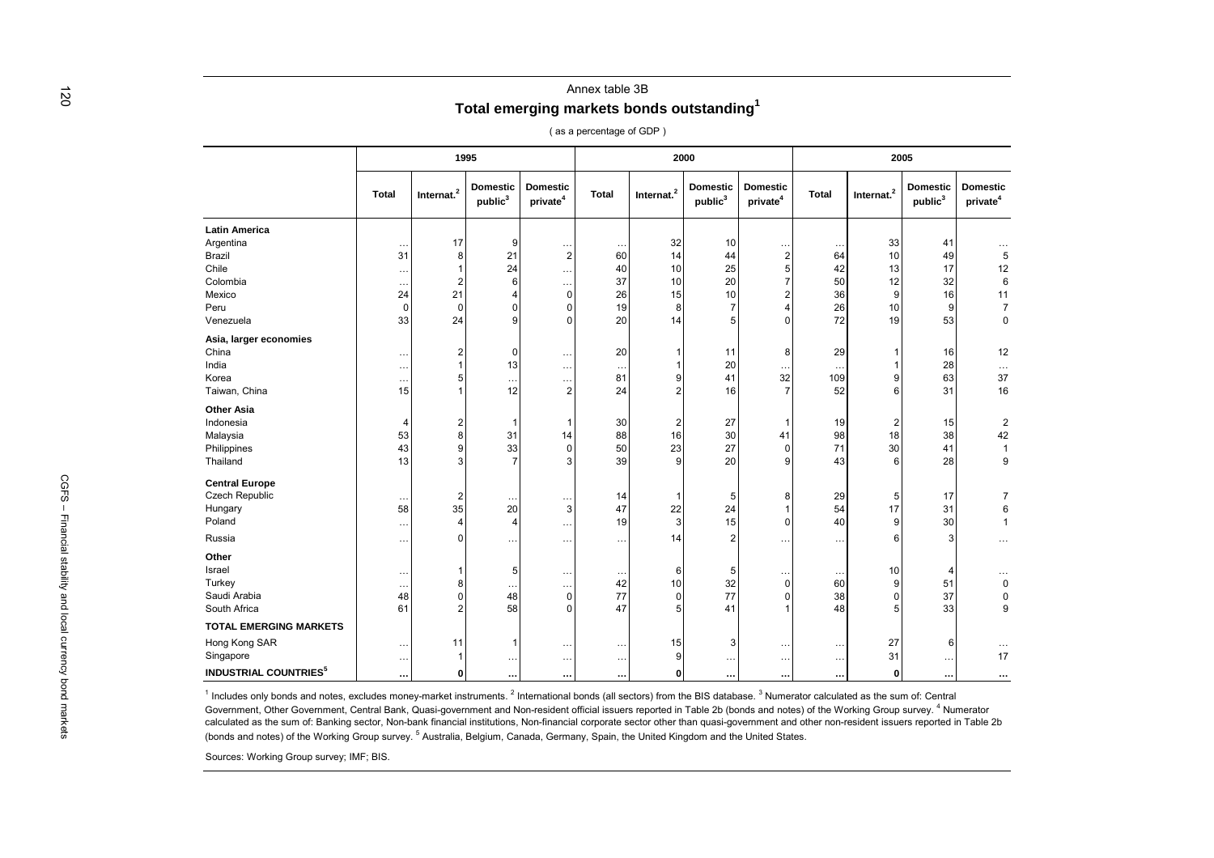Annex table 3B

## Total emerging markets bonds outstanding[1]

( as a percentage of GDP )

| | 1995 | | | | 2000 | | | | 2005 | | | |
|---|---|---|---|---|---|---|---|---|---|---|---|---|
| | Total | Internat.[2] | Domestic public[3] | Domestic private[4] | Total | Internat.[2] | Domestic public[3] | Domestic private[4] | Total | Internat.[2] | Domestic public[3] | Domestic private[4] |
| **Latin America** | | | | | | | | | | | | |
| Argentina | … | 17 | 9 | … | … | 32 | 10 | … | … | 33 | 41 | … |
| Brazil | 31 | 8 | 21 | 2 | 60 | 14 | 44 | 2 | 64 | 10 | 49 | 5 |
| Chile | … | 1 | 24 | … | 40 | 10 | 25 | 5 | 42 | 13 | 17 | 12 |
| Colombia | … | 2 | 6 | … | 37 | 10 | 20 | 7 | 50 | 12 | 32 | 6 |
| Mexico | 24 | 21 | 4 | 0 | 26 | 15 | 10 | 2 | 36 | 9 | 16 | 11 |
| Peru | 0 | 0 | 0 | 0 | 19 | 8 | 7 | 4 | 26 | 10 | 9 | 7 |
| Venezuela | 33 | 24 | 9 | 0 | 20 | 14 | 5 | 0 | 72 | 19 | 53 | 0 |
| **Asia, larger economies** | | | | | | | | | | | | |
| China | … | 2 | 0 | … | 20 | 1 | 11 | 8 | 29 | 1 | 16 | 12 |
| India | … | 1 | 13 | … | … | 1 | 20 | … | … | 1 | 28 | … |
| Korea | … | 5 | … | … | 81 | 9 | 41 | 32 | 109 | 9 | 63 | 37 |
| Taiwan, China | 15 | 1 | 12 | 2 | 24 | 2 | 16 | 7 | 52 | 6 | 31 | 16 |
| **Other Asia** | | | | | | | | | | | | |
| Indonesia | 4 | 2 | 1 | 1 | 30 | 2 | 27 | 1 | 19 | 2 | 15 | 2 |
| Malaysia | 53 | 8 | 31 | 14 | 88 | 16 | 30 | 41 | 98 | 18 | 38 | 42 |
| Philippines | 43 | 9 | 33 | 0 | 50 | 23 | 27 | 0 | 71 | 30 | 41 | 1 |
| Thailand | 13 | 3 | 7 | 3 | 39 | 9 | 20 | 9 | 43 | 6 | 28 | 9 |
| **Central Europe** | | | | | | | | | | | | |
| Czech Republic | … | 2 | … | … | 14 | 1 | 5 | 8 | 29 | 5 | 17 | 7 |
| Hungary | 58 | 35 | 20 | 3 | 47 | 22 | 24 | 1 | 54 | 17 | 31 | 6 |
| Poland | … | 4 | 4 | … | 19 | 3 | 15 | 0 | 40 | 9 | 30 | 1 |
| Russia | … | 0 | … | … | … | 14 | 2 | … | … | 6 | 3 | … |
| **Other** | | | | | | | | | | | | |
| Israel | … | 1 | 5 | … | … | 6 | 5 | … | … | 10 | 4 | … |
| Turkey | … | 8 | … | … | 42 | 10 | 32 | 0 | 60 | 9 | 51 | 0 |
| Saudi Arabia | 48 | 0 | 48 | 0 | 77 | 0 | 77 | 0 | 38 | 0 | 37 | 0 |
| South Africa | 61 | 2 | 58 | 0 | 47 | 5 | 41 | 1 | 48 | 5 | 33 | 9 |
| **TOTAL EMERGING MARKETS** | | | | | | | | | | | | |
| Hong Kong SAR | … | 11 | 1 | … | … | 15 | 3 | … | … | 27 | 6 | … |
| Singapore | … | 1 | … | … | … | 9 | … | … | … | 31 | … | 17 |
| **INDUSTRIAL COUNTRIES[5]** | **…** | **0** | **…** | **…** | **…** | **0** | **…** | **…** | **…** | **0** | **…** | **…** |

[1] Includes only bonds and notes, excludes money-market instruments. [2] International bonds (all sectors) from the BIS database. [3] Numerator calculated as the sum of: Central Government, Other Government, Central Bank, Quasi-government and Non-resident official issuers reported in Table 2b (bonds and notes) of the Working Group survey. [4] Numerator calculated as the sum of: Banking sector, Non-bank financial institutions, Non-financial corporate sector other than quasi-government and other non-resident issuers reported in Table 2b (bonds and notes) of the Working Group survey. [5] Australia, Belgium, Canada, Germany, Spain, the United Kingdom and the United States.

Sources: Working Group survey; IMF; BIS.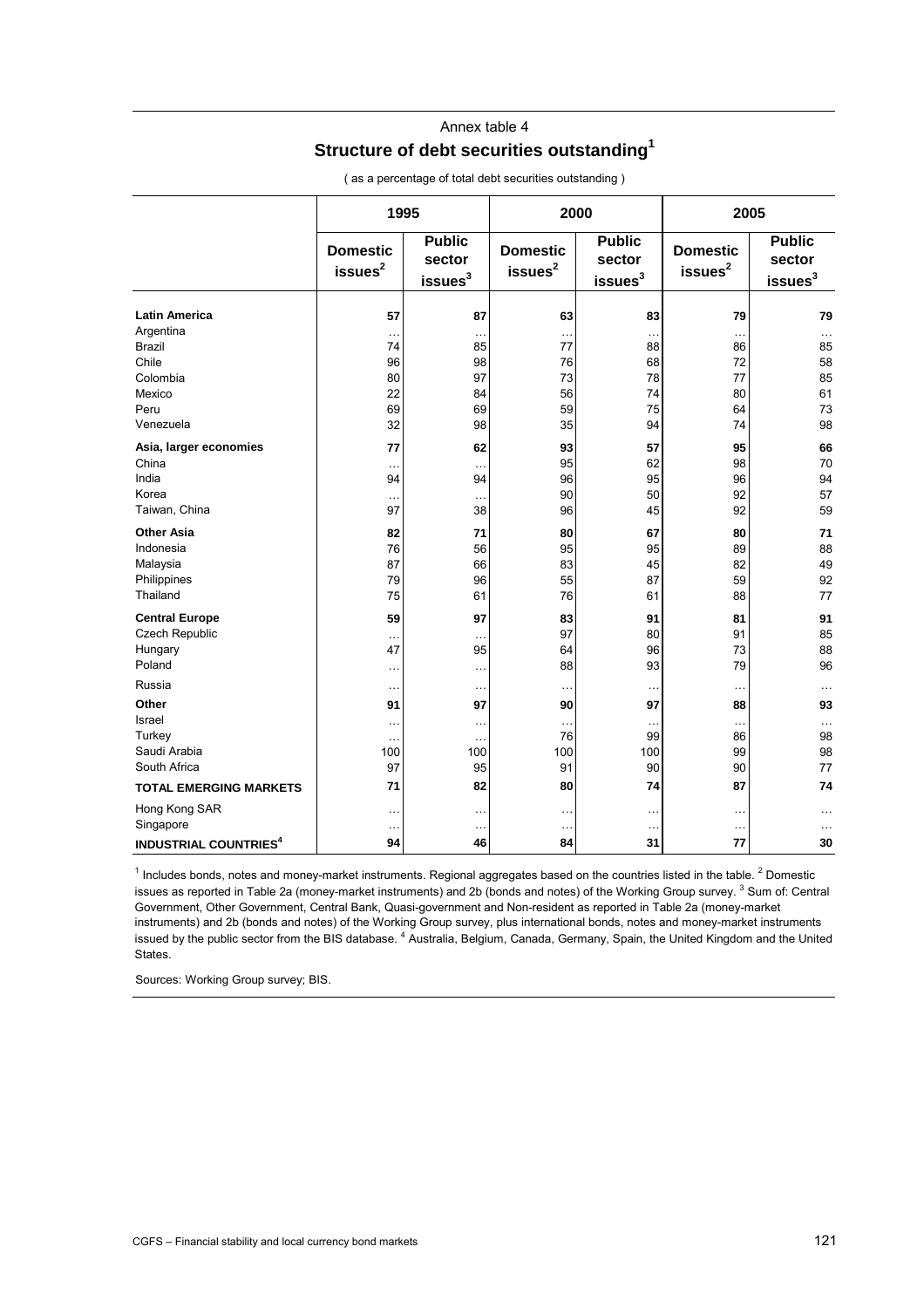Annex table 4

## Structure of debt securities outstanding[1]

( as a percentage of total debt securities outstanding )

| | 1995 | | 2000 | | 2005 | |
|---|---|---|---|---|---|---|
| | Domestic issues[2] | Public sector issues[3] | Domestic issues[2] | Public sector issues[3] | Domestic issues[2] | Public sector issues[3] |
| **Latin America** | **57** | **87** | **63** | **83** | **79** | **79** |
| Argentina | … | … | … | … | … | … |
| Brazil | 74 | 85 | 77 | 88 | 86 | 85 |
| Chile | 96 | 98 | 76 | 68 | 72 | 58 |
| Colombia | 80 | 97 | 73 | 78 | 77 | 85 |
| Mexico | 22 | 84 | 56 | 74 | 80 | 61 |
| Peru | 69 | 69 | 59 | 75 | 64 | 73 |
| Venezuela | 32 | 98 | 35 | 94 | 74 | 98 |
| **Asia, larger economies** | **77** | **62** | **93** | **57** | **95** | **66** |
| China | … | … | 95 | 62 | 98 | 70 |
| India | 94 | 94 | 96 | 95 | 96 | 94 |
| Korea | … | … | 90 | 50 | 92 | 57 |
| Taiwan, China | 97 | 38 | 96 | 45 | 92 | 59 |
| **Other Asia** | **82** | **71** | **80** | **67** | **80** | **71** |
| Indonesia | 76 | 56 | 95 | 95 | 89 | 88 |
| Malaysia | 87 | 66 | 83 | 45 | 82 | 49 |
| Philippines | 79 | 96 | 55 | 87 | 59 | 92 |
| Thailand | 75 | 61 | 76 | 61 | 88 | 77 |
| **Central Europe** | **59** | **97** | **83** | **91** | **81** | **91** |
| Czech Republic | … | … | 97 | 80 | 91 | 85 |
| Hungary | 47 | 95 | 64 | 96 | 73 | 88 |
| Poland | … | … | 88 | 93 | 79 | 96 |
| Russia | … | … | … | … | … | … |
| **Other** | **91** | **97** | **90** | **97** | **88** | **93** |
| Israel | … | … | … | … | … | … |
| Turkey | … | … | 76 | 99 | 86 | 98 |
| Saudi Arabia | 100 | 100 | 100 | 100 | 99 | 98 |
| South Africa | 97 | 95 | 91 | 90 | 90 | 77 |
| **TOTAL EMERGING MARKETS** | **71** | **82** | **80** | **74** | **87** | **74** |
| Hong Kong SAR | … | … | … | … | … | … |
| Singapore | … | … | … | … | … | … |
| **INDUSTRIAL COUNTRIES[4]** | **94** | **46** | **84** | **31** | **77** | **30** |

[1] Includes bonds, notes and money-market instruments. Regional aggregates based on the countries listed in the table. [2] Domestic issues as reported in Table 2a (money-market instruments) and 2b (bonds and notes) of the Working Group survey. [3] Sum of: Central Government, Other Government, Central Bank, Quasi-government and Non-resident as reported in Table 2a (money-market instruments) and 2b (bonds and notes) of the Working Group survey, plus international bonds, notes and money-market instruments issued by the public sector from the BIS database. [4] Australia, Belgium, Canada, Germany, Spain, the United Kingdom and the United States.

Sources: Working Group survey; BIS.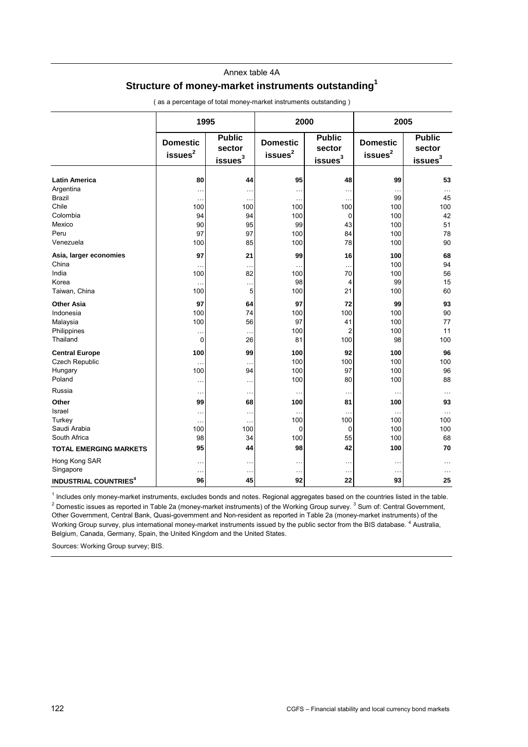Annex table 4A

## Structure of money-market instruments outstanding[1]

( as a percentage of total money-market instruments outstanding )

| | 1995 | | 2000 | | 2005 | |
|---|---|---|---|---|---|---|
| | Domestic issues[2] | Public sector issues[3] | Domestic issues[2] | Public sector issues[3] | Domestic issues[2] | Public sector issues[3] |
| **Latin America** | **80** | **44** | **95** | **48** | **99** | **53** |
| Argentina | … | … | … | … | … | … |
| Brazil | … | … | … | … | 99 | 45 |
| Chile | 100 | 100 | 100 | 100 | 100 | 100 |
| Colombia | 94 | 94 | 100 | 0 | 100 | 42 |
| Mexico | 90 | 95 | 99 | 43 | 100 | 51 |
| Peru | 97 | 97 | 100 | 84 | 100 | 78 |
| Venezuela | 100 | 85 | 100 | 78 | 100 | 90 |
| **Asia, larger economies** | **97** | **21** | **99** | **16** | **100** | **68** |
| China | … | … | … | … | 100 | 94 |
| India | 100 | 82 | 100 | 70 | 100 | 56 |
| Korea | … | … | 98 | 4 | 99 | 15 |
| Taiwan, China | 100 | 5 | 100 | 21 | 100 | 60 |
| **Other Asia** | **97** | **64** | **97** | **72** | **99** | **93** |
| Indonesia | 100 | 74 | 100 | 100 | 100 | 90 |
| Malaysia | 100 | 56 | 97 | 41 | 100 | 77 |
| Philippines | … | … | 100 | 2 | 100 | 11 |
| Thailand | 0 | 26 | 81 | 100 | 98 | 100 |
| **Central Europe** | **100** | **99** | **100** | **92** | **100** | **96** |
| Czech Republic | … | … | 100 | 100 | 100 | 100 |
| Hungary | 100 | 94 | 100 | 97 | 100 | 96 |
| Poland | … | … | 100 | 80 | 100 | 88 |
| Russia | … | … | … | … | … | … |
| **Other** | **99** | **68** | **100** | **81** | **100** | **93** |
| Israel | … | … | … | … | … | … |
| Turkey | … | … | 100 | 100 | 100 | 100 |
| Saudi Arabia | 100 | 100 | 0 | 0 | 100 | 100 |
| South Africa | 98 | 34 | 100 | 55 | 100 | 68 |
| **TOTAL EMERGING MARKETS** | **95** | **44** | **98** | **42** | **100** | **70** |
| Hong Kong SAR | … | … | … | … | … | … |
| Singapore | … | … | … | … | … | … |
| **INDUSTRIAL COUNTRIES[4]** | **96** | **45** | **92** | **22** | **93** | **25** |

[1] Includes only money-market instruments, excludes bonds and notes. Regional aggregates based on the countries listed in the table. [2] Domestic issues as reported in Table 2a (money-market instruments) of the Working Group survey. [3] Sum of: Central Government, Other Government, Central Bank, Quasi-government and Non-resident as reported in Table 2a (money-market instruments) of the Working Group survey, plus international money-market instruments issued by the public sector from the BIS database. [4] Australia, Belgium, Canada, Germany, Spain, the United Kingdom and the United States.

Sources: Working Group survey; BIS.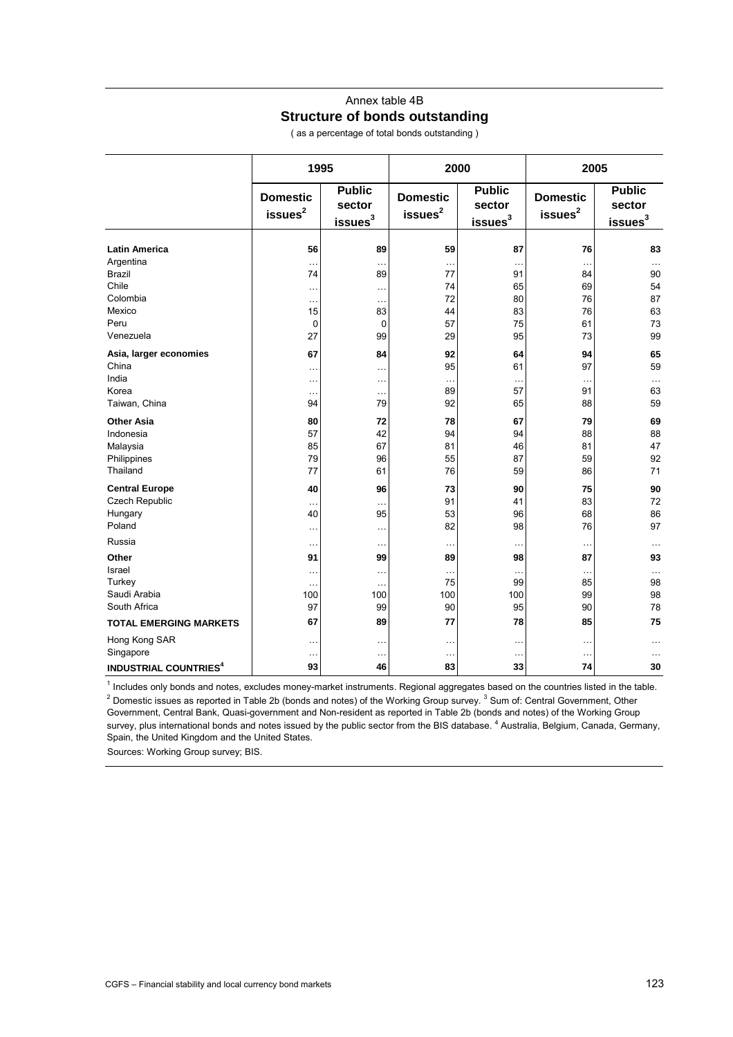Annex table 4B

## Structure of bonds outstanding

( as a percentage of total bonds outstanding )

| | 1995 | | 2000 | | 2005 | |
|---|---|---|---|---|---|---|
| | Domestic issues[2] | Public sector issues[3] | Domestic issues[2] | Public sector issues[3] | Domestic issues[2] | Public sector issues[3] |
| **Latin America** | **56** | **89** | **59** | **87** | **76** | **83** |
| Argentina | … | … | … | … | … | … |
| Brazil | 74 | 89 | 77 | 91 | 84 | 90 |
| Chile | … | … | 74 | 65 | 69 | 54 |
| Colombia | … | … | 72 | 80 | 76 | 87 |
| Mexico | 15 | 83 | 44 | 83 | 76 | 63 |
| Peru | 0 | 0 | 57 | 75 | 61 | 73 |
| Venezuela | 27 | 99 | 29 | 95 | 73 | 99 |
| **Asia, larger economies** | **67** | **84** | **92** | **64** | **94** | **65** |
| China | … | … | 95 | 61 | 97 | 59 |
| India | … | … | … | … | … | … |
| Korea | … | … | 89 | 57 | 91 | 63 |
| Taiwan, China | 94 | 79 | 92 | 65 | 88 | 59 |
| **Other Asia** | **80** | **72** | **78** | **67** | **79** | **69** |
| Indonesia | 57 | 42 | 94 | 94 | 88 | 88 |
| Malaysia | 85 | 67 | 81 | 46 | 81 | 47 |
| Philippines | 79 | 96 | 55 | 87 | 59 | 92 |
| Thailand | 77 | 61 | 76 | 59 | 86 | 71 |
| **Central Europe** | **40** | **96** | **73** | **90** | **75** | **90** |
| Czech Republic | … | … | 91 | 41 | 83 | 72 |
| Hungary | 40 | 95 | 53 | 96 | 68 | 86 |
| Poland | … | … | 82 | 98 | 76 | 97 |
| Russia | … | … | … | … | … | … |
| **Other** | **91** | **99** | **89** | **98** | **87** | **93** |
| Israel | … | … | … | … | … | … |
| Turkey | … | … | 75 | 99 | 85 | 98 |
| Saudi Arabia | 100 | 100 | 100 | 100 | 99 | 98 |
| South Africa | 97 | 99 | 90 | 95 | 90 | 78 |
| **TOTAL EMERGING MARKETS** | **67** | **89** | **77** | **78** | **85** | **75** |
| Hong Kong SAR | … | … | … | … | … | … |
| Singapore | … | … | … | … | … | … |
| **INDUSTRIAL COUNTRIES[4]** | **93** | **46** | **83** | **33** | **74** | **30** |

[1] Includes only bonds and notes, excludes money-market instruments. Regional aggregates based on the countries listed in the table. [2] Domestic issues as reported in Table 2b (bonds and notes) of the Working Group survey. [3] Sum of: Central Government, Other Government, Central Bank, Quasi-government and Non-resident as reported in Table 2b (bonds and notes) of the Working Group survey, plus international bonds and notes issued by the public sector from the BIS database. [4] Australia, Belgium, Canada, Germany, Spain, the United Kingdom and the United States.

Sources: Working Group survey; BIS.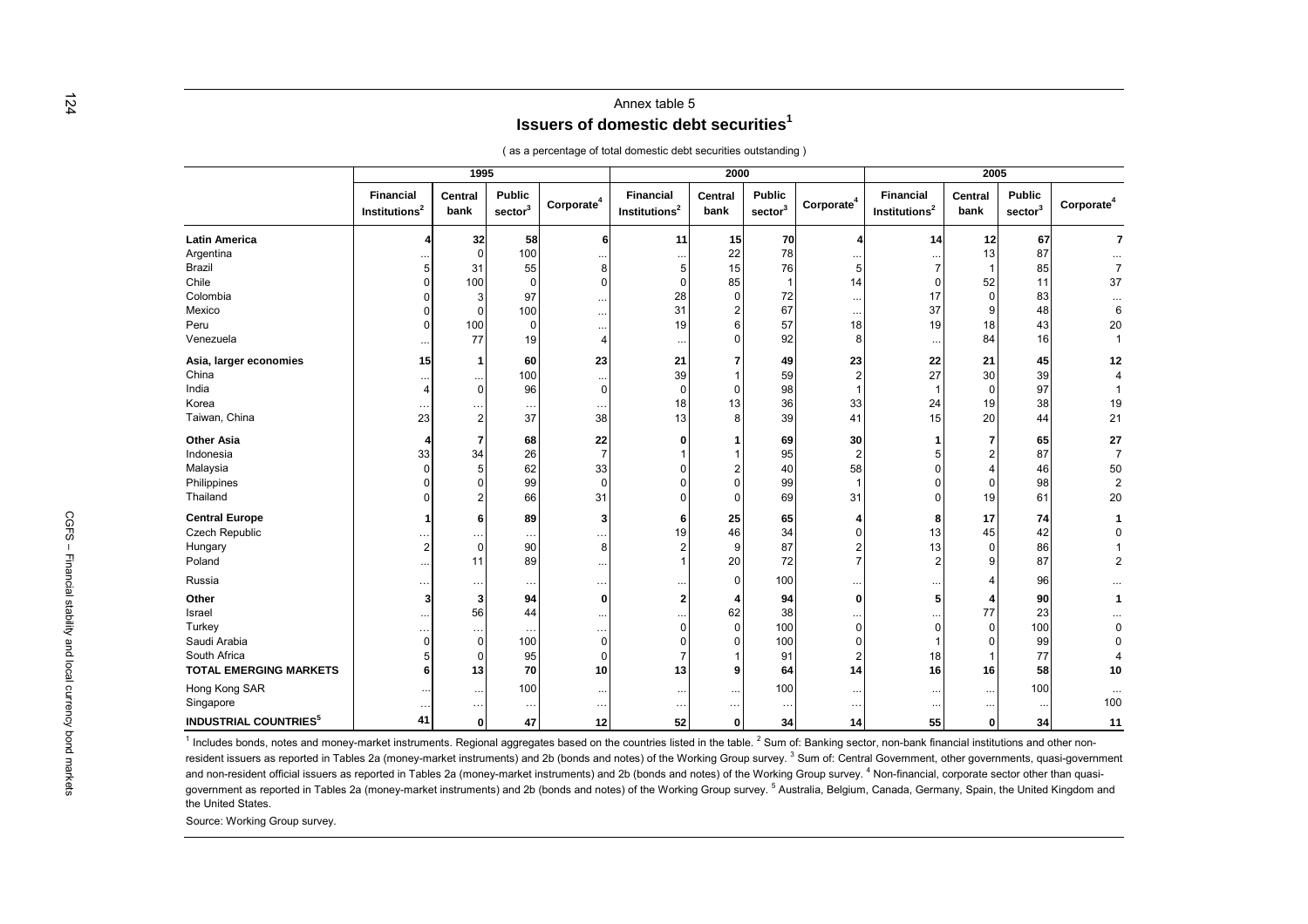Annex table 5

## Issuers of domestic debt securities[1]

( as a percentage of total domestic debt securities outstanding )

| | 1995 | | | | 2000 | | | | 2005 | | | |
|---|---|---|---|---|---|---|---|---|---|---|---|---|
| | Financial Institutions[2] | Central bank | Public sector[3] | Corporate[4] | Financial Institutions[2] | Central bank | Public sector[3] | Corporate[4] | Financial Institutions[2] | Central bank | Public sector[3] | Corporate[4] |
| **Latin America** | **4** | **32** | **58** | **6** | **11** | **15** | **70** | **4** | **14** | **12** | **67** | **7** |
| Argentina | ... | 0 | 100 | ... | ... | 22 | 78 | ... | ... | 13 | 87 | ... |
| Brazil | 5 | 31 | 55 | 8 | 5 | 15 | 76 | 5 | 7 | 1 | 85 | 7 |
| Chile | 0 | 100 | 0 | 0 | 0 | 85 | 1 | 14 | 0 | 52 | 11 | 37 |
| Colombia | 0 | 3 | 97 | ... | 28 | 0 | 72 | ... | 17 | 0 | 83 | ... |
| Mexico | 0 | 0 | 100 | ... | 31 | 2 | 67 | ... | 37 | 9 | 48 | 6 |
| Peru | 0 | 100 | 0 | ... | 19 | 6 | 57 | 18 | 19 | 18 | 43 | 20 |
| Venezuela | ... | 77 | 19 | 4 | ... | 0 | 92 | 8 | ... | 84 | 16 | 1 |
| **Asia, larger economies** | **15** | **1** | **60** | **23** | **21** | **7** | **49** | **23** | **22** | **21** | **45** | **12** |
| China | ... | ... | 100 | ... | 39 | 1 | 59 | 2 | 27 | 30 | 39 | 4 |
| India | 4 | 0 | 96 | 0 | 0 | 0 | 98 | 1 | 1 | 0 | 97 | 1 |
| Korea | ... | ... | ... | ... | 18 | 13 | 36 | 33 | 24 | 19 | 38 | 19 |
| Taiwan, China | 23 | 2 | 37 | 38 | 13 | 8 | 39 | 41 | 15 | 20 | 44 | 21 |
| **Other Asia** | **4** | **7** | **68** | **22** | **0** | **1** | **69** | **30** | **1** | **7** | **65** | **27** |
| Indonesia | 33 | 34 | 26 | 7 | 1 | 1 | 95 | 2 | 5 | 2 | 87 | 7 |
| Malaysia | 0 | 5 | 62 | 33 | 0 | 2 | 40 | 58 | 0 | 4 | 46 | 50 |
| Philippines | 0 | 0 | 99 | 0 | 0 | 0 | 99 | 1 | 0 | 0 | 98 | 2 |
| Thailand | 0 | 2 | 66 | 31 | 0 | 0 | 69 | 31 | 0 | 19 | 61 | 20 |
| **Central Europe** | **1** | **6** | **89** | **3** | **6** | **25** | **65** | **4** | **8** | **17** | **74** | **1** |
| Czech Republic | ... | ... | ... | ... | 19 | 46 | 34 | 0 | 13 | 45 | 42 | 0 |
| Hungary | 2 | 0 | 90 | 8 | 2 | 9 | 87 | 2 | 13 | 0 | 86 | 1 |
| Poland | ... | 11 | 89 | ... | 1 | 20 | 72 | 7 | 2 | 9 | 87 | 2 |
| Russia | ... | ... | ... | ... | ... | 0 | 100 | ... | ... | 4 | 96 | ... |
| **Other** | **3** | **3** | **94** | **0** | **2** | **4** | **94** | **0** | **5** | **4** | **90** | **1** |
| Israel | ... | 56 | 44 | ... | ... | 62 | 38 | ... | ... | 77 | 23 | ... |
| Turkey | ... | ... | ... | ... | 0 | 0 | 100 | 0 | 0 | 0 | 100 | 0 |
| Saudi Arabia | 0 | 0 | 100 | 0 | 0 | 0 | 100 | 0 | 1 | 0 | 99 | 0 |
| South Africa | 5 | 0 | 95 | 0 | 7 | 1 | 91 | 2 | 18 | 1 | 77 | 4 |
| **TOTAL EMERGING MARKETS** | **6** | **13** | **70** | **10** | **13** | **9** | **64** | **14** | **16** | **16** | **58** | **10** |
| Hong Kong SAR | ... | ... | 100 | ... | ... | ... | 100 | ... | ... | ... | 100 | ... |
| Singapore | ... | ... | ... | ... | ... | ... | ... | ... | ... | ... | ... | 100 |
| **INDUSTRIAL COUNTRIES[5]** | **41** | **0** | **47** | **12** | **52** | **0** | **34** | **14** | **55** | **0** | **34** | **11** |

[1] Includes bonds, notes and money-market instruments. Regional aggregates based on the countries listed in the table. [2] Sum of: Banking sector, non-bank financial institutions and other non-resident issuers as reported in Tables 2a (money-market instruments) and 2b (bonds and notes) of the Working Group survey. [3] Sum of: Central Government, other governments, quasi-government and non-resident official issuers as reported in Tables 2a (money-market instruments) and 2b (bonds and notes) of the Working Group survey. [4] Non-financial, corporate sector other than quasi-government as reported in Tables 2a (money-market instruments) and 2b (bonds and notes) of the Working Group survey. [5] Australia, Belgium, Canada, Germany, Spain, the United Kingdom and the United States.

Source: Working Group survey.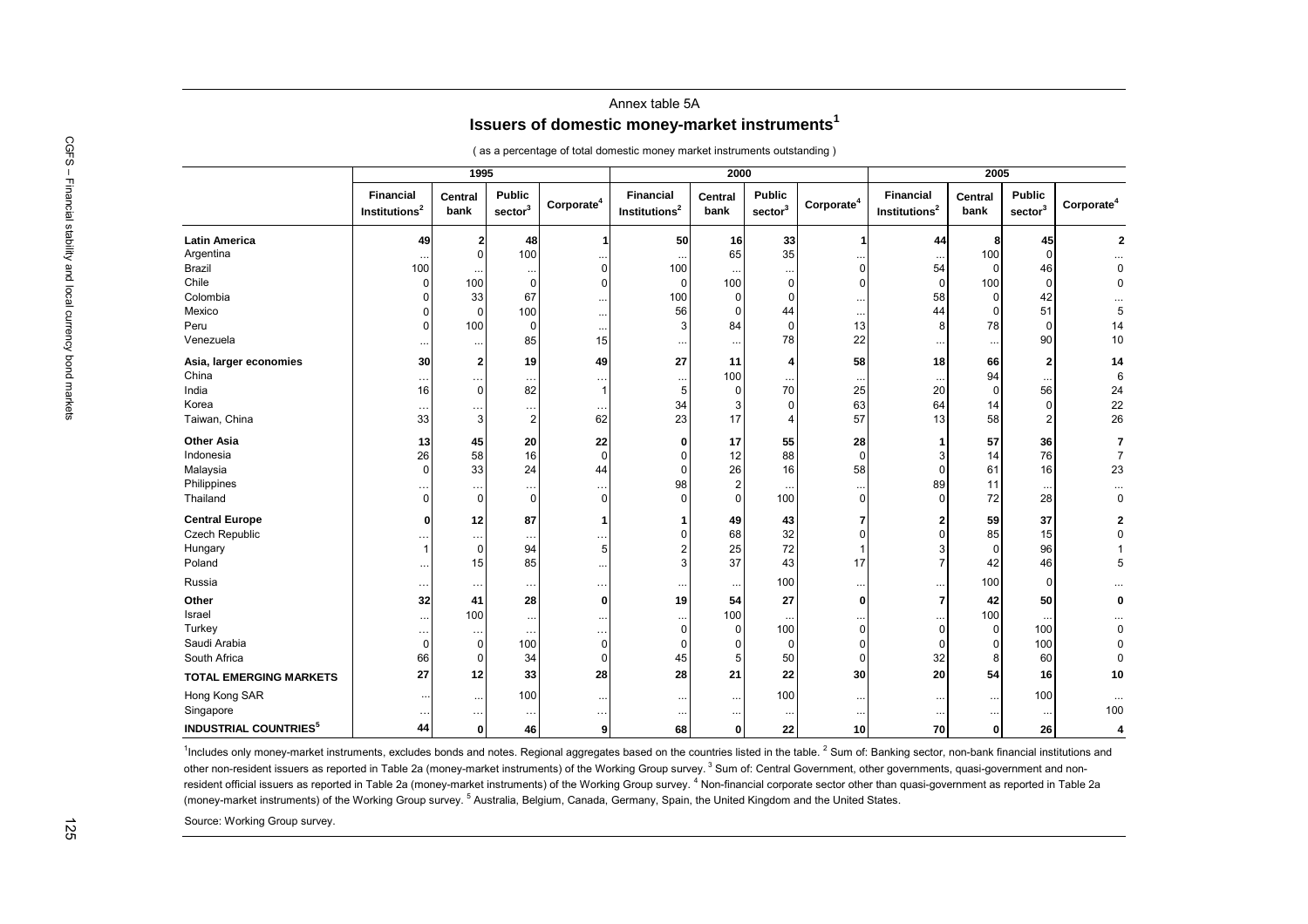Annex table 5A

## Issuers of domestic money-market instruments[1]

( as a percentage of total domestic money market instruments outstanding )

| | 1995 | | | | 2000 | | | | 2005 | | | |
|---|---|---|---|---|---|---|---|---|---|---|---|---|
| | Financial Institutions[2] | Central bank | Public sector[3] | Corporate[4] | Financial Institutions[2] | Central bank | Public sector[3] | Corporate[4] | Financial Institutions[2] | Central bank | Public sector[3] | Corporate[4] |
| **Latin America** | **49** | **2** | **48** | **1** | **50** | **16** | **33** | **1** | **44** | **8** | **45** | **2** |
| Argentina | ... | 0 | 100 | ... | ... | 65 | 35 | ... | ... | 100 | 0 | ... |
| Brazil | 100 | ... | ... | 0 | 100 | ... | ... | 0 | 54 | 0 | 46 | 0 |
| Chile | 0 | 100 | 0 | 0 | 0 | 100 | 0 | 0 | 0 | 100 | 0 | 0 |
| Colombia | 0 | 33 | 67 | ... | 100 | 0 | 0 | ... | 58 | 0 | 42 | ... |
| Mexico | 0 | 0 | 100 | ... | 56 | 0 | 44 | ... | 44 | 0 | 51 | 5 |
| Peru | 0 | 100 | 0 | ... | 3 | 84 | 0 | 13 | 8 | 78 | 0 | 14 |
| Venezuela | ... | ... | 85 | 15 | ... | ... | 78 | 22 | ... | ... | 90 | 10 |
| **Asia, larger economies** | **30** | **2** | **19** | **49** | **27** | **11** | **4** | **58** | **18** | **66** | **2** | **14** |
| China | ... | ... | ... | ... | ... | 100 | ... | ... | ... | 94 | ... | 6 |
| India | 16 | 0 | 82 | 1 | 5 | 0 | 70 | 25 | 20 | 0 | 56 | 24 |
| Korea | ... | ... | ... | ... | 34 | 3 | 0 | 63 | 64 | 14 | 0 | 22 |
| Taiwan, China | 33 | 3 | 2 | 62 | 23 | 17 | 4 | 57 | 13 | 58 | 2 | 26 |
| **Other Asia** | **13** | **45** | **20** | **22** | **0** | **17** | **55** | **28** | **1** | **57** | **36** | **7** |
| Indonesia | 26 | 58 | 16 | 0 | 0 | 12 | 88 | 0 | 3 | 14 | 76 | 7 |
| Malaysia | 0 | 33 | 24 | 44 | 0 | 26 | 16 | 58 | 0 | 61 | 16 | 23 |
| Philippines | ... | ... | ... | ... | 98 | 2 | ... | ... | 89 | 11 | ... | ... |
| Thailand | 0 | 0 | 0 | 0 | 0 | 0 | 100 | 0 | 0 | 72 | 28 | 0 |
| **Central Europe** | **0** | **12** | **87** | **1** | **1** | **49** | **43** | **7** | **2** | **59** | **37** | **2** |
| Czech Republic | ... | ... | ... | ... | 0 | 68 | 32 | 0 | 0 | 85 | 15 | 0 |
| Hungary | 1 | 0 | 94 | 5 | 2 | 25 | 72 | 1 | 3 | 0 | 96 | 1 |
| Poland | ... | 15 | 85 | ... | 3 | 37 | 43 | 17 | 7 | 42 | 46 | 5 |
| Russia | ... | ... | ... | ... | ... | ... | 100 | ... | ... | 100 | 0 | ... |
| **Other** | **32** | **41** | **28** | **0** | **19** | **54** | **27** | **0** | **7** | **42** | **50** | **0** |
| Israel | ... | 100 | ... | ... | ... | 100 | ... | ... | ... | 100 | ... | ... |
| Turkey | ... | ... | ... | ... | 0 | 0 | 100 | 0 | 0 | 0 | 100 | 0 |
| Saudi Arabia | 0 | 0 | 100 | 0 | 0 | 0 | 0 | 0 | 0 | 0 | 100 | 0 |
| South Africa | 66 | 0 | 34 | 0 | 45 | 5 | 50 | 0 | 32 | 8 | 60 | 0 |
| **TOTAL EMERGING MARKETS** | **27** | **12** | **33** | **28** | **28** | **21** | **22** | **30** | **20** | **54** | **16** | **10** |
| Hong Kong SAR | ... | ... | 100 | ... | ... | ... | 100 | ... | ... | ... | 100 | ... |
| Singapore | ... | ... | ... | ... | ... | ... | ... | ... | ... | ... | ... | 100 |
| **INDUSTRIAL COUNTRIES[5]** | **44** | **0** | **46** | **9** | **68** | **0** | **22** | **10** | **70** | **0** | **26** | **4** |

[1]Includes only money-market instruments, excludes bonds and notes. Regional aggregates based on the countries listed in the table. [2] Sum of: Banking sector, non-bank financial institutions and other non-resident issuers as reported in Table 2a (money-market instruments) of the Working Group survey. [3] Sum of: Central Government, other governments, quasi-government and non-resident official issuers as reported in Table 2a (money-market instruments) of the Working Group survey. [4] Non-financial corporate sector other than quasi-government as reported in Table 2a (money-market instruments) of the Working Group survey. [5] Australia, Belgium, Canada, Germany, Spain, the United Kingdom and the United States.

Source: Working Group survey.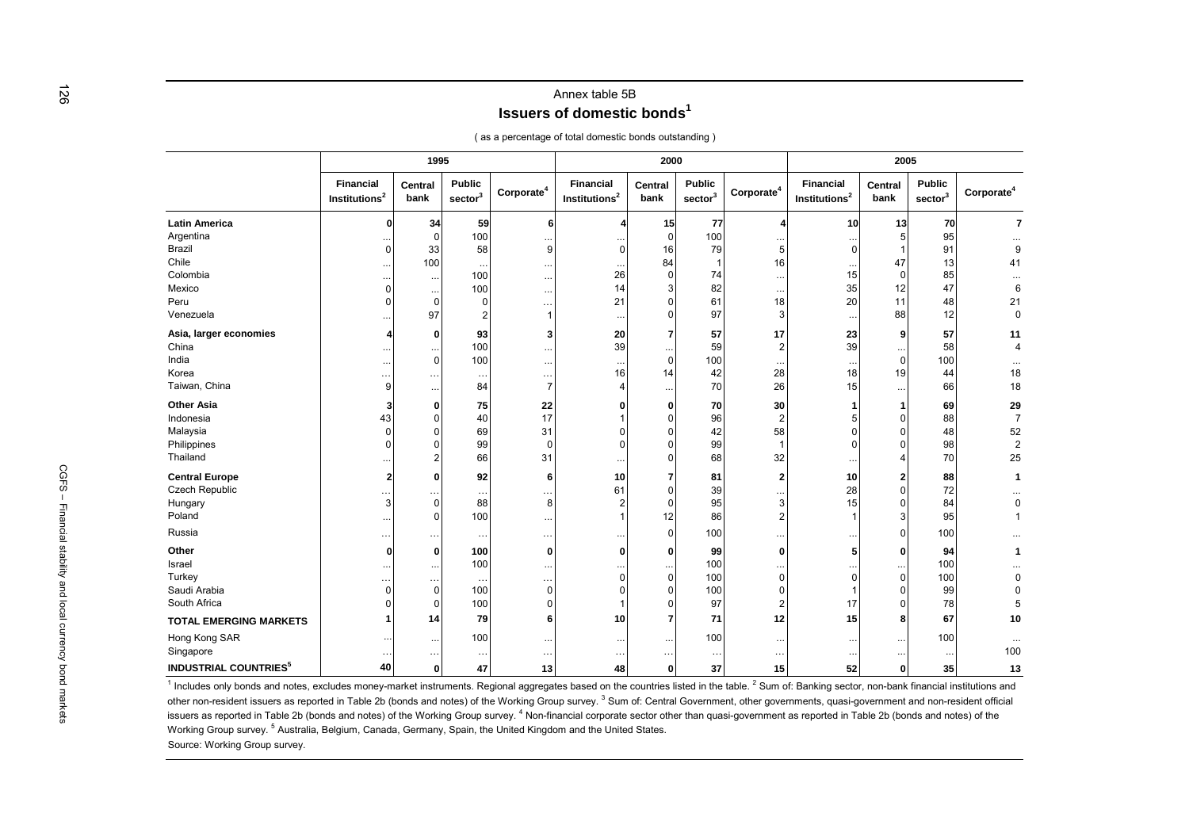Annex table 5B

## Issues of domestic bonds[1]

( as a percentage of total domestic bonds outstanding )

| | 1995 | | | | 2000 | | | | 2005 | | | |
|---|---|---|---|---|---|---|---|---|---|---|---|---|
| | Financial Institutions[2] | Central bank | Public sector[3] | Corporate[4] | Financial Institutions[2] | Central bank | Public sector[3] | Corporate[4] | Financial Institutions[2] | Central bank | Public sector[3] | Corporate[4] |
| **Latin America** | **0** | **34** | **59** | **6** | **4** | **15** | **77** | **4** | **10** | **13** | **70** | **7** |
| Argentina | … | 0 | 100 | … | … | 0 | 100 | … | … | 5 | 95 | … |
| Brazil | 0 | 33 | 58 | 9 | 0 | 16 | 79 | 5 | 0 | 1 | 91 | 9 |
| Chile | … | 100 | … | … | … | 84 | 1 | 16 | … | 47 | 13 | 41 |
| Colombia | … | … | 100 | … | 26 | 0 | 74 | … | 15 | 0 | 85 | … |
| Mexico | 0 | … | 100 | … | 14 | 3 | 82 | … | 35 | 12 | 47 | 6 |
| Peru | 0 | 0 | 0 | … | 21 | 0 | 61 | 18 | 20 | 11 | 48 | 21 |
| Venezuela | … | 97 | 2 | 1 | … | 0 | 97 | 3 | … | 88 | 12 | 0 |
| **Asia, larger economies** | **4** | **0** | **93** | **3** | **20** | **7** | **57** | **17** | **23** | **9** | **57** | **11** |
| China | … | … | 100 | … | 39 | … | 59 | 2 | 39 | … | 58 | 4 |
| India | … | 0 | 100 | … | … | 0 | 100 | … | … | 0 | 100 | … |
| Korea | … | … | … | … | 16 | 14 | 42 | 28 | 18 | 19 | 44 | 18 |
| Taiwan, China | 9 | … | 84 | 7 | 4 | … | 70 | 26 | 15 | … | 66 | 18 |
| **Other Asia** | **3** | **0** | **75** | **22** | **0** | **0** | **70** | **30** | **1** | **1** | **69** | **29** |
| Indonesia | 43 | 0 | 40 | 17 | 1 | 0 | 96 | 2 | 5 | 0 | 88 | 7 |
| Malaysia | 0 | 0 | 69 | 31 | 0 | 0 | 42 | 58 | 0 | 0 | 48 | 52 |
| Philippines | 0 | 0 | 99 | 0 | 0 | 0 | 99 | 1 | 0 | 0 | 98 | 2 |
| Thailand | … | 2 | 66 | 31 | … | 0 | 68 | 32 | … | 4 | 70 | 25 |
| **Central Europe** | **2** | **0** | **92** | **6** | **10** | **7** | **81** | **2** | **10** | **2** | **88** | **1** |
| Czech Republic | … | … | … | … | 61 | 0 | 39 | … | 28 | 0 | 72 | … |
| Hungary | 3 | 0 | 88 | 8 | 2 | 0 | 95 | 3 | 15 | 0 | 84 | 0 |
| Poland | … | 0 | 100 | … | 1 | 12 | 86 | 2 | 1 | 3 | 95 | 1 |
| Russia | … | … | … | … | … | 0 | 100 | … | … | 0 | 100 | … |
| **Other** | **0** | **0** | **100** | **0** | **0** | **0** | **99** | **0** | **5** | **0** | **94** | **1** |
| Israel | … | … | 100 | … | … | … | 100 | … | … | … | 100 | … |
| Turkey | … | … | … | … | 0 | 0 | 100 | 0 | 0 | 0 | 100 | 0 |
| Saudi Arabia | 0 | 0 | 100 | 0 | 0 | 0 | 100 | 0 | 1 | 0 | 99 | 0 |
| South Africa | 0 | 0 | 100 | 0 | 1 | 0 | 97 | 2 | 17 | 0 | 78 | 5 |
| **TOTAL EMERGING MARKETS** | **1** | **14** | **79** | **6** | **10** | **7** | **71** | **12** | **15** | **8** | **67** | **10** |
| Hong Kong SAR | … | … | 100 | … | … | … | 100 | … | … | … | 100 | … |
| Singapore | … | … | … | … | … | … | … | … | … | … | … | 100 |
| **INDUSTRIAL COUNTRIES[5]** | **40** | **0** | **47** | **13** | **48** | **0** | **37** | **15** | **52** | **0** | **35** | **13** |

[1] Includes only bonds and notes, excludes money-market instruments. Regional aggregates based on the countries listed in the table. [2] Sum of: Banking sector, non-bank financial institutions and other non-resident issuers as reported in Table 2b (bonds and notes) of the Working Group survey. [3] Sum of: Central Government, other governments, quasi-government and non-resident official issuers as reported in Table 2b (bonds and notes) of the Working Group survey. [4] Non-financial corporate sector other than quasi-government as reported in Table 2b (bonds and notes) of the Working Group survey. [5] Australia, Belgium, Canada, Germany, Spain, the United Kingdom and the United States.

Source: Working Group survey.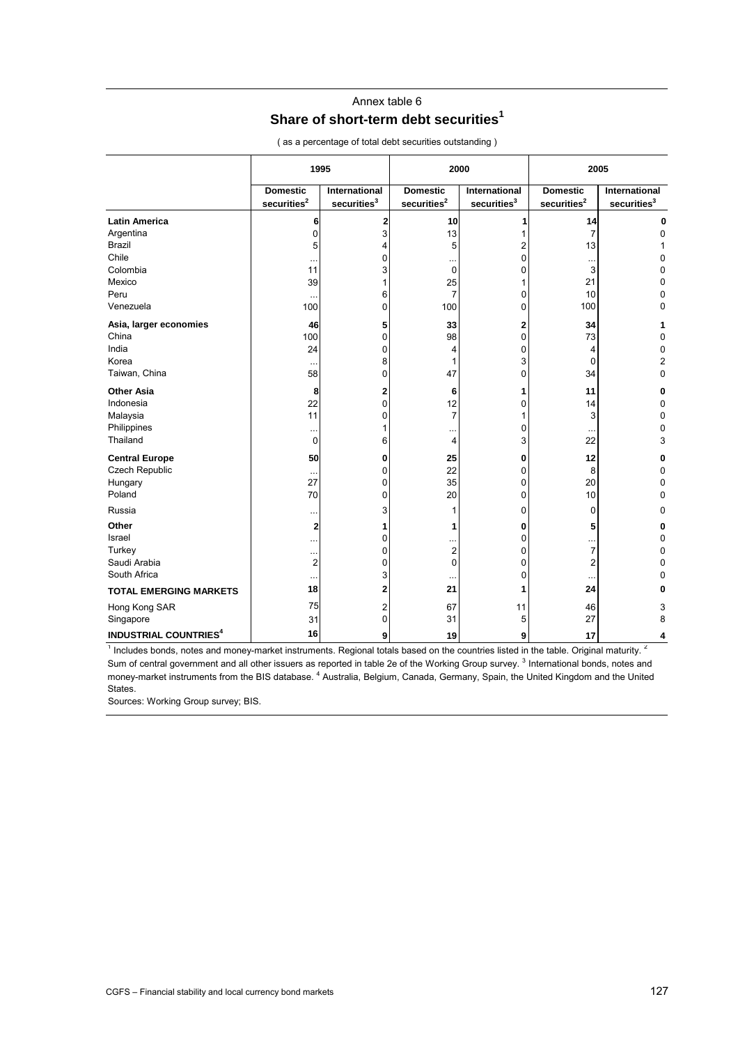Annex table 6

## Share of short-term debt securities[1]

( as a percentage of total debt securities outstanding )

| | 1995 | | 2000 | | 2005 | |
|---|---|---|---|---|---|---|
| | Domestic securities[2] | International securities[3] | Domestic securities[2] | International securities[3] | Domestic securities[2] | International securities[3] |
| **Latin America** | **6** | **2** | **10** | **1** | **14** | **0** |
| Argentina | 0 | 3 | 13 | 1 | 7 | 0 |
| Brazil | 5 | 4 | 5 | 2 | 13 | 1 |
| Chile | ... | 0 | ... | 0 | ... | 0 |
| Colombia | 11 | 3 | 0 | 0 | 3 | 0 |
| Mexico | 39 | 1 | 25 | 1 | 21 | 0 |
| Peru | ... | 6 | 7 | 0 | 10 | 0 |
| Venezuela | 100 | 0 | 100 | 0 | 100 | 0 |
| **Asia, larger economies** | **46** | **5** | **33** | **2** | **34** | **1** |
| China | 100 | 0 | 98 | 0 | 73 | 0 |
| India | 24 | 0 | 4 | 0 | 4 | 0 |
| Korea | ... | 8 | 1 | 3 | 0 | 2 |
| Taiwan, China | 58 | 0 | 47 | 0 | 34 | 0 |
| **Other Asia** | **8** | **2** | **6** | **1** | **11** | **0** |
| Indonesia | 22 | 0 | 12 | 0 | 14 | 0 |
| Malaysia | 11 | 0 | 7 | 1 | 3 | 0 |
| Philippines | ... | 1 | ... | 0 | ... | 0 |
| Thailand | 0 | 6 | 4 | 3 | 22 | 3 |
| **Central Europe** | **50** | **0** | **25** | **0** | **12** | **0** |
| Czech Republic | ... | 0 | 22 | 0 | 8 | 0 |
| Hungary | 27 | 0 | 35 | 0 | 20 | 0 |
| Poland | 70 | 0 | 20 | 0 | 10 | 0 |
| Russia | ... | 3 | 1 | 0 | 0 | 0 |
| **Other** | **2** | **1** | **1** | **0** | **5** | **0** |
| Israel | ... | 0 | ... | 0 | ... | 0 |
| Turkey | ... | 0 | 2 | 0 | 7 | 0 |
| Saudi Arabia | 2 | 0 | 0 | 0 | 2 | 0 |
| South Africa | ... | 3 | ... | 0 | ... | 0 |
| **TOTAL EMERGING MARKETS** | **18** | **2** | **21** | **1** | **24** | **0** |
| Hong Kong SAR | 75 | 2 | 67 | 11 | 46 | 3 |
| Singapore | 31 | 0 | 31 | 5 | 27 | 8 |
| **INDUSTRIAL COUNTRIES[4]** | **16** | **9** | **19** | **9** | **17** | **4** |

[1] Includes bonds, notes and money-market instruments. Regional totals based on the countries listed in the table. Original maturity. [2] Sum of central government and all other issuers as reported in table 2e of the Working Group survey. [3] International bonds, notes and money-market instruments from the BIS database. [4] Australia, Belgium, Canada, Germany, Spain, the United Kingdom and the United States.

Sources: Working Group survey; BIS.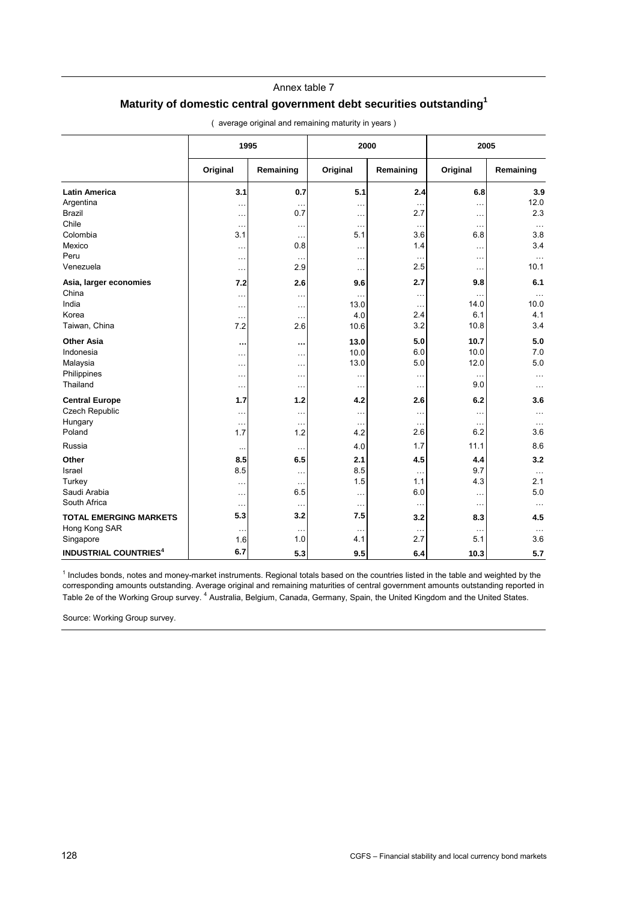Annex table 7

## Maturity of domestic central government debt securities outstanding[1]

( average original and remaining maturity in years )

| | 1995 | | 2000 | | 2005 | |
|---|---|---|---|---|---|---|
| | Original | Remaining | Original | Remaining | Original | Remaining |
| **Latin America** | **3.1** | **0.7** | **5.1** | **2.4** | **6.8** | **3.9** |
| Argentina | … | … | … | … | … | 12.0 |
| Brazil | … | 0.7 | … | 2.7 | … | 2.3 |
| Chile | … | … | … | … | … | … |
| Colombia | 3.1 | … | 5.1 | 3.6 | 6.8 | 3.8 |
| Mexico | … | 0.8 | … | 1.4 | … | 3.4 |
| Peru | … | … | … | … | … | … |
| Venezuela | … | 2.9 | … | 2.5 | … | 10.1 |
| **Asia, larger economies** | **7.2** | **2.6** | **9.6** | **2.7** | **9.8** | **6.1** |
| China | … | … | … | … | … | … |
| India | … | … | 13.0 | … | 14.0 | 10.0 |
| Korea | … | … | 4.0 | 2.4 | 6.1 | 4.1 |
| Taiwan, China | 7.2 | 2.6 | 10.6 | 3.2 | 10.8 | 3.4 |
| **Other Asia** | **…** | **…** | **13.0** | **5.0** | **10.7** | **5.0** |
| Indonesia | … | … | 10.0 | 6.0 | 10.0 | 7.0 |
| Malaysia | … | … | 13.0 | 5.0 | 12.0 | 5.0 |
| Philippines | … | … | … | … | … | … |
| Thailand | … | … | … | … | 9.0 | … |
| **Central Europe** | **1.7** | **1.2** | **4.2** | **2.6** | **6.2** | **3.6** |
| Czech Republic | … | … | … | … | … | … |
| Hungary | … | … | … | … | … | … |
| Poland | 1.7 | 1.2 | 4.2 | 2.6 | 6.2 | 3.6 |
| Russia | ... | … | 4.0 | 1.7 | 11.1 | 8.6 |
| **Other** | **8.5** | **6.5** | **2.1** | **4.5** | **4.4** | **3.2** |
| Israel | 8.5 | … | 8.5 | … | 9.7 | … |
| Turkey | … | … | 1.5 | 1.1 | 4.3 | 2.1 |
| Saudi Arabia | … | 6.5 | … | 6.0 | … | 5.0 |
| South Africa | … | … | … | … | … | … |
| **TOTAL EMERGING MARKETS** | **5.3** | **3.2** | **7.5** | **3.2** | **8.3** | **4.5** |
| Hong Kong SAR | … | … | … | … | … | … |
| Singapore | 1.6 | 1.0 | 4.1 | 2.7 | 5.1 | 3.6 |
| **INDUSTRIAL COUNTRIES[4]** | **6.7** | **5.3** | **9.5** | **6.4** | **10.3** | **5.7** |

[1] Includes bonds, notes and money-market instruments. Regional totals based on the countries listed in the table and weighted by the corresponding amounts outstanding. Average original and remaining maturities of central government amounts outstanding reported in Table 2e of the Working Group survey. [4] Australia, Belgium, Canada, Germany, Spain, the United Kingdom and the United States.

Source: Working Group survey.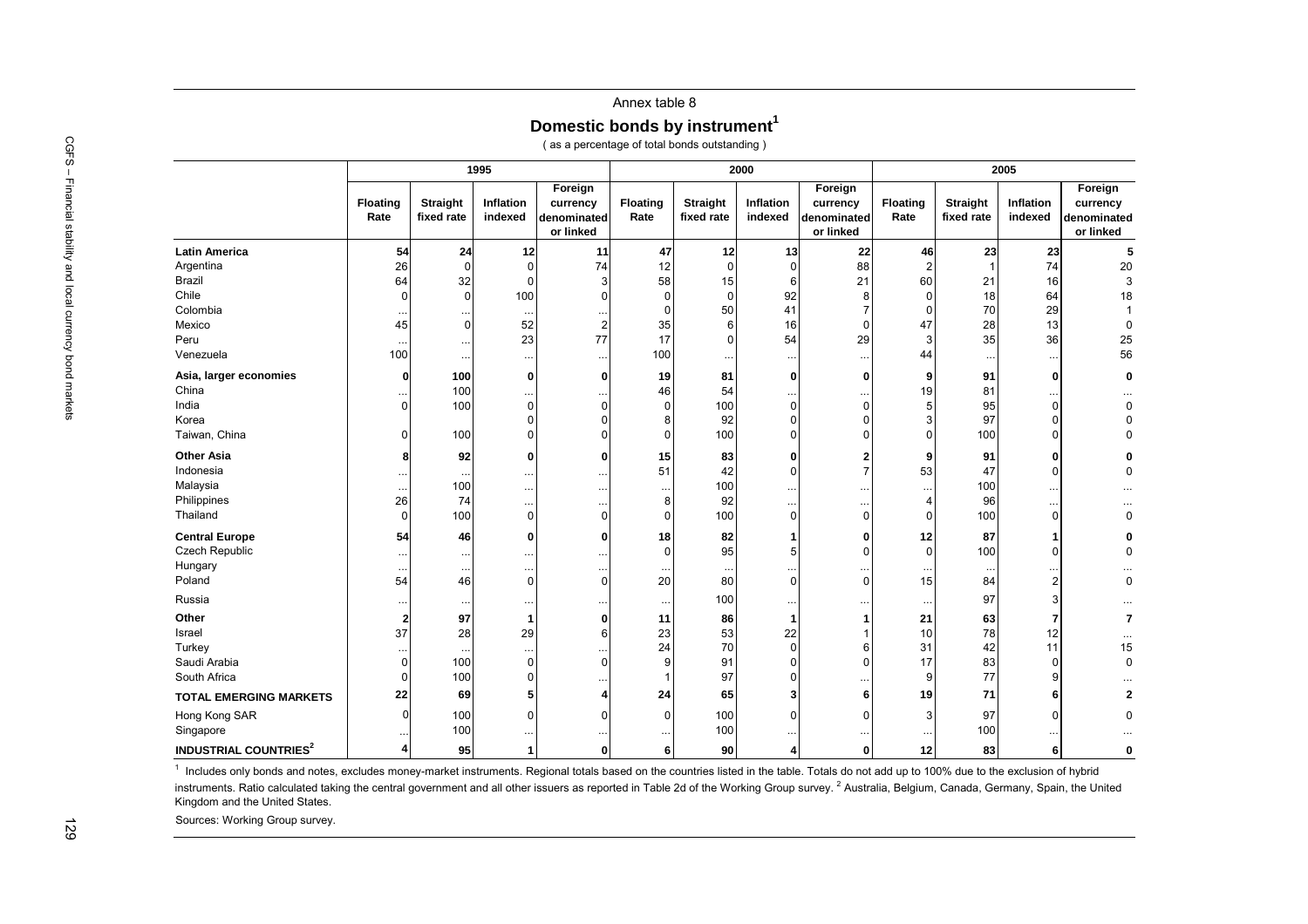Annex table 8

## Domestic bonds by instrument[1]

( as a percentage of total bonds outstanding )

| | 1995 | | | | 2000 | | | | 2005 | | | |
|---|---|---|---|---|---|---|---|---|---|---|---|---|
| | Floating Rate | Straight fixed rate | Inflation indexed | Foreign currency denominated or linked | Floating Rate | Straight fixed rate | Inflation indexed | Foreign currency denominated or linked | Floating Rate | Straight fixed rate | Inflation indexed | Foreign currency denominated or linked |
| **Latin America** | **54** | **24** | **12** | **11** | **47** | **12** | **13** | **22** | **46** | **23** | **23** | **5** |
| Argentina | 26 | 0 | 0 | 74 | 12 | 0 | 0 | 88 | 2 | 1 | 74 | 20 |
| Brazil | 64 | 32 | 0 | 3 | 58 | 15 | 6 | 21 | 60 | 21 | 16 | 3 |
| Chile | 0 | 0 | 100 | 0 | 0 | 0 | 92 | 8 | 0 | 18 | 64 | 18 |
| Colombia | ... | ... | ... | ... | 0 | 50 | 41 | 7 | 0 | 70 | 29 | 1 |
| Mexico | 45 | 0 | 52 | 2 | 35 | 6 | 16 | 0 | 47 | 28 | 13 | 0 |
| Peru | ... | ... | 23 | 77 | 17 | 0 | 54 | 29 | 3 | 35 | 36 | 25 |
| Venezuela | 100 | ... | ... | ... | 100 | ... | ... | ... | 44 | ... | ... | 56 |
| **Asia, larger economies** | **0** | **100** | **0** | **0** | **19** | **81** | **0** | **0** | **9** | **91** | **0** | **0** |
| China | ... | 100 | ... | ... | 46 | 54 | ... | ... | 19 | 81 | ... | ... |
| India | 0 | 100 | 0 | 0 | 0 | 100 | 0 | 0 | 5 | 95 | 0 | 0 |
| Korea | | | 0 | 0 | 8 | 92 | 0 | 0 | 3 | 97 | 0 | 0 |
| Taiwan, China | 0 | 100 | 0 | 0 | 0 | 100 | 0 | 0 | 0 | 100 | 0 | 0 |
| **Other Asia** | **8** | **92** | **0** | **0** | **15** | **83** | **0** | **2** | **9** | **91** | **0** | **0** |
| Indonesia | ... | ... | ... | ... | 51 | 42 | 0 | 7 | 53 | 47 | 0 | 0 |
| Malaysia | ... | 100 | ... | ... | ... | 100 | ... | ... | ... | 100 | ... | ... |
| Philippines | 26 | 74 | ... | ... | 8 | 92 | ... | ... | 4 | 96 | ... | ... |
| Thailand | 0 | 100 | 0 | 0 | 0 | 100 | 0 | 0 | 0 | 100 | 0 | 0 |
| **Central Europe** | **54** | **46** | **0** | **0** | **18** | **82** | **1** | **0** | **12** | **87** | **1** | **0** |
| Czech Republic | ... | ... | ... | ... | 0 | 95 | 5 | 0 | 0 | 100 | 0 | 0 |
| Hungary | ... | ... | ... | ... | ... | ... | ... | ... | ... | ... | ... | ... |
| Poland | 54 | 46 | 0 | 0 | 20 | 80 | 0 | 0 | 15 | 84 | 2 | 0 |
| Russia | ... | ... | ... | ... | ... | 100 | ... | ... | ... | 97 | 3 | ... |
| **Other** | **2** | **97** | **1** | **0** | **11** | **86** | **1** | **1** | **21** | **63** | **7** | **7** |
| Israel | 37 | 28 | 29 | 6 | 23 | 53 | 22 | 1 | 10 | 78 | 12 | ... |
| Turkey | ... | ... | ... | ... | 24 | 70 | 0 | 6 | 31 | 42 | 11 | 15 |
| Saudi Arabia | 0 | 100 | 0 | 0 | 9 | 91 | 0 | 0 | 17 | 83 | 0 | 0 |
| South Africa | 0 | 100 | 0 | ... | 1 | 97 | 0 | ... | 9 | 77 | 9 | ... |
| **TOTAL EMERGING MARKETS** | **22** | **69** | **5** | **4** | **24** | **65** | **3** | **6** | **19** | **71** | **6** | **2** |
| Hong Kong SAR | 0 | 100 | 0 | 0 | 0 | 100 | 0 | 0 | 3 | 97 | 0 | 0 |
| Singapore | ... | 100 | ... | ... | ... | 100 | ... | ... | ... | 100 | ... | ... |
| **INDUSTRIAL COUNTRIES[2]** | **4** | **95** | **1** | **0** | **6** | **90** | **4** | **0** | **12** | **83** | **6** | **0** |

[1] Includes only bonds and notes, excludes money-market instruments. Regional totals based on the countries listed in the table. Totals do not add up to 100% due to the exclusion of hybrid instruments. Ratio calculated taking the central government and all other issuers as reported in Table 2d of the Working Group survey. [2] Australia, Belgium, Canada, Germany, Spain, the United Kingdom and the United States.

Sources: Working Group survey.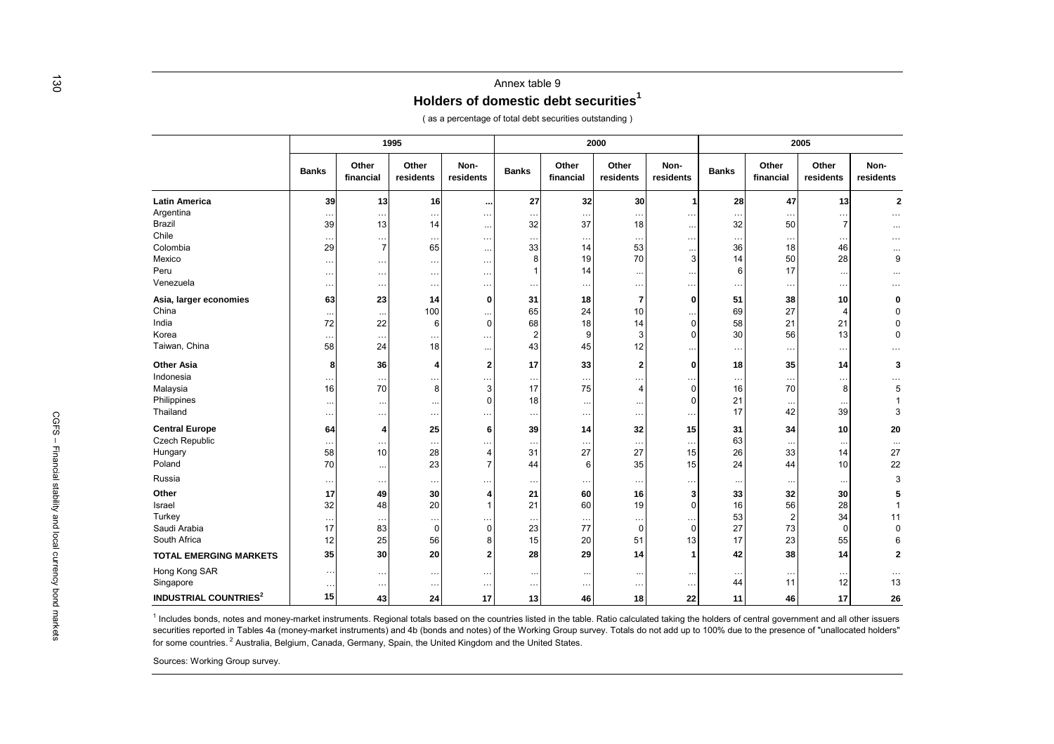Annex table 9

## Holders of domestic debt securities[1]

( as a percentage of total debt securities outstanding )

| | 1995 | | | | 2000 | | | | 2005 | | | |
|---|---|---|---|---|---|---|---|---|---|---|---|---|
| | Banks | Other financial | Other residents | Non-residents | Banks | Other financial | Other residents | Non-residents | Banks | Other financial | Other residents | Non-residents |
| **Latin America** | **39** | **13** | **16** | **...** | **27** | **32** | **30** | **1** | **28** | **47** | **13** | **2** |
| Argentina | … | … | … | … | … | … | … | … | … | … | … | … |
| Brazil | 39 | 13 | 14 | … | 32 | 37 | 18 | … | 32 | 50 | 7 | … |
| Chile | … | … | … | … | … | … | … | … | … | … | … | … |
| Colombia | 29 | 7 | 65 | … | 33 | 14 | 53 | ... | 36 | 18 | 46 | ... |
| Mexico | … | … | … | … | 8 | 19 | 70 | 3 | 14 | 50 | 28 | 9 |
| Peru | … | … | … | … | 1 | 14 | ... | ... | 6 | 17 | ... | ... |
| Venezuela | … | … | … | … | … | … | … | … | … | … | … | … |
| **Asia, larger economies** | **63** | **23** | **14** | **0** | **31** | **18** | **7** | **0** | **51** | **38** | **10** | **0** |
| China | ... | ... | 100 | ... | 65 | 24 | 10 | ... | 69 | 27 | 4 | 0 |
| India | 72 | 22 | 6 | 0 | 68 | 18 | 14 | 0 | 58 | 21 | 21 | 0 |
| Korea | … | … | … | … | 2 | 9 | 3 | 0 | 30 | 56 | 13 | 0 |
| Taiwan, China | 58 | 24 | 18 | … | 43 | 45 | 12 | … | … | … | … | … |
| **Other Asia** | **8** | **36** | **4** | **2** | **17** | **33** | **2** | **0** | **18** | **35** | **14** | **3** |
| Indonesia | … | … | … | … | … | … | … | … | … | … | … | … |
| Malaysia | 16 | 70 | 8 | 3 | 17 | 75 | 4 | 0 | 16 | 70 | 8 | 5 |
| Philippines | ... | ... | ... | 0 | 18 | ... | ... | 0 | 21 | ... | ... | 1 |
| Thailand | … | … | … | … | … | … | … | … | 17 | 42 | 39 | 3 |
| **Central Europe** | **64** | **4** | **25** | **6** | **39** | **14** | **32** | **15** | **31** | **34** | **10** | **20** |
| Czech Republic | … | … | … | … | … | … | … | … | 63 | ... | ... | ... |
| Hungary | 58 | 10 | 28 | 4 | 31 | 27 | 27 | 15 | 26 | 33 | 14 | 27 |
| Poland | 70 | ... | 23 | 7 | 44 | 6 | 35 | 15 | 24 | 44 | 10 | 22 |
| Russia | … | … | … | … | … | … | … | … | ... | ... | ... | 3 |
| **Other** | **17** | **49** | **30** | **4** | **21** | **60** | **16** | **3** | **33** | **32** | **30** | **5** |
| Israel | 32 | 48 | 20 | 1 | 21 | 60 | 19 | 0 | 16 | 56 | 28 | 1 |
| Turkey | … | … | … | … | … | … | … | … | 53 | 2 | 34 | 11 |
| Saudi Arabia | 17 | 83 | 0 | 0 | 23 | 77 | 0 | 0 | 27 | 73 | 0 | 0 |
| South Africa | 12 | 25 | 56 | 8 | 15 | 20 | 51 | 13 | 17 | 23 | 55 | 6 |
| **TOTAL EMERGING MARKETS** | **35** | **30** | **20** | **2** | **28** | **29** | **14** | **1** | **42** | **38** | **14** | **2** |
| Hong Kong SAR | … | … | … | … | ... | ... | ... | ... | … | … | … | … |
| Singapore | … | … | … | … | … | … | … | … | 44 | 11 | 12 | 13 |
| **INDUSTRIAL COUNTRIES[2]** | **15** | **43** | **24** | **17** | **13** | **46** | **18** | **22** | **11** | **46** | **17** | **26** |

[1] Includes bonds, notes and money-market instruments. Regional totals based on the countries listed in the table. Ratio calculated taking the holders of central government and all other issuers securities reported in Tables 4a (money-market instruments) and 4b (bonds and notes) of the Working Group survey. Totals do not add up to 100% due to the presence of "unallocated holders" for some countries. [2] Australia, Belgium, Canada, Germany, Spain, the United Kingdom and the United States.

Sources: Working Group survey.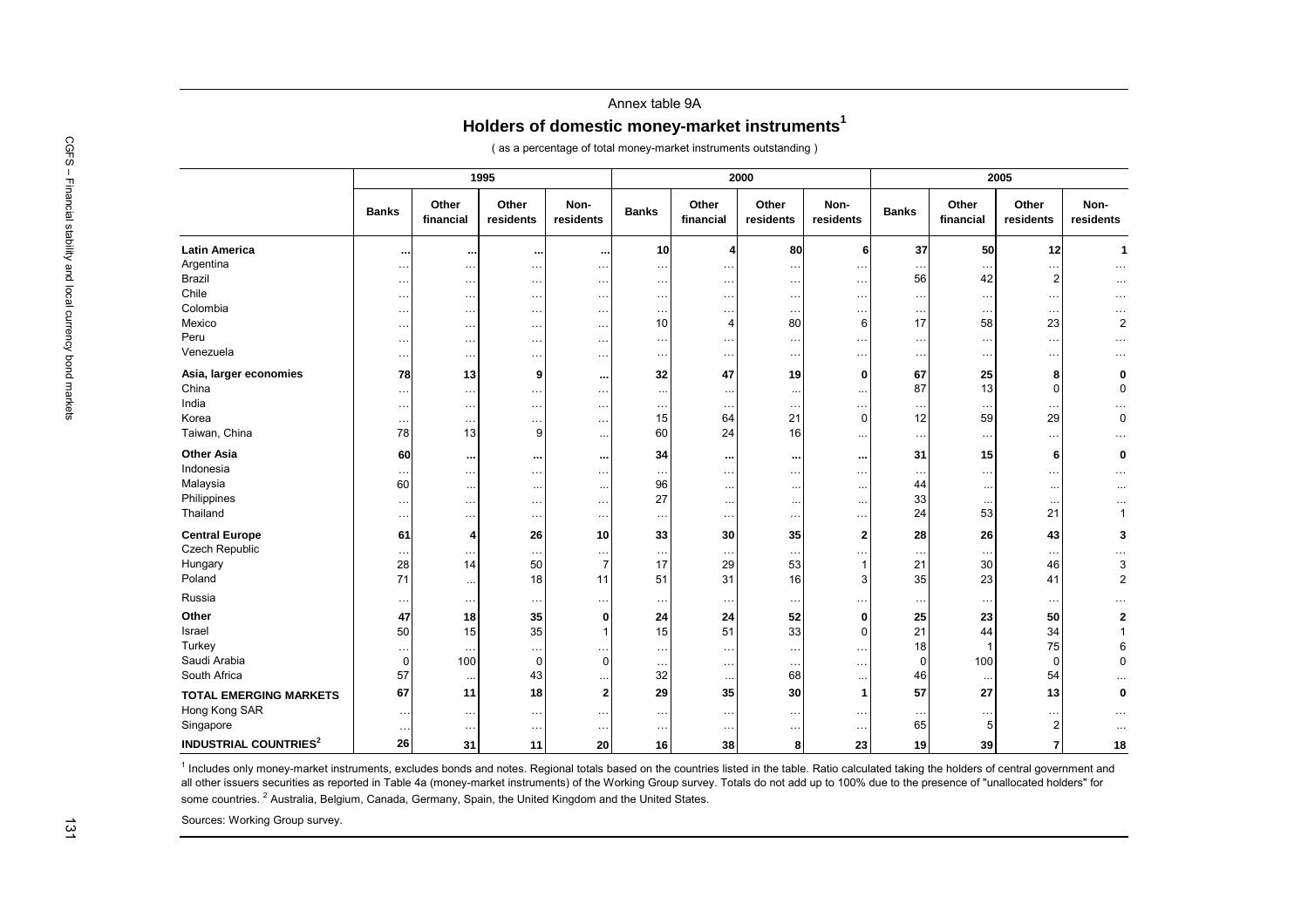Annex table 9A

## Holders of domestic money-market instruments[1]

( as a percentage of total money-market instruments outstanding )

| | 1995 | | | | 2000 | | | | 2005 | | | |
|---|---|---|---|---|---|---|---|---|---|---|---|---|
| | Banks | Other financial | Other residents | Non-residents | Banks | Other financial | Other residents | Non-residents | Banks | Other financial | Other residents | Non-residents |
| **Latin America** | **...** | **...** | **...** | **...** | **10** | **4** | **80** | **6** | **37** | **50** | **12** | **1** |
| Argentina | ... | ... | ... | ... | ... | ... | ... | ... | ... | ... | ... | ... |
| Brazil | ... | ... | ... | ... | ... | ... | ... | ... | 56 | 42 | 2 | ... |
| Chile | ... | ... | ... | ... | ... | ... | ... | ... | ... | ... | ... | ... |
| Colombia | ... | ... | ... | ... | ... | ... | ... | ... | ... | ... | ... | ... |
| Mexico | ... | ... | ... | ... | 10 | 4 | 80 | 6 | 17 | 58 | 23 | 2 |
| Peru | ... | ... | ... | ... | ... | ... | ... | ... | ... | ... | ... | ... |
| Venezuela | ... | ... | ... | ... | ... | ... | ... | ... | ... | ... | ... | ... |
| **Asia, larger economies** | **78** | **13** | **9** | **...** | **32** | **47** | **19** | **0** | **67** | **25** | **8** | **0** |
| China | ... | ... | ... | ... | ... | ... | ... | ... | 87 | 13 | 0 | 0 |
| India | ... | ... | ... | ... | ... | ... | ... | ... | ... | ... | ... | ... |
| Korea | ... | ... | ... | ... | 15 | 64 | 21 | 0 | 12 | 59 | 29 | 0 |
| Taiwan, China | 78 | 13 | 9 | ... | 60 | 24 | 16 | ... | ... | ... | ... | ... |
| **Other Asia** | **60** | **...** | **...** | **...** | **34** | **...** | **...** | **...** | **31** | **15** | **6** | **0** |
| Indonesia | ... | ... | ... | ... | ... | ... | ... | ... | ... | ... | ... | ... |
| Malaysia | 60 | ... | ... | ... | 96 | ... | ... | ... | 44 | ... | ... | ... |
| Philippines | ... | ... | ... | ... | 27 | ... | ... | ... | 33 | ... | ... | ... |
| Thailand | ... | ... | ... | ... | ... | ... | ... | ... | 24 | 53 | 21 | 1 |
| **Central Europe** | **61** | **4** | **26** | **10** | **33** | **30** | **35** | **2** | **28** | **26** | **43** | **3** |
| Czech Republic | ... | ... | ... | ... | ... | ... | ... | ... | ... | ... | ... | ... |
| Hungary | 28 | 14 | 50 | 7 | 17 | 29 | 53 | 1 | 21 | 30 | 46 | 3 |
| Poland | 71 | ... | 18 | 11 | 51 | 31 | 16 | 3 | 35 | 23 | 41 | 2 |
| Russia | ... | ... | ... | ... | ... | ... | ... | ... | ... | ... | ... | ... |
| **Other** | **47** | **18** | **35** | **0** | **24** | **24** | **52** | **0** | **25** | **23** | **50** | **2** |
| Israel | 50 | 15 | 35 | 1 | 15 | 51 | 33 | 0 | 21 | 44 | 34 | 1 |
| Turkey | ... | ... | ... | ... | ... | ... | ... | ... | 18 | 1 | 75 | 6 |
| Saudi Arabia | 0 | 100 | 0 | 0 | ... | ... | ... | ... | 0 | 100 | 0 | 0 |
| South Africa | 57 | ... | 43 | ... | 32 | ... | 68 | ... | 46 | ... | 54 | ... |
| **TOTAL EMERGING MARKETS** | **67** | **11** | **18** | **2** | **29** | **35** | **30** | **1** | **57** | **27** | **13** | **0** |
| Hong Kong SAR | ... | ... | ... | ... | ... | ... | ... | ... | ... | ... | ... | ... |
| Singapore | ... | ... | ... | ... | ... | ... | ... | ... | 65 | 5 | 2 | ... |
| **INDUSTRIAL COUNTRIES[2]** | **26** | **31** | **11** | **20** | **16** | **38** | **8** | **23** | **19** | **39** | **7** | **18** |

[1] Includes only money-market instruments, excludes bonds and notes. Regional totals based on the countries listed in the table. Ratio calculated taking the holders of central government and all other issuers securities as reported in Table 4a (money-market instruments) of the Working Group survey. Totals do not add up to 100% due to the presence of "unallocated holders" for some countries. [2] Australia, Belgium, Canada, Germany, Spain, the United Kingdom and the United States.

Sources: Working Group survey.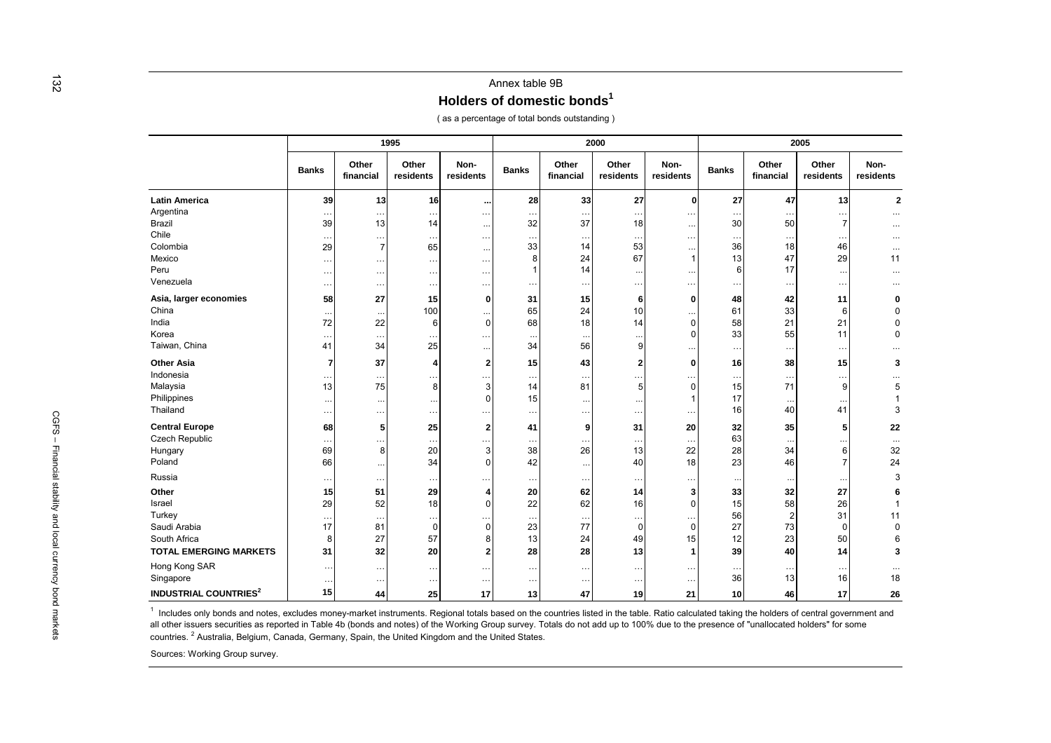Annex table 9B

## Holders of domestic bonds[1]

( as a percentage of total bonds outstanding )

| | 1995 | | | | 2000 | | | | 2005 | | | |
|---|---|---|---|---|---|---|---|---|---|---|---|---|
| | Banks | Other financial | Other residents | Non-residents | Banks | Other financial | Other residents | Non-residents | Banks | Other financial | Other residents | Non-residents |
| **Latin America** | **39** | **13** | **16** | **...** | **28** | **33** | **27** | **0** | **27** | **47** | **13** | **2** |
| Argentina | ... | ... | ... | ... | ... | ... | ... | ... | ... | ... | ... | ... |
| Brazil | 39 | 13 | 14 | ... | 32 | 37 | 18 | ... | 30 | 50 | 7 | ... |
| Chile | ... | ... | ... | ... | ... | ... | ... | ... | ... | ... | ... | ... |
| Colombia | 29 | 7 | 65 | ... | 33 | 14 | 53 | ... | 36 | 18 | 46 | ... |
| Mexico | ... | ... | ... | ... | 8 | 24 | 67 | 1 | 13 | 47 | 29 | 11 |
| Peru | ... | ... | ... | ... | 1 | 14 | ... | ... | 6 | 17 | ... | ... |
| Venezuela | ... | ... | ... | ... | ... | ... | ... | ... | ... | ... | ... | ... |
| **Asia, larger economies** | **58** | **27** | **15** | **0** | **31** | **15** | **6** | **0** | **48** | **42** | **11** | **0** |
| China | ... | ... | 100 | ... | 65 | 24 | 10 | ... | 61 | 33 | 6 | 0 |
| India | 72 | 22 | 6 | 0 | 68 | 18 | 14 | 0 | 58 | 21 | 21 | 0 |
| Korea | ... | ... | ... | ... | ... | ... | ... | 0 | 33 | 55 | 11 | 0 |
| Taiwan, China | 41 | 34 | 25 | ... | 34 | 56 | 9 | ... | ... | ... | ... | ... |
| **Other Asia** | **7** | **37** | **4** | **2** | **15** | **43** | **2** | **0** | **16** | **38** | **15** | **3** |
| Indonesia | ... | ... | ... | ... | ... | ... | ... | ... | ... | ... | ... | ... |
| Malaysia | 13 | 75 | 8 | 3 | 14 | 81 | 5 | 0 | 15 | 71 | 9 | 5 |
| Philippines | ... | ... | ... | 0 | 15 | ... | ... | 1 | 17 | ... | ... | 1 |
| Thailand | ... | ... | ... | ... | ... | ... | ... | ... | 16 | 40 | 41 | 3 |
| **Central Europe** | **68** | **5** | **25** | **2** | **41** | **9** | **31** | **20** | **32** | **35** | **5** | **22** |
| Czech Republic | ... | ... | ... | ... | ... | ... | ... | ... | 63 | ... | ... | ... |
| Hungary | 69 | 8 | 20 | 3 | 38 | 26 | 13 | 22 | 28 | 34 | 6 | 32 |
| Poland | 66 | ... | 34 | 0 | 42 | ... | 40 | 18 | 23 | 46 | 7 | 24 |
| Russia | ... | ... | ... | ... | ... | ... | ... | ... | ... | ... | ... | 3 |
| **Other** | **15** | **51** | **29** | **4** | **20** | **62** | **14** | **3** | **33** | **32** | **27** | **6** |
| Israel | 29 | 52 | 18 | 0 | 22 | 62 | 16 | 0 | 15 | 58 | 26 | 1 |
| Turkey | ... | ... | ... | ... | ... | ... | ... | ... | 56 | 2 | 31 | 11 |
| Saudi Arabia | 17 | 81 | 0 | 0 | 23 | 77 | 0 | 0 | 27 | 73 | 0 | 0 |
| South Africa | 8 | 27 | 57 | 8 | 13 | 24 | 49 | 15 | 12 | 23 | 50 | 6 |
| **TOTAL EMERGING MARKETS** | **31** | **32** | **20** | **2** | **28** | **28** | **13** | **1** | **39** | **40** | **14** | **3** |
| Hong Kong SAR | ... | ... | ... | ... | ... | ... | ... | ... | ... | ... | ... | ... |
| Singapore | ... | ... | ... | ... | ... | ... | ... | ... | 36 | 13 | 16 | 18 |
| **INDUSTRIAL COUNTRIES[2]** | **15** | **44** | **25** | **17** | **13** | **47** | **19** | **21** | **10** | **46** | **17** | **26** |

[1] Includes only bonds and notes, excludes money-market instruments. Regional totals based on the countries listed in the table. Ratio calculated taking the holders of central government and all other issuers securities as reported in Table 4b (bonds and notes) of the Working Group survey. Totals do not add up to 100% due to the presence of "unallocated holders" for some countries. [2] Australia, Belgium, Canada, Germany, Spain, the United Kingdom and the United States.

Sources: Working Group survey.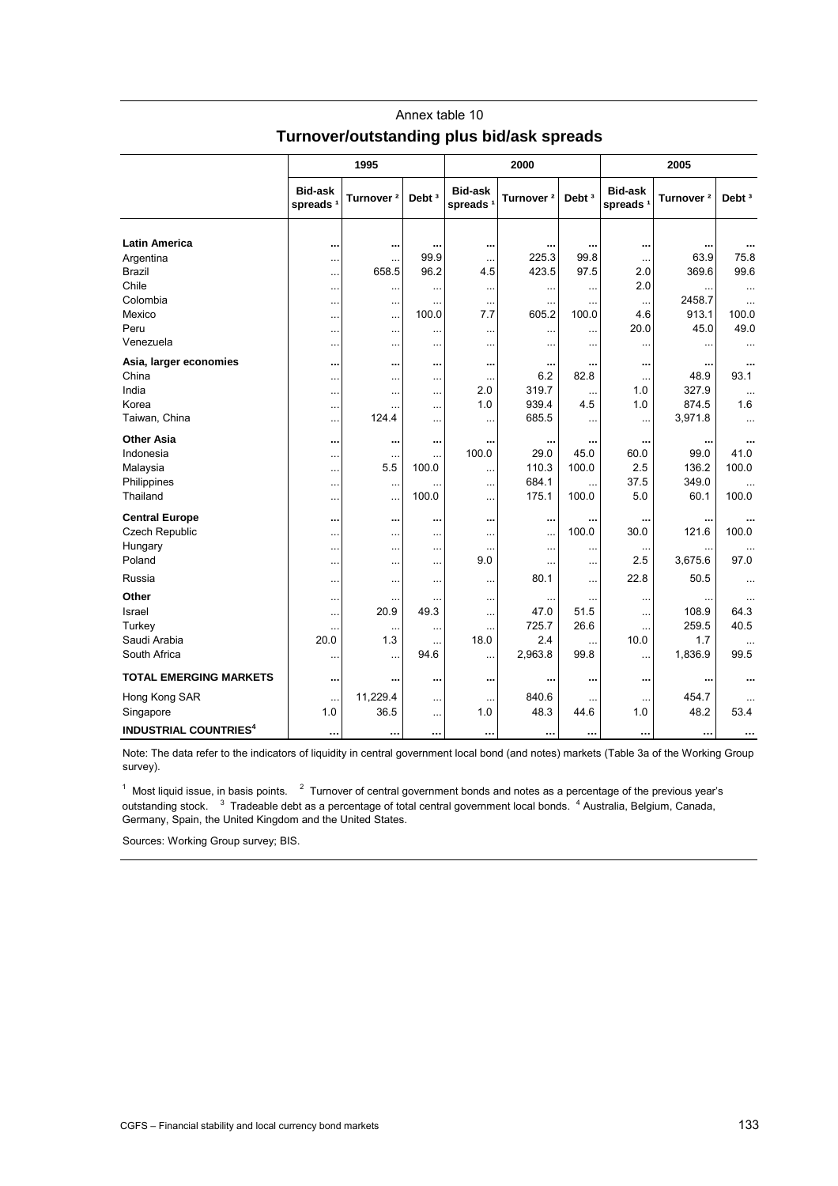Annex table 10

## Turnover/outstanding plus bid/ask spreads

| | 1995 | | | 2000 | | | 2005 | | |
|---|---|---|---|---|---|---|---|---|---|
| | Bid-ask spreads [1] | Turnover [2] | Debt [3] | Bid-ask spreads [1] | Turnover [2] | Debt [3] | Bid-ask spreads [1] | Turnover [2] | Debt [3] |
| **Latin America** | **...** | **...** | **...** | **...** | **...** | **...** | **...** | **...** | **...** |
| Argentina | ... | ... | 99.9 | ... | 225.3 | 99.8 | ... | 63.9 | 75.8 |
| Brazil | ... | 658.5 | 96.2 | 4.5 | 423.5 | 97.5 | 2.0 | 369.6 | 99.6 |
| Chile | ... | ... | ... | ... | ... | ... | 2.0 | ... | ... |
| Colombia | ... | ... | ... | ... | ... | ... | ... | 2458.7 | ... |
| Mexico | ... | ... | 100.0 | 7.7 | 605.2 | 100.0 | 4.6 | 913.1 | 100.0 |
| Peru | ... | ... | ... | ... | ... | ... | 20.0 | 45.0 | 49.0 |
| Venezuela | ... | ... | ... | ... | ... | ... | ... | ... | ... |
| **Asia, larger economies** | **...** | **...** | **...** | **...** | **...** | **...** | **...** | **...** | **...** |
| China | ... | ... | ... | ... | 6.2 | 82.8 | ... | 48.9 | 93.1 |
| India | ... | ... | ... | 2.0 | 319.7 | ... | 1.0 | 327.9 | ... |
| Korea | ... | ... | ... | 1.0 | 939.4 | 4.5 | 1.0 | 874.5 | 1.6 |
| Taiwan, China | ... | 124.4 | ... | ... | 685.5 | ... | ... | 3,971.8 | ... |
| **Other Asia** | **...** | **...** | **...** | **...** | **...** | **...** | **...** | **...** | **...** |
| Indonesia | ... | ... | ... | 100.0 | 29.0 | 45.0 | 60.0 | 99.0 | 41.0 |
| Malaysia | ... | 5.5 | 100.0 | ... | 110.3 | 100.0 | 2.5 | 136.2 | 100.0 |
| Philippines | ... | ... | ... | ... | 684.1 | ... | 37.5 | 349.0 | ... |
| Thailand | ... | ... | 100.0 | ... | 175.1 | 100.0 | 5.0 | 60.1 | 100.0 |
| **Central Europe** | **...** | **...** | **...** | **...** | **...** | **...** | **...** | **...** | **...** |
| Czech Republic | ... | ... | ... | ... | ... | 100.0 | 30.0 | 121.6 | 100.0 |
| Hungary | ... | ... | ... | ... | ... | ... | ... | ... | ... |
| Poland | ... | ... | ... | 9.0 | ... | ... | 2.5 | 3,675.6 | 97.0 |
| Russia | ... | ... | ... | ... | 80.1 | ... | 22.8 | 50.5 | ... |
| **Other** | ... | ... | ... | ... | ... | ... | ... | ... | ... |
| Israel | ... | 20.9 | 49.3 | ... | 47.0 | 51.5 | ... | 108.9 | 64.3 |
| Turkey | ... | ... | ... | ... | 725.7 | 26.6 | ... | 259.5 | 40.5 |
| Saudi Arabia | 20.0 | 1.3 | ... | 18.0 | 2.4 | ... | 10.0 | 1.7 | ... |
| South Africa | ... | ... | 94.6 | ... | 2,963.8 | 99.8 | ... | 1,836.9 | 99.5 |
| **TOTAL EMERGING MARKETS** | **...** | **...** | **...** | **...** | **...** | **...** | **...** | **...** | **...** |
| Hong Kong SAR | ... | 11,229.4 | ... | ... | 840.6 | ... | ... | 454.7 | ... |
| Singapore | 1.0 | 36.5 | ... | 1.0 | 48.3 | 44.6 | 1.0 | 48.2 | 53.4 |
| **INDUSTRIAL COUNTRIES[4]** | **...** | **...** | **...** | **...** | **...** | **...** | **...** | **...** | **...** |

Note: The data refer to the indicators of liquidity in central government local bond (and notes) markets (Table 3a of the Working Group survey).

[1] Most liquid issue, in basis points. [2] Turnover of central government bonds and notes as a percentage of the previous year's outstanding stock. [3] Tradeable debt as a percentage of total central government local bonds. [4] Australia, Belgium, Canada, Germany, Spain, the United Kingdom and the United States.

Sources: Working Group survey; BIS.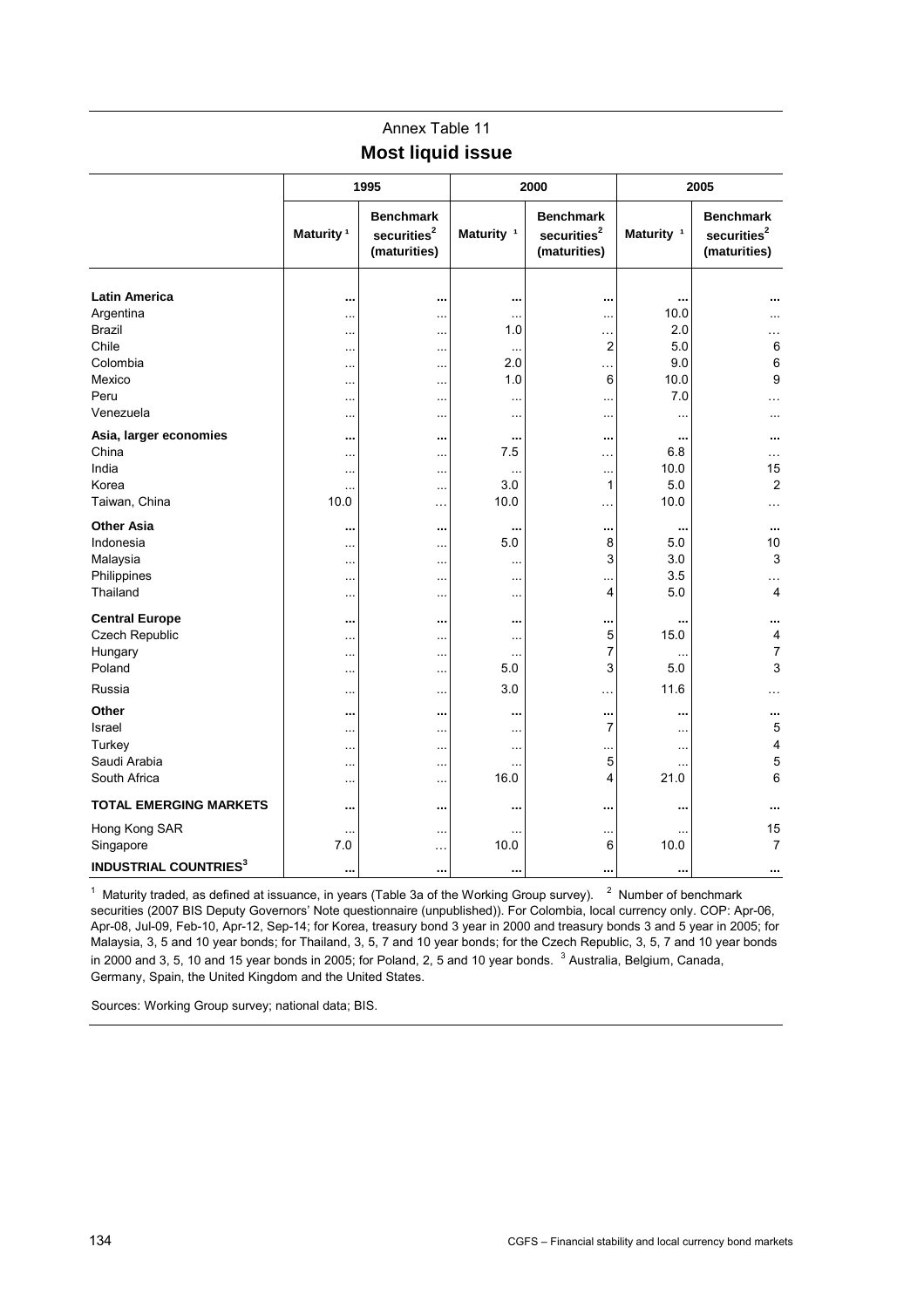Annex Table 11

## Most liquid issue

| | 1995 | | 2000 | | 2005 | |
|---|---|---|---|---|---|---|
| | Maturity [1] | Benchmark securities[2] (maturities) | Maturity [1] | Benchmark securities[2] (maturities) | Maturity [1] | Benchmark securities[2] (maturities) |
| **Latin America** | **...** | **...** | **...** | **...** | **...** | **...** |
| Argentina | ... | ... | ... | ... | 10.0 | ... |
| Brazil | ... | ... | 1.0 | ... | 2.0 | ... |
| Chile | ... | ... | ... | 2 | 5.0 | 6 |
| Colombia | ... | ... | 2.0 | ... | 9.0 | 6 |
| Mexico | ... | ... | 1.0 | 6 | 10.0 | 9 |
| Peru | ... | ... | ... | ... | 7.0 | ... |
| Venezuela | ... | ... | ... | ... | ... | ... |
| **Asia, larger economies** | **...** | **...** | **...** | **...** | **...** | **...** |
| China | ... | ... | 7.5 | ... | 6.8 | ... |
| India | ... | ... | ... | ... | 10.0 | 15 |
| Korea | ... | ... | 3.0 | 1 | 5.0 | 2 |
| Taiwan, China | 10.0 | ... | 10.0 | ... | 10.0 | ... |
| **Other Asia** | **...** | **...** | **...** | **...** | **...** | **...** |
| Indonesia | ... | ... | 5.0 | 8 | 5.0 | 10 |
| Malaysia | ... | ... | ... | 3 | 3.0 | 3 |
| Philippines | ... | ... | ... | ... | 3.5 | ... |
| Thailand | ... | ... | ... | 4 | 5.0 | 4 |
| **Central Europe** | **...** | **...** | **...** | **...** | **...** | **...** |
| Czech Republic | ... | ... | ... | 5 | 15.0 | 4 |
| Hungary | ... | ... | ... | 7 | ... | 7 |
| Poland | ... | ... | 5.0 | 3 | 5.0 | 3 |
| Russia | ... | ... | 3.0 | ... | 11.6 | ... |
| **Other** | **...** | **...** | **...** | **...** | **...** | **...** |
| Israel | ... | ... | ... | 7 | ... | 5 |
| Turkey | ... | ... | ... | ... | ... | 4 |
| Saudi Arabia | ... | ... | ... | 5 | ... | 5 |
| South Africa | ... | ... | 16.0 | 4 | 21.0 | 6 |
| **TOTAL EMERGING MARKETS** | **...** | **...** | **...** | **...** | **...** | **...** |
| Hong Kong SAR | ... | ... | ... | ... | ... | 15 |
| Singapore | 7.0 | ... | 10.0 | 6 | 10.0 | 7 |
| **INDUSTRIAL COUNTRIES[3]** | **...** | **...** | **...** | **...** | **...** | **...** |

[1] Maturity traded, as defined at issuance, in years (Table 3a of the Working Group survey). [2] Number of benchmark securities (2007 BIS Deputy Governors' Note questionnaire (unpublished)). For Colombia, local currency only. COP: Apr-06, Apr-08, Jul-09, Feb-10, Apr-12, Sep-14; for Korea, treasury bond 3 year in 2000 and treasury bonds 3 and 5 year in 2005; for Malaysia, 3, 5 and 10 year bonds; for Thailand, 3, 5, 7 and 10 year bonds; for the Czech Republic, 3, 5, 7 and 10 year bonds in 2000 and 3, 5, 10 and 15 year bonds in 2005; for Poland, 2, 5 and 10 year bonds. [3] Australia, Belgium, Canada, Germany, Spain, the United Kingdom and the United States.

Sources: Working Group survey; national data; BIS.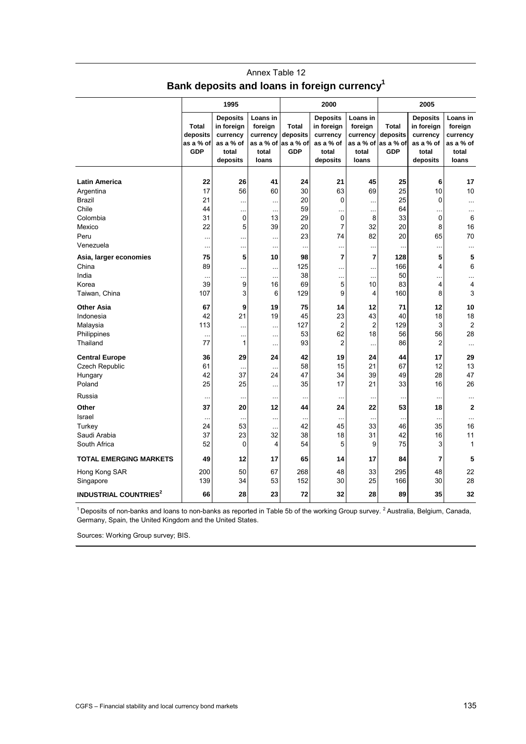Annex Table 12

## Bank deposits and loans in foreign currency[1]

| | 1995 | | | 2000 | | | 2005 | | |
|---|---|---|---|---|---|---|---|---|---|
| | Total deposits as a % of GDP | Deposits in foreign currency as a % of total deposits | Loans in foreign currency as a % of total loans | Total deposits as a % of GDP | Deposits in foreign currency as a % of total deposits | Loans in foreign currency as a % of total loans | Total deposits as a % of GDP | Deposits in foreign currency as a % of total deposits | Loans in foreign currency as a % of total loans |
| **Latin America** | **22** | **26** | **41** | **24** | **21** | **45** | **25** | **6** | **17** |
| Argentina | 17 | 56 | 60 | 30 | 63 | 69 | 25 | 10 | 10 |
| Brazil | 21 | ... | ... | 20 | 0 | ... | 25 | 0 | ... |
| Chile | 44 | ... | ... | 59 | ... | ... | 64 | ... | ... |
| Colombia | 31 | 0 | 13 | 29 | 0 | 8 | 33 | 0 | 6 |
| Mexico | 22 | 5 | 39 | 20 | 7 | 32 | 20 | 8 | 16 |
| Peru | ... | ... | ... | 23 | 74 | 82 | 20 | 65 | 70 |
| Venezuela | ... | ... | ... | ... | ... | ... | ... | ... | ... |
| **Asia, larger economies** | **75** | **5** | **10** | **98** | **7** | **7** | **128** | **5** | **5** |
| China | 89 | ... | ... | 125 | ... | ... | 166 | 4 | 6 |
| India | ... | ... | ... | 38 | ... | ... | 50 | ... | ... |
| Korea | 39 | 9 | 16 | 69 | 5 | 10 | 83 | 4 | 4 |
| Taiwan, China | 107 | 3 | 6 | 129 | 9 | 4 | 160 | 8 | 3 |
| **Other Asia** | **67** | **9** | **19** | **75** | **14** | **12** | **71** | **12** | **10** |
| Indonesia | 42 | 21 | 19 | 45 | 23 | 43 | 40 | 18 | 18 |
| Malaysia | 113 | ... | ... | 127 | 2 | 2 | 129 | 3 | 2 |
| Philippines | ... | ... | ... | 53 | 62 | 18 | 56 | 56 | 28 |
| Thailand | 77 | 1 | ... | 93 | 2 | ... | 86 | 2 | ... |
| **Central Europe** | **36** | **29** | **24** | **42** | **19** | **24** | **44** | **17** | **29** |
| Czech Republic | 61 | ... | ... | 58 | 15 | 21 | 67 | 12 | 13 |
| Hungary | 42 | 37 | 24 | 47 | 34 | 39 | 49 | 28 | 47 |
| Poland | 25 | 25 | ... | 35 | 17 | 21 | 33 | 16 | 26 |
| Russia | ... | ... | ... | ... | ... | ... | ... | ... | ... |
| **Other** | **37** | **20** | **12** | **44** | **24** | **22** | **53** | **18** | **2** |
| Israel | ... | ... | ... | ... | ... | ... | ... | ... | ... |
| Turkey | 24 | 53 | ... | 42 | 45 | 33 | 46 | 35 | 16 |
| Saudi Arabia | 37 | 23 | 32 | 38 | 18 | 31 | 42 | 16 | 11 |
| South Africa | 52 | 0 | 4 | 54 | 5 | 9 | 75 | 3 | 1 |
| **TOTAL EMERGING MARKETS** | **49** | **12** | **17** | **65** | **14** | **17** | **84** | **7** | **5** |
| Hong Kong SAR | 200 | 50 | 67 | 268 | 48 | 33 | 295 | 48 | 22 |
| Singapore | 139 | 34 | 53 | 152 | 30 | 25 | 166 | 30 | 28 |
| **INDUSTRIAL COUNTRIES[2]** | **66** | **28** | **23** | **72** | **32** | **28** | **89** | **35** | **32** |

[1] Deposits of non-banks and loans to non-banks as reported in Table 5b of the working Group survey. [2] Australia, Belgium, Canada, Germany, Spain, the United Kingdom and the United States.

Sources: Working Group survey; BIS.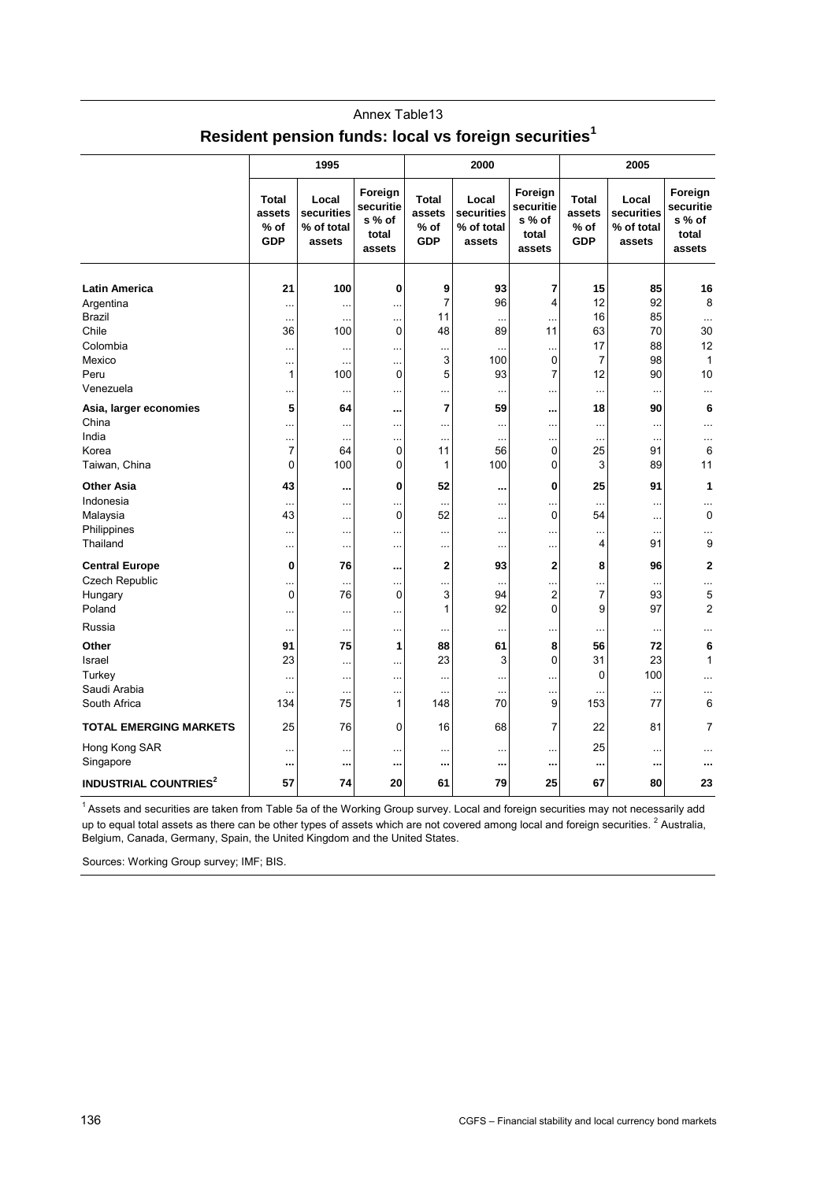Annex Table13

## Resident pension funds: local vs foreign securities[1]

| | 1995 | | | 2000 | | | 2005 | | |
|---|---|---|---|---|---|---|---|---|---|
| | Total assets % of GDP | Local securities % of total assets | Foreign securities % of total assets | Total assets % of GDP | Local securities % of total assets | Foreign securities % of total assets | Total assets % of GDP | Local securities % of total assets | Foreign securities % of total assets |
| **Latin America** | **21** | **100** | **0** | **9** | **93** | **7** | **15** | **85** | **16** |
| Argentina | … | … | … | 7 | 96 | 4 | 12 | 92 | 8 |
| Brazil | … | … | … | 11 | … | … | 16 | 85 | … |
| Chile | 36 | 100 | 0 | 48 | 89 | 11 | 63 | 70 | 30 |
| Colombia | … | … | … | … | … | … | 17 | 88 | 12 |
| Mexico | … | … | … | 3 | 100 | 0 | 7 | 98 | 1 |
| Peru | 1 | 100 | 0 | 5 | 93 | 7 | 12 | 90 | 10 |
| Venezuela | … | … | … | … | … | … | … | … | … |
| **Asia, larger economies** | **5** | **64** | **...** | **7** | **59** | **...** | **18** | **90** | **6** |
| China | … | … | … | … | … | … | … | … | … |
| India | … | … | … | … | … | … | … | … | … |
| Korea | 7 | 64 | 0 | 11 | 56 | 0 | 25 | 91 | 6 |
| Taiwan, China | 0 | 100 | 0 | 1 | 100 | 0 | 3 | 89 | 11 |
| **Other Asia** | **43** | **...** | **0** | **52** | **...** | **0** | **25** | **91** | **1** |
| Indonesia | … | … | … | … | … | … | … | … | … |
| Malaysia | 43 | … | 0 | 52 | … | 0 | 54 | … | 0 |
| Philippines | … | … | … | … | … | … | … | … | … |
| Thailand | … | … | … | … | … | … | 4 | 91 | 9 |
| **Central Europe** | **0** | **76** | **...** | **2** | **93** | **2** | **8** | **96** | **2** |
| Czech Republic | … | … | … | … | … | … | … | … | … |
| Hungary | 0 | 76 | 0 | 3 | 94 | 2 | 7 | 93 | 5 |
| Poland | … | … | … | 1 | 92 | 0 | 9 | 97 | 2 |
| Russia | … | … | … | … | … | … | … | … | … |
| **Other** | **91** | **75** | **1** | **88** | **61** | **8** | **56** | **72** | **6** |
| Israel | 23 | … | … | 23 | 3 | 0 | 31 | 23 | 1 |
| Turkey | … | … | … | … | … | … | 0 | 100 | … |
| Saudi Arabia | … | … | … | … | … | … | … | … | … |
| South Africa | 134 | 75 | 1 | 148 | 70 | 9 | 153 | 77 | 6 |
| **TOTAL EMERGING MARKETS** | 25 | 76 | 0 | 16 | 68 | 7 | 22 | 81 | 7 |
| Hong Kong SAR | … | … | … | … | … | … | 25 | … | … |
| Singapore | ... | ... | ... | ... | ... | ... | ... | ... | ... |
| **INDUSTRIAL COUNTRIES[2]** | **57** | **74** | **20** | **61** | **79** | **25** | **67** | **80** | **23** |

[1] Assets and securities are taken from Table 5a of the Working Group survey. Local and foreign securities may not necessarily add up to equal total assets as there can be other types of assets which are not covered among local and foreign securities. [2] Australia, Belgium, Canada, Germany, Spain, the United Kingdom and the United States.

Sources: Working Group survey; IMF; BIS.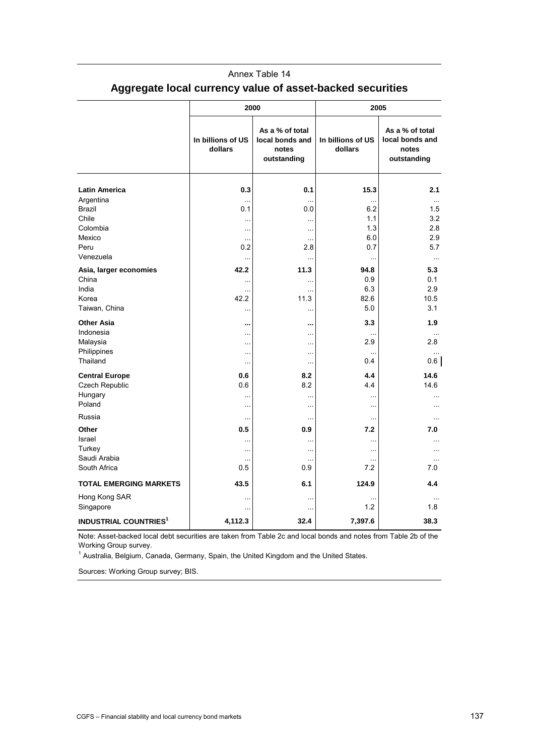Annex Table 14

## Aggregate local currency value of asset-backed securities

| | 2000 | | 2005 | |
|---|---|---|---|---|
| | In billions of US dollars | As a % of total local bonds and notes outstanding | In billions of US dollars | As a % of total local bonds and notes outstanding |
| **Latin America** | **0.3** | **0.1** | **15.3** | **2.1** |
| Argentina | ... | ... | ... | ... |
| Brazil | 0.1 | 0.0 | 6.2 | 1.5 |
| Chile | ... | ... | 1.1 | 3.2 |
| Colombia | ... | ... | 1.3 | 2.8 |
| Mexico | ... | ... | 6.0 | 2.9 |
| Peru | 0.2 | 2.8 | 0.7 | 5.7 |
| Venezuela | ... | ... | ... | ... |
| **Asia, larger economies** | **42.2** | **11.3** | **94.8** | **5.3** |
| China | ... | ... | 0.9 | 0.1 |
| India | ... | ... | 6.3 | 2.9 |
| Korea | 42.2 | 11.3 | 82.6 | 10.5 |
| Taiwan, China | ... | ... | 5.0 | 3.1 |
| **Other Asia** | **...** | **...** | **3.3** | **1.9** |
| Indonesia | ... | ... | ... | ... |
| Malaysia | ... | ... | 2.9 | 2.8 |
| Philippines | ... | ... | ... | ... |
| Thailand | ... | ... | 0.4 | 0.6 |
| **Central Europe** | **0.6** | **8.2** | **4.4** | **14.6** |
| Czech Republic | 0.6 | 8.2 | 4.4 | 14.6 |
| Hungary | ... | ... | ... | ... |
| Poland | ... | ... | ... | ... |
| Russia | ... | ... | ... | ... |
| **Other** | **0.5** | **0.9** | **7.2** | **7.0** |
| Israel | ... | ... | ... | ... |
| Turkey | ... | ... | ... | ... |
| Saudi Arabia | ... | ... | ... | ... |
| South Africa | 0.5 | 0.9 | 7.2 | 7.0 |
| **TOTAL EMERGING MARKETS** | **43.5** | **6.1** | **124.9** | **4.4** |
| Hong Kong SAR | ... | ... | ... | ... |
| Singapore | ... | ... | 1.2 | 1.8 |
| **INDUSTRIAL COUNTRIES[1]** | **4,112.3** | **32.4** | **7,397.6** | **38.3** |

Note: Asset-backed local debt securities are taken from Table 2c and local bonds and notes from Table 2b of the Working Group survey.

[1] Australia, Belgium, Canada, Germany, Spain, the United Kingdom and the United States.

Sources: Working Group survey; BIS.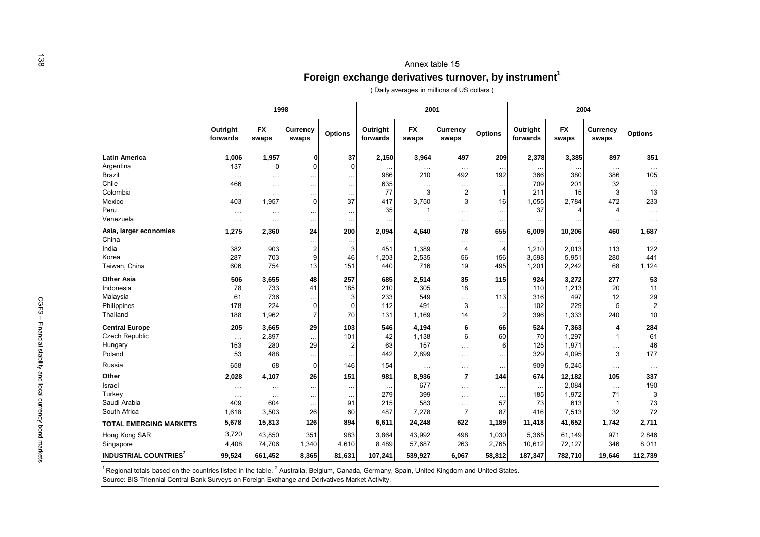Annex table 15

## Foreign exchange derivatives turnover, by instrument[1]

( Daily averages in millions of US dollars )

| | 1998 | | | | 2001 | | | | 2004 | | | |
|---|---|---|---|---|---|---|---|---|---|---|---|---|
| | Outright forwards | FX swaps | Currency swaps | Options | Outright forwards | FX swaps | Currency swaps | Options | Outright forwards | FX swaps | Currency swaps | Options |
| **Latin America** | **1,006** | **1,957** | **0** | **37** | **2,150** | **3,964** | **497** | **209** | **2,378** | **3,385** | **897** | **351** |
| Argentina | 137 | 0 | 0 | 0 | … | … | … | … | … | … | … | … |
| Brazil | … | … | … | … | 986 | 210 | 492 | 192 | 366 | 380 | 386 | 105 |
| Chile | 466 | … | … | … | 635 | … | … | … | 709 | 201 | 32 | … |
| Colombia | … | … | … | … | 77 | 3 | 2 | 1 | 211 | 15 | 3 | 13 |
| Mexico | 403 | 1,957 | 0 | 37 | 417 | 3,750 | 3 | 16 | 1,055 | 2,784 | 472 | 233 |
| Peru | … | … | … | … | 35 | 1 | … | … | 37 | 4 | 4 | … |
| Venezuela | … | … | … | … | … | … | … | … | … | … | … | … |
| **Asia, larger economies** | **1,275** | **2,360** | **24** | **200** | **2,094** | **4,640** | **78** | **655** | **6,009** | **10,206** | **460** | **1,687** |
| China | … | … | … | … | … | … | … | … | … | … | … | … |
| India | 382 | 903 | 2 | 3 | 451 | 1,389 | 4 | 4 | 1,210 | 2,013 | 113 | 122 |
| Korea | 287 | 703 | 9 | 46 | 1,203 | 2,535 | 56 | 156 | 3,598 | 5,951 | 280 | 441 |
| Taiwan, China | 606 | 754 | 13 | 151 | 440 | 716 | 19 | 495 | 1,201 | 2,242 | 68 | 1,124 |
| **Other Asia** | **506** | **3,655** | **48** | **257** | **685** | **2,514** | **35** | **115** | **924** | **3,272** | **277** | **53** |
| Indonesia | 78 | 733 | 41 | 185 | 210 | 305 | 18 | … | 110 | 1,213 | 20 | 11 |
| Malaysia | 61 | 736 | … | 3 | 233 | 549 | … | 113 | 316 | 497 | 12 | 29 |
| Philippines | 178 | 224 | 0 | 0 | 112 | 491 | 3 | … | 102 | 229 | 5 | 2 |
| Thailand | 188 | 1,962 | 7 | 70 | 131 | 1,169 | 14 | 2 | 396 | 1,333 | 240 | 10 |
| **Central Europe** | **205** | **3,665** | **29** | **103** | **546** | **4,194** | **6** | **66** | **524** | **7,363** | **4** | **284** |
| Czech Republic | … | 2,897 | … | 101 | 42 | 1,138 | 6 | 60 | 70 | 1,297 | 1 | 61 |
| Hungary | 153 | 280 | 29 | 2 | 63 | 157 | … | 6 | 125 | 1,971 | … | 46 |
| Poland | 53 | 488 | … | … | 442 | 2,899 | … | … | 329 | 4,095 | 3 | 177 |
| Russia | 658 | 68 | 0 | 146 | 154 | … | … | … | 909 | 5,245 | … | … |
| **Other** | **2,028** | **4,107** | **26** | **151** | **981** | **8,936** | **7** | **144** | **674** | **12,182** | **105** | **337** |
| Israel | … | … | … | … | … | 677 | … | … | … | 2,084 | … | 190 |
| Turkey | … | … | … | … | 279 | 399 | … | … | 185 | 1,972 | 71 | 3 |
| Saudi Arabia | 409 | 604 | … | 91 | 215 | 583 | … | 57 | 73 | 613 | 1 | 73 |
| South Africa | 1,618 | 3,503 | 26 | 60 | 487 | 7,278 | 7 | 87 | 416 | 7,513 | 32 | 72 |
| **TOTAL EMERGING MARKETS** | **5,678** | **15,813** | **126** | **894** | **6,611** | **24,248** | **622** | **1,189** | **11,418** | **41,652** | **1,742** | **2,711** |
| Hong Kong SAR | 3,720 | 43,850 | 351 | 983 | 3,864 | 43,992 | 498 | 1,030 | 5,365 | 61,149 | 971 | 2,846 |
| Singapore | 4,408 | 74,706 | 1,340 | 4,610 | 8,489 | 57,687 | 263 | 2,765 | 10,612 | 72,127 | 346 | 8,011 |
| **INDUSTRIAL COUNTRIES[2]** | **99,524** | **661,452** | **8,365** | **81,631** | **107,241** | **539,927** | **6,067** | **58,812** | **187,347** | **782,710** | **19,646** | **112,739** |

[1] Regional totals based on the countries listed in the table. [2] Australia, Belgium, Canada, Germany, Spain, United Kingdom and United States.
Source: BIS Triennial Central Bank Surveys on Foreign Exchange and Derivatives Market Activity.